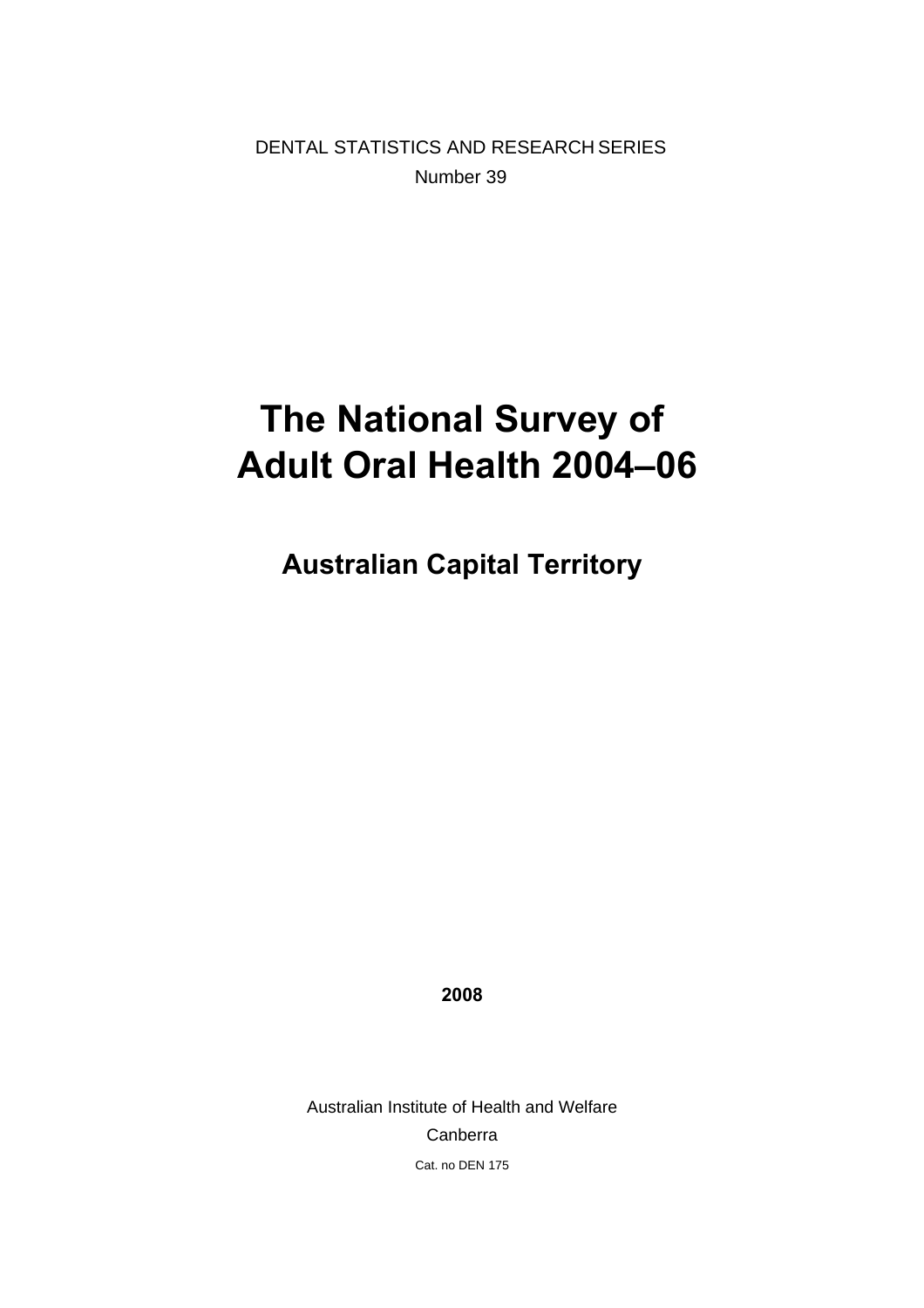DENTAL STATISTICS AND RESEARCH SERIES

Number 39

# The National Survey of Adult Oral Health 2004–06

## Australian Capital Territory

**2008**

Australian Institute of Health and Welfare

Canberra

Cat. no DEN 175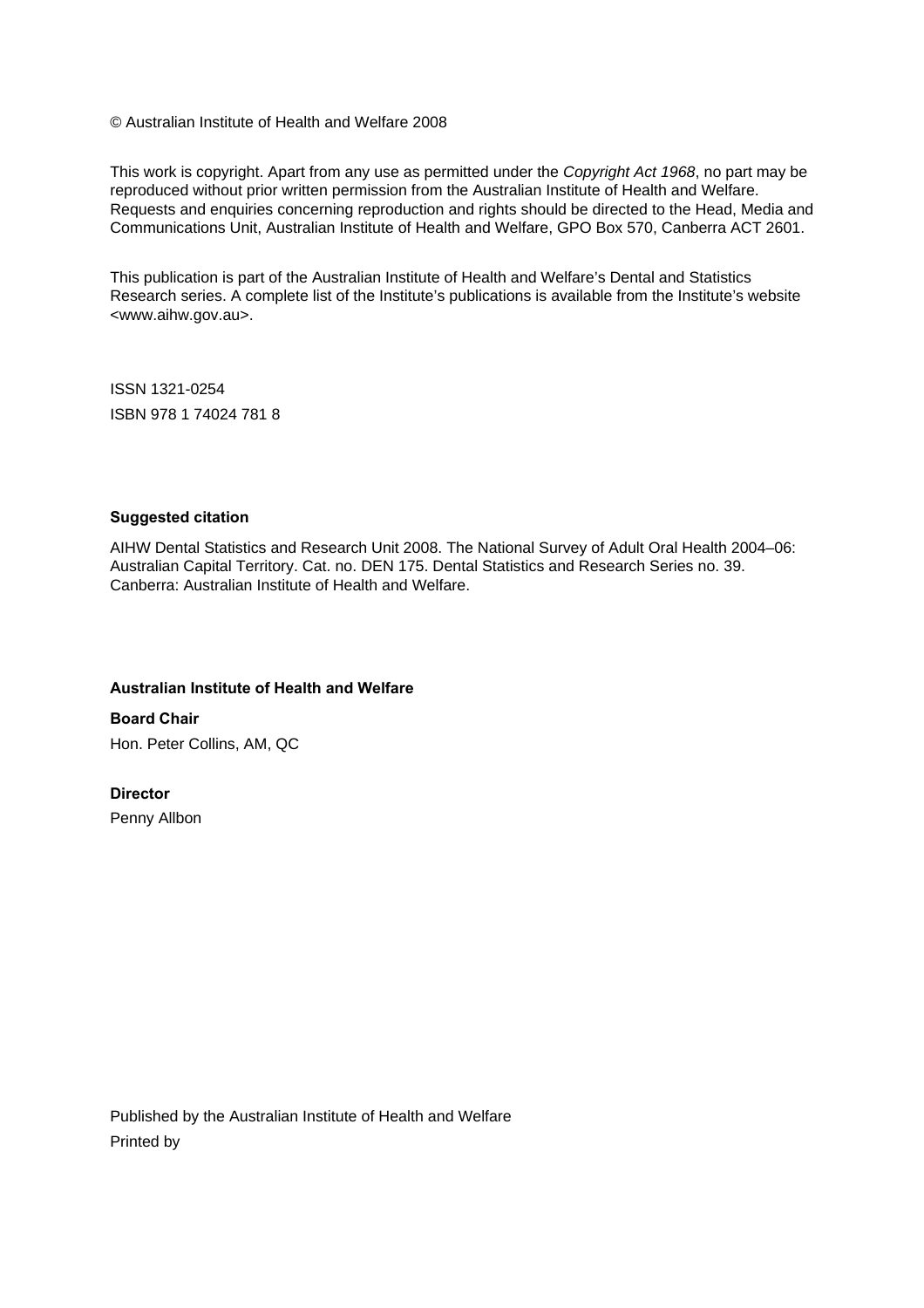© Australian Institute of Health and Welfare 2008

This work is copyright. Apart from any use as permitted under the *Copyright Act 1968*, no part may be reproduced without prior written permission from the Australian Institute of Health and Welfare. Requests and enquiries concerning reproduction and rights should be directed to the Head, Media and Communications Unit, Australian Institute of Health and Welfare, GPO Box 570, Canberra ACT 2601.

This publication is part of the Australian Institute of Health and Welfare's Dental and Statistics Research series. A complete list of the Institute's publications is available from the Institute's website <www.aihw.gov.au>.

ISSN 1321-0254

ISBN 978 1 74024 781 8

**Suggested citation**

AIHW Dental Statistics and Research Unit 2008. The National Survey of Adult Oral Health 2004–06: Australian Capital Territory. Cat. no. DEN 175. Dental Statistics and Research Series no. 39. Canberra: Australian Institute of Health and Welfare.

**Australian Institute of Health and Welfare**

**Board Chair**

Hon. Peter Collins, AM, QC

**Director**

Penny Allbon

Published by the Australian Institute of Health and Welfare

Printed by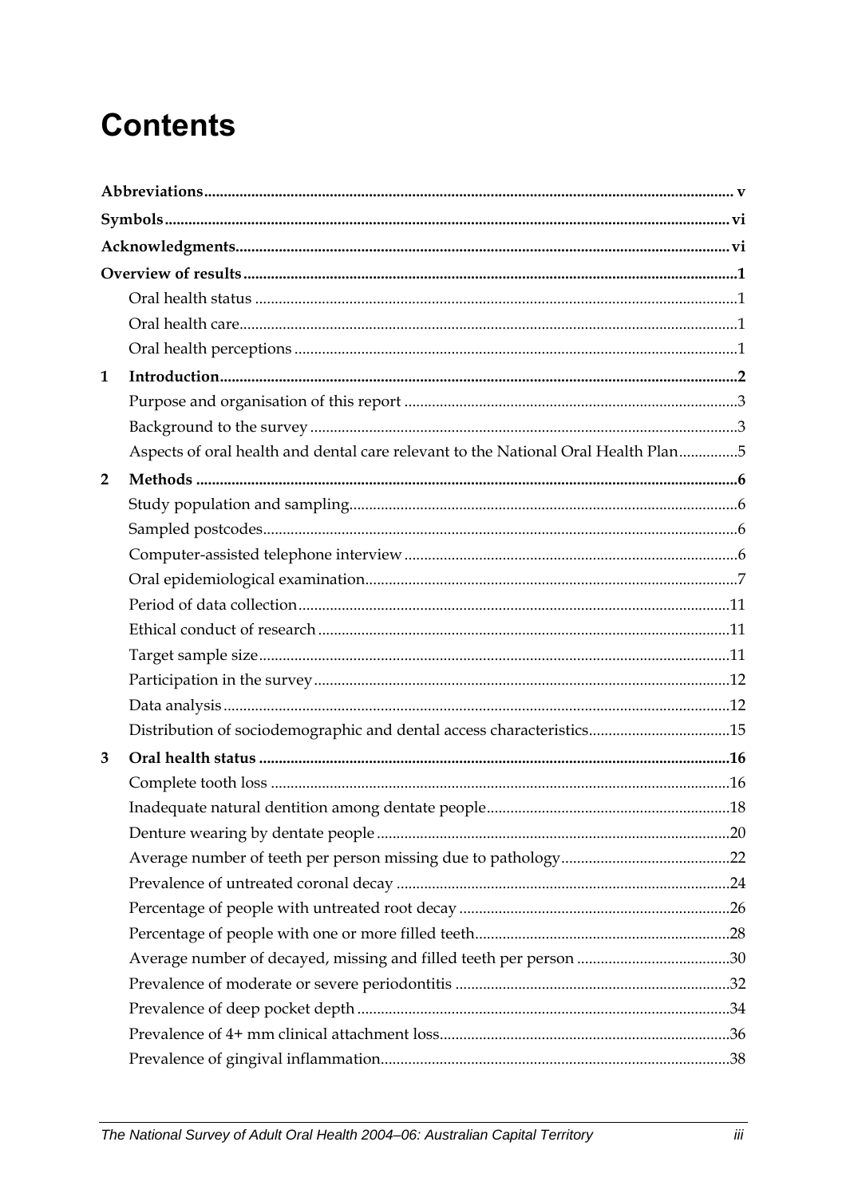# Contents

**Abbreviations** .......... **v**

**Symbols** .......... **vi**

**Acknowledgments** .......... **vi**

**Overview of results** .......... **1**

- Oral health status .......... 1
- Oral health care .......... 1
- Oral health perceptions .......... 1

**1 Introduction** .......... **2**

- Purpose and organisation of this report .......... 3
- Background to the survey .......... 3
- Aspects of oral health and dental care relevant to the National Oral Health Plan .......... 5

**2 Methods** .......... **6**

- Study population and sampling .......... 6
- Sampled postcodes .......... 6
- Computer-assisted telephone interview .......... 6
- Oral epidemiological examination .......... 7
- Period of data collection .......... 11
- Ethical conduct of research .......... 11
- Target sample size .......... 11
- Participation in the survey .......... 12
- Data analysis .......... 12
- Distribution of sociodemographic and dental access characteristics .......... 15

**3 Oral health status** .......... **16**

- Complete tooth loss .......... 16
- Inadequate natural dentition among dentate people .......... 18
- Denture wearing by dentate people .......... 20
- Average number of teeth per person missing due to pathology .......... 22
- Prevalence of untreated coronal decay .......... 24
- Percentage of people with untreated root decay .......... 26
- Percentage of people with one or more filled teeth .......... 28
- Average number of decayed, missing and filled teeth per person .......... 30
- Prevalence of moderate or severe periodontitis .......... 32
- Prevalence of deep pocket depth .......... 34
- Prevalence of 4+ mm clinical attachment loss .......... 36
- Prevalence of gingival inflammation .......... 38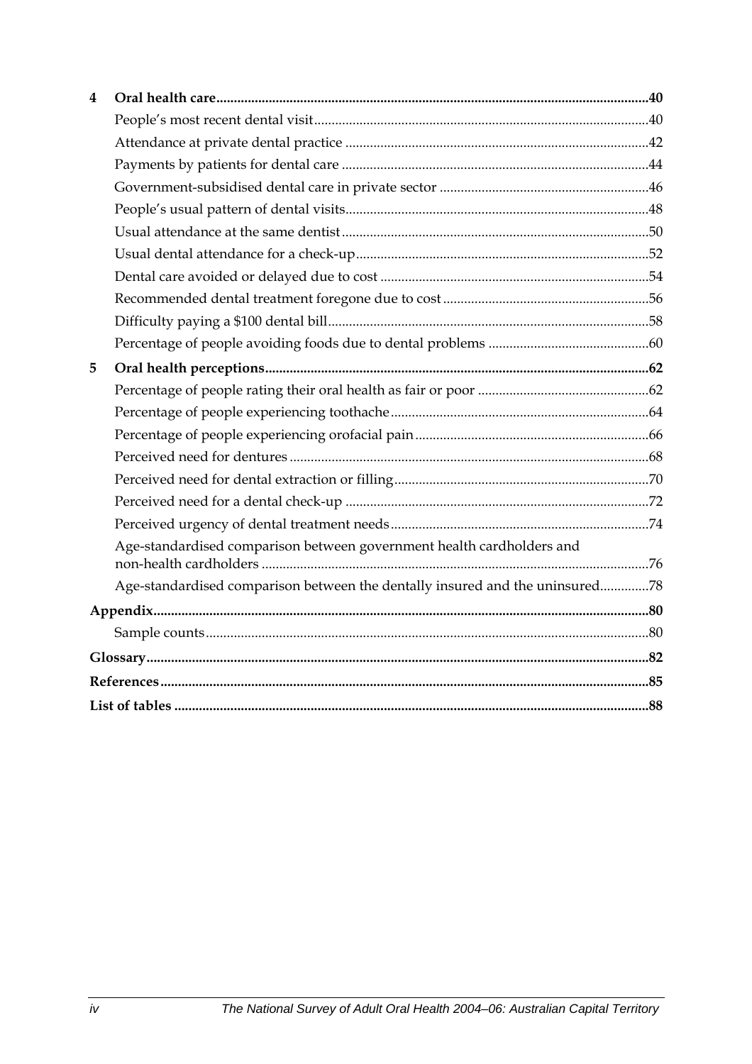| | | |
|---|---|---|
| **4** | **Oral health care** | **40** |
| | People's most recent dental visit | 40 |
| | Attendance at private dental practice | 42 |
| | Payments by patients for dental care | 44 |
| | Government-subsidised dental care in private sector | 46 |
| | People's usual pattern of dental visits | 48 |
| | Usual attendance at the same dentist | 50 |
| | Usual dental attendance for a check-up | 52 |
| | Dental care avoided or delayed due to cost | 54 |
| | Recommended dental treatment foregone due to cost | 56 |
| | Difficulty paying a $100 dental bill | 58 |
| | Percentage of people avoiding foods due to dental problems | 60 |
| **5** | **Oral health perceptions** | **62** |
| | Percentage of people rating their oral health as fair or poor | 62 |
| | Percentage of people experiencing toothache | 64 |
| | Percentage of people experiencing orofacial pain | 66 |
| | Perceived need for dentures | 68 |
| | Perceived need for dental extraction or filling | 70 |
| | Perceived need for a dental check-up | 72 |
| | Perceived urgency of dental treatment needs | 74 |
| | Age-standardised comparison between government health cardholders and non-health cardholders | 76 |
| | Age-standardised comparison between the dentally insured and the uninsured | 78 |
| **Appendix** | | **80** |
| | Sample counts | 80 |
| **Glossary** | | **82** |
| **References** | | **85** |
| **List of tables** | | **88** |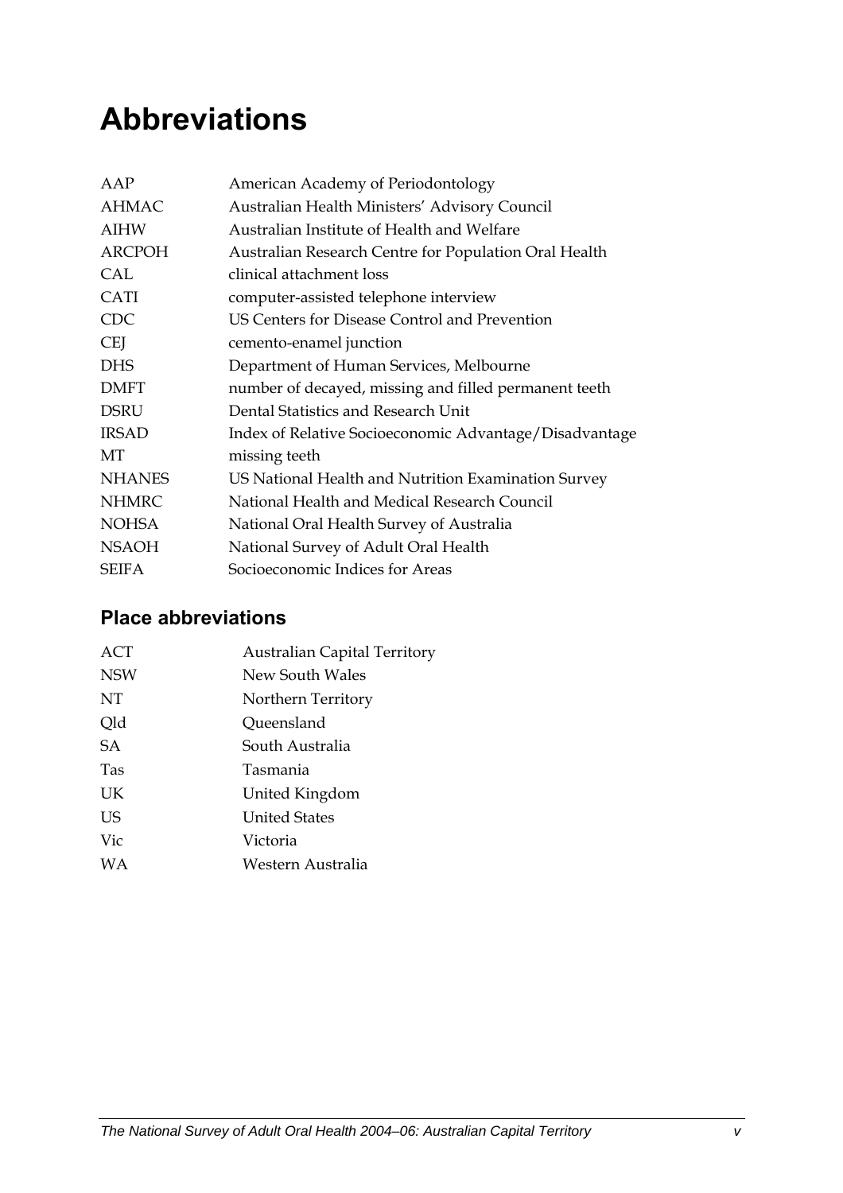# Abbreviations

| | |
|---|---|
| AAP | American Academy of Periodontology |
| AHMAC | Australian Health Ministers' Advisory Council |
| AIHW | Australian Institute of Health and Welfare |
| ARCPOH | Australian Research Centre for Population Oral Health |
| CAL | clinical attachment loss |
| CATI | computer-assisted telephone interview |
| CDC | US Centers for Disease Control and Prevention |
| CEJ | cemento-enamel junction |
| DHS | Department of Human Services, Melbourne |
| DMFT | number of decayed, missing and filled permanent teeth |
| DSRU | Dental Statistics and Research Unit |
| IRSAD | Index of Relative Socioeconomic Advantage/Disadvantage |
| MT | missing teeth |
| NHANES | US National Health and Nutrition Examination Survey |
| NHMRC | National Health and Medical Research Council |
| NOHSA | National Oral Health Survey of Australia |
| NSAOH | National Survey of Adult Oral Health |
| SEIFA | Socioeconomic Indices for Areas |

## Place abbreviations

| | |
|---|---|
| ACT | Australian Capital Territory |
| NSW | New South Wales |
| NT | Northern Territory |
| Qld | Queensland |
| SA | South Australia |
| Tas | Tasmania |
| UK | United Kingdom |
| US | United States |
| Vic | Victoria |
| WA | Western Australia |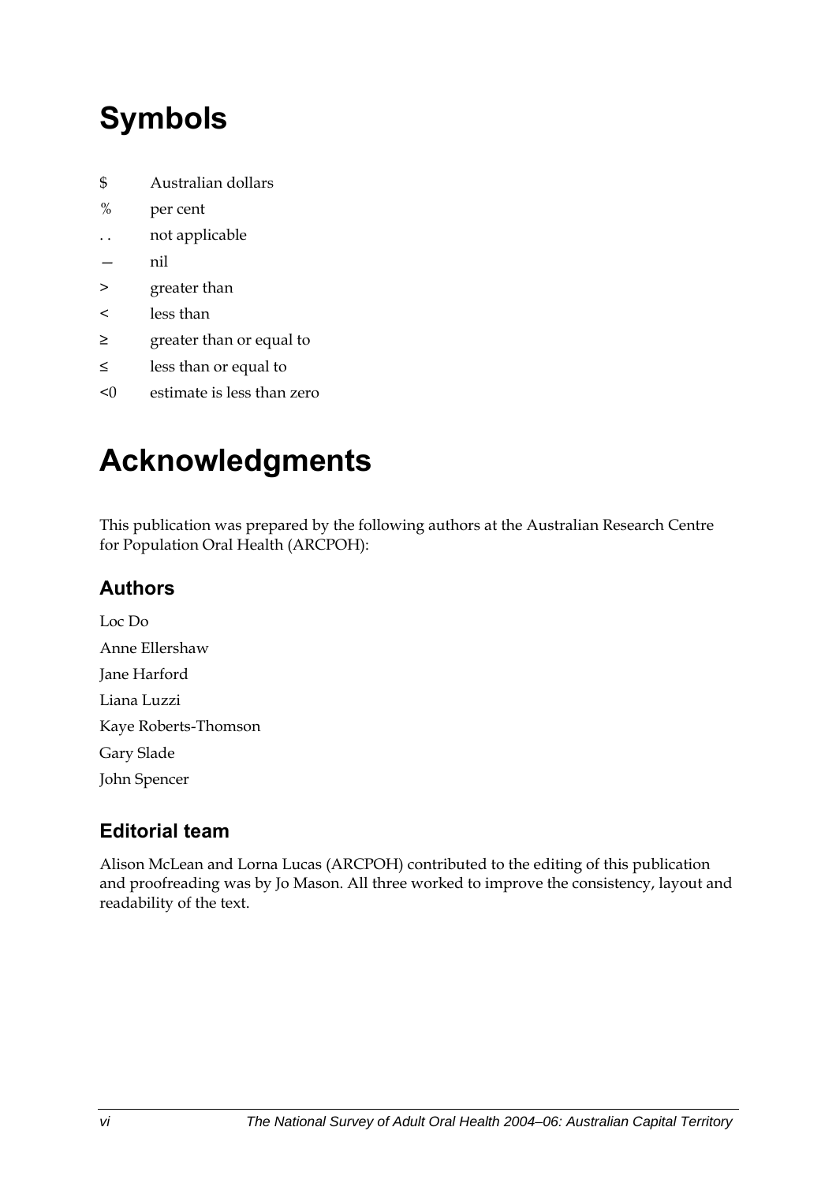# Symbols

| | |
|---|---|
| $ | Australian dollars |
| % | per cent |
| . . | not applicable |
| — | nil |
| > | greater than |
| < | less than |
| ≥ | greater than or equal to |
| ≤ | less than or equal to |
| <0 | estimate is less than zero |

# Acknowledgments

This publication was prepared by the following authors at the Australian Research Centre for Population Oral Health (ARCPOH):

## Authors

Loc Do

Anne Ellershaw

Jane Harford

Liana Luzzi

Kaye Roberts-Thomson

Gary Slade

John Spencer

## Editorial team

Alison McLean and Lorna Lucas (ARCPOH) contributed to the editing of this publication and proofreading was by Jo Mason. All three worked to improve the consistency, layout and readability of the text.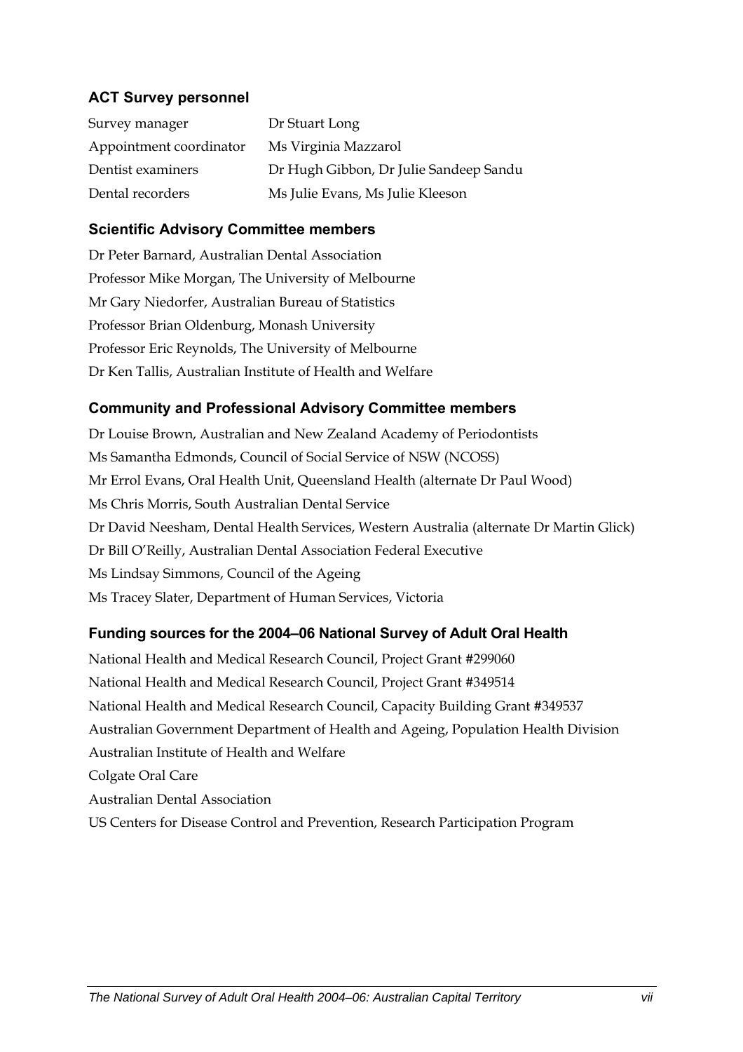### ACT Survey personnel

| | |
|---|---|
| Survey manager | Dr Stuart Long |
| Appointment coordinator | Ms Virginia Mazzarol |
| Dentist examiners | Dr Hugh Gibbon, Dr Julie Sandeep Sandu |
| Dental recorders | Ms Julie Evans, Ms Julie Kleeson |

### Scientific Advisory Committee members

Dr Peter Barnard, Australian Dental Association
Professor Mike Morgan, The University of Melbourne
Mr Gary Niedorfer, Australian Bureau of Statistics
Professor Brian Oldenburg, Monash University
Professor Eric Reynolds, The University of Melbourne
Dr Ken Tallis, Australian Institute of Health and Welfare

### Community and Professional Advisory Committee members

Dr Louise Brown, Australian and New Zealand Academy of Periodontists
Ms Samantha Edmonds, Council of Social Service of NSW (NCOSS)
Mr Errol Evans, Oral Health Unit, Queensland Health (alternate Dr Paul Wood)
Ms Chris Morris, South Australian Dental Service
Dr David Neesham, Dental Health Services, Western Australia (alternate Dr Martin Glick)
Dr Bill O'Reilly, Australian Dental Association Federal Executive
Ms Lindsay Simmons, Council of the Ageing
Ms Tracey Slater, Department of Human Services, Victoria

### Funding sources for the 2004–06 National Survey of Adult Oral Health

National Health and Medical Research Council, Project Grant #299060
National Health and Medical Research Council, Project Grant #349514
National Health and Medical Research Council, Capacity Building Grant #349537
Australian Government Department of Health and Ageing, Population Health Division
Australian Institute of Health and Welfare
Colgate Oral Care
Australian Dental Association
US Centers for Disease Control and Prevention, Research Participation Program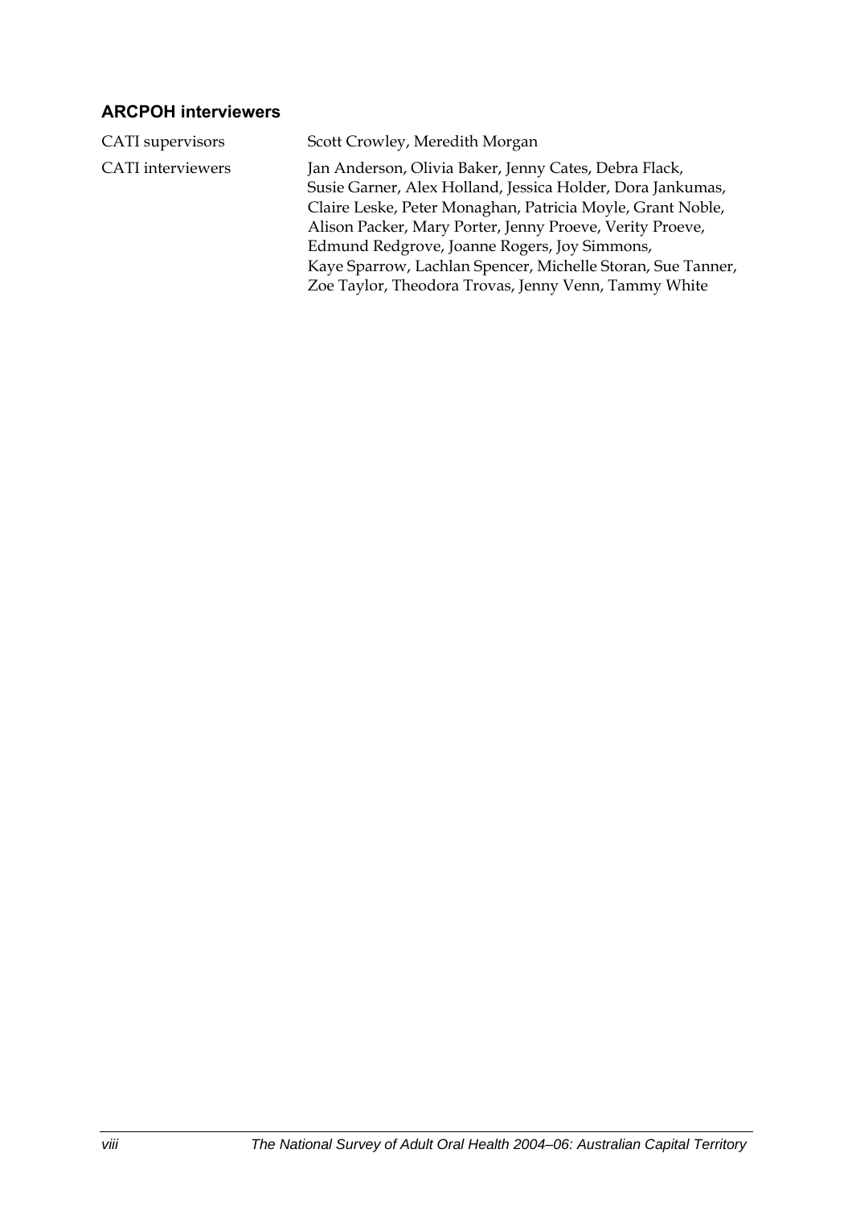### ARCPOH interviewers

| | |
|---|---|
| CATI supervisors | Scott Crowley, Meredith Morgan |
| CATI interviewers | Jan Anderson, Olivia Baker, Jenny Cates, Debra Flack, Susie Garner, Alex Holland, Jessica Holder, Dora Jankumas, Claire Leske, Peter Monaghan, Patricia Moyle, Grant Noble, Alison Packer, Mary Porter, Jenny Proeve, Verity Proeve, Edmund Redgrove, Joanne Rogers, Joy Simmons, Kaye Sparrow, Lachlan Spencer, Michelle Storan, Sue Tanner, Zoe Taylor, Theodora Trovas, Jenny Venn, Tammy White |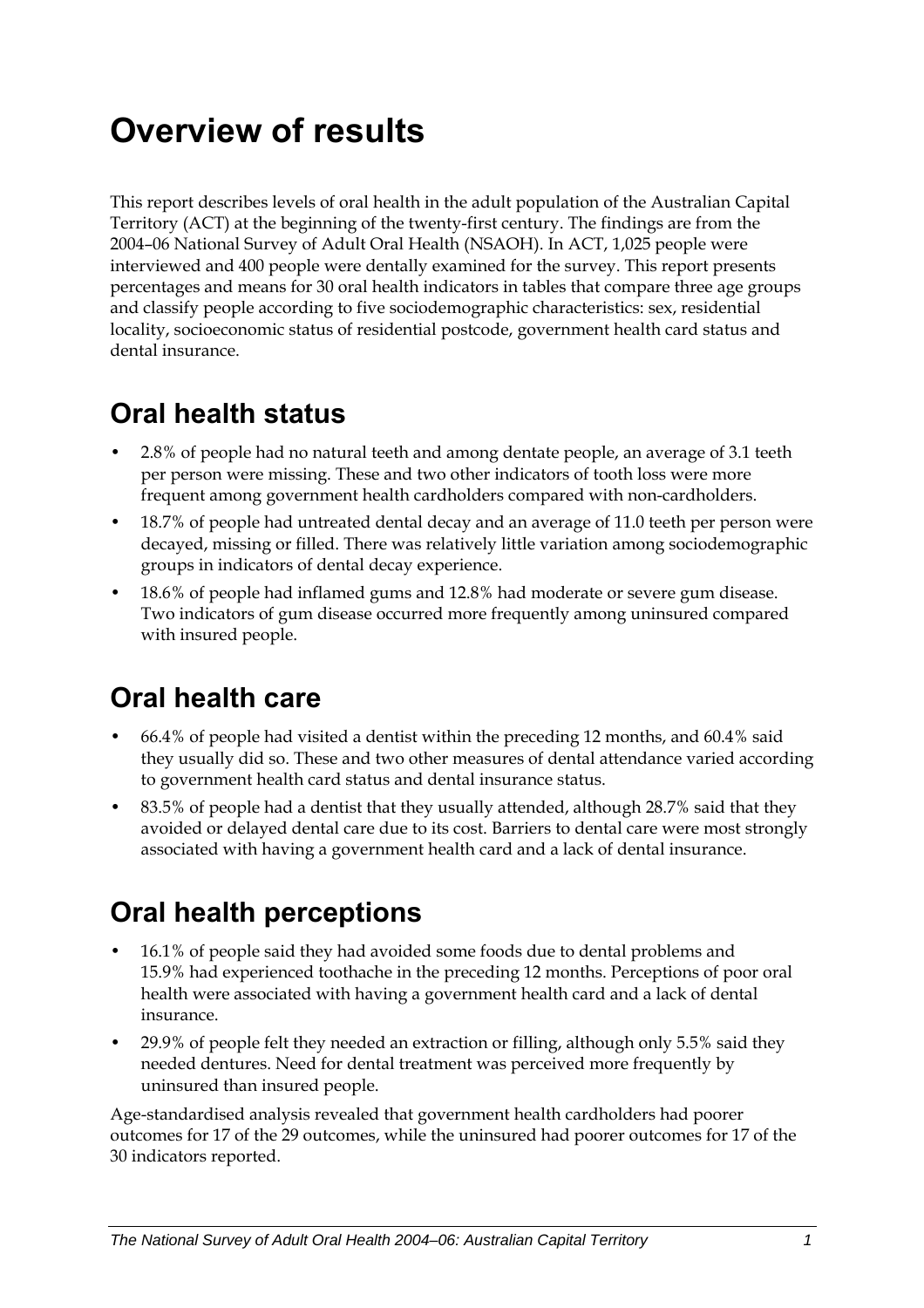# Overview of results

This report describes levels of oral health in the adult population of the Australian Capital Territory (ACT) at the beginning of the twenty-first century. The findings are from the 2004–06 National Survey of Adult Oral Health (NSAOH). In ACT, 1,025 people were interviewed and 400 people were dentally examined for the survey. This report presents percentages and means for 30 oral health indicators in tables that compare three age groups and classify people according to five sociodemographic characteristics: sex, residential locality, socioeconomic status of residential postcode, government health card status and dental insurance.

## Oral health status

- 2.8% of people had no natural teeth and among dentate people, an average of 3.1 teeth per person were missing. These and two other indicators of tooth loss were more frequent among government health cardholders compared with non-cardholders.
- 18.7% of people had untreated dental decay and an average of 11.0 teeth per person were decayed, missing or filled. There was relatively little variation among sociodemographic groups in indicators of dental decay experience.
- 18.6% of people had inflamed gums and 12.8% had moderate or severe gum disease. Two indicators of gum disease occurred more frequently among uninsured compared with insured people.

## Oral health care

- 66.4% of people had visited a dentist within the preceding 12 months, and 60.4% said they usually did so. These and two other measures of dental attendance varied according to government health card status and dental insurance status.
- 83.5% of people had a dentist that they usually attended, although 28.7% said that they avoided or delayed dental care due to its cost. Barriers to dental care were most strongly associated with having a government health card and a lack of dental insurance.

## Oral health perceptions

- 16.1% of people said they had avoided some foods due to dental problems and 15.9% had experienced toothache in the preceding 12 months. Perceptions of poor oral health were associated with having a government health card and a lack of dental insurance.
- 29.9% of people felt they needed an extraction or filling, although only 5.5% said they needed dentures. Need for dental treatment was perceived more frequently by uninsured than insured people.

Age-standardised analysis revealed that government health cardholders had poorer outcomes for 17 of the 29 outcomes, while the uninsured had poorer outcomes for 17 of the 30 indicators reported.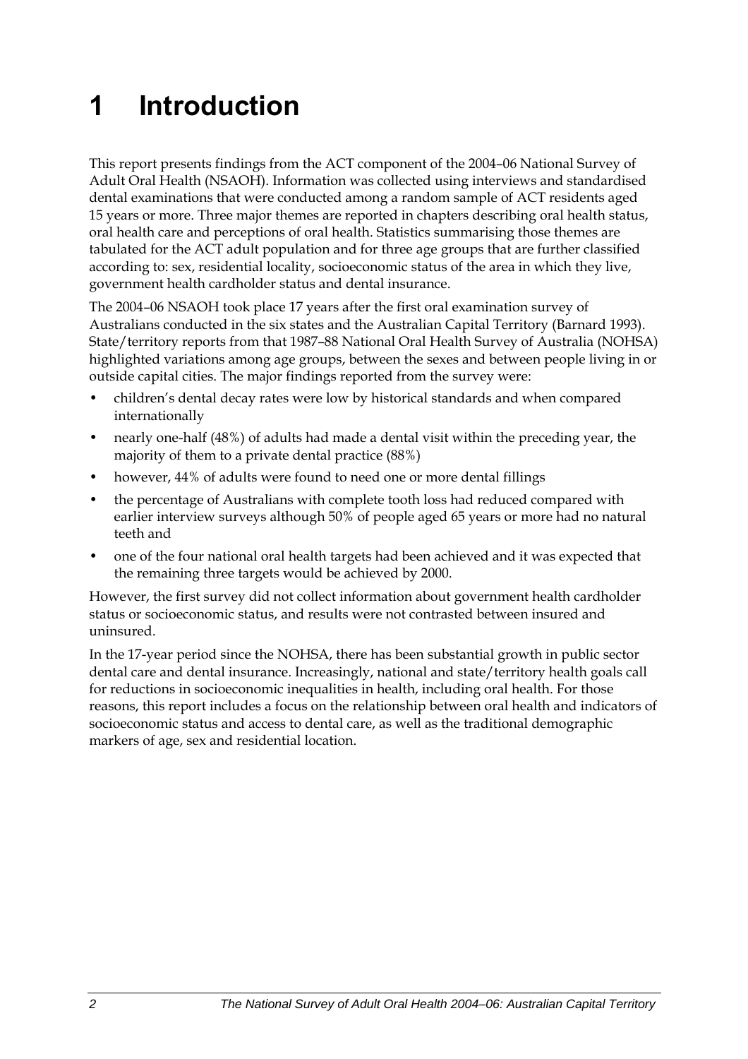# 1 Introduction

This report presents findings from the ACT component of the 2004–06 National Survey of Adult Oral Health (NSAOH). Information was collected using interviews and standardised dental examinations that were conducted among a random sample of ACT residents aged 15 years or more. Three major themes are reported in chapters describing oral health status, oral health care and perceptions of oral health. Statistics summarising those themes are tabulated for the ACT adult population and for three age groups that are further classified according to: sex, residential locality, socioeconomic status of the area in which they live, government health cardholder status and dental insurance.

The 2004–06 NSAOH took place 17 years after the first oral examination survey of Australians conducted in the six states and the Australian Capital Territory (Barnard 1993). State/territory reports from that 1987–88 National Oral Health Survey of Australia (NOHSA) highlighted variations among age groups, between the sexes and between people living in or outside capital cities. The major findings reported from the survey were:

- children's dental decay rates were low by historical standards and when compared internationally
- nearly one-half (48%) of adults had made a dental visit within the preceding year, the majority of them to a private dental practice (88%)
- however, 44% of adults were found to need one or more dental fillings
- the percentage of Australians with complete tooth loss had reduced compared with earlier interview surveys although 50% of people aged 65 years or more had no natural teeth and
- one of the four national oral health targets had been achieved and it was expected that the remaining three targets would be achieved by 2000.

However, the first survey did not collect information about government health cardholder status or socioeconomic status, and results were not contrasted between insured and uninsured.

In the 17-year period since the NOHSA, there has been substantial growth in public sector dental care and dental insurance. Increasingly, national and state/territory health goals call for reductions in socioeconomic inequalities in health, including oral health. For those reasons, this report includes a focus on the relationship between oral health and indicators of socioeconomic status and access to dental care, as well as the traditional demographic markers of age, sex and residential location.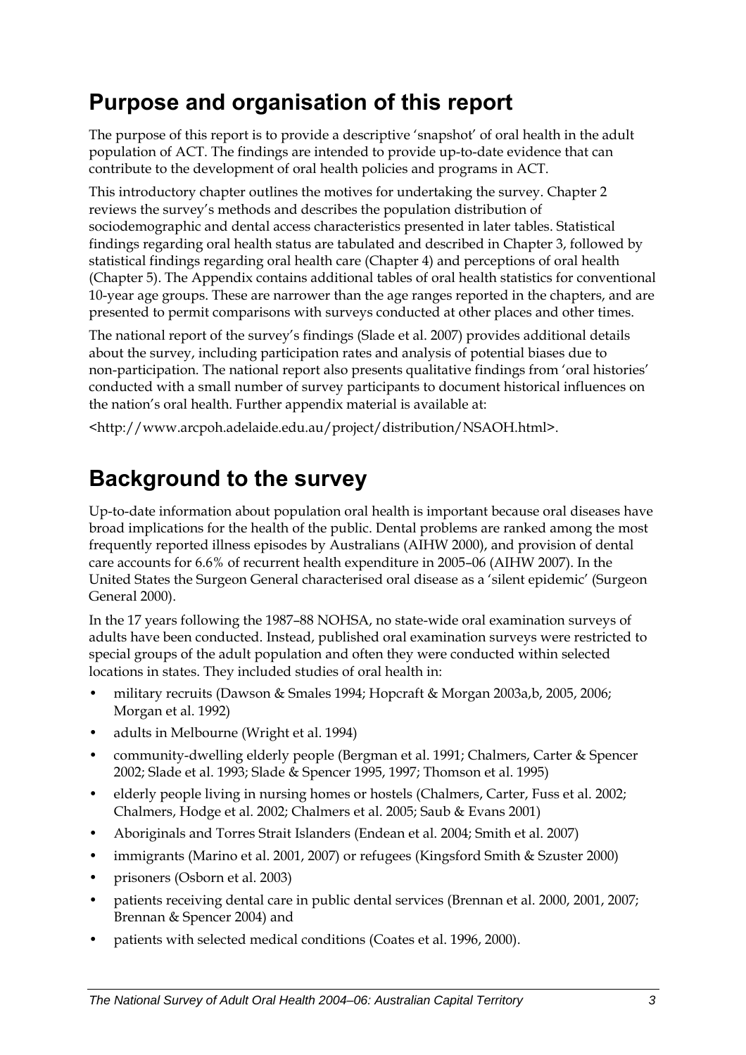## Purpose and organisation of this report

The purpose of this report is to provide a descriptive 'snapshot' of oral health in the adult population of ACT. The findings are intended to provide up-to-date evidence that can contribute to the development of oral health policies and programs in ACT.

This introductory chapter outlines the motives for undertaking the survey. Chapter 2 reviews the survey's methods and describes the population distribution of sociodemographic and dental access characteristics presented in later tables. Statistical findings regarding oral health status are tabulated and described in Chapter 3, followed by statistical findings regarding oral health care (Chapter 4) and perceptions of oral health (Chapter 5). The Appendix contains additional tables of oral health statistics for conventional 10-year age groups. These are narrower than the age ranges reported in the chapters, and are presented to permit comparisons with surveys conducted at other places and other times.

The national report of the survey's findings (Slade et al. 2007) provides additional details about the survey, including participation rates and analysis of potential biases due to non-participation. The national report also presents qualitative findings from 'oral histories' conducted with a small number of survey participants to document historical influences on the nation's oral health. Further appendix material is available at:

<http://www.arcpoh.adelaide.edu.au/project/distribution/NSAOH.html>.

## Background to the survey

Up-to-date information about population oral health is important because oral diseases have broad implications for the health of the public. Dental problems are ranked among the most frequently reported illness episodes by Australians (AIHW 2000), and provision of dental care accounts for 6.6% of recurrent health expenditure in 2005–06 (AIHW 2007). In the United States the Surgeon General characterised oral disease as a 'silent epidemic' (Surgeon General 2000).

In the 17 years following the 1987–88 NOHSA, no state-wide oral examination surveys of adults have been conducted. Instead, published oral examination surveys were restricted to special groups of the adult population and often they were conducted within selected locations in states. They included studies of oral health in:

- military recruits (Dawson & Smales 1994; Hopcraft & Morgan 2003a,b, 2005, 2006; Morgan et al. 1992)
- adults in Melbourne (Wright et al. 1994)
- community-dwelling elderly people (Bergman et al. 1991; Chalmers, Carter & Spencer 2002; Slade et al. 1993; Slade & Spencer 1995, 1997; Thomson et al. 1995)
- elderly people living in nursing homes or hostels (Chalmers, Carter, Fuss et al. 2002; Chalmers, Hodge et al. 2002; Chalmers et al. 2005; Saub & Evans 2001)
- Aboriginals and Torres Strait Islanders (Endean et al. 2004; Smith et al. 2007)
- immigrants (Marino et al. 2001, 2007) or refugees (Kingsford Smith & Szuster 2000)
- prisoners (Osborn et al. 2003)
- patients receiving dental care in public dental services (Brennan et al. 2000, 2001, 2007; Brennan & Spencer 2004) and
- patients with selected medical conditions (Coates et al. 1996, 2000).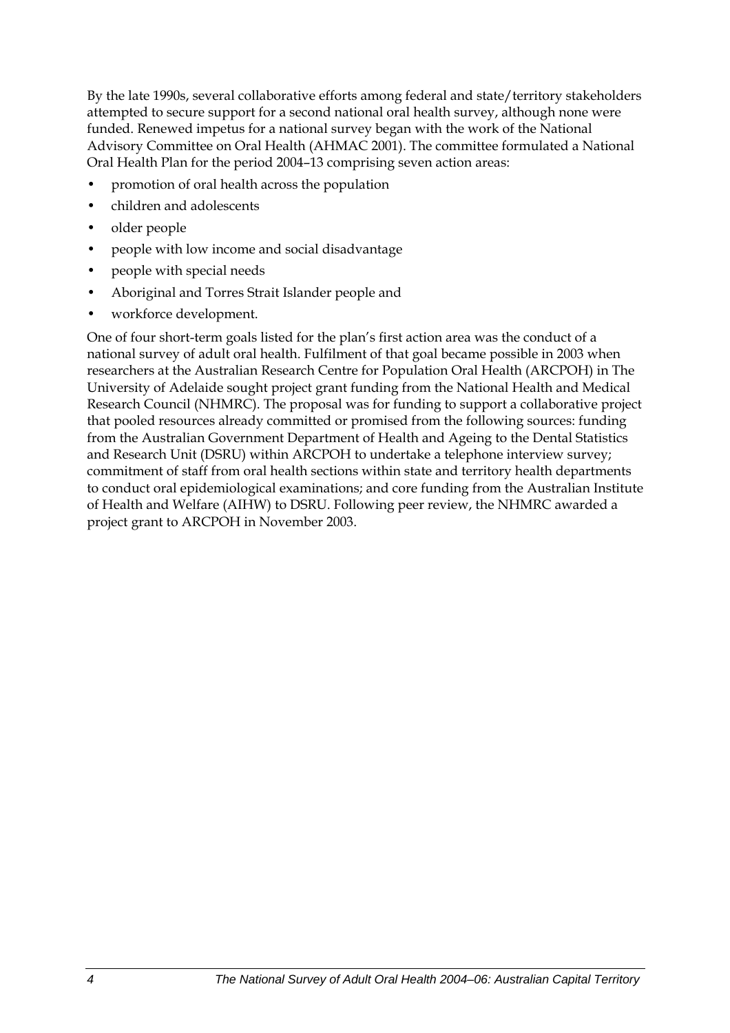By the late 1990s, several collaborative efforts among federal and state/territory stakeholders attempted to secure support for a second national oral health survey, although none were funded. Renewed impetus for a national survey began with the work of the National Advisory Committee on Oral Health (AHMAC 2001). The committee formulated a National Oral Health Plan for the period 2004–13 comprising seven action areas:

- promotion of oral health across the population
- children and adolescents
- older people
- people with low income and social disadvantage
- people with special needs
- Aboriginal and Torres Strait Islander people and
- workforce development.

One of four short-term goals listed for the plan's first action area was the conduct of a national survey of adult oral health. Fulfilment of that goal became possible in 2003 when researchers at the Australian Research Centre for Population Oral Health (ARCPOH) in The University of Adelaide sought project grant funding from the National Health and Medical Research Council (NHMRC). The proposal was for funding to support a collaborative project that pooled resources already committed or promised from the following sources: funding from the Australian Government Department of Health and Ageing to the Dental Statistics and Research Unit (DSRU) within ARCPOH to undertake a telephone interview survey; commitment of staff from oral health sections within state and territory health departments to conduct oral epidemiological examinations; and core funding from the Australian Institute of Health and Welfare (AIHW) to DSRU. Following peer review, the NHMRC awarded a project grant to ARCPOH in November 2003.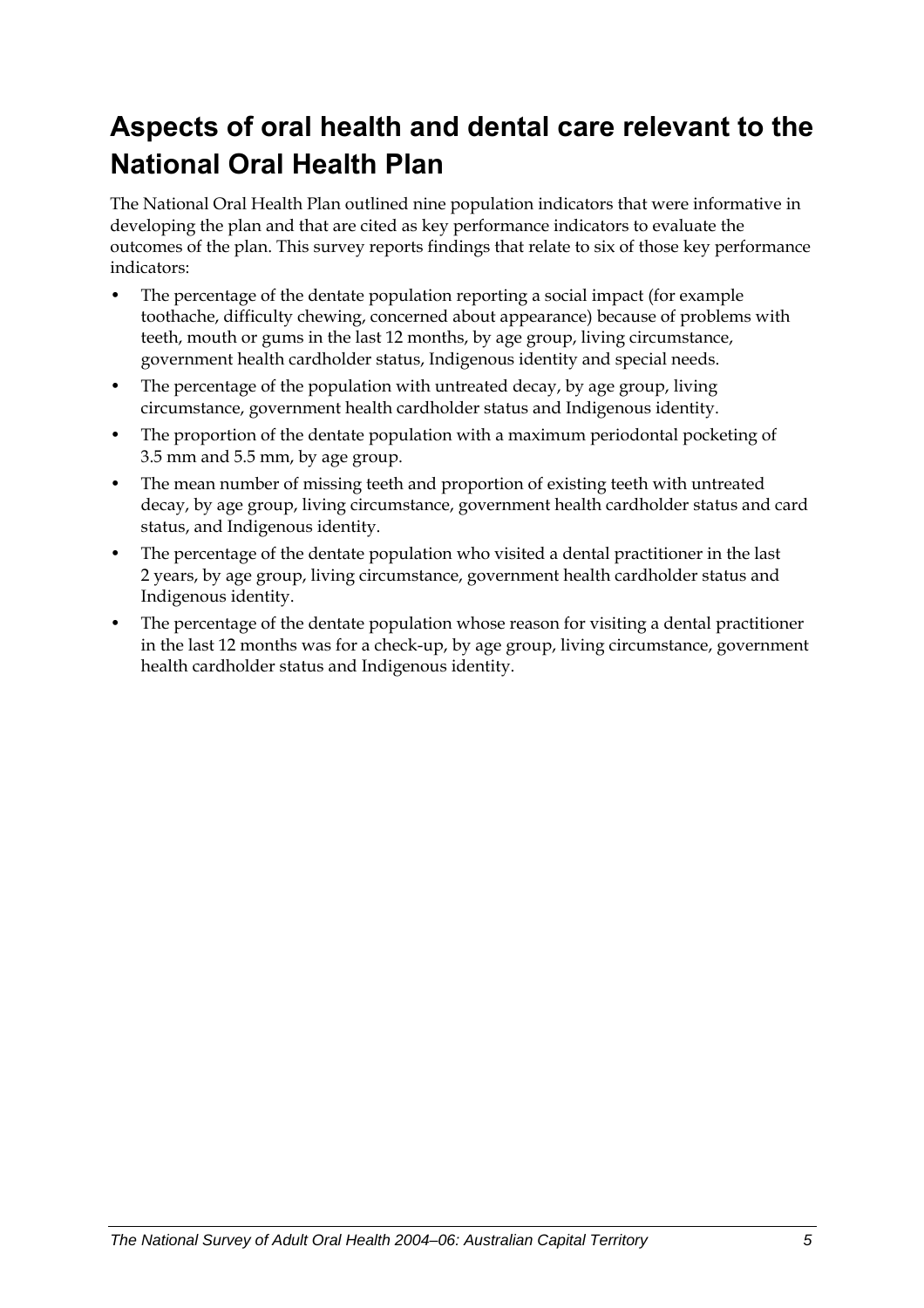## Aspects of oral health and dental care relevant to the National Oral Health Plan

The National Oral Health Plan outlined nine population indicators that were informative in developing the plan and that are cited as key performance indicators to evaluate the outcomes of the plan. This survey reports findings that relate to six of those key performance indicators:

- The percentage of the dentate population reporting a social impact (for example toothache, difficulty chewing, concerned about appearance) because of problems with teeth, mouth or gums in the last 12 months, by age group, living circumstance, government health cardholder status, Indigenous identity and special needs.
- The percentage of the population with untreated decay, by age group, living circumstance, government health cardholder status and Indigenous identity.
- The proportion of the dentate population with a maximum periodontal pocketing of 3.5 mm and 5.5 mm, by age group.
- The mean number of missing teeth and proportion of existing teeth with untreated decay, by age group, living circumstance, government health cardholder status and card status, and Indigenous identity.
- The percentage of the dentate population who visited a dental practitioner in the last 2 years, by age group, living circumstance, government health cardholder status and Indigenous identity.
- The percentage of the dentate population whose reason for visiting a dental practitioner in the last 12 months was for a check-up, by age group, living circumstance, government health cardholder status and Indigenous identity.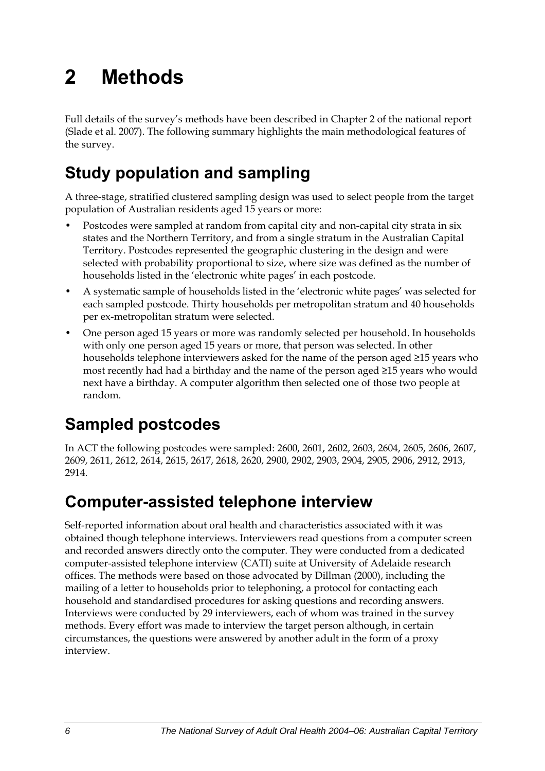# 2 Methods

Full details of the survey's methods have been described in Chapter 2 of the national report (Slade et al. 2007). The following summary highlights the main methodological features of the survey.

## Study population and sampling

A three-stage, stratified clustered sampling design was used to select people from the target population of Australian residents aged 15 years or more:

- Postcodes were sampled at random from capital city and non-capital city strata in six states and the Northern Territory, and from a single stratum in the Australian Capital Territory. Postcodes represented the geographic clustering in the design and were selected with probability proportional to size, where size was defined as the number of households listed in the 'electronic white pages' in each postcode.
- A systematic sample of households listed in the 'electronic white pages' was selected for each sampled postcode. Thirty households per metropolitan stratum and 40 households per ex-metropolitan stratum were selected.
- One person aged 15 years or more was randomly selected per household. In households with only one person aged 15 years or more, that person was selected. In other households telephone interviewers asked for the name of the person aged ≥15 years who most recently had had a birthday and the name of the person aged ≥15 years who would next have a birthday. A computer algorithm then selected one of those two people at random.

## Sampled postcodes

In ACT the following postcodes were sampled: 2600, 2601, 2602, 2603, 2604, 2605, 2606, 2607, 2609, 2611, 2612, 2614, 2615, 2617, 2618, 2620, 2900, 2902, 2903, 2904, 2905, 2906, 2912, 2913, 2914.

## Computer-assisted telephone interview

Self-reported information about oral health and characteristics associated with it was obtained though telephone interviews. Interviewers read questions from a computer screen and recorded answers directly onto the computer. They were conducted from a dedicated computer-assisted telephone interview (CATI) suite at University of Adelaide research offices. The methods were based on those advocated by Dillman (2000), including the mailing of a letter to households prior to telephoning, a protocol for contacting each household and standardised procedures for asking questions and recording answers. Interviews were conducted by 29 interviewers, each of whom was trained in the survey methods. Every effort was made to interview the target person although, in certain circumstances, the questions were answered by another adult in the form of a proxy interview.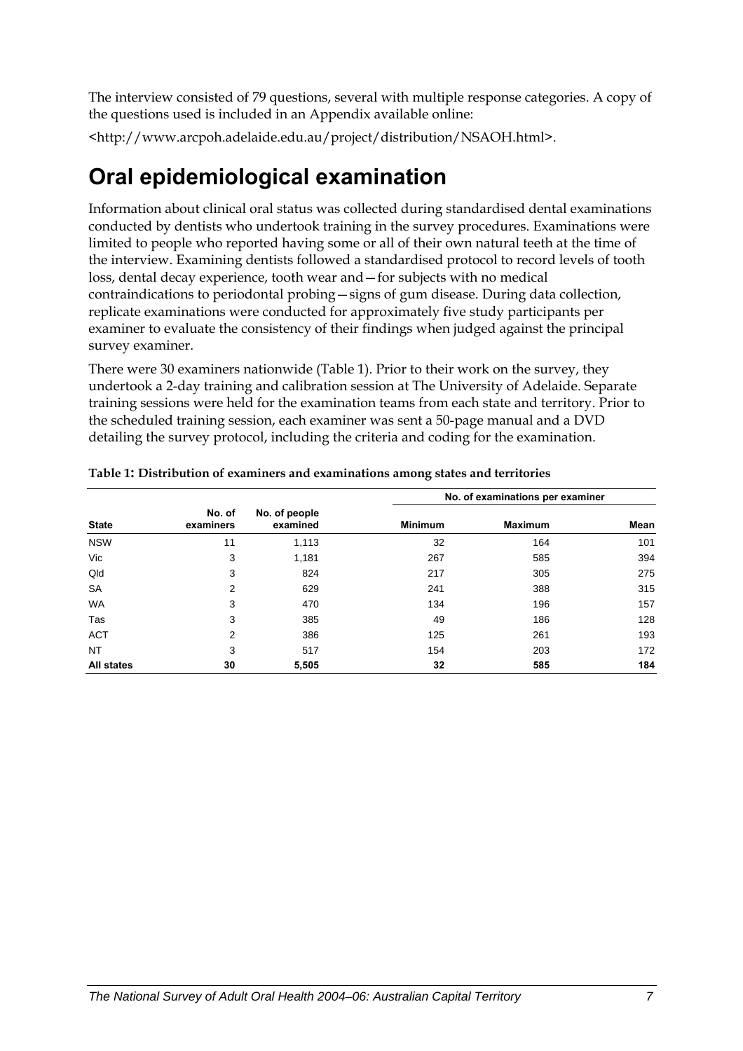The interview consisted of 79 questions, several with multiple response categories. A copy of the questions used is included in an Appendix available online:

<http://www.arcpoh.adelaide.edu.au/project/distribution/NSAOH.html>.

# Oral epidemiological examination

Information about clinical oral status was collected during standardised dental examinations conducted by dentists who undertook training in the survey procedures. Examinations were limited to people who reported having some or all of their own natural teeth at the time of the interview. Examining dentists followed a standardised protocol to record levels of tooth loss, dental decay experience, tooth wear and—for subjects with no medical contraindications to periodontal probing—signs of gum disease. During data collection, replicate examinations were conducted for approximately five study participants per examiner to evaluate the consistency of their findings when judged against the principal survey examiner.

There were 30 examiners nationwide (Table 1). Prior to their work on the survey, they undertook a 2-day training and calibration session at The University of Adelaide. Separate training sessions were held for the examination teams from each state and territory. Prior to the scheduled training session, each examiner was sent a 50-page manual and a DVD detailing the survey protocol, including the criteria and coding for the examination.

**Table 1: Distribution of examiners and examinations among states and territories**

| | | | No. of examinations per examiner | | |
|---|---|---|---|---|---|
| **State** | **No. of examiners** | **No. of people examined** | **Minimum** | **Maximum** | **Mean** |
| NSW | 11 | 1,113 | 32 | 164 | 101 |
| Vic | 3 | 1,181 | 267 | 585 | 394 |
| Qld | 3 | 824 | 217 | 305 | 275 |
| SA | 2 | 629 | 241 | 388 | 315 |
| WA | 3 | 470 | 134 | 196 | 157 |
| Tas | 3 | 385 | 49 | 186 | 128 |
| ACT | 2 | 386 | 125 | 261 | 193 |
| NT | 3 | 517 | 154 | 203 | 172 |
| **All states** | **30** | **5,505** | **32** | **585** | **184** |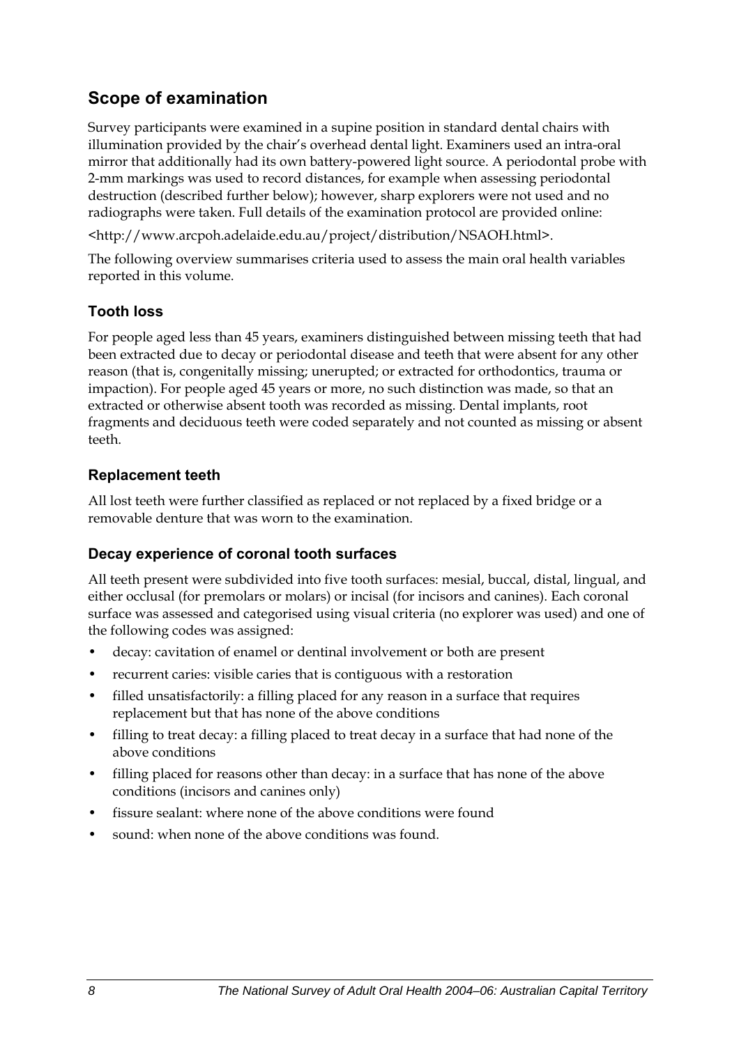## Scope of examination

Survey participants were examined in a supine position in standard dental chairs with illumination provided by the chair's overhead dental light. Examiners used an intra-oral mirror that additionally had its own battery-powered light source. A periodontal probe with 2-mm markings was used to record distances, for example when assessing periodontal destruction (described further below); however, sharp explorers were not used and no radiographs were taken. Full details of the examination protocol are provided online:

<http://www.arcpoh.adelaide.edu.au/project/distribution/NSAOH.html>.

The following overview summarises criteria used to assess the main oral health variables reported in this volume.

### Tooth loss

For people aged less than 45 years, examiners distinguished between missing teeth that had been extracted due to decay or periodontal disease and teeth that were absent for any other reason (that is, congenitally missing; unerupted; or extracted for orthodontics, trauma or impaction). For people aged 45 years or more, no such distinction was made, so that an extracted or otherwise absent tooth was recorded as missing. Dental implants, root fragments and deciduous teeth were coded separately and not counted as missing or absent teeth.

### Replacement teeth

All lost teeth were further classified as replaced or not replaced by a fixed bridge or a removable denture that was worn to the examination.

### Decay experience of coronal tooth surfaces

All teeth present were subdivided into five tooth surfaces: mesial, buccal, distal, lingual, and either occlusal (for premolars or molars) or incisal (for incisors and canines). Each coronal surface was assessed and categorised using visual criteria (no explorer was used) and one of the following codes was assigned:

- decay: cavitation of enamel or dentinal involvement or both are present
- recurrent caries: visible caries that is contiguous with a restoration
- filled unsatisfactorily: a filling placed for any reason in a surface that requires replacement but that has none of the above conditions
- filling to treat decay: a filling placed to treat decay in a surface that had none of the above conditions
- filling placed for reasons other than decay: in a surface that has none of the above conditions (incisors and canines only)
- fissure sealant: where none of the above conditions were found
- sound: when none of the above conditions was found.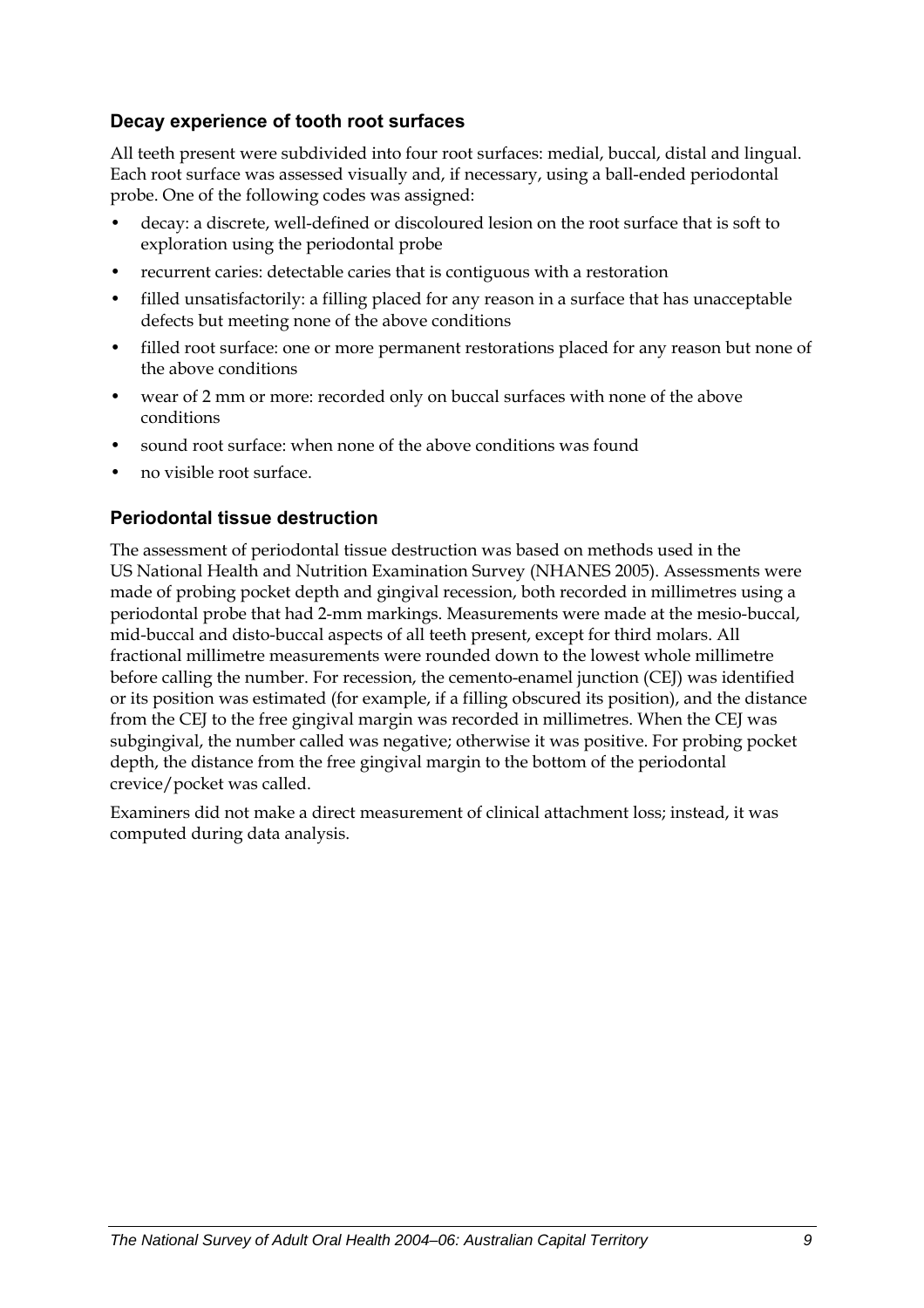### Decay experience of tooth root surfaces

All teeth present were subdivided into four root surfaces: medial, buccal, distal and lingual. Each root surface was assessed visually and, if necessary, using a ball-ended periodontal probe. One of the following codes was assigned:

- decay: a discrete, well-defined or discoloured lesion on the root surface that is soft to exploration using the periodontal probe
- recurrent caries: detectable caries that is contiguous with a restoration
- filled unsatisfactorily: a filling placed for any reason in a surface that has unacceptable defects but meeting none of the above conditions
- filled root surface: one or more permanent restorations placed for any reason but none of the above conditions
- wear of 2 mm or more: recorded only on buccal surfaces with none of the above conditions
- sound root surface: when none of the above conditions was found
- no visible root surface.

### Periodontal tissue destruction

The assessment of periodontal tissue destruction was based on methods used in the US National Health and Nutrition Examination Survey (NHANES 2005). Assessments were made of probing pocket depth and gingival recession, both recorded in millimetres using a periodontal probe that had 2-mm markings. Measurements were made at the mesio-buccal, mid-buccal and disto-buccal aspects of all teeth present, except for third molars. All fractional millimetre measurements were rounded down to the lowest whole millimetre before calling the number. For recession, the cemento-enamel junction (CEJ) was identified or its position was estimated (for example, if a filling obscured its position), and the distance from the CEJ to the free gingival margin was recorded in millimetres. When the CEJ was subgingival, the number called was negative; otherwise it was positive. For probing pocket depth, the distance from the free gingival margin to the bottom of the periodontal crevice/pocket was called.

Examiners did not make a direct measurement of clinical attachment loss; instead, it was computed during data analysis.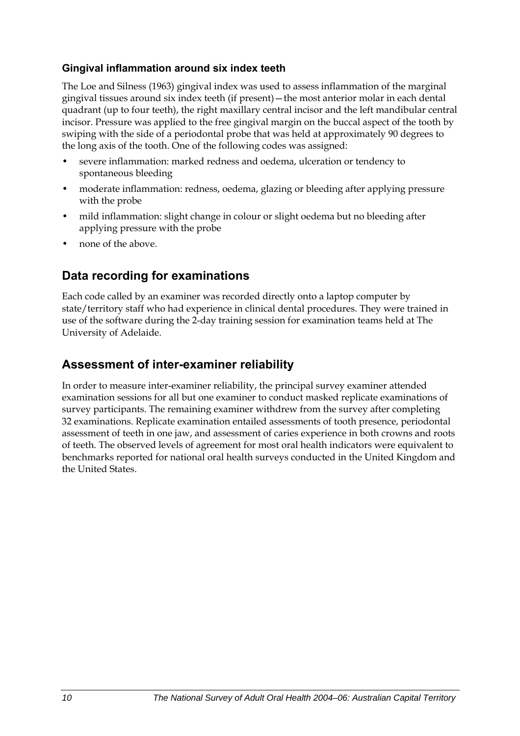### Gingival inflammation around six index teeth

The Loe and Silness (1963) gingival index was used to assess inflammation of the marginal gingival tissues around six index teeth (if present)—the most anterior molar in each dental quadrant (up to four teeth), the right maxillary central incisor and the left mandibular central incisor. Pressure was applied to the free gingival margin on the buccal aspect of the tooth by swiping with the side of a periodontal probe that was held at approximately 90 degrees to the long axis of the tooth. One of the following codes was assigned:

- severe inflammation: marked redness and oedema, ulceration or tendency to spontaneous bleeding
- moderate inflammation: redness, oedema, glazing or bleeding after applying pressure with the probe
- mild inflammation: slight change in colour or slight oedema but no bleeding after applying pressure with the probe
- none of the above.

## Data recording for examinations

Each code called by an examiner was recorded directly onto a laptop computer by state/territory staff who had experience in clinical dental procedures. They were trained in use of the software during the 2-day training session for examination teams held at The University of Adelaide.

## Assessment of inter-examiner reliability

In order to measure inter-examiner reliability, the principal survey examiner attended examination sessions for all but one examiner to conduct masked replicate examinations of survey participants. The remaining examiner withdrew from the survey after completing 32 examinations. Replicate examination entailed assessments of tooth presence, periodontal assessment of teeth in one jaw, and assessment of caries experience in both crowns and roots of teeth. The observed levels of agreement for most oral health indicators were equivalent to benchmarks reported for national oral health surveys conducted in the United Kingdom and the United States.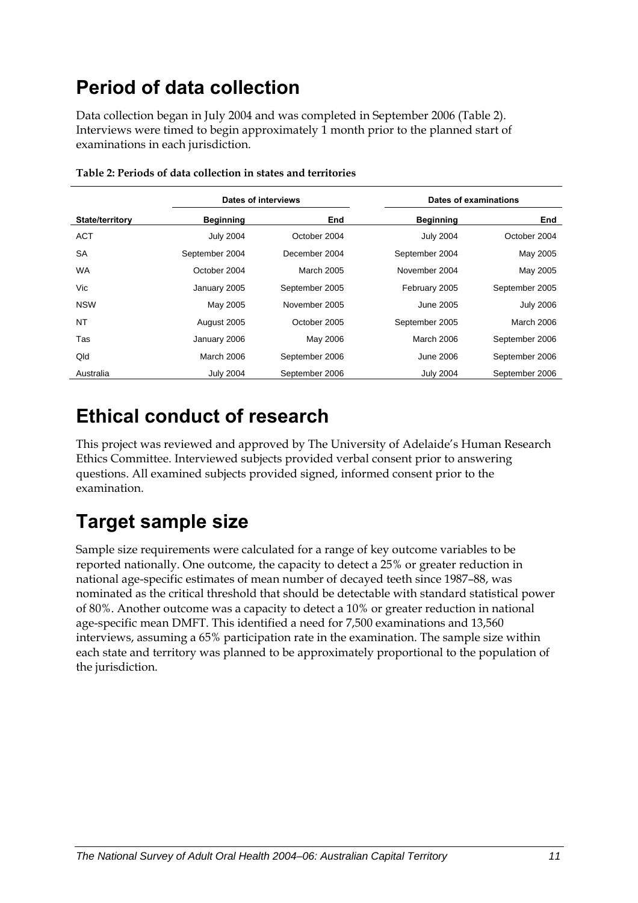## Period of data collection

Data collection began in July 2004 and was completed in September 2006 (Table 2). Interviews were timed to begin approximately 1 month prior to the planned start of examinations in each jurisdiction.

**Table 2: Periods of data collection in states and territories**

| | Dates of interviews | | Dates of examinations | |
|---|---|---|---|---|
| **State/territory** | **Beginning** | **End** | **Beginning** | **End** |
| ACT | July 2004 | October 2004 | July 2004 | October 2004 |
| SA | September 2004 | December 2004 | September 2004 | May 2005 |
| WA | October 2004 | March 2005 | November 2004 | May 2005 |
| Vic | January 2005 | September 2005 | February 2005 | September 2005 |
| NSW | May 2005 | November 2005 | June 2005 | July 2006 |
| NT | August 2005 | October 2005 | September 2005 | March 2006 |
| Tas | January 2006 | May 2006 | March 2006 | September 2006 |
| Qld | March 2006 | September 2006 | June 2006 | September 2006 |
| Australia | July 2004 | September 2006 | July 2004 | September 2006 |

## Ethical conduct of research

This project was reviewed and approved by The University of Adelaide's Human Research Ethics Committee. Interviewed subjects provided verbal consent prior to answering questions. All examined subjects provided signed, informed consent prior to the examination.

## Target sample size

Sample size requirements were calculated for a range of key outcome variables to be reported nationally. One outcome, the capacity to detect a 25% or greater reduction in national age-specific estimates of mean number of decayed teeth since 1987–88, was nominated as the critical threshold that should be detectable with standard statistical power of 80%. Another outcome was a capacity to detect a 10% or greater reduction in national age-specific mean DMFT. This identified a need for 7,500 examinations and 13,560 interviews, assuming a 65% participation rate in the examination. The sample size within each state and territory was planned to be approximately proportional to the population of the jurisdiction.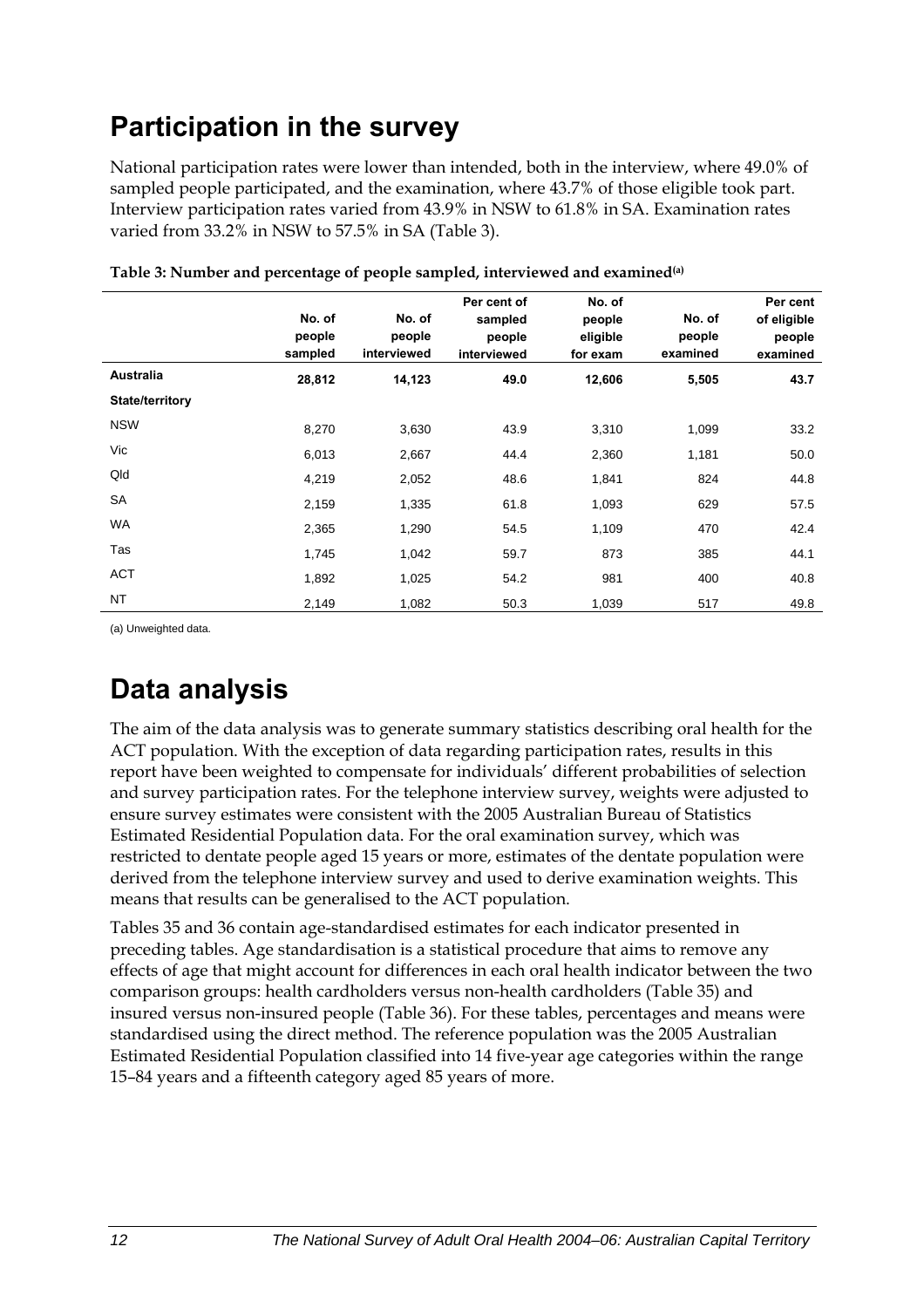# Participation in the survey

National participation rates were lower than intended, both in the interview, where 49.0% of sampled people participated, and the examination, where 43.7% of those eligible took part. Interview participation rates varied from 43.9% in NSW to 61.8% in SA. Examination rates varied from 33.2% in NSW to 57.5% in SA (Table 3).

**Table 3: Number and percentage of people sampled, interviewed and examined[(a)]**

| | No. of people sampled | No. of people interviewed | Per cent of sampled people interviewed | No. of people eligible for exam | No. of people examined | Per cent of eligible people examined |
|---|---|---|---|---|---|---|
| **Australia** | **28,812** | **14,123** | **49.0** | **12,606** | **5,505** | **43.7** |
| **State/territory** | | | | | | |
| NSW | 8,270 | 3,630 | 43.9 | 3,310 | 1,099 | 33.2 |
| Vic | 6,013 | 2,667 | 44.4 | 2,360 | 1,181 | 50.0 |
| Qld | 4,219 | 2,052 | 48.6 | 1,841 | 824 | 44.8 |
| SA | 2,159 | 1,335 | 61.8 | 1,093 | 629 | 57.5 |
| WA | 2,365 | 1,290 | 54.5 | 1,109 | 470 | 42.4 |
| Tas | 1,745 | 1,042 | 59.7 | 873 | 385 | 44.1 |
| ACT | 1,892 | 1,025 | 54.2 | 981 | 400 | 40.8 |
| NT | 2,149 | 1,082 | 50.3 | 1,039 | 517 | 49.8 |

(a) Unweighted data.

# Data analysis

The aim of the data analysis was to generate summary statistics describing oral health for the ACT population. With the exception of data regarding participation rates, results in this report have been weighted to compensate for individuals' different probabilities of selection and survey participation rates. For the telephone interview survey, weights were adjusted to ensure survey estimates were consistent with the 2005 Australian Bureau of Statistics Estimated Residential Population data. For the oral examination survey, which was restricted to dentate people aged 15 years or more, estimates of the dentate population were derived from the telephone interview survey and used to derive examination weights. This means that results can be generalised to the ACT population.

Tables 35 and 36 contain age-standardised estimates for each indicator presented in preceding tables. Age standardisation is a statistical procedure that aims to remove any effects of age that might account for differences in each oral health indicator between the two comparison groups: health cardholders versus non-health cardholders (Table 35) and insured versus non-insured people (Table 36). For these tables, percentages and means were standardised using the direct method. The reference population was the 2005 Australian Estimated Residential Population classified into 14 five-year age categories within the range 15–84 years and a fifteenth category aged 85 years of more.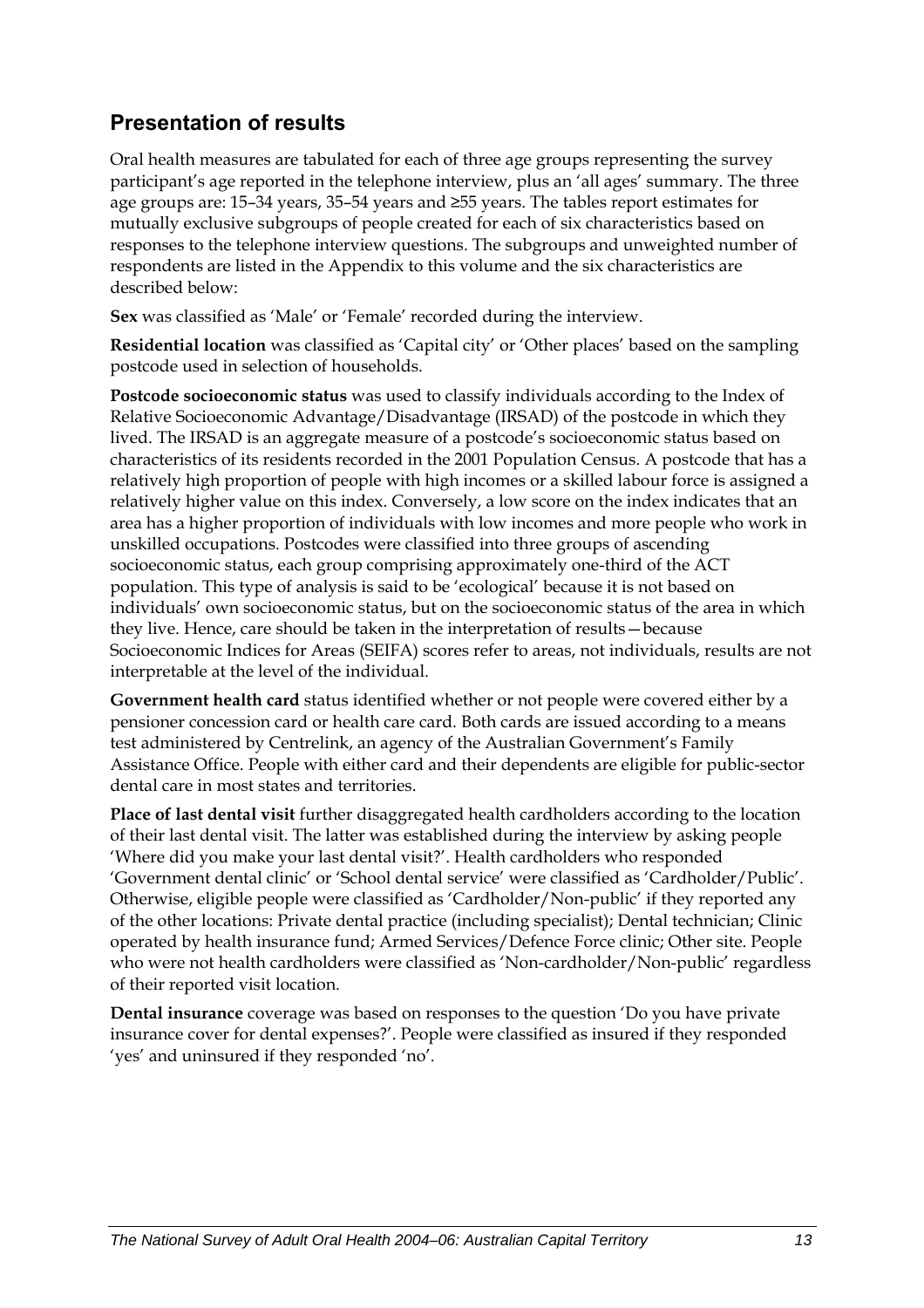## Presentation of results

Oral health measures are tabulated for each of three age groups representing the survey participant's age reported in the telephone interview, plus an 'all ages' summary. The three age groups are: 15–34 years, 35–54 years and ≥55 years. The tables report estimates for mutually exclusive subgroups of people created for each of six characteristics based on responses to the telephone interview questions. The subgroups and unweighted number of respondents are listed in the Appendix to this volume and the six characteristics are described below:

**Sex** was classified as 'Male' or 'Female' recorded during the interview.

**Residential location** was classified as 'Capital city' or 'Other places' based on the sampling postcode used in selection of households.

**Postcode socioeconomic status** was used to classify individuals according to the Index of Relative Socioeconomic Advantage/Disadvantage (IRSAD) of the postcode in which they lived. The IRSAD is an aggregate measure of a postcode's socioeconomic status based on characteristics of its residents recorded in the 2001 Population Census. A postcode that has a relatively high proportion of people with high incomes or a skilled labour force is assigned a relatively higher value on this index. Conversely, a low score on the index indicates that an area has a higher proportion of individuals with low incomes and more people who work in unskilled occupations. Postcodes were classified into three groups of ascending socioeconomic status, each group comprising approximately one-third of the ACT population. This type of analysis is said to be 'ecological' because it is not based on individuals' own socioeconomic status, but on the socioeconomic status of the area in which they live. Hence, care should be taken in the interpretation of results—because Socioeconomic Indices for Areas (SEIFA) scores refer to areas, not individuals, results are not interpretable at the level of the individual.

**Government health card** status identified whether or not people were covered either by a pensioner concession card or health care card. Both cards are issued according to a means test administered by Centrelink, an agency of the Australian Government's Family Assistance Office. People with either card and their dependents are eligible for public-sector dental care in most states and territories.

**Place of last dental visit** further disaggregated health cardholders according to the location of their last dental visit. The latter was established during the interview by asking people 'Where did you make your last dental visit?'. Health cardholders who responded 'Government dental clinic' or 'School dental service' were classified as 'Cardholder/Public'. Otherwise, eligible people were classified as 'Cardholder/Non-public' if they reported any of the other locations: Private dental practice (including specialist); Dental technician; Clinic operated by health insurance fund; Armed Services/Defence Force clinic; Other site. People who were not health cardholders were classified as 'Non-cardholder/Non-public' regardless of their reported visit location.

**Dental insurance** coverage was based on responses to the question 'Do you have private insurance cover for dental expenses?'. People were classified as insured if they responded 'yes' and uninsured if they responded 'no'.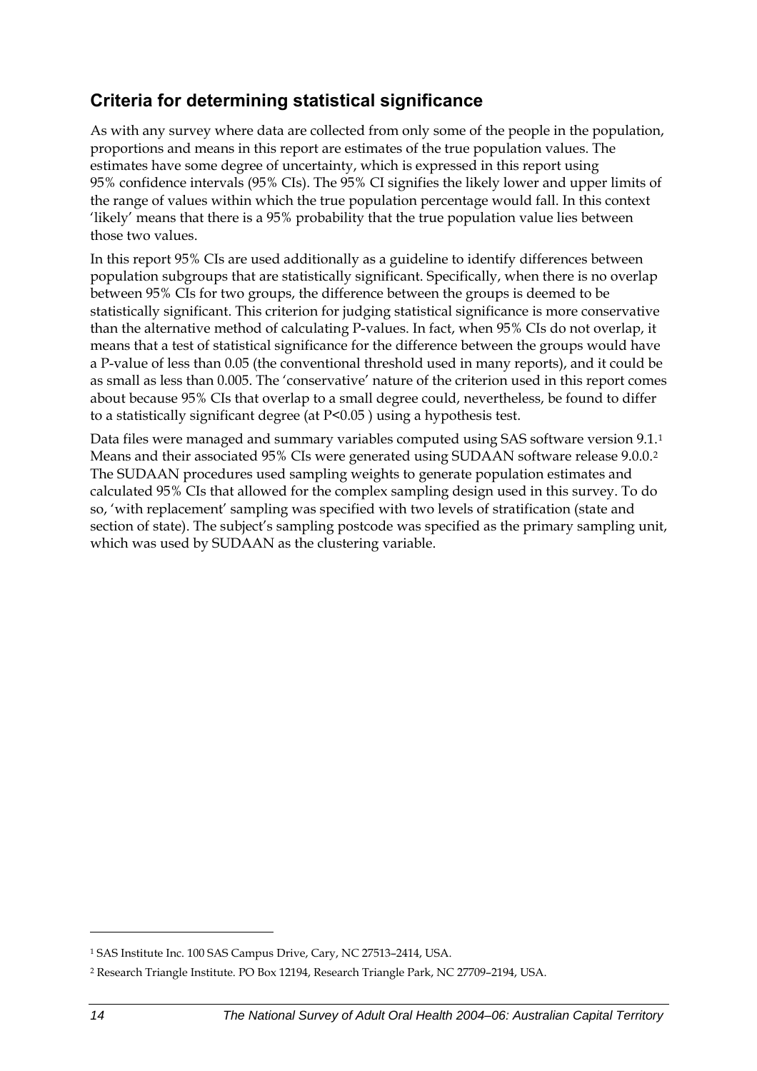## Criteria for determining statistical significance

As with any survey where data are collected from only some of the people in the population, proportions and means in this report are estimates of the true population values. The estimates have some degree of uncertainty, which is expressed in this report using 95% confidence intervals (95% CIs). The 95% CI signifies the likely lower and upper limits of the range of values within which the true population percentage would fall. In this context 'likely' means that there is a 95% probability that the true population value lies between those two values.

In this report 95% CIs are used additionally as a guideline to identify differences between population subgroups that are statistically significant. Specifically, when there is no overlap between 95% CIs for two groups, the difference between the groups is deemed to be statistically significant. This criterion for judging statistical significance is more conservative than the alternative method of calculating P-values. In fact, when 95% CIs do not overlap, it means that a test of statistical significance for the difference between the groups would have a P-value of less than 0.05 (the conventional threshold used in many reports), and it could be as small as less than 0.005. The 'conservative' nature of the criterion used in this report comes about because 95% CIs that overlap to a small degree could, nevertheless, be found to differ to a statistically significant degree (at $P<0.05$ ) using a hypothesis test.

Data files were managed and summary variables computed using SAS software version 9.1.[1] Means and their associated 95% CIs were generated using SUDAAN software release 9.0.0.[2] The SUDAAN procedures used sampling weights to generate population estimates and calculated 95% CIs that allowed for the complex sampling design used in this survey. To do so, 'with replacement' sampling was specified with two levels of stratification (state and section of state). The subject's sampling postcode was specified as the primary sampling unit, which was used by SUDAAN as the clustering variable.

---

[1] SAS Institute Inc. 100 SAS Campus Drive, Cary, NC 27513–2414, USA.

[2] Research Triangle Institute. PO Box 12194, Research Triangle Park, NC 27709–2194, USA.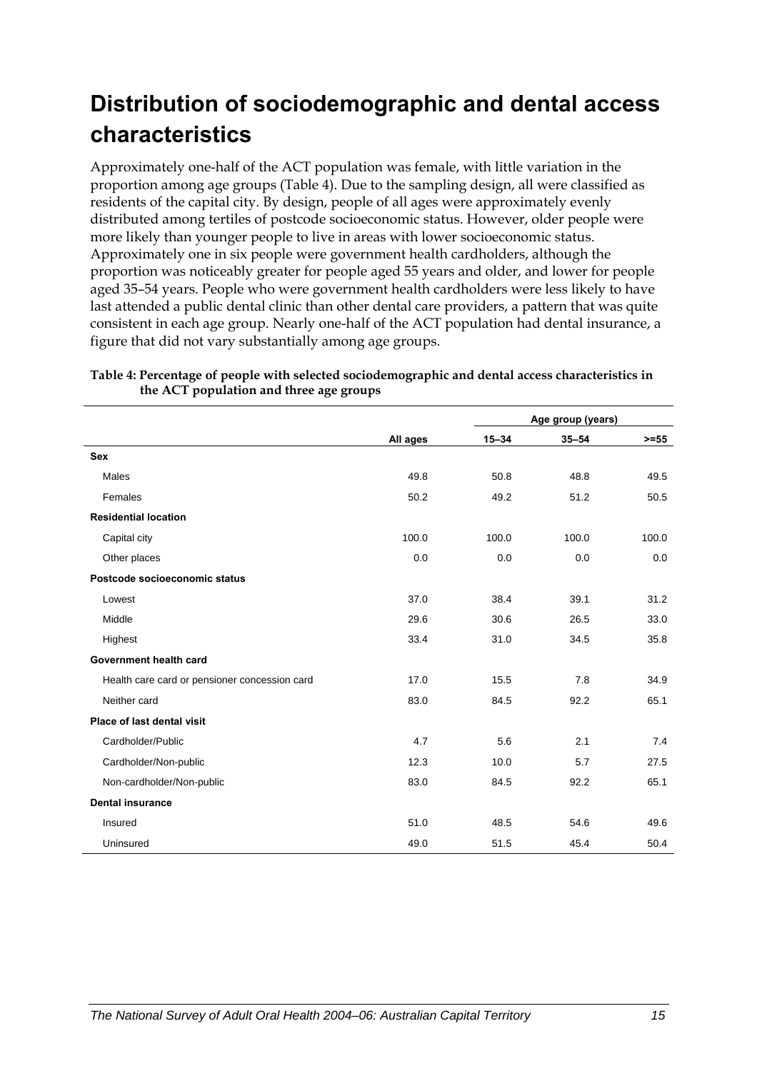# Distribution of sociodemographic and dental access characteristics

Approximately one-half of the ACT population was female, with little variation in the proportion among age groups (Table 4). Due to the sampling design, all were classified as residents of the capital city. By design, people of all ages were approximately evenly distributed among tertiles of postcode socioeconomic status. However, older people were more likely than younger people to live in areas with lower socioeconomic status. Approximately one in six people were government health cardholders, although the proportion was noticeably greater for people aged 55 years and older, and lower for people aged 35–54 years. People who were government health cardholders were less likely to have last attended a public dental clinic than other dental care providers, a pattern that was quite consistent in each age group. Nearly one-half of the ACT population had dental insurance, a figure that did not vary substantially among age groups.

**Table 4: Percentage of people with selected sociodemographic and dental access characteristics in the ACT population and three age groups**

| | | Age group (years) | | |
|---|---|---|---|---|
| | All ages | 15–34 | 35–54 | >=55 |
| **Sex** | | | | |
| Males | 49.8 | 50.8 | 48.8 | 49.5 |
| Females | 50.2 | 49.2 | 51.2 | 50.5 |
| **Residential location** | | | | |
| Capital city | 100.0 | 100.0 | 100.0 | 100.0 |
| Other places | 0.0 | 0.0 | 0.0 | 0.0 |
| **Postcode socioeconomic status** | | | | |
| Lowest | 37.0 | 38.4 | 39.1 | 31.2 |
| Middle | 29.6 | 30.6 | 26.5 | 33.0 |
| Highest | 33.4 | 31.0 | 34.5 | 35.8 |
| **Government health card** | | | | |
| Health care card or pensioner concession card | 17.0 | 15.5 | 7.8 | 34.9 |
| Neither card | 83.0 | 84.5 | 92.2 | 65.1 |
| **Place of last dental visit** | | | | |
| Cardholder/Public | 4.7 | 5.6 | 2.1 | 7.4 |
| Cardholder/Non-public | 12.3 | 10.0 | 5.7 | 27.5 |
| Non-cardholder/Non-public | 83.0 | 84.5 | 92.2 | 65.1 |
| **Dental insurance** | | | | |
| Insured | 51.0 | 48.5 | 54.6 | 49.6 |
| Uninsured | 49.0 | 51.5 | 45.4 | 50.4 |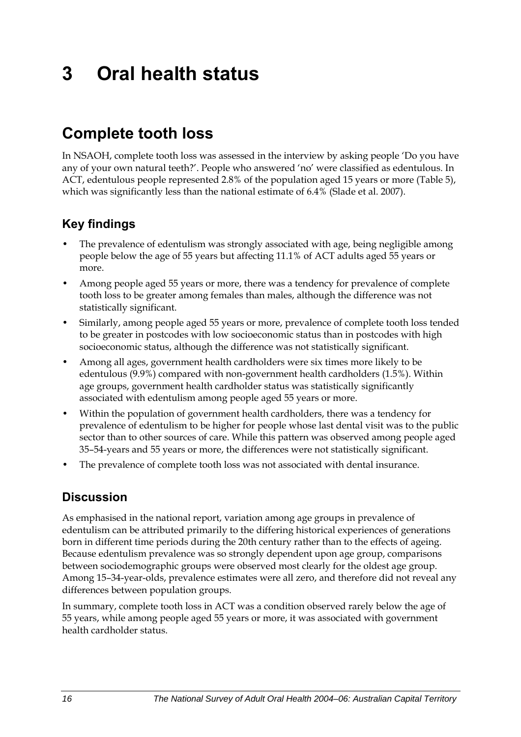# 3 Oral health status

## Complete tooth loss

In NSAOH, complete tooth loss was assessed in the interview by asking people 'Do you have any of your own natural teeth?'. People who answered 'no' were classified as edentulous. In ACT, edentulous people represented 2.8% of the population aged 15 years or more (Table 5), which was significantly less than the national estimate of 6.4% (Slade et al. 2007).

### Key findings

- The prevalence of edentulism was strongly associated with age, being negligible among people below the age of 55 years but affecting 11.1% of ACT adults aged 55 years or more.
- Among people aged 55 years or more, there was a tendency for prevalence of complete tooth loss to be greater among females than males, although the difference was not statistically significant.
- Similarly, among people aged 55 years or more, prevalence of complete tooth loss tended to be greater in postcodes with low socioeconomic status than in postcodes with high socioeconomic status, although the difference was not statistically significant.
- Among all ages, government health cardholders were six times more likely to be edentulous (9.9%) compared with non-government health cardholders (1.5%). Within age groups, government health cardholder status was statistically significantly associated with edentulism among people aged 55 years or more.
- Within the population of government health cardholders, there was a tendency for prevalence of edentulism to be higher for people whose last dental visit was to the public sector than to other sources of care. While this pattern was observed among people aged 35–54-years and 55 years or more, the differences were not statistically significant.
- The prevalence of complete tooth loss was not associated with dental insurance.

### Discussion

As emphasised in the national report, variation among age groups in prevalence of edentulism can be attributed primarily to the differing historical experiences of generations born in different time periods during the 20th century rather than to the effects of ageing. Because edentulism prevalence was so strongly dependent upon age group, comparisons between sociodemographic groups were observed most clearly for the oldest age group. Among 15–34-year-olds, prevalence estimates were all zero, and therefore did not reveal any differences between population groups.

In summary, complete tooth loss in ACT was a condition observed rarely below the age of 55 years, while among people aged 55 years or more, it was associated with government health cardholder status.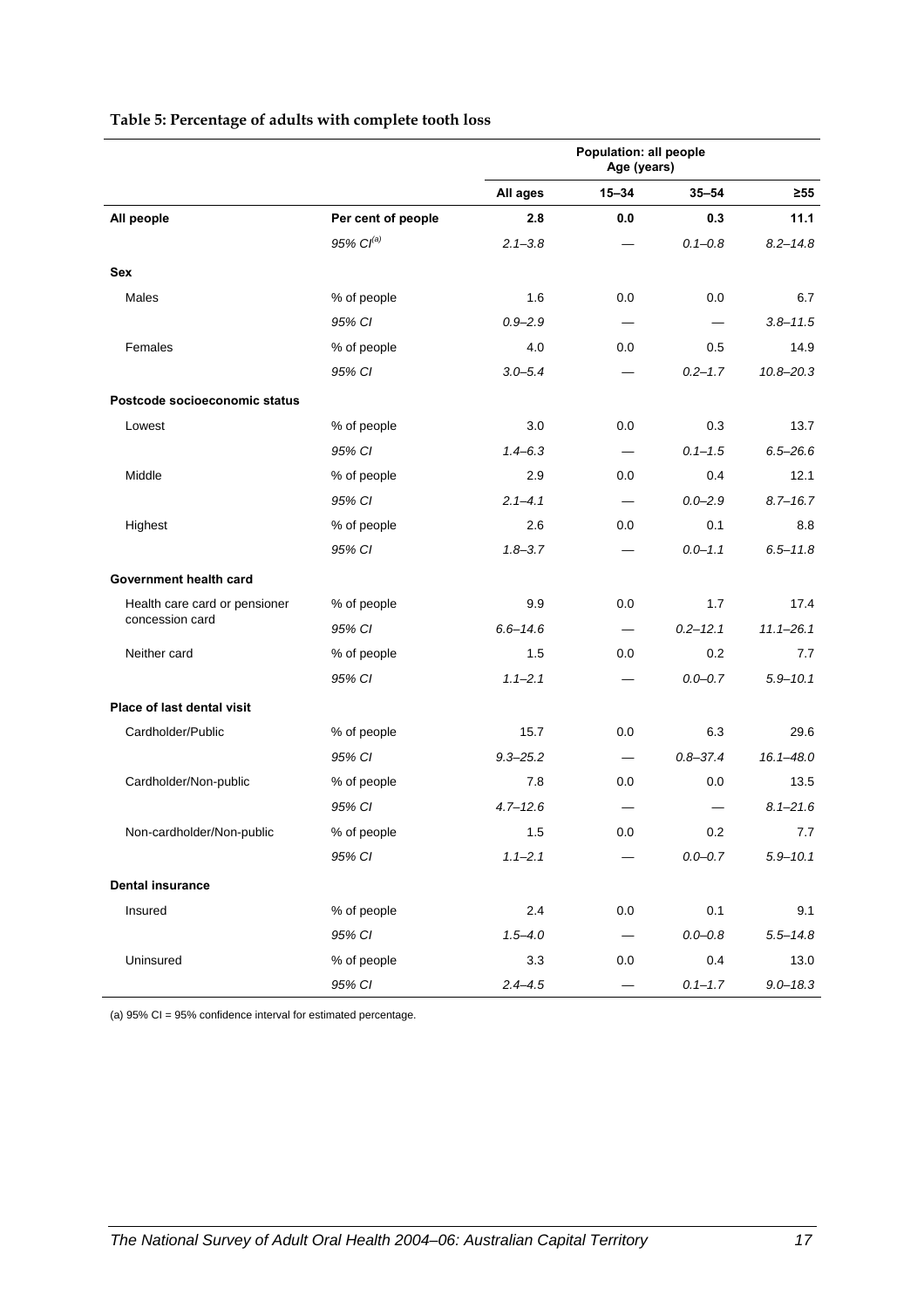**Table 5: Percentage of adults with complete tooth loss**

| | | Population: all people | Age (years) | | |
|---|---|---|---|---|---|
| | | All ages | 15–34 | 35–54 | ≥55 |
| **All people** | **Per cent of people** | **2.8** | **0.0** | **0.3** | **11.1** |
| | *95% CI[(a)]* | *2.1–3.8* | — | *0.1–0.8* | *8.2–14.8* |
| **Sex** | | | | | |
| Males | % of people | 1.6 | 0.0 | 0.0 | 6.7 |
| | *95% CI* | *0.9–2.9* | — | — | *3.8–11.5* |
| Females | % of people | 4.0 | 0.0 | 0.5 | 14.9 |
| | *95% CI* | *3.0–5.4* | — | *0.2–1.7* | *10.8–20.3* |
| **Postcode socioeconomic status** | | | | | |
| Lowest | % of people | 3.0 | 0.0 | 0.3 | 13.7 |
| | *95% CI* | *1.4–6.3* | — | *0.1–1.5* | *6.5–26.6* |
| Middle | % of people | 2.9 | 0.0 | 0.4 | 12.1 |
| | *95% CI* | *2.1–4.1* | — | *0.0–2.9* | *8.7–16.7* |
| Highest | % of people | 2.6 | 0.0 | 0.1 | 8.8 |
| | *95% CI* | *1.8–3.7* | — | *0.0–1.1* | *6.5–11.8* |
| **Government health card** | | | | | |
| Health care card or pensioner concession card | % of people | 9.9 | 0.0 | 1.7 | 17.4 |
| | *95% CI* | *6.6–14.6* | — | *0.2–12.1* | *11.1–26.1* |
| Neither card | % of people | 1.5 | 0.0 | 0.2 | 7.7 |
| | *95% CI* | *1.1–2.1* | — | *0.0–0.7* | *5.9–10.1* |
| **Place of last dental visit** | | | | | |
| Cardholder/Public | % of people | 15.7 | 0.0 | 6.3 | 29.6 |
| | *95% CI* | *9.3–25.2* | — | *0.8–37.4* | *16.1–48.0* |
| Cardholder/Non-public | % of people | 7.8 | 0.0 | 0.0 | 13.5 |
| | *95% CI* | *4.7–12.6* | — | — | *8.1–21.6* |
| Non-cardholder/Non-public | % of people | 1.5 | 0.0 | 0.2 | 7.7 |
| | *95% CI* | *1.1–2.1* | — | *0.0–0.7* | *5.9–10.1* |
| **Dental insurance** | | | | | |
| Insured | % of people | 2.4 | 0.0 | 0.1 | 9.1 |
| | *95% CI* | *1.5–4.0* | — | *0.0–0.8* | *5.5–14.8* |
| Uninsured | % of people | 3.3 | 0.0 | 0.4 | 13.0 |
| | *95% CI* | *2.4–4.5* | — | *0.1–1.7* | *9.0–18.3* |

(a) 95% CI = 95% confidence interval for estimated percentage.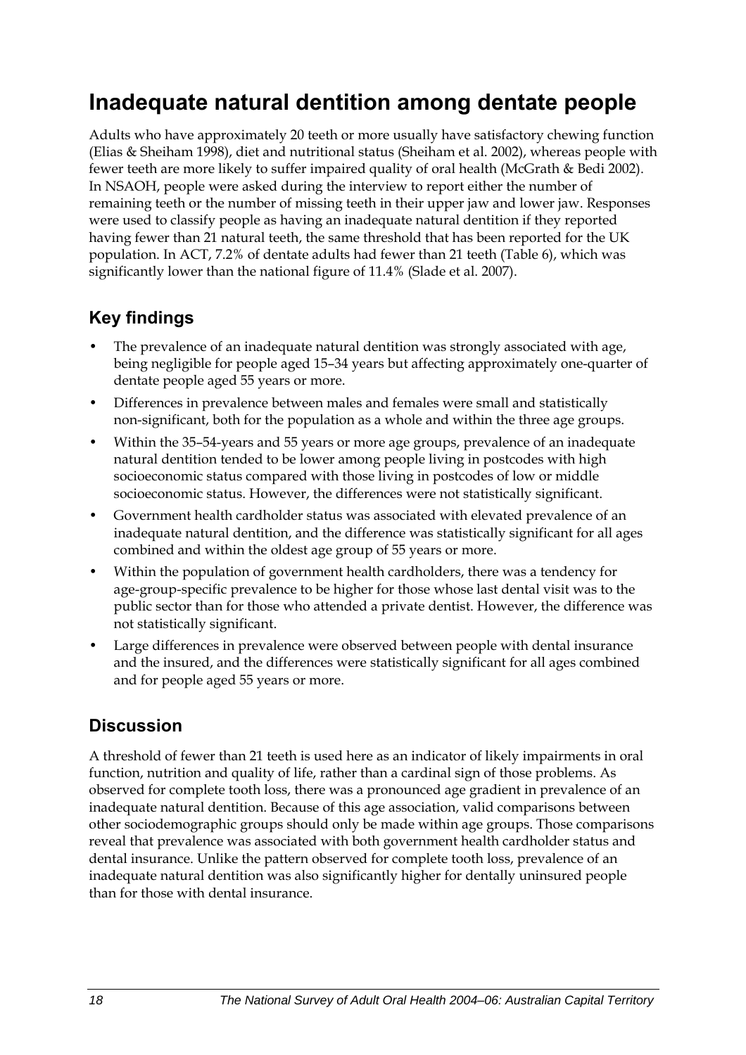# Inadequate natural dentition among dentate people

Adults who have approximately 20 teeth or more usually have satisfactory chewing function (Elias & Sheiham 1998), diet and nutritional status (Sheiham et al. 2002), whereas people with fewer teeth are more likely to suffer impaired quality of oral health (McGrath & Bedi 2002). In NSAOH, people were asked during the interview to report either the number of remaining teeth or the number of missing teeth in their upper jaw and lower jaw. Responses were used to classify people as having an inadequate natural dentition if they reported having fewer than 21 natural teeth, the same threshold that has been reported for the UK population. In ACT, 7.2% of dentate adults had fewer than 21 teeth (Table 6), which was significantly lower than the national figure of 11.4% (Slade et al. 2007).

## Key findings

- The prevalence of an inadequate natural dentition was strongly associated with age, being negligible for people aged 15–34 years but affecting approximately one-quarter of dentate people aged 55 years or more.
- Differences in prevalence between males and females were small and statistically non-significant, both for the population as a whole and within the three age groups.
- Within the 35–54-years and 55 years or more age groups, prevalence of an inadequate natural dentition tended to be lower among people living in postcodes with high socioeconomic status compared with those living in postcodes of low or middle socioeconomic status. However, the differences were not statistically significant.
- Government health cardholder status was associated with elevated prevalence of an inadequate natural dentition, and the difference was statistically significant for all ages combined and within the oldest age group of 55 years or more.
- Within the population of government health cardholders, there was a tendency for age-group-specific prevalence to be higher for those whose last dental visit was to the public sector than for those who attended a private dentist. However, the difference was not statistically significant.
- Large differences in prevalence were observed between people with dental insurance and the insured, and the differences were statistically significant for all ages combined and for people aged 55 years or more.

## Discussion

A threshold of fewer than 21 teeth is used here as an indicator of likely impairments in oral function, nutrition and quality of life, rather than a cardinal sign of those problems. As observed for complete tooth loss, there was a pronounced age gradient in prevalence of an inadequate natural dentition. Because of this age association, valid comparisons between other sociodemographic groups should only be made within age groups. Those comparisons reveal that prevalence was associated with both government health cardholder status and dental insurance. Unlike the pattern observed for complete tooth loss, prevalence of an inadequate natural dentition was also significantly higher for dentally uninsured people than for those with dental insurance.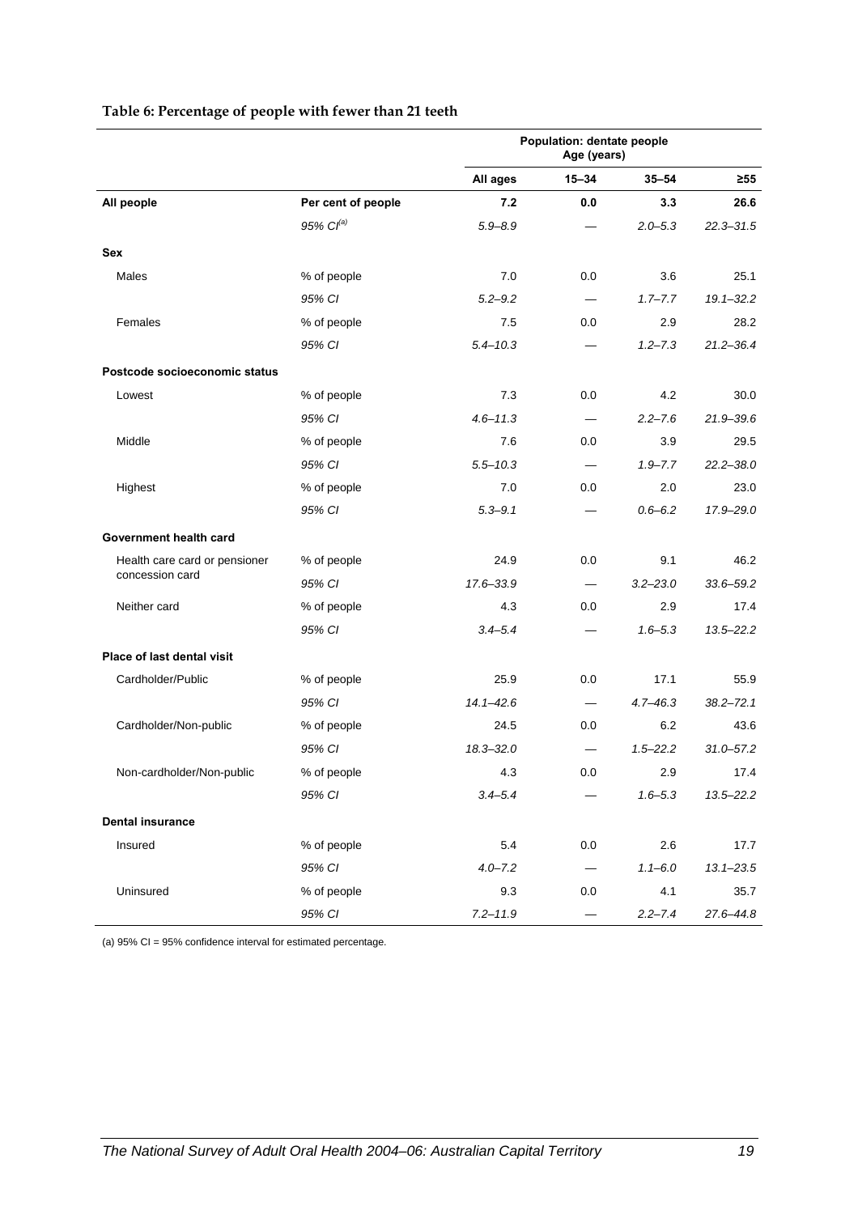**Table 6: Percentage of people with fewer than 21 teeth**

| | | Population: dentate people Age (years) | | | |
|---|---|---|---|---|---|
| | | **All ages** | **15–34** | **35–54** | **≥55** |
| **All people** | **Per cent of people** | **7.2** | **0.0** | **3.3** | **26.6** |
| | *95% CI[(a)]* | *5.9–8.9* | — | *2.0–5.3* | *22.3–31.5* |
| **Sex** | | | | | |
| Males | % of people | 7.0 | 0.0 | 3.6 | 25.1 |
| | *95% CI* | *5.2–9.2* | — | *1.7–7.7* | *19.1–32.2* |
| Females | % of people | 7.5 | 0.0 | 2.9 | 28.2 |
| | *95% CI* | *5.4–10.3* | — | *1.2–7.3* | *21.2–36.4* |
| **Postcode socioeconomic status** | | | | | |
| Lowest | % of people | 7.3 | 0.0 | 4.2 | 30.0 |
| | *95% CI* | *4.6–11.3* | — | *2.2–7.6* | *21.9–39.6* |
| Middle | % of people | 7.6 | 0.0 | 3.9 | 29.5 |
| | *95% CI* | *5.5–10.3* | — | *1.9–7.7* | *22.2–38.0* |
| Highest | % of people | 7.0 | 0.0 | 2.0 | 23.0 |
| | *95% CI* | *5.3–9.1* | — | *0.6–6.2* | *17.9–29.0* |
| **Government health card** | | | | | |
| Health care card or pensioner concession card | % of people | 24.9 | 0.0 | 9.1 | 46.2 |
| | *95% CI* | *17.6–33.9* | — | *3.2–23.0* | *33.6–59.2* |
| Neither card | % of people | 4.3 | 0.0 | 2.9 | 17.4 |
| | *95% CI* | *3.4–5.4* | — | *1.6–5.3* | *13.5–22.2* |
| **Place of last dental visit** | | | | | |
| Cardholder/Public | % of people | 25.9 | 0.0 | 17.1 | 55.9 |
| | *95% CI* | *14.1–42.6* | — | *4.7–46.3* | *38.2–72.1* |
| Cardholder/Non-public | % of people | 24.5 | 0.0 | 6.2 | 43.6 |
| | *95% CI* | *18.3–32.0* | — | *1.5–22.2* | *31.0–57.2* |
| Non-cardholder/Non-public | % of people | 4.3 | 0.0 | 2.9 | 17.4 |
| | *95% CI* | *3.4–5.4* | — | *1.6–5.3* | *13.5–22.2* |
| **Dental insurance** | | | | | |
| Insured | % of people | 5.4 | 0.0 | 2.6 | 17.7 |
| | *95% CI* | *4.0–7.2* | — | *1.1–6.0* | *13.1–23.5* |
| Uninsured | % of people | 9.3 | 0.0 | 4.1 | 35.7 |
| | *95% CI* | *7.2–11.9* | — | *2.2–7.4* | *27.6–44.8* |

(a) 95% CI = 95% confidence interval for estimated percentage.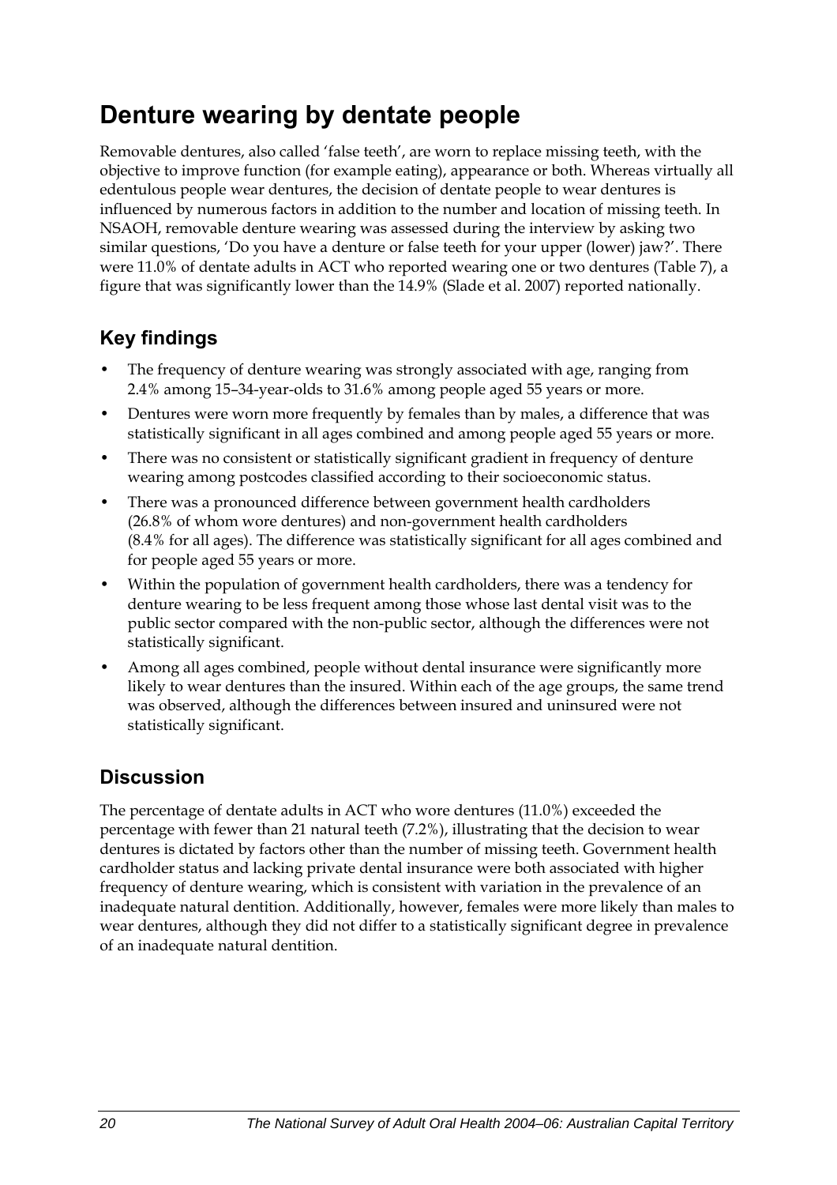# Denture wearing by dentate people

Removable dentures, also called 'false teeth', are worn to replace missing teeth, with the objective to improve function (for example eating), appearance or both. Whereas virtually all edentulous people wear dentures, the decision of dentate people to wear dentures is influenced by numerous factors in addition to the number and location of missing teeth. In NSAOH, removable denture wearing was assessed during the interview by asking two similar questions, 'Do you have a denture or false teeth for your upper (lower) jaw?'. There were 11.0% of dentate adults in ACT who reported wearing one or two dentures (Table 7), a figure that was significantly lower than the 14.9% (Slade et al. 2007) reported nationally.

## Key findings

- The frequency of denture wearing was strongly associated with age, ranging from 2.4% among 15–34-year-olds to 31.6% among people aged 55 years or more.
- Dentures were worn more frequently by females than by males, a difference that was statistically significant in all ages combined and among people aged 55 years or more.
- There was no consistent or statistically significant gradient in frequency of denture wearing among postcodes classified according to their socioeconomic status.
- There was a pronounced difference between government health cardholders (26.8% of whom wore dentures) and non-government health cardholders (8.4% for all ages). The difference was statistically significant for all ages combined and for people aged 55 years or more.
- Within the population of government health cardholders, there was a tendency for denture wearing to be less frequent among those whose last dental visit was to the public sector compared with the non-public sector, although the differences were not statistically significant.
- Among all ages combined, people without dental insurance were significantly more likely to wear dentures than the insured. Within each of the age groups, the same trend was observed, although the differences between insured and uninsured were not statistically significant.

## Discussion

The percentage of dentate adults in ACT who wore dentures (11.0%) exceeded the percentage with fewer than 21 natural teeth (7.2%), illustrating that the decision to wear dentures is dictated by factors other than the number of missing teeth. Government health cardholder status and lacking private dental insurance were both associated with higher frequency of denture wearing, which is consistent with variation in the prevalence of an inadequate natural dentition. Additionally, however, females were more likely than males to wear dentures, although they did not differ to a statistically significant degree in prevalence of an inadequate natural dentition.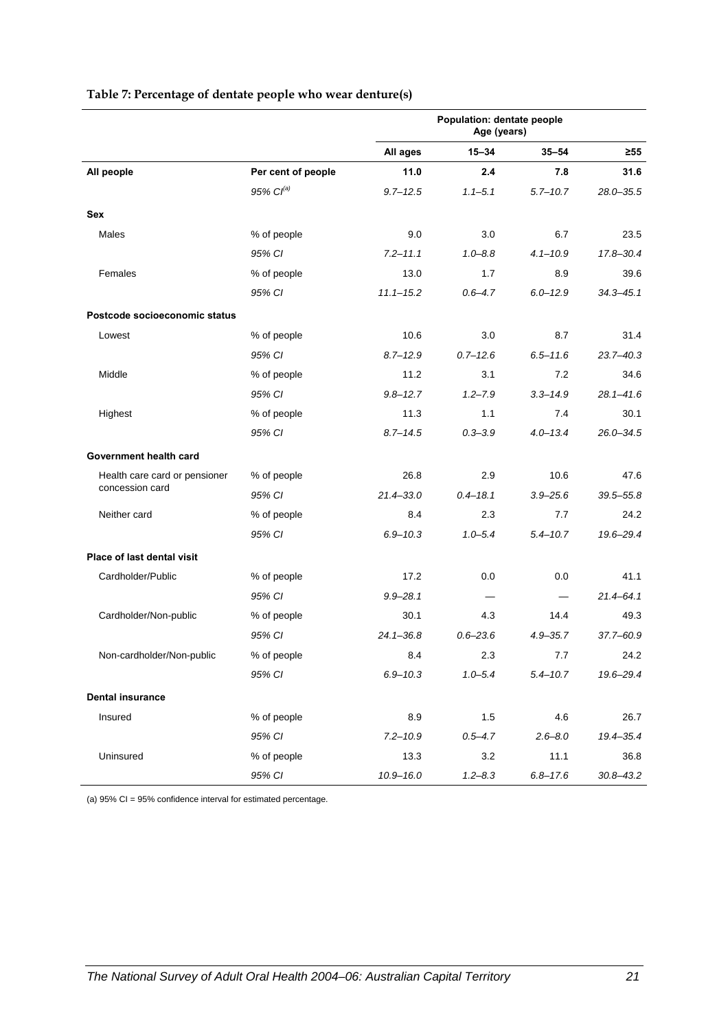**Table 7: Percentage of dentate people who wear denture(s)**

| | | Population: dentate people Age (years) | | | |
|---|---|---|---|---|---|
| | | **All ages** | **15–34** | **35–54** | **≥55** |
| **All people** | **Per cent of people** | **11.0** | **2.4** | **7.8** | **31.6** |
| | *95% CI[(a)]* | *9.7–12.5* | *1.1–5.1* | *5.7–10.7* | *28.0–35.5* |
| **Sex** | | | | | |
| Males | % of people | 9.0 | 3.0 | 6.7 | 23.5 |
| | *95% CI* | *7.2–11.1* | *1.0–8.8* | *4.1–10.9* | *17.8–30.4* |
| Females | % of people | 13.0 | 1.7 | 8.9 | 39.6 |
| | *95% CI* | *11.1–15.2* | *0.6–4.7* | *6.0–12.9* | *34.3–45.1* |
| **Postcode socioeconomic status** | | | | | |
| Lowest | % of people | 10.6 | 3.0 | 8.7 | 31.4 |
| | *95% CI* | *8.7–12.9* | *0.7–12.6* | *6.5–11.6* | *23.7–40.3* |
| Middle | % of people | 11.2 | 3.1 | 7.2 | 34.6 |
| | *95% CI* | *9.8–12.7* | *1.2–7.9* | *3.3–14.9* | *28.1–41.6* |
| Highest | % of people | 11.3 | 1.1 | 7.4 | 30.1 |
| | *95% CI* | *8.7–14.5* | *0.3–3.9* | *4.0–13.4* | *26.0–34.5* |
| **Government health card** | | | | | |
| Health care card or pensioner concession card | % of people | 26.8 | 2.9 | 10.6 | 47.6 |
| | *95% CI* | *21.4–33.0* | *0.4–18.1* | *3.9–25.6* | *39.5–55.8* |
| Neither card | % of people | 8.4 | 2.3 | 7.7 | 24.2 |
| | *95% CI* | *6.9–10.3* | *1.0–5.4* | *5.4–10.7* | *19.6–29.4* |
| **Place of last dental visit** | | | | | |
| Cardholder/Public | % of people | 17.2 | 0.0 | 0.0 | 41.1 |
| | *95% CI* | *9.9–28.1* | — | — | *21.4–64.1* |
| Cardholder/Non-public | % of people | 30.1 | 4.3 | 14.4 | 49.3 |
| | *95% CI* | *24.1–36.8* | *0.6–23.6* | *4.9–35.7* | *37.7–60.9* |
| Non-cardholder/Non-public | % of people | 8.4 | 2.3 | 7.7 | 24.2 |
| | *95% CI* | *6.9–10.3* | *1.0–5.4* | *5.4–10.7* | *19.6–29.4* |
| **Dental insurance** | | | | | |
| Insured | % of people | 8.9 | 1.5 | 4.6 | 26.7 |
| | *95% CI* | *7.2–10.9* | *0.5–4.7* | *2.6–8.0* | *19.4–35.4* |
| Uninsured | % of people | 13.3 | 3.2 | 11.1 | 36.8 |
| | *95% CI* | *10.9–16.0* | *1.2–8.3* | *6.8–17.6* | *30.8–43.2* |

(a) 95% CI = 95% confidence interval for estimated percentage.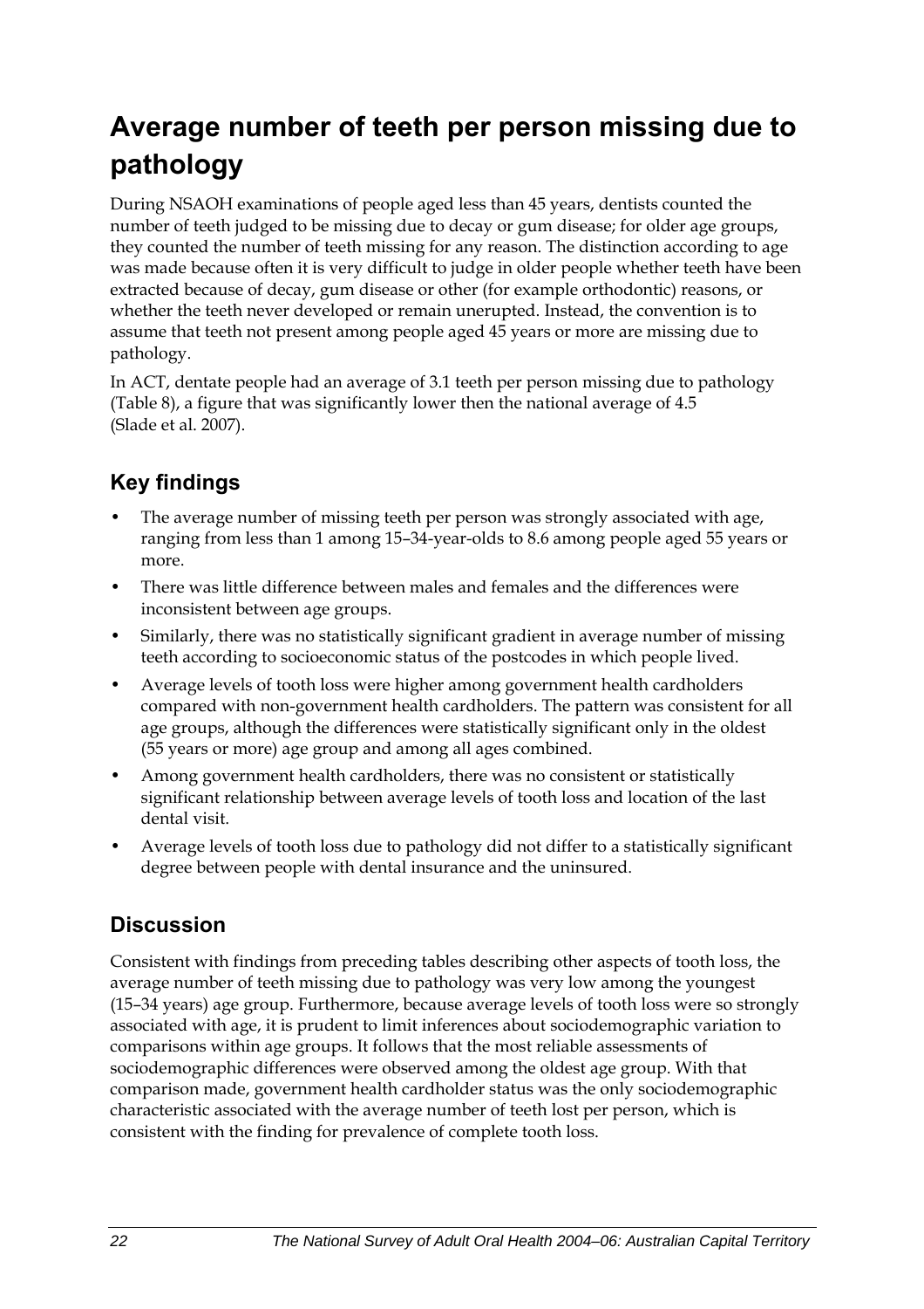# Average number of teeth per person missing due to pathology

During NSAOH examinations of people aged less than 45 years, dentists counted the number of teeth judged to be missing due to decay or gum disease; for older age groups, they counted the number of teeth missing for any reason. The distinction according to age was made because often it is very difficult to judge in older people whether teeth have been extracted because of decay, gum disease or other (for example orthodontic) reasons, or whether the teeth never developed or remain unerupted. Instead, the convention is to assume that teeth not present among people aged 45 years or more are missing due to pathology.

In ACT, dentate people had an average of 3.1 teeth per person missing due to pathology (Table 8), a figure that was significantly lower then the national average of 4.5 (Slade et al. 2007).

## Key findings

- The average number of missing teeth per person was strongly associated with age, ranging from less than 1 among 15–34-year-olds to 8.6 among people aged 55 years or more.
- There was little difference between males and females and the differences were inconsistent between age groups.
- Similarly, there was no statistically significant gradient in average number of missing teeth according to socioeconomic status of the postcodes in which people lived.
- Average levels of tooth loss were higher among government health cardholders compared with non-government health cardholders. The pattern was consistent for all age groups, although the differences were statistically significant only in the oldest (55 years or more) age group and among all ages combined.
- Among government health cardholders, there was no consistent or statistically significant relationship between average levels of tooth loss and location of the last dental visit.
- Average levels of tooth loss due to pathology did not differ to a statistically significant degree between people with dental insurance and the uninsured.

## Discussion

Consistent with findings from preceding tables describing other aspects of tooth loss, the average number of teeth missing due to pathology was very low among the youngest (15–34 years) age group. Furthermore, because average levels of tooth loss were so strongly associated with age, it is prudent to limit inferences about sociodemographic variation to comparisons within age groups. It follows that the most reliable assessments of sociodemographic differences were observed among the oldest age group. With that comparison made, government health cardholder status was the only sociodemographic characteristic associated with the average number of teeth lost per person, which is consistent with the finding for prevalence of complete tooth loss.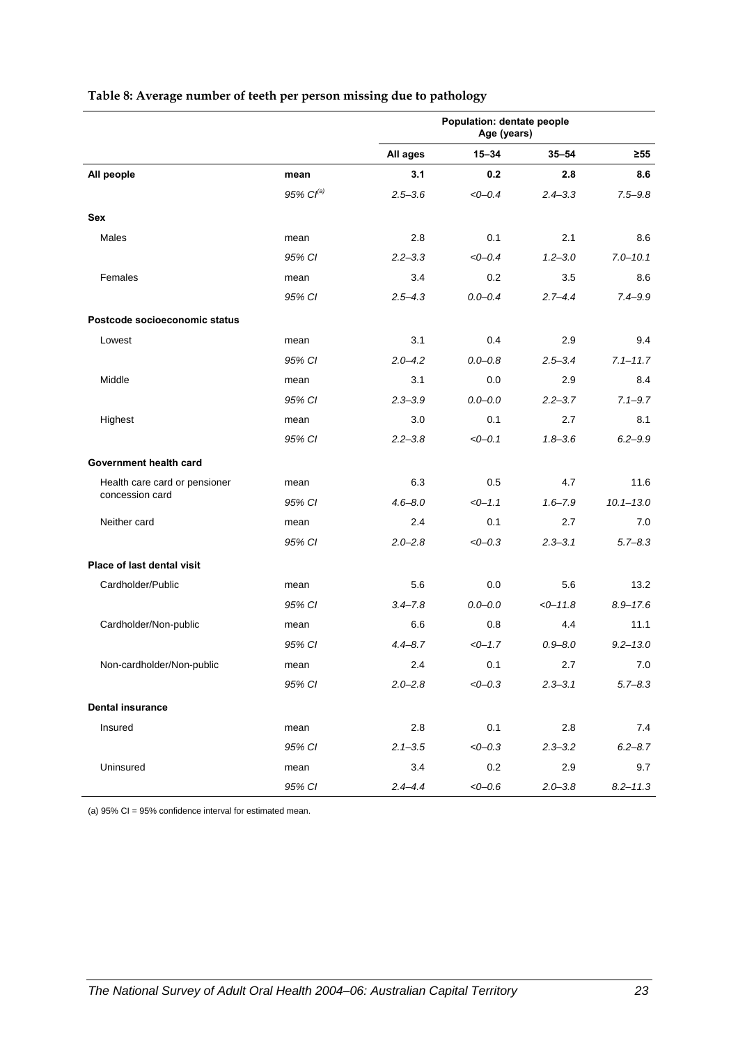**Table 8: Average number of teeth per person missing due to pathology**

| | | Population: dentate people Age (years) | | | |
|---|---|---|---|---|---|
| | | All ages | 15–34 | 35–54 | ≥55 |
| **All people** | **mean** | **3.1** | **0.2** | **2.8** | **8.6** |
| | *95% CI[(a)]* | *2.5–3.6* | *<0–0.4* | *2.4–3.3* | *7.5–9.8* |
| **Sex** | | | | | |
| Males | mean | 2.8 | 0.1 | 2.1 | 8.6 |
| | *95% CI* | *2.2–3.3* | *<0–0.4* | *1.2–3.0* | *7.0–10.1* |
| Females | mean | 3.4 | 0.2 | 3.5 | 8.6 |
| | *95% CI* | *2.5–4.3* | *0.0–0.4* | *2.7–4.4* | *7.4–9.9* |
| **Postcode socioeconomic status** | | | | | |
| Lowest | mean | 3.1 | 0.4 | 2.9 | 9.4 |
| | *95% CI* | *2.0–4.2* | *0.0–0.8* | *2.5–3.4* | *7.1–11.7* |
| Middle | mean | 3.1 | 0.0 | 2.9 | 8.4 |
| | *95% CI* | *2.3–3.9* | *0.0–0.0* | *2.2–3.7* | *7.1–9.7* |
| Highest | mean | 3.0 | 0.1 | 2.7 | 8.1 |
| | *95% CI* | *2.2–3.8* | *<0–0.1* | *1.8–3.6* | *6.2–9.9* |
| **Government health card** | | | | | |
| Health care card or pensioner concession card | mean | 6.3 | 0.5 | 4.7 | 11.6 |
| | *95% CI* | *4.6–8.0* | *<0–1.1* | *1.6–7.9* | *10.1–13.0* |
| Neither card | mean | 2.4 | 0.1 | 2.7 | 7.0 |
| | *95% CI* | *2.0–2.8* | *<0–0.3* | *2.3–3.1* | *5.7–8.3* |
| **Place of last dental visit** | | | | | |
| Cardholder/Public | mean | 5.6 | 0.0 | 5.6 | 13.2 |
| | *95% CI* | *3.4–7.8* | *0.0–0.0* | *<0–11.8* | *8.9–17.6* |
| Cardholder/Non-public | mean | 6.6 | 0.8 | 4.4 | 11.1 |
| | *95% CI* | *4.4–8.7* | *<0–1.7* | *0.9–8.0* | *9.2–13.0* |
| Non-cardholder/Non-public | mean | 2.4 | 0.1 | 2.7 | 7.0 |
| | *95% CI* | *2.0–2.8* | *<0–0.3* | *2.3–3.1* | *5.7–8.3* |
| **Dental insurance** | | | | | |
| Insured | mean | 2.8 | 0.1 | 2.8 | 7.4 |
| | *95% CI* | *2.1–3.5* | *<0–0.3* | *2.3–3.2* | *6.2–8.7* |
| Uninsured | mean | 3.4 | 0.2 | 2.9 | 9.7 |
| | *95% CI* | *2.4–4.4* | *<0–0.6* | *2.0–3.8* | *8.2–11.3* |

(a) 95% CI = 95% confidence interval for estimated mean.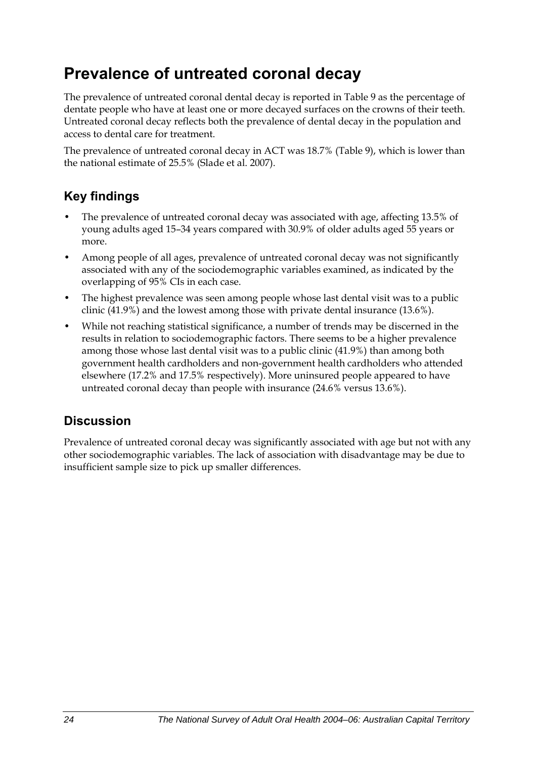# Prevalence of untreated coronal decay

The prevalence of untreated coronal dental decay is reported in Table 9 as the percentage of dentate people who have at least one or more decayed surfaces on the crowns of their teeth. Untreated coronal decay reflects both the prevalence of dental decay in the population and access to dental care for treatment.

The prevalence of untreated coronal decay in ACT was 18.7% (Table 9), which is lower than the national estimate of 25.5% (Slade et al. 2007).

## Key findings

- The prevalence of untreated coronal decay was associated with age, affecting 13.5% of young adults aged 15–34 years compared with 30.9% of older adults aged 55 years or more.
- Among people of all ages, prevalence of untreated coronal decay was not significantly associated with any of the sociodemographic variables examined, as indicated by the overlapping of 95% CIs in each case.
- The highest prevalence was seen among people whose last dental visit was to a public clinic (41.9%) and the lowest among those with private dental insurance (13.6%).
- While not reaching statistical significance, a number of trends may be discerned in the results in relation to sociodemographic factors. There seems to be a higher prevalence among those whose last dental visit was to a public clinic (41.9%) than among both government health cardholders and non-government health cardholders who attended elsewhere (17.2% and 17.5% respectively). More uninsured people appeared to have untreated coronal decay than people with insurance (24.6% versus 13.6%).

## Discussion

Prevalence of untreated coronal decay was significantly associated with age but not with any other sociodemographic variables. The lack of association with disadvantage may be due to insufficient sample size to pick up smaller differences.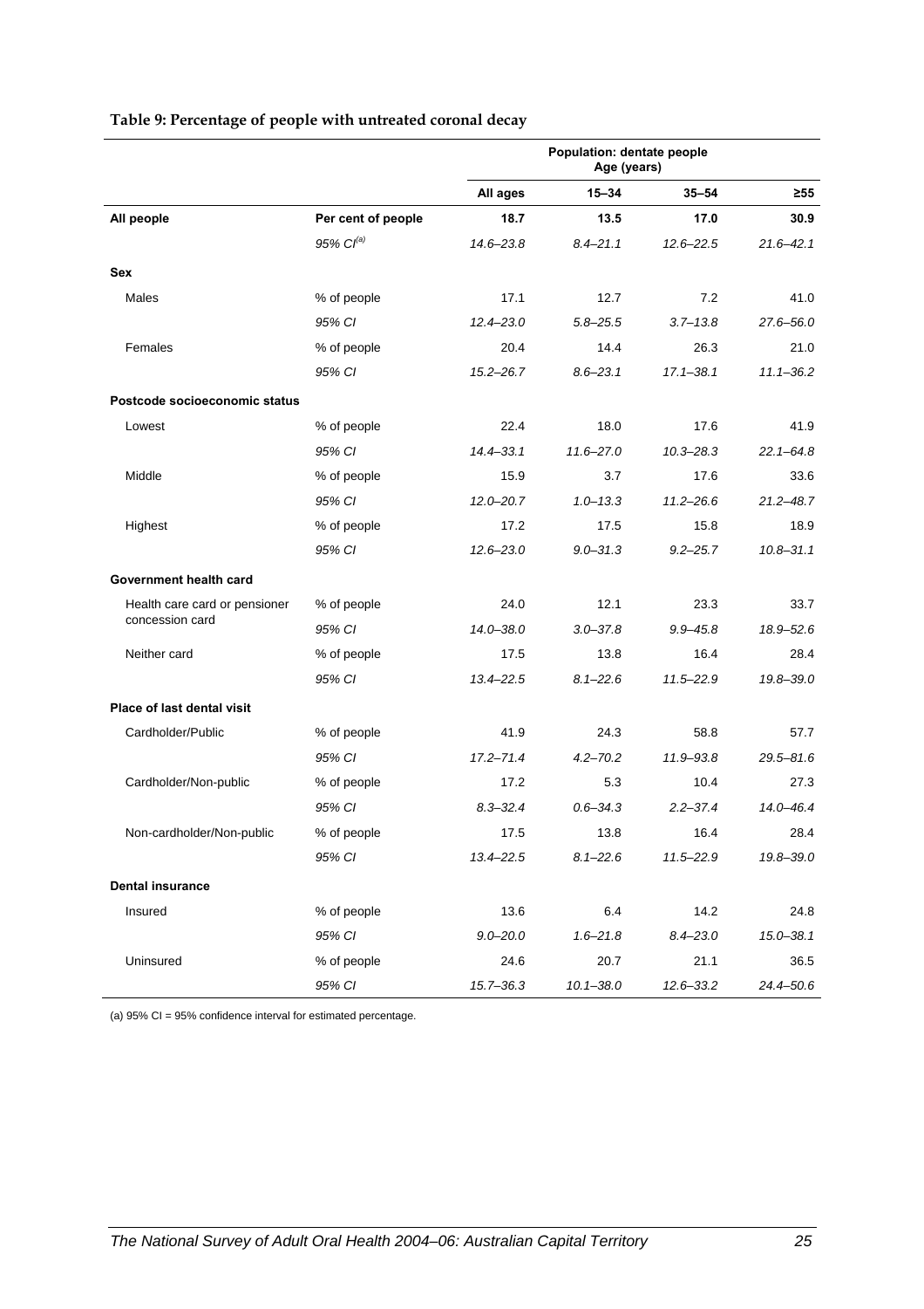**Table 9: Percentage of people with untreated coronal decay**

| | | Population: dentate people Age (years) | | | |
|---|---|---|---|---|---|
| | | **All ages** | **15–34** | **35–54** | **≥55** |
| **All people** | **Per cent of people** | **18.7** | **13.5** | **17.0** | **30.9** |
| | *95% CI[(a)]* | *14.6–23.8* | *8.4–21.1* | *12.6–22.5* | *21.6–42.1* |
| **Sex** | | | | | |
| Males | % of people | 17.1 | 12.7 | 7.2 | 41.0 |
| | *95% CI* | *12.4–23.0* | *5.8–25.5* | *3.7–13.8* | *27.6–56.0* |
| Females | % of people | 20.4 | 14.4 | 26.3 | 21.0 |
| | *95% CI* | *15.2–26.7* | *8.6–23.1* | *17.1–38.1* | *11.1–36.2* |
| **Postcode socioeconomic status** | | | | | |
| Lowest | % of people | 22.4 | 18.0 | 17.6 | 41.9 |
| | *95% CI* | *14.4–33.1* | *11.6–27.0* | *10.3–28.3* | *22.1–64.8* |
| Middle | % of people | 15.9 | 3.7 | 17.6 | 33.6 |
| | *95% CI* | *12.0–20.7* | *1.0–13.3* | *11.2–26.6* | *21.2–48.7* |
| Highest | % of people | 17.2 | 17.5 | 15.8 | 18.9 |
| | *95% CI* | *12.6–23.0* | *9.0–31.3* | *9.2–25.7* | *10.8–31.1* |
| **Government health card** | | | | | |
| Health care card or pensioner concession card | % of people | 24.0 | 12.1 | 23.3 | 33.7 |
| | *95% CI* | *14.0–38.0* | *3.0–37.8* | *9.9–45.8* | *18.9–52.6* |
| Neither card | % of people | 17.5 | 13.8 | 16.4 | 28.4 |
| | *95% CI* | *13.4–22.5* | *8.1–22.6* | *11.5–22.9* | *19.8–39.0* |
| **Place of last dental visit** | | | | | |
| Cardholder/Public | % of people | 41.9 | 24.3 | 58.8 | 57.7 |
| | *95% CI* | *17.2–71.4* | *4.2–70.2* | *11.9–93.8* | *29.5–81.6* |
| Cardholder/Non-public | % of people | 17.2 | 5.3 | 10.4 | 27.3 |
| | *95% CI* | *8.3–32.4* | *0.6–34.3* | *2.2–37.4* | *14.0–46.4* |
| Non-cardholder/Non-public | % of people | 17.5 | 13.8 | 16.4 | 28.4 |
| | *95% CI* | *13.4–22.5* | *8.1–22.6* | *11.5–22.9* | *19.8–39.0* |
| **Dental insurance** | | | | | |
| Insured | % of people | 13.6 | 6.4 | 14.2 | 24.8 |
| | *95% CI* | *9.0–20.0* | *1.6–21.8* | *8.4–23.0* | *15.0–38.1* |
| Uninsured | % of people | 24.6 | 20.7 | 21.1 | 36.5 |
| | *95% CI* | *15.7–36.3* | *10.1–38.0* | *12.6–33.2* | *24.4–50.6* |

(a) 95% CI = 95% confidence interval for estimated percentage.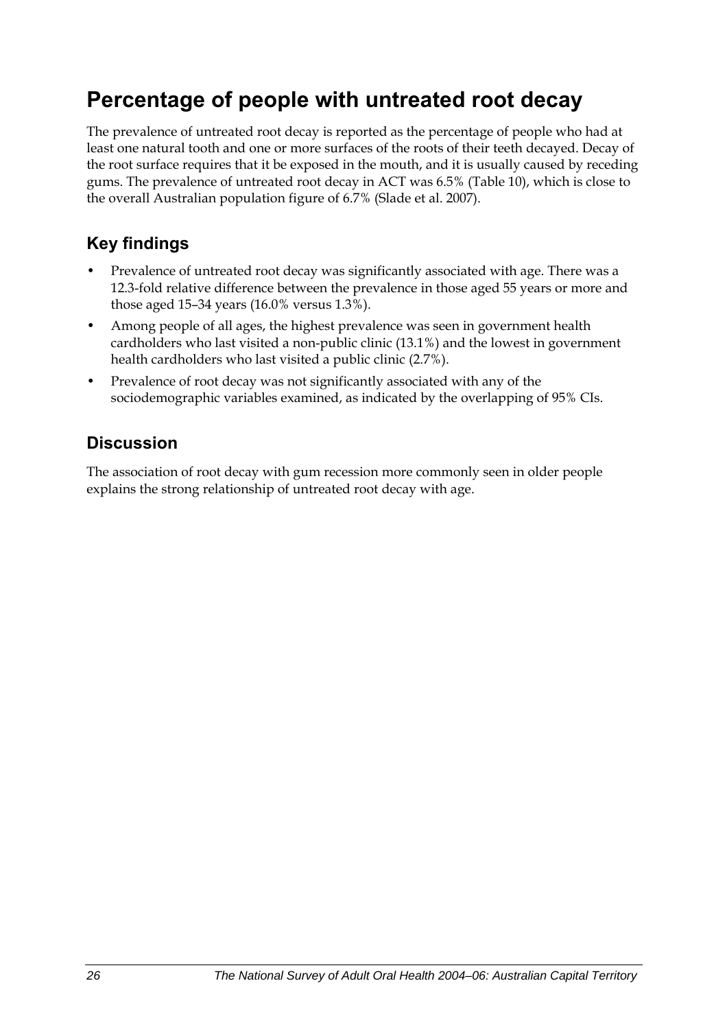# Percentage of people with untreated root decay

The prevalence of untreated root decay is reported as the percentage of people who had at least one natural tooth and one or more surfaces of the roots of their teeth decayed. Decay of the root surface requires that it be exposed in the mouth, and it is usually caused by receding gums. The prevalence of untreated root decay in ACT was 6.5% (Table 10), which is close to the overall Australian population figure of 6.7% (Slade et al. 2007).

## Key findings

- Prevalence of untreated root decay was significantly associated with age. There was a 12.3-fold relative difference between the prevalence in those aged 55 years or more and those aged 15–34 years (16.0% versus 1.3%).
- Among people of all ages, the highest prevalence was seen in government health cardholders who last visited a non-public clinic (13.1%) and the lowest in government health cardholders who last visited a public clinic (2.7%).
- Prevalence of root decay was not significantly associated with any of the sociodemographic variables examined, as indicated by the overlapping of 95% CIs.

## Discussion

The association of root decay with gum recession more commonly seen in older people explains the strong relationship of untreated root decay with age.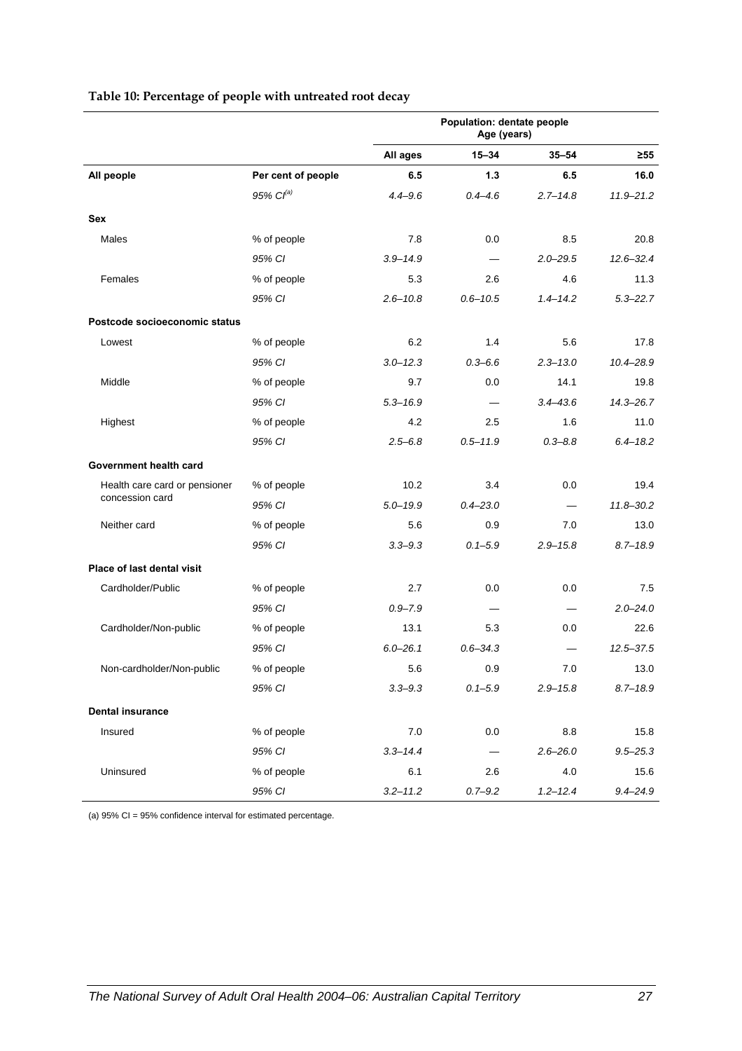**Table 10: Percentage of people with untreated root decay**

| | | Population: dentate people Age (years) | | | |
|---|---|---|---|---|---|
| | | **All ages** | **15–34** | **35–54** | **≥55** |
| **All people** | **Per cent of people** | **6.5** | **1.3** | **6.5** | **16.0** |
| | *95% CI[(a)]* | *4.4–9.6* | *0.4–4.6* | *2.7–14.8* | *11.9–21.2* |
| **Sex** | | | | | |
| Males | % of people | 7.8 | 0.0 | 8.5 | 20.8 |
| | *95% CI* | *3.9–14.9* | — | *2.0–29.5* | *12.6–32.4* |
| Females | % of people | 5.3 | 2.6 | 4.6 | 11.3 |
| | *95% CI* | *2.6–10.8* | *0.6–10.5* | *1.4–14.2* | *5.3–22.7* |
| **Postcode socioeconomic status** | | | | | |
| Lowest | % of people | 6.2 | 1.4 | 5.6 | 17.8 |
| | *95% CI* | *3.0–12.3* | *0.3–6.6* | *2.3–13.0* | *10.4–28.9* |
| Middle | % of people | 9.7 | 0.0 | 14.1 | 19.8 |
| | *95% CI* | *5.3–16.9* | — | *3.4–43.6* | *14.3–26.7* |
| Highest | % of people | 4.2 | 2.5 | 1.6 | 11.0 |
| | *95% CI* | *2.5–6.8* | *0.5–11.9* | *0.3–8.8* | *6.4–18.2* |
| **Government health card** | | | | | |
| Health care card or pensioner concession card | % of people | 10.2 | 3.4 | 0.0 | 19.4 |
| | *95% CI* | *5.0–19.9* | *0.4–23.0* | — | *11.8–30.2* |
| Neither card | % of people | 5.6 | 0.9 | 7.0 | 13.0 |
| | *95% CI* | *3.3–9.3* | *0.1–5.9* | *2.9–15.8* | *8.7–18.9* |
| **Place of last dental visit** | | | | | |
| Cardholder/Public | % of people | 2.7 | 0.0 | 0.0 | 7.5 |
| | *95% CI* | *0.9–7.9* | — | — | *2.0–24.0* |
| Cardholder/Non-public | % of people | 13.1 | 5.3 | 0.0 | 22.6 |
| | *95% CI* | *6.0–26.1* | *0.6–34.3* | — | *12.5–37.5* |
| Non-cardholder/Non-public | % of people | 5.6 | 0.9 | 7.0 | 13.0 |
| | *95% CI* | *3.3–9.3* | *0.1–5.9* | *2.9–15.8* | *8.7–18.9* |
| **Dental insurance** | | | | | |
| Insured | % of people | 7.0 | 0.0 | 8.8 | 15.8 |
| | *95% CI* | *3.3–14.4* | — | *2.6–26.0* | *9.5–25.3* |
| Uninsured | % of people | 6.1 | 2.6 | 4.0 | 15.6 |
| | *95% CI* | *3.2–11.2* | *0.7–9.2* | *1.2–12.4* | *9.4–24.9* |

(a) 95% CI = 95% confidence interval for estimated percentage.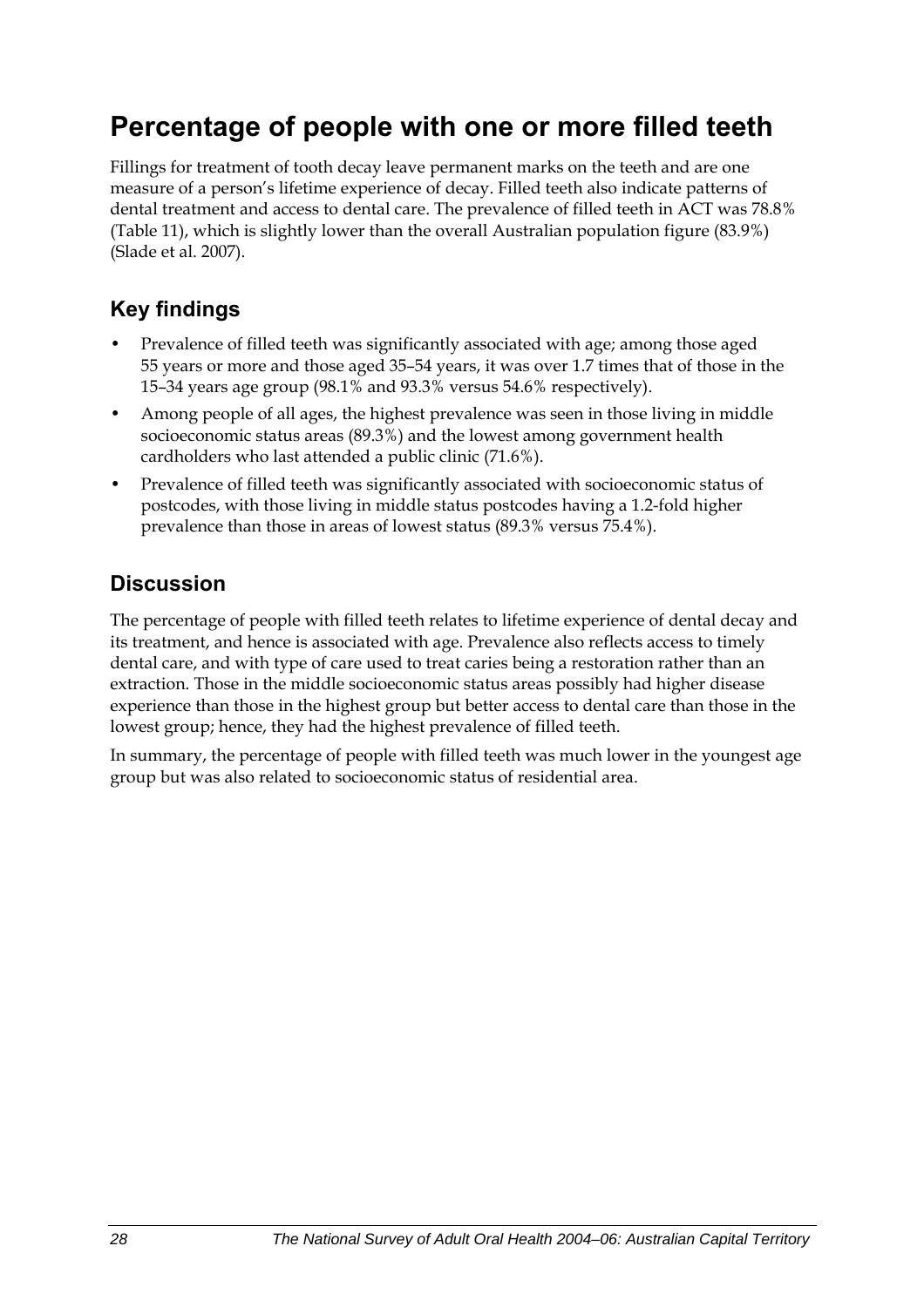# Percentage of people with one or more filled teeth

Fillings for treatment of tooth decay leave permanent marks on the teeth and are one measure of a person's lifetime experience of decay. Filled teeth also indicate patterns of dental treatment and access to dental care. The prevalence of filled teeth in ACT was 78.8% (Table 11), which is slightly lower than the overall Australian population figure (83.9%) (Slade et al. 2007).

## Key findings

- Prevalence of filled teeth was significantly associated with age; among those aged 55 years or more and those aged 35–54 years, it was over 1.7 times that of those in the 15–34 years age group (98.1% and 93.3% versus 54.6% respectively).
- Among people of all ages, the highest prevalence was seen in those living in middle socioeconomic status areas (89.3%) and the lowest among government health cardholders who last attended a public clinic (71.6%).
- Prevalence of filled teeth was significantly associated with socioeconomic status of postcodes, with those living in middle status postcodes having a 1.2-fold higher prevalence than those in areas of lowest status (89.3% versus 75.4%).

## Discussion

The percentage of people with filled teeth relates to lifetime experience of dental decay and its treatment, and hence is associated with age. Prevalence also reflects access to timely dental care, and with type of care used to treat caries being a restoration rather than an extraction. Those in the middle socioeconomic status areas possibly had higher disease experience than those in the highest group but better access to dental care than those in the lowest group; hence, they had the highest prevalence of filled teeth.

In summary, the percentage of people with filled teeth was much lower in the youngest age group but was also related to socioeconomic status of residential area.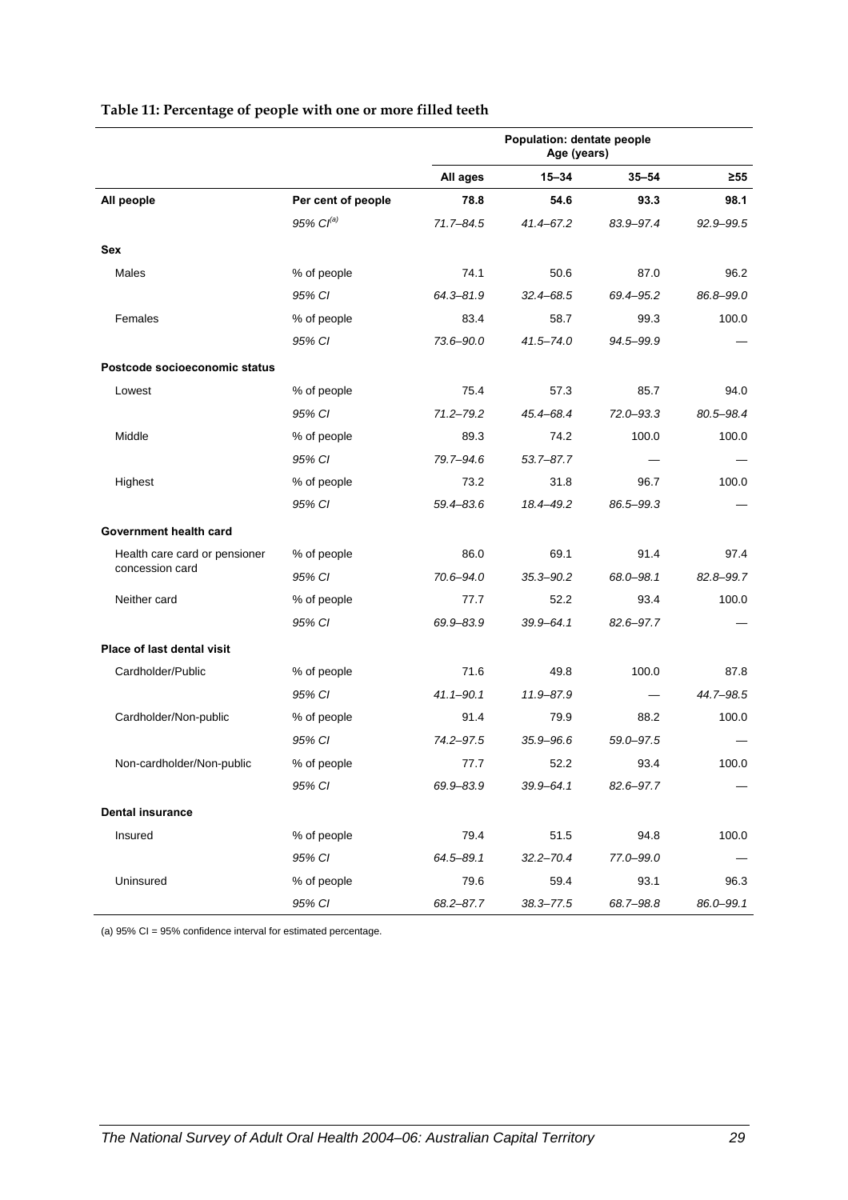**Table 11: Percentage of people with one or more filled teeth**

| | | Population: dentate people Age (years) | | | |
|---|---|---|---|---|---|
| | | **All ages** | **15–34** | **35–54** | **≥55** |
| **All people** | **Per cent of people** | **78.8** | **54.6** | **93.3** | **98.1** |
| | *95% CI(a)* | *71.7–84.5* | *41.4–67.2* | *83.9–97.4* | *92.9–99.5* |
| **Sex** | | | | | |
| Males | % of people | 74.1 | 50.6 | 87.0 | 96.2 |
| | *95% CI* | *64.3–81.9* | *32.4–68.5* | *69.4–95.2* | *86.8–99.0* |
| Females | % of people | 83.4 | 58.7 | 99.3 | 100.0 |
| | *95% CI* | *73.6–90.0* | *41.5–74.0* | *94.5–99.9* | — |
| **Postcode socioeconomic status** | | | | | |
| Lowest | % of people | 75.4 | 57.3 | 85.7 | 94.0 |
| | *95% CI* | *71.2–79.2* | *45.4–68.4* | *72.0–93.3* | *80.5–98.4* |
| Middle | % of people | 89.3 | 74.2 | 100.0 | 100.0 |
| | *95% CI* | *79.7–94.6* | *53.7–87.7* | — | — |
| Highest | % of people | 73.2 | 31.8 | 96.7 | 100.0 |
| | *95% CI* | *59.4–83.6* | *18.4–49.2* | *86.5–99.3* | — |
| **Government health card** | | | | | |
| Health care card or pensioner concession card | % of people | 86.0 | 69.1 | 91.4 | 97.4 |
| | *95% CI* | *70.6–94.0* | *35.3–90.2* | *68.0–98.1* | *82.8–99.7* |
| Neither card | % of people | 77.7 | 52.2 | 93.4 | 100.0 |
| | *95% CI* | *69.9–83.9* | *39.9–64.1* | *82.6–97.7* | — |
| **Place of last dental visit** | | | | | |
| Cardholder/Public | % of people | 71.6 | 49.8 | 100.0 | 87.8 |
| | *95% CI* | *41.1–90.1* | *11.9–87.9* | — | *44.7–98.5* |
| Cardholder/Non-public | % of people | 91.4 | 79.9 | 88.2 | 100.0 |
| | *95% CI* | *74.2–97.5* | *35.9–96.6* | *59.0–97.5* | — |
| Non-cardholder/Non-public | % of people | 77.7 | 52.2 | 93.4 | 100.0 |
| | *95% CI* | *69.9–83.9* | *39.9–64.1* | *82.6–97.7* | — |
| **Dental insurance** | | | | | |
| Insured | % of people | 79.4 | 51.5 | 94.8 | 100.0 |
| | *95% CI* | *64.5–89.1* | *32.2–70.4* | *77.0–99.0* | — |
| Uninsured | % of people | 79.6 | 59.4 | 93.1 | 96.3 |
| | *95% CI* | *68.2–87.7* | *38.3–77.5* | *68.7–98.8* | *86.0–99.1* |

(a) 95% CI = 95% confidence interval for estimated percentage.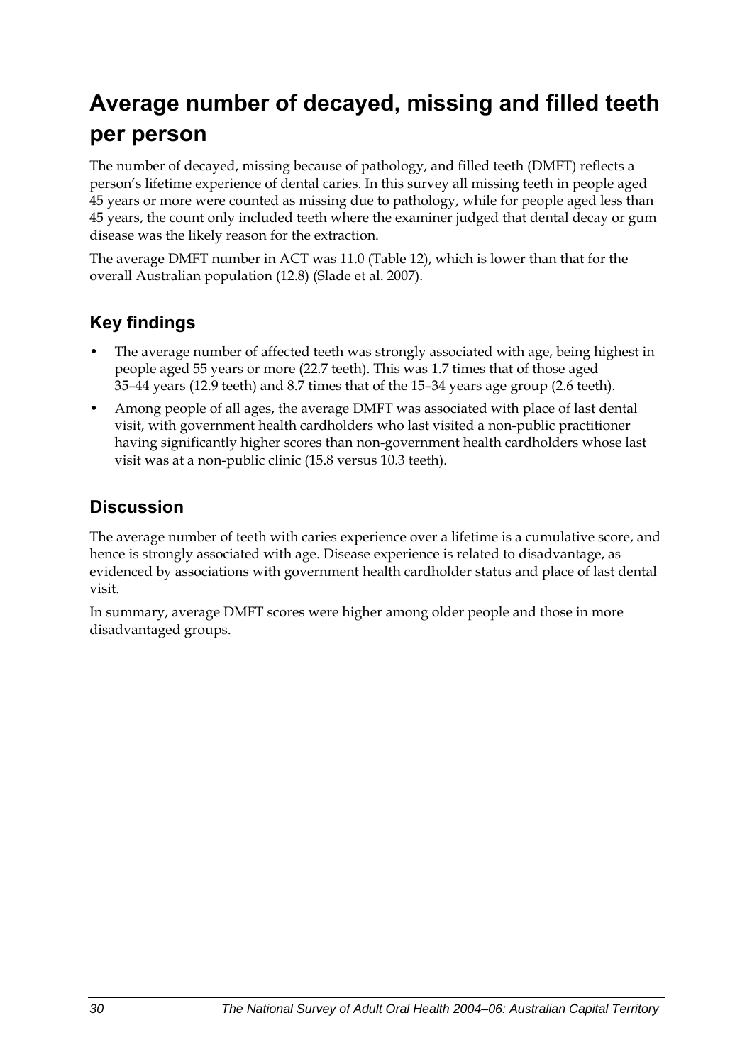# Average number of decayed, missing and filled teeth per person

The number of decayed, missing because of pathology, and filled teeth (DMFT) reflects a person's lifetime experience of dental caries. In this survey all missing teeth in people aged 45 years or more were counted as missing due to pathology, while for people aged less than 45 years, the count only included teeth where the examiner judged that dental decay or gum disease was the likely reason for the extraction.

The average DMFT number in ACT was 11.0 (Table 12), which is lower than that for the overall Australian population (12.8) (Slade et al. 2007).

## Key findings

- The average number of affected teeth was strongly associated with age, being highest in people aged 55 years or more (22.7 teeth). This was 1.7 times that of those aged 35–44 years (12.9 teeth) and 8.7 times that of the 15–34 years age group (2.6 teeth).
- Among people of all ages, the average DMFT was associated with place of last dental visit, with government health cardholders who last visited a non-public practitioner having significantly higher scores than non-government health cardholders whose last visit was at a non-public clinic (15.8 versus 10.3 teeth).

## Discussion

The average number of teeth with caries experience over a lifetime is a cumulative score, and hence is strongly associated with age. Disease experience is related to disadvantage, as evidenced by associations with government health cardholder status and place of last dental visit.

In summary, average DMFT scores were higher among older people and those in more disadvantaged groups.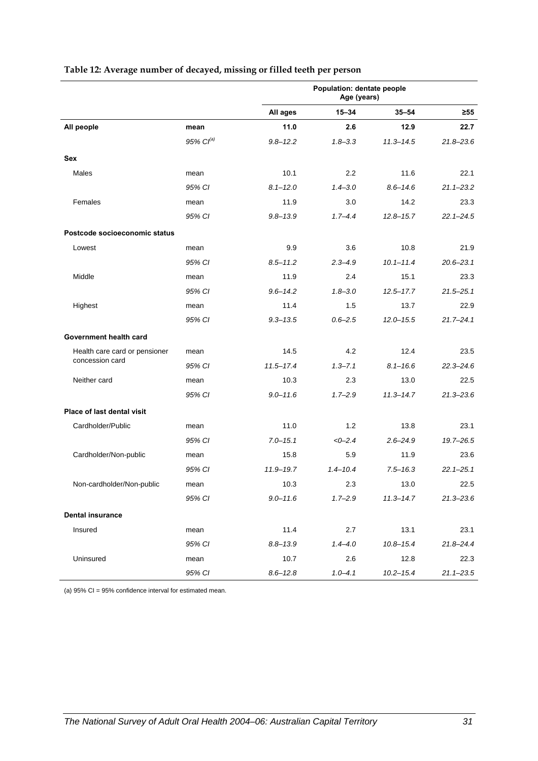**Table 12: Average number of decayed, missing or filled teeth per person**

| | | Population: dentate people Age (years) | | | |
|---|---|---|---|---|---|
| | | All ages | 15–34 | 35–54 | ≥55 |
| **All people** | **mean** | **11.0** | **2.6** | **12.9** | **22.7** |
| | *95% CI[(a)]* | *9.8–12.2* | *1.8–3.3* | *11.3–14.5* | *21.8–23.6* |
| **Sex** | | | | | |
| Males | mean | 10.1 | 2.2 | 11.6 | 22.1 |
| | *95% CI* | *8.1–12.0* | *1.4–3.0* | *8.6–14.6* | *21.1–23.2* |
| Females | mean | 11.9 | 3.0 | 14.2 | 23.3 |
| | *95% CI* | *9.8–13.9* | *1.7–4.4* | *12.8–15.7* | *22.1–24.5* |
| **Postcode socioeconomic status** | | | | | |
| Lowest | mean | 9.9 | 3.6 | 10.8 | 21.9 |
| | *95% CI* | *8.5–11.2* | *2.3–4.9* | *10.1–11.4* | *20.6–23.1* |
| Middle | mean | 11.9 | 2.4 | 15.1 | 23.3 |
| | *95% CI* | *9.6–14.2* | *1.8–3.0* | *12.5–17.7* | *21.5–25.1* |
| Highest | mean | 11.4 | 1.5 | 13.7 | 22.9 |
| | *95% CI* | *9.3–13.5* | *0.6–2.5* | *12.0–15.5* | *21.7–24.1* |
| **Government health card** | | | | | |
| Health care card or pensioner concession card | mean | 14.5 | 4.2 | 12.4 | 23.5 |
| | *95% CI* | *11.5–17.4* | *1.3–7.1* | *8.1–16.6* | *22.3–24.6* |
| Neither card | mean | 10.3 | 2.3 | 13.0 | 22.5 |
| | *95% CI* | *9.0–11.6* | *1.7–2.9* | *11.3–14.7* | *21.3–23.6* |
| **Place of last dental visit** | | | | | |
| Cardholder/Public | mean | 11.0 | 1.2 | 13.8 | 23.1 |
| | *95% CI* | *7.0–15.1* | *<0–2.4* | *2.6–24.9* | *19.7–26.5* |
| Cardholder/Non-public | mean | 15.8 | 5.9 | 11.9 | 23.6 |
| | *95% CI* | *11.9–19.7* | *1.4–10.4* | *7.5–16.3* | *22.1–25.1* |
| Non-cardholder/Non-public | mean | 10.3 | 2.3 | 13.0 | 22.5 |
| | *95% CI* | *9.0–11.6* | *1.7–2.9* | *11.3–14.7* | *21.3–23.6* |
| **Dental insurance** | | | | | |
| Insured | mean | 11.4 | 2.7 | 13.1 | 23.1 |
| | *95% CI* | *8.8–13.9* | *1.4–4.0* | *10.8–15.4* | *21.8–24.4* |
| Uninsured | mean | 10.7 | 2.6 | 12.8 | 22.3 |
| | *95% CI* | *8.6–12.8* | *1.0–4.1* | *10.2–15.4* | *21.1–23.5* |

(a) 95% CI = 95% confidence interval for estimated mean.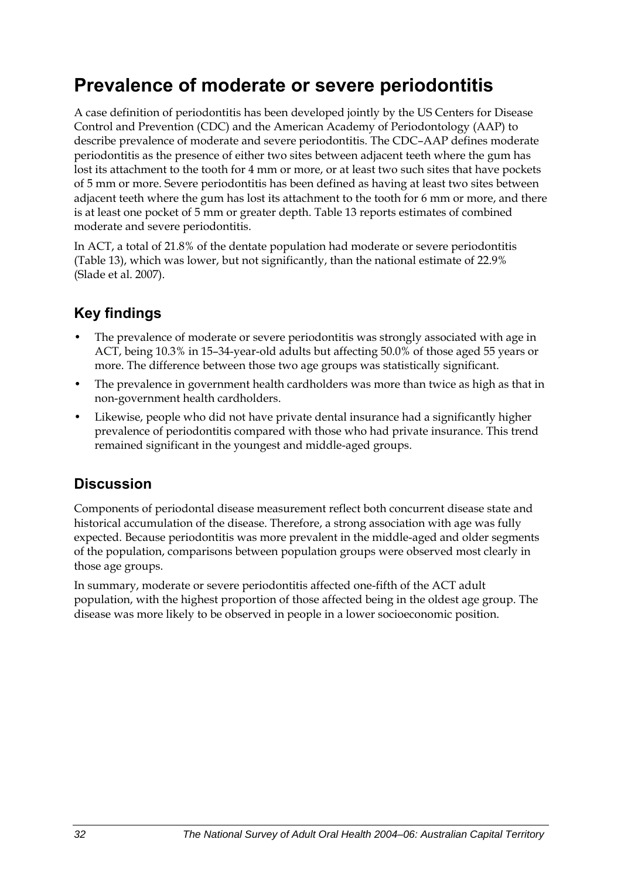# Prevalence of moderate or severe periodontitis

A case definition of periodontitis has been developed jointly by the US Centers for Disease Control and Prevention (CDC) and the American Academy of Periodontology (AAP) to describe prevalence of moderate and severe periodontitis. The CDC–AAP defines moderate periodontitis as the presence of either two sites between adjacent teeth where the gum has lost its attachment to the tooth for 4 mm or more, or at least two such sites that have pockets of 5 mm or more. Severe periodontitis has been defined as having at least two sites between adjacent teeth where the gum has lost its attachment to the tooth for 6 mm or more, and there is at least one pocket of 5 mm or greater depth. Table 13 reports estimates of combined moderate and severe periodontitis.

In ACT, a total of 21.8% of the dentate population had moderate or severe periodontitis (Table 13), which was lower, but not significantly, than the national estimate of 22.9% (Slade et al. 2007).

## Key findings

- The prevalence of moderate or severe periodontitis was strongly associated with age in ACT, being 10.3% in 15–34-year-old adults but affecting 50.0% of those aged 55 years or more. The difference between those two age groups was statistically significant.
- The prevalence in government health cardholders was more than twice as high as that in non-government health cardholders.
- Likewise, people who did not have private dental insurance had a significantly higher prevalence of periodontitis compared with those who had private insurance. This trend remained significant in the youngest and middle-aged groups.

## Discussion

Components of periodontal disease measurement reflect both concurrent disease state and historical accumulation of the disease. Therefore, a strong association with age was fully expected. Because periodontitis was more prevalent in the middle-aged and older segments of the population, comparisons between population groups were observed most clearly in those age groups.

In summary, moderate or severe periodontitis affected one-fifth of the ACT adult population, with the highest proportion of those affected being in the oldest age group. The disease was more likely to be observed in people in a lower socioeconomic position.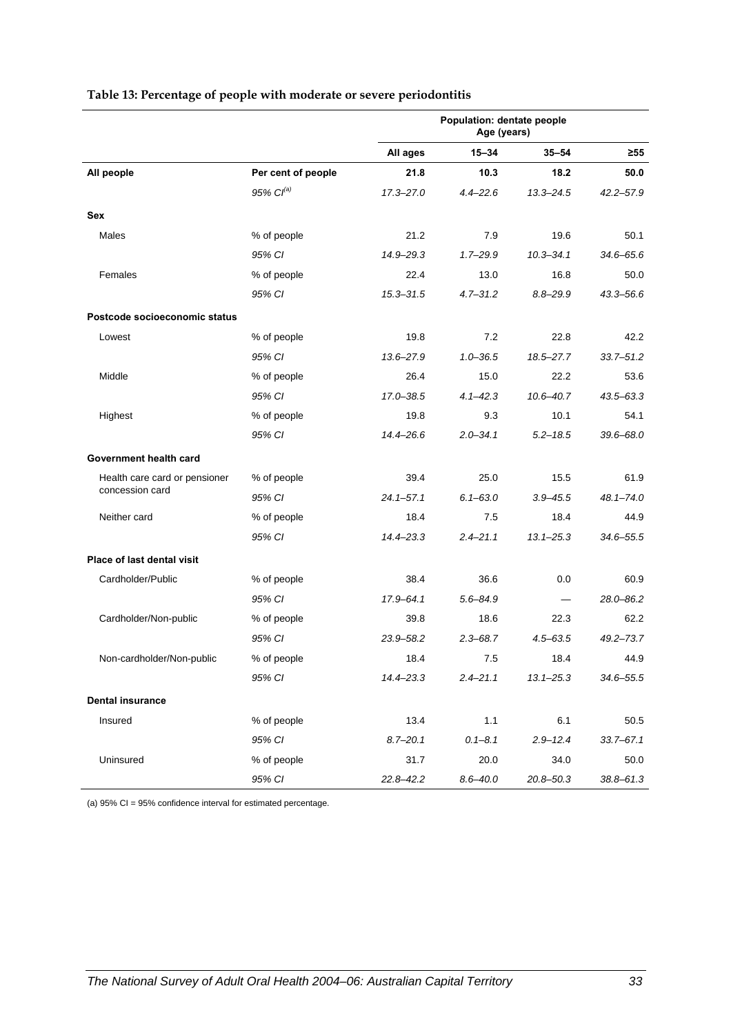**Table 13: Percentage of people with moderate or severe periodontitis**

| | | Population: dentate people Age (years) | | | |
|---|---|---|---|---|---|
| | | **All ages** | **15–34** | **35–54** | **≥55** |
| **All people** | **Per cent of people** | **21.8** | **10.3** | **18.2** | **50.0** |
| | *95% CI[(a)]* | *17.3–27.0* | *4.4–22.6* | *13.3–24.5* | *42.2–57.9* |
| **Sex** | | | | | |
| Males | % of people | 21.2 | 7.9 | 19.6 | 50.1 |
| | *95% CI* | *14.9–29.3* | *1.7–29.9* | *10.3–34.1* | *34.6–65.6* |
| Females | % of people | 22.4 | 13.0 | 16.8 | 50.0 |
| | *95% CI* | *15.3–31.5* | *4.7–31.2* | *8.8–29.9* | *43.3–56.6* |
| **Postcode socioeconomic status** | | | | | |
| Lowest | % of people | 19.8 | 7.2 | 22.8 | 42.2 |
| | *95% CI* | *13.6–27.9* | *1.0–36.5* | *18.5–27.7* | *33.7–51.2* |
| Middle | % of people | 26.4 | 15.0 | 22.2 | 53.6 |
| | *95% CI* | *17.0–38.5* | *4.1–42.3* | *10.6–40.7* | *43.5–63.3* |
| Highest | % of people | 19.8 | 9.3 | 10.1 | 54.1 |
| | *95% CI* | *14.4–26.6* | *2.0–34.1* | *5.2–18.5* | *39.6–68.0* |
| **Government health card** | | | | | |
| Health care card or pensioner concession card | % of people | 39.4 | 25.0 | 15.5 | 61.9 |
| | *95% CI* | *24.1–57.1* | *6.1–63.0* | *3.9–45.5* | *48.1–74.0* |
| Neither card | % of people | 18.4 | 7.5 | 18.4 | 44.9 |
| | *95% CI* | *14.4–23.3* | *2.4–21.1* | *13.1–25.3* | *34.6–55.5* |
| **Place of last dental visit** | | | | | |
| Cardholder/Public | % of people | 38.4 | 36.6 | 0.0 | 60.9 |
| | *95% CI* | *17.9–64.1* | *5.6–84.9* | — | *28.0–86.2* |
| Cardholder/Non-public | % of people | 39.8 | 18.6 | 22.3 | 62.2 |
| | *95% CI* | *23.9–58.2* | *2.3–68.7* | *4.5–63.5* | *49.2–73.7* |
| Non-cardholder/Non-public | % of people | 18.4 | 7.5 | 18.4 | 44.9 |
| | *95% CI* | *14.4–23.3* | *2.4–21.1* | *13.1–25.3* | *34.6–55.5* |
| **Dental insurance** | | | | | |
| Insured | % of people | 13.4 | 1.1 | 6.1 | 50.5 |
| | *95% CI* | *8.7–20.1* | *0.1–8.1* | *2.9–12.4* | *33.7–67.1* |
| Uninsured | % of people | 31.7 | 20.0 | 34.0 | 50.0 |
| | *95% CI* | *22.8–42.2* | *8.6–40.0* | *20.8–50.3* | *38.8–61.3* |

(a) 95% CI = 95% confidence interval for estimated percentage.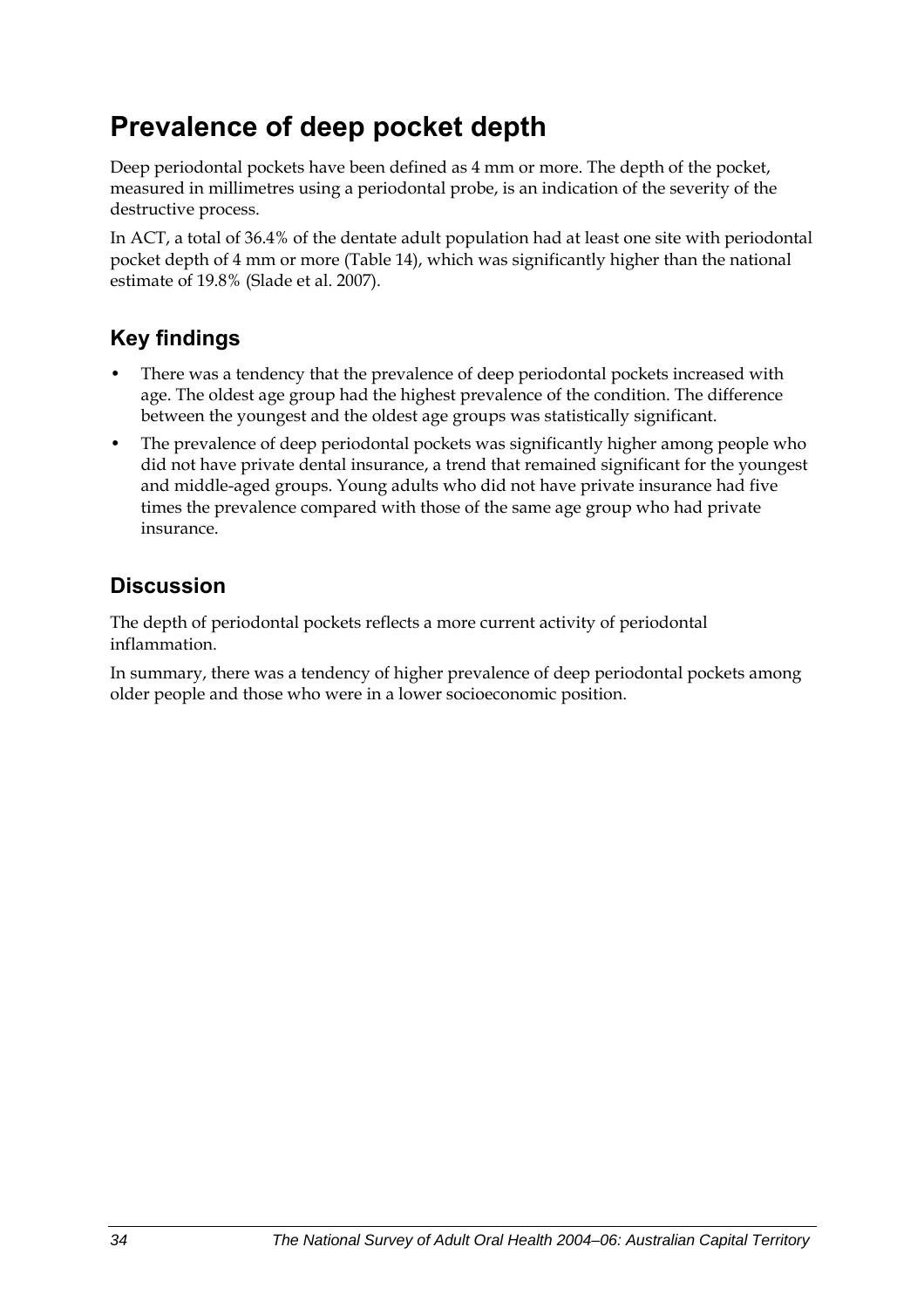# Prevalence of deep pocket depth

Deep periodontal pockets have been defined as 4 mm or more. The depth of the pocket, measured in millimetres using a periodontal probe, is an indication of the severity of the destructive process.

In ACT, a total of 36.4% of the dentate adult population had at least one site with periodontal pocket depth of 4 mm or more (Table 14), which was significantly higher than the national estimate of 19.8% (Slade et al. 2007).

## Key findings

- There was a tendency that the prevalence of deep periodontal pockets increased with age. The oldest age group had the highest prevalence of the condition. The difference between the youngest and the oldest age groups was statistically significant.
- The prevalence of deep periodontal pockets was significantly higher among people who did not have private dental insurance, a trend that remained significant for the youngest and middle-aged groups. Young adults who did not have private insurance had five times the prevalence compared with those of the same age group who had private insurance.

## Discussion

The depth of periodontal pockets reflects a more current activity of periodontal inflammation.

In summary, there was a tendency of higher prevalence of deep periodontal pockets among older people and those who were in a lower socioeconomic position.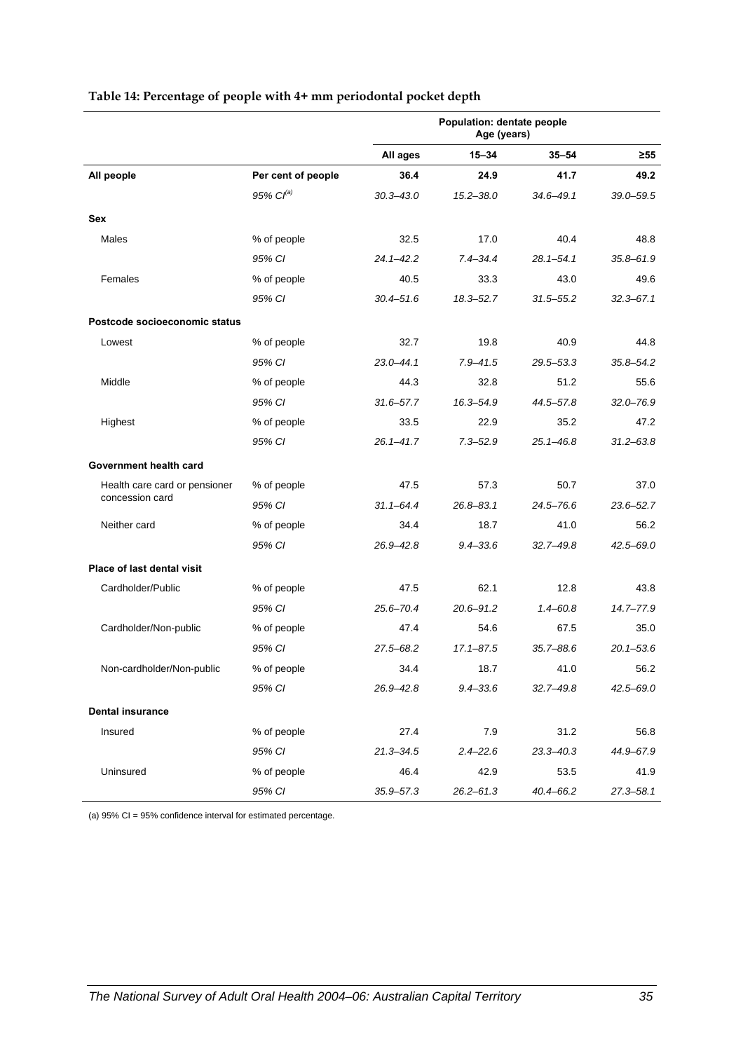**Table 14: Percentage of people with 4+ mm periodontal pocket depth**

| | | Population: dentate people Age (years) | | | |
|---|---|---|---|---|---|
| | | All ages | 15–34 | 35–54 | ≥55 |
| **All people** | **Per cent of people** | **36.4** | **24.9** | **41.7** | **49.2** |
| | *95% CI[(a)]* | *30.3–43.0* | *15.2–38.0* | *34.6–49.1* | *39.0–59.5* |
| **Sex** | | | | | |
| Males | % of people | 32.5 | 17.0 | 40.4 | 48.8 |
| | *95% CI* | *24.1–42.2* | *7.4–34.4* | *28.1–54.1* | *35.8–61.9* |
| Females | % of people | 40.5 | 33.3 | 43.0 | 49.6 |
| | *95% CI* | *30.4–51.6* | *18.3–52.7* | *31.5–55.2* | *32.3–67.1* |
| **Postcode socioeconomic status** | | | | | |
| Lowest | % of people | 32.7 | 19.8 | 40.9 | 44.8 |
| | *95% CI* | *23.0–44.1* | *7.9–41.5* | *29.5–53.3* | *35.8–54.2* |
| Middle | % of people | 44.3 | 32.8 | 51.2 | 55.6 |
| | *95% CI* | *31.6–57.7* | *16.3–54.9* | *44.5–57.8* | *32.0–76.9* |
| Highest | % of people | 33.5 | 22.9 | 35.2 | 47.2 |
| | *95% CI* | *26.1–41.7* | *7.3–52.9* | *25.1–46.8* | *31.2–63.8* |
| **Government health card** | | | | | |
| Health care card or pensioner concession card | % of people | 47.5 | 57.3 | 50.7 | 37.0 |
| | *95% CI* | *31.1–64.4* | *26.8–83.1* | *24.5–76.6* | *23.6–52.7* |
| Neither card | % of people | 34.4 | 18.7 | 41.0 | 56.2 |
| | *95% CI* | *26.9–42.8* | *9.4–33.6* | *32.7–49.8* | *42.5–69.0* |
| **Place of last dental visit** | | | | | |
| Cardholder/Public | % of people | 47.5 | 62.1 | 12.8 | 43.8 |
| | *95% CI* | *25.6–70.4* | *20.6–91.2* | *1.4–60.8* | *14.7–77.9* |
| Cardholder/Non-public | % of people | 47.4 | 54.6 | 67.5 | 35.0 |
| | *95% CI* | *27.5–68.2* | *17.1–87.5* | *35.7–88.6* | *20.1–53.6* |
| Non-cardholder/Non-public | % of people | 34.4 | 18.7 | 41.0 | 56.2 |
| | *95% CI* | *26.9–42.8* | *9.4–33.6* | *32.7–49.8* | *42.5–69.0* |
| **Dental insurance** | | | | | |
| Insured | % of people | 27.4 | 7.9 | 31.2 | 56.8 |
| | *95% CI* | *21.3–34.5* | *2.4–22.6* | *23.3–40.3* | *44.9–67.9* |
| Uninsured | % of people | 46.4 | 42.9 | 53.5 | 41.9 |
| | *95% CI* | *35.9–57.3* | *26.2–61.3* | *40.4–66.2* | *27.3–58.1* |

(a) 95% CI = 95% confidence interval for estimated percentage.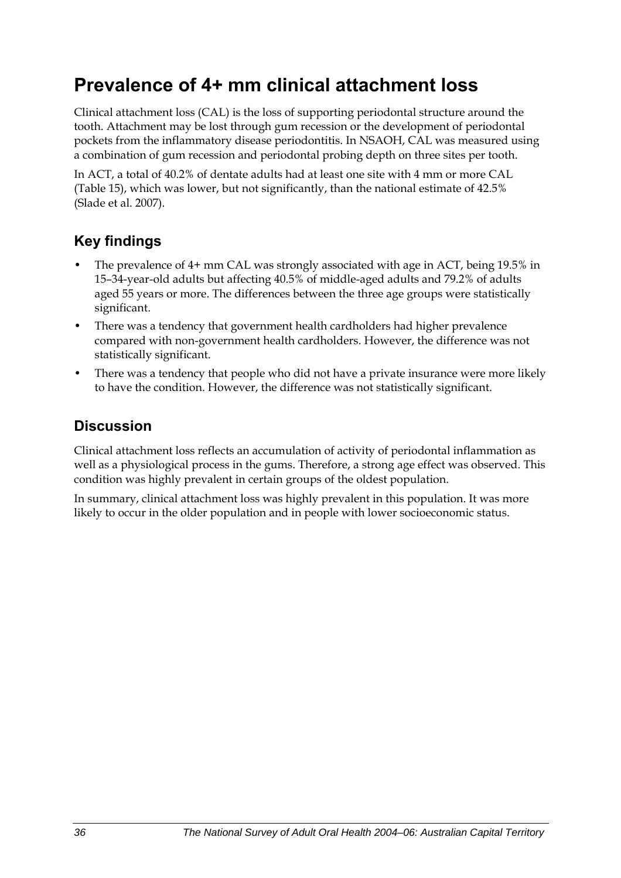# Prevalence of 4+ mm clinical attachment loss

Clinical attachment loss (CAL) is the loss of supporting periodontal structure around the tooth. Attachment may be lost through gum recession or the development of periodontal pockets from the inflammatory disease periodontitis. In NSAOH, CAL was measured using a combination of gum recession and periodontal probing depth on three sites per tooth.

In ACT, a total of 40.2% of dentate adults had at least one site with 4 mm or more CAL (Table 15), which was lower, but not significantly, than the national estimate of 42.5% (Slade et al. 2007).

## Key findings

- The prevalence of 4+ mm CAL was strongly associated with age in ACT, being 19.5% in 15–34-year-old adults but affecting 40.5% of middle-aged adults and 79.2% of adults aged 55 years or more. The differences between the three age groups were statistically significant.
- There was a tendency that government health cardholders had higher prevalence compared with non-government health cardholders. However, the difference was not statistically significant.
- There was a tendency that people who did not have a private insurance were more likely to have the condition. However, the difference was not statistically significant.

## Discussion

Clinical attachment loss reflects an accumulation of activity of periodontal inflammation as well as a physiological process in the gums. Therefore, a strong age effect was observed. This condition was highly prevalent in certain groups of the oldest population.

In summary, clinical attachment loss was highly prevalent in this population. It was more likely to occur in the older population and in people with lower socioeconomic status.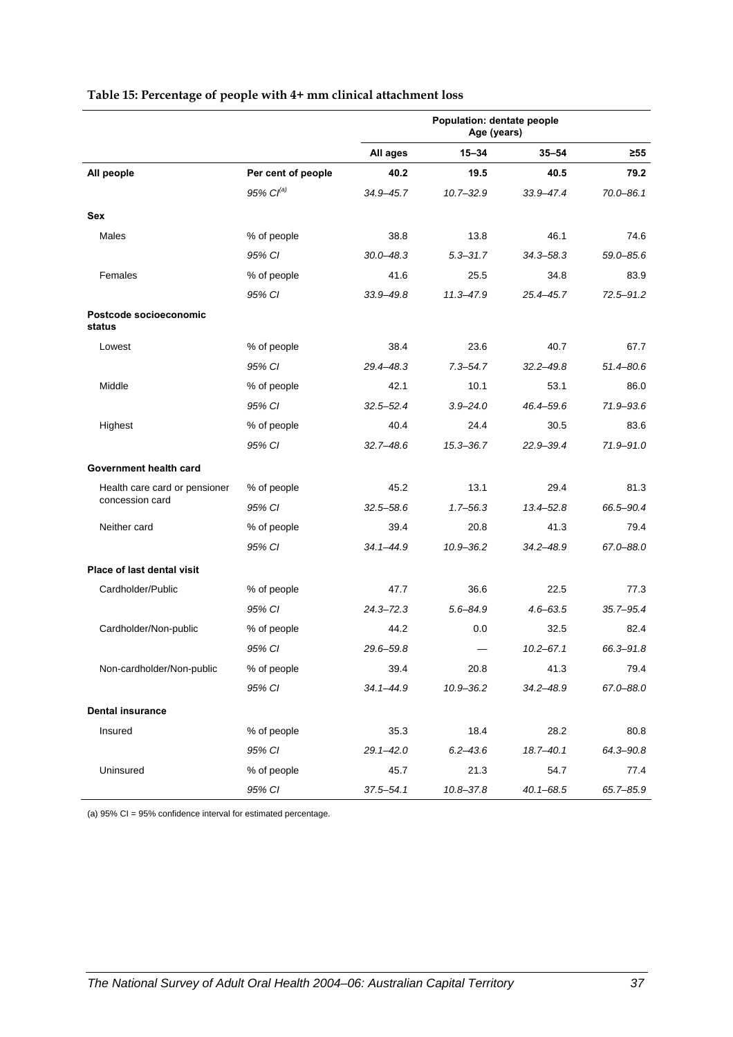**Table 15: Percentage of people with 4+ mm clinical attachment loss**

| | | Population: dentate people Age (years) | | | |
|---|---|---|---|---|---|
| | | **All ages** | **15–34** | **35–54** | **≥55** |
| **All people** | **Per cent of people** | **40.2** | **19.5** | **40.5** | **79.2** |
| | *95% CI[(a)]* | *34.9–45.7* | *10.7–32.9* | *33.9–47.4* | *70.0–86.1* |
| **Sex** | | | | | |
| Males | % of people | 38.8 | 13.8 | 46.1 | 74.6 |
| | *95% CI* | *30.0–48.3* | *5.3–31.7* | *34.3–58.3* | *59.0–85.6* |
| Females | % of people | 41.6 | 25.5 | 34.8 | 83.9 |
| | *95% CI* | *33.9–49.8* | *11.3–47.9* | *25.4–45.7* | *72.5–91.2* |
| **Postcode socioeconomic status** | | | | | |
| Lowest | % of people | 38.4 | 23.6 | 40.7 | 67.7 |
| | *95% CI* | *29.4–48.3* | *7.3–54.7* | *32.2–49.8* | *51.4–80.6* |
| Middle | % of people | 42.1 | 10.1 | 53.1 | 86.0 |
| | *95% CI* | *32.5–52.4* | *3.9–24.0* | *46.4–59.6* | *71.9–93.6* |
| Highest | % of people | 40.4 | 24.4 | 30.5 | 83.6 |
| | *95% CI* | *32.7–48.6* | *15.3–36.7* | *22.9–39.4* | *71.9–91.0* |
| **Government health card** | | | | | |
| Health care card or pensioner concession card | % of people | 45.2 | 13.1 | 29.4 | 81.3 |
| | *95% CI* | *32.5–58.6* | *1.7–56.3* | *13.4–52.8* | *66.5–90.4* |
| Neither card | % of people | 39.4 | 20.8 | 41.3 | 79.4 |
| | *95% CI* | *34.1–44.9* | *10.9–36.2* | *34.2–48.9* | *67.0–88.0* |
| **Place of last dental visit** | | | | | |
| Cardholder/Public | % of people | 47.7 | 36.6 | 22.5 | 77.3 |
| | *95% CI* | *24.3–72.3* | *5.6–84.9* | *4.6–63.5* | *35.7–95.4* |
| Cardholder/Non-public | % of people | 44.2 | 0.0 | 32.5 | 82.4 |
| | *95% CI* | *29.6–59.8* | — | *10.2–67.1* | *66.3–91.8* |
| Non-cardholder/Non-public | % of people | 39.4 | 20.8 | 41.3 | 79.4 |
| | *95% CI* | *34.1–44.9* | *10.9–36.2* | *34.2–48.9* | *67.0–88.0* |
| **Dental insurance** | | | | | |
| Insured | % of people | 35.3 | 18.4 | 28.2 | 80.8 |
| | *95% CI* | *29.1–42.0* | *6.2–43.6* | *18.7–40.1* | *64.3–90.8* |
| Uninsured | % of people | 45.7 | 21.3 | 54.7 | 77.4 |
| | *95% CI* | *37.5–54.1* | *10.8–37.8* | *40.1–68.5* | *65.7–85.9* |

(a) 95% CI = 95% confidence interval for estimated percentage.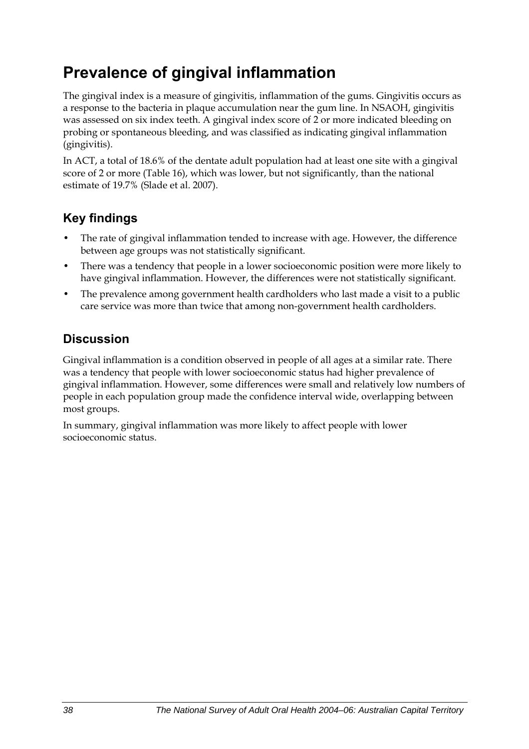# Prevalence of gingival inflammation

The gingival index is a measure of gingivitis, inflammation of the gums. Gingivitis occurs as a response to the bacteria in plaque accumulation near the gum line. In NSAOH, gingivitis was assessed on six index teeth. A gingival index score of 2 or more indicated bleeding on probing or spontaneous bleeding, and was classified as indicating gingival inflammation (gingivitis).

In ACT, a total of 18.6% of the dentate adult population had at least one site with a gingival score of 2 or more (Table 16), which was lower, but not significantly, than the national estimate of 19.7% (Slade et al. 2007).

## Key findings

- The rate of gingival inflammation tended to increase with age. However, the difference between age groups was not statistically significant.
- There was a tendency that people in a lower socioeconomic position were more likely to have gingival inflammation. However, the differences were not statistically significant.
- The prevalence among government health cardholders who last made a visit to a public care service was more than twice that among non-government health cardholders.

## Discussion

Gingival inflammation is a condition observed in people of all ages at a similar rate. There was a tendency that people with lower socioeconomic status had higher prevalence of gingival inflammation. However, some differences were small and relatively low numbers of people in each population group made the confidence interval wide, overlapping between most groups.

In summary, gingival inflammation was more likely to affect people with lower socioeconomic status.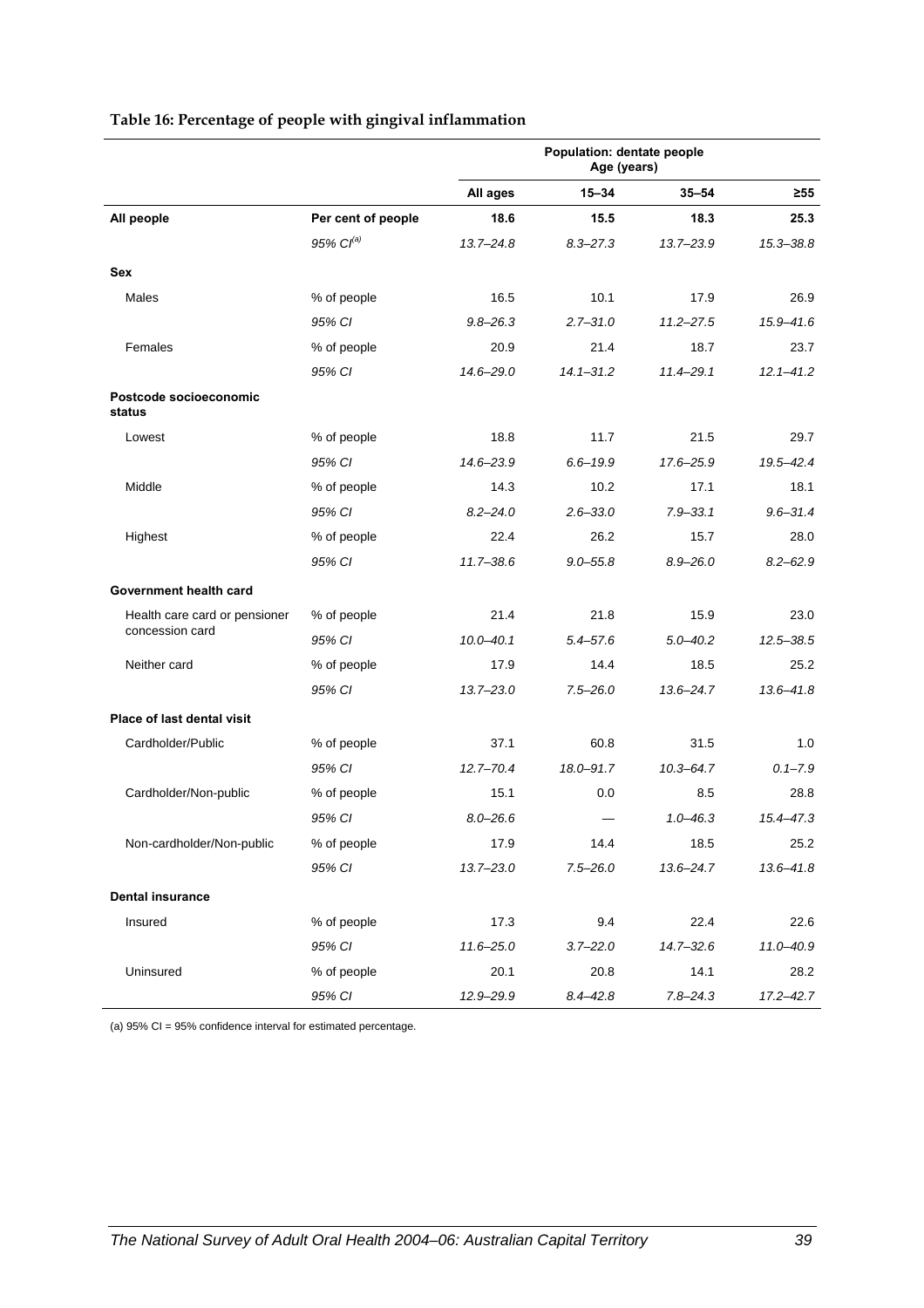**Table 16: Percentage of people with gingival inflammation**

| | | Population: dentate people Age (years) | | | |
|---|---|---|---|---|---|
| | | **All ages** | **15–34** | **35–54** | **≥55** |
| **All people** | **Per cent of people** | **18.6** | **15.5** | **18.3** | **25.3** |
| | *95% CI[(a)]* | *13.7–24.8* | *8.3–27.3* | *13.7–23.9* | *15.3–38.8* |
| **Sex** | | | | | |
| Males | % of people | 16.5 | 10.1 | 17.9 | 26.9 |
| | *95% CI* | *9.8–26.3* | *2.7–31.0* | *11.2–27.5* | *15.9–41.6* |
| Females | % of people | 20.9 | 21.4 | 18.7 | 23.7 |
| | *95% CI* | *14.6–29.0* | *14.1–31.2* | *11.4–29.1* | *12.1–41.2* |
| **Postcode socioeconomic status** | | | | | |
| Lowest | % of people | 18.8 | 11.7 | 21.5 | 29.7 |
| | *95% CI* | *14.6–23.9* | *6.6–19.9* | *17.6–25.9* | *19.5–42.4* |
| Middle | % of people | 14.3 | 10.2 | 17.1 | 18.1 |
| | *95% CI* | *8.2–24.0* | *2.6–33.0* | *7.9–33.1* | *9.6–31.4* |
| Highest | % of people | 22.4 | 26.2 | 15.7 | 28.0 |
| | *95% CI* | *11.7–38.6* | *9.0–55.8* | *8.9–26.0* | *8.2–62.9* |
| **Government health card** | | | | | |
| Health care card or pensioner concession card | % of people | 21.4 | 21.8 | 15.9 | 23.0 |
| | *95% CI* | *10.0–40.1* | *5.4–57.6* | *5.0–40.2* | *12.5–38.5* |
| Neither card | % of people | 17.9 | 14.4 | 18.5 | 25.2 |
| | *95% CI* | *13.7–23.0* | *7.5–26.0* | *13.6–24.7* | *13.6–41.8* |
| **Place of last dental visit** | | | | | |
| Cardholder/Public | % of people | 37.1 | 60.8 | 31.5 | 1.0 |
| | *95% CI* | *12.7–70.4* | *18.0–91.7* | *10.3–64.7* | *0.1–7.9* |
| Cardholder/Non-public | % of people | 15.1 | 0.0 | 8.5 | 28.8 |
| | *95% CI* | *8.0–26.6* | — | *1.0–46.3* | *15.4–47.3* |
| Non-cardholder/Non-public | % of people | 17.9 | 14.4 | 18.5 | 25.2 |
| | *95% CI* | *13.7–23.0* | *7.5–26.0* | *13.6–24.7* | *13.6–41.8* |
| **Dental insurance** | | | | | |
| Insured | % of people | 17.3 | 9.4 | 22.4 | 22.6 |
| | *95% CI* | *11.6–25.0* | *3.7–22.0* | *14.7–32.6* | *11.0–40.9* |
| Uninsured | % of people | 20.1 | 20.8 | 14.1 | 28.2 |
| | *95% CI* | *12.9–29.9* | *8.4–42.8* | *7.8–24.3* | *17.2–42.7* |

(a) 95% CI = 95% confidence interval for estimated percentage.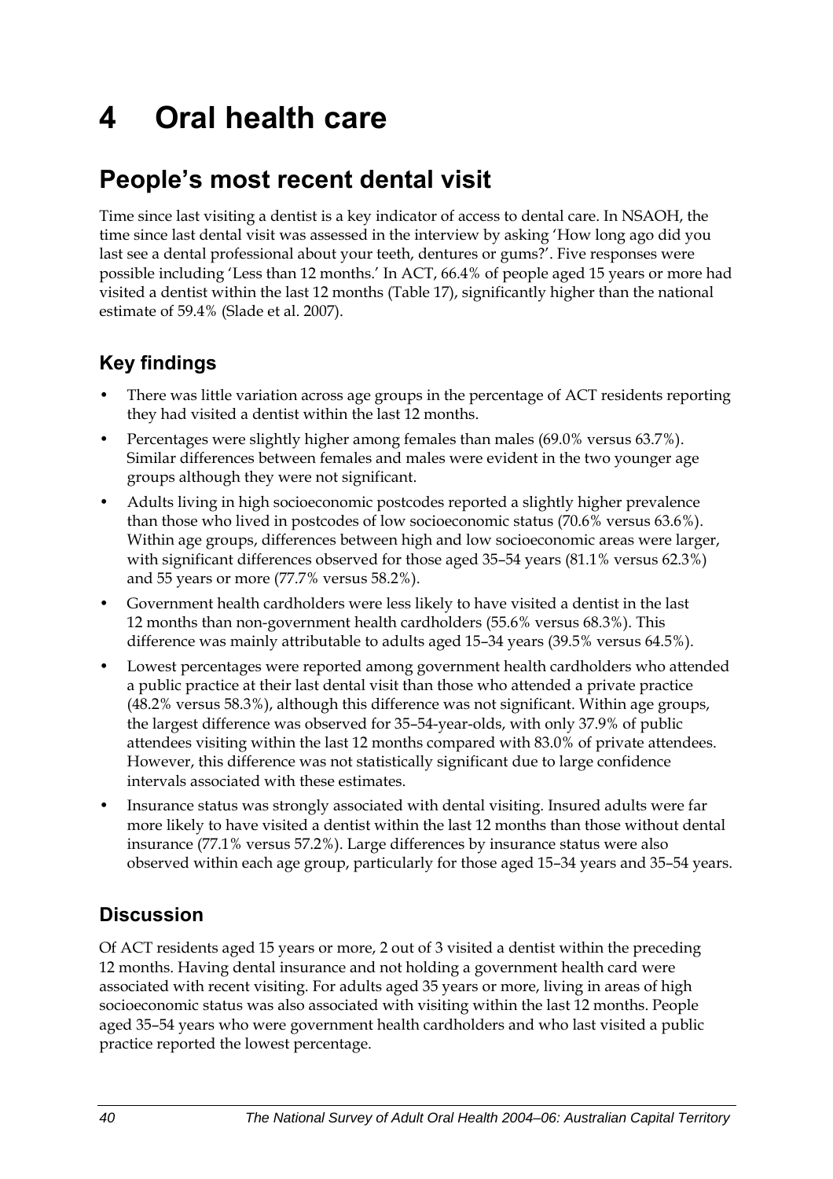# 4 Oral health care

## People's most recent dental visit

Time since last visiting a dentist is a key indicator of access to dental care. In NSAOH, the time since last dental visit was assessed in the interview by asking 'How long ago did you last see a dental professional about your teeth, dentures or gums?'. Five responses were possible including 'Less than 12 months.' In ACT, 66.4% of people aged 15 years or more had visited a dentist within the last 12 months (Table 17), significantly higher than the national estimate of 59.4% (Slade et al. 2007).

### Key findings

- There was little variation across age groups in the percentage of ACT residents reporting they had visited a dentist within the last 12 months.
- Percentages were slightly higher among females than males (69.0% versus 63.7%). Similar differences between females and males were evident in the two younger age groups although they were not significant.
- Adults living in high socioeconomic postcodes reported a slightly higher prevalence than those who lived in postcodes of low socioeconomic status (70.6% versus 63.6%). Within age groups, differences between high and low socioeconomic areas were larger, with significant differences observed for those aged 35–54 years (81.1% versus 62.3%) and 55 years or more (77.7% versus 58.2%).
- Government health cardholders were less likely to have visited a dentist in the last 12 months than non-government health cardholders (55.6% versus 68.3%). This difference was mainly attributable to adults aged 15–34 years (39.5% versus 64.5%).
- Lowest percentages were reported among government health cardholders who attended a public practice at their last dental visit than those who attended a private practice (48.2% versus 58.3%), although this difference was not significant. Within age groups, the largest difference was observed for 35–54-year-olds, with only 37.9% of public attendees visiting within the last 12 months compared with 83.0% of private attendees. However, this difference was not statistically significant due to large confidence intervals associated with these estimates.
- Insurance status was strongly associated with dental visiting. Insured adults were far more likely to have visited a dentist within the last 12 months than those without dental insurance (77.1% versus 57.2%). Large differences by insurance status were also observed within each age group, particularly for those aged 15–34 years and 35–54 years.

### Discussion

Of ACT residents aged 15 years or more, 2 out of 3 visited a dentist within the preceding 12 months. Having dental insurance and not holding a government health card were associated with recent visiting. For adults aged 35 years or more, living in areas of high socioeconomic status was also associated with visiting within the last 12 months. People aged 35–54 years who were government health cardholders and who last visited a public practice reported the lowest percentage.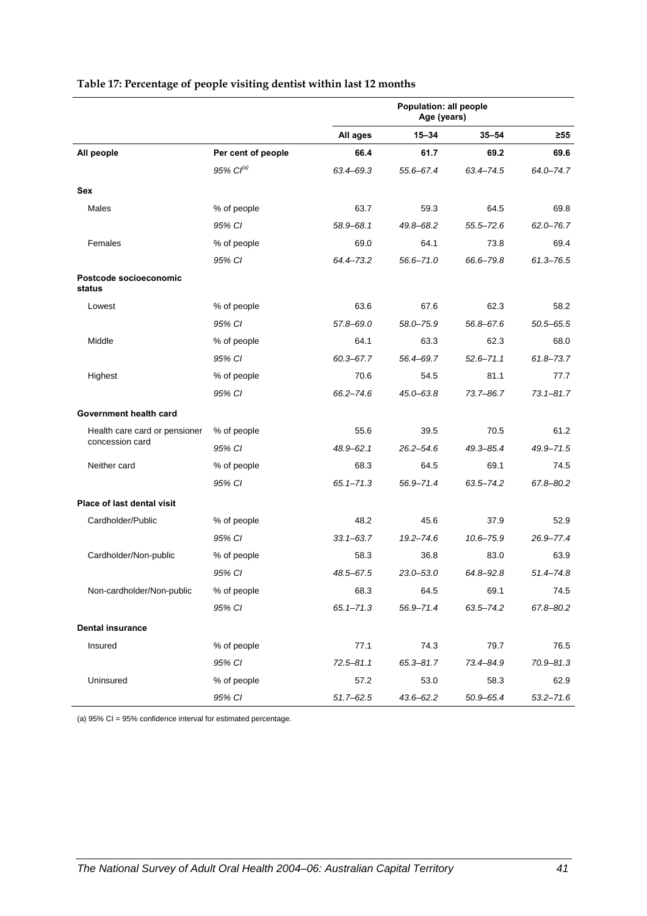**Table 17: Percentage of people visiting dentist within last 12 months**

| | | Population: all people Age (years) | | | |
|---|---|---|---|---|---|
| | | All ages | 15–34 | 35–54 | ≥55 |
| **All people** | **Per cent of people** | **66.4** | **61.7** | **69.2** | **69.6** |
| | *95% CI[(a)]* | *63.4–69.3* | *55.6–67.4* | *63.4–74.5* | *64.0–74.7* |
| **Sex** | | | | | |
| Males | % of people | 63.7 | 59.3 | 64.5 | 69.8 |
| | *95% CI* | *58.9–68.1* | *49.8–68.2* | *55.5–72.6* | *62.0–76.7* |
| Females | % of people | 69.0 | 64.1 | 73.8 | 69.4 |
| | *95% CI* | *64.4–73.2* | *56.6–71.0* | *66.6–79.8* | *61.3–76.5* |
| **Postcode socioeconomic status** | | | | | |
| Lowest | % of people | 63.6 | 67.6 | 62.3 | 58.2 |
| | *95% CI* | *57.8–69.0* | *58.0–75.9* | *56.8–67.6* | *50.5–65.5* |
| Middle | % of people | 64.1 | 63.3 | 62.3 | 68.0 |
| | *95% CI* | *60.3–67.7* | *56.4–69.7* | *52.6–71.1* | *61.8–73.7* |
| Highest | % of people | 70.6 | 54.5 | 81.1 | 77.7 |
| | *95% CI* | *66.2–74.6* | *45.0–63.8* | *73.7–86.7* | *73.1–81.7* |
| **Government health card** | | | | | |
| Health care card or pensioner concession card | % of people | 55.6 | 39.5 | 70.5 | 61.2 |
| | *95% CI* | *48.9–62.1* | *26.2–54.6* | *49.3–85.4* | *49.9–71.5* |
| Neither card | % of people | 68.3 | 64.5 | 69.1 | 74.5 |
| | *95% CI* | *65.1–71.3* | *56.9–71.4* | *63.5–74.2* | *67.8–80.2* |
| **Place of last dental visit** | | | | | |
| Cardholder/Public | % of people | 48.2 | 45.6 | 37.9 | 52.9 |
| | *95% CI* | *33.1–63.7* | *19.2–74.6* | *10.6–75.9* | *26.9–77.4* |
| Cardholder/Non-public | % of people | 58.3 | 36.8 | 83.0 | 63.9 |
| | *95% CI* | *48.5–67.5* | *23.0–53.0* | *64.8–92.8* | *51.4–74.8* |
| Non-cardholder/Non-public | % of people | 68.3 | 64.5 | 69.1 | 74.5 |
| | *95% CI* | *65.1–71.3* | *56.9–71.4* | *63.5–74.2* | *67.8–80.2* |
| **Dental insurance** | | | | | |
| Insured | % of people | 77.1 | 74.3 | 79.7 | 76.5 |
| | *95% CI* | *72.5–81.1* | *65.3–81.7* | *73.4–84.9* | *70.9–81.3* |
| Uninsured | % of people | 57.2 | 53.0 | 58.3 | 62.9 |
| | *95% CI* | *51.7–62.5* | *43.6–62.2* | *50.9–65.4* | *53.2–71.6* |

(a) 95% CI = 95% confidence interval for estimated percentage.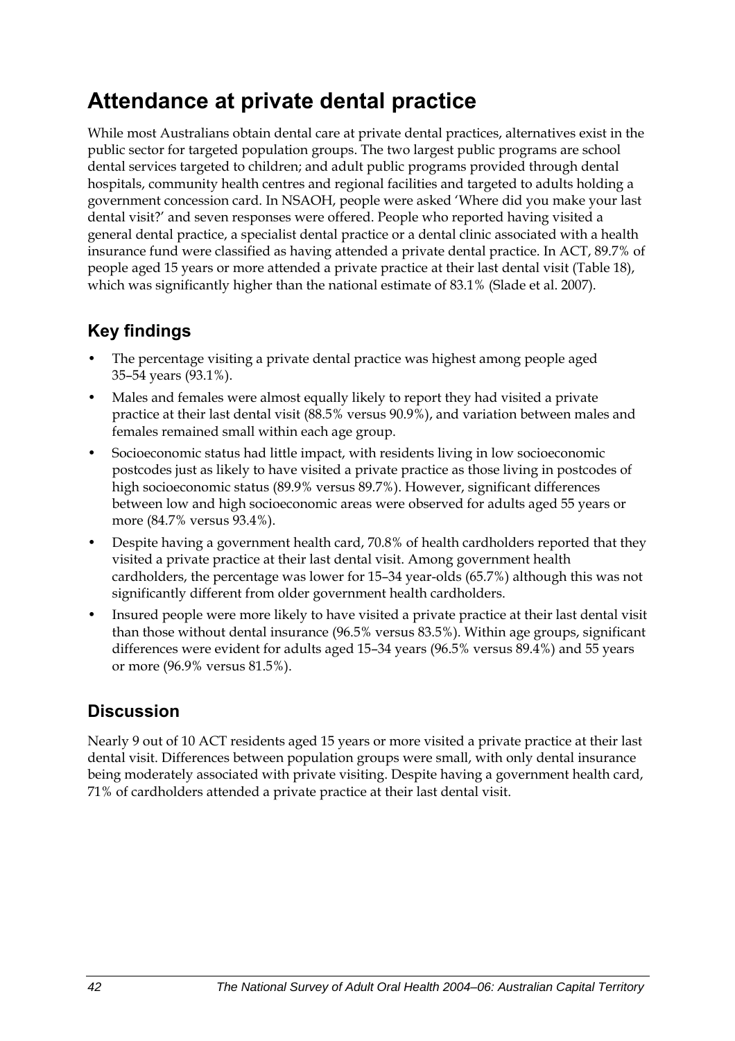# Attendance at private dental practice

While most Australians obtain dental care at private dental practices, alternatives exist in the public sector for targeted population groups. The two largest public programs are school dental services targeted to children; and adult public programs provided through dental hospitals, community health centres and regional facilities and targeted to adults holding a government concession card. In NSAOH, people were asked 'Where did you make your last dental visit?' and seven responses were offered. People who reported having visited a general dental practice, a specialist dental practice or a dental clinic associated with a health insurance fund were classified as having attended a private dental practice. In ACT, 89.7% of people aged 15 years or more attended a private practice at their last dental visit (Table 18), which was significantly higher than the national estimate of 83.1% (Slade et al. 2007).

## Key findings

- The percentage visiting a private dental practice was highest among people aged 35–54 years (93.1%).
- Males and females were almost equally likely to report they had visited a private practice at their last dental visit (88.5% versus 90.9%), and variation between males and females remained small within each age group.
- Socioeconomic status had little impact, with residents living in low socioeconomic postcodes just as likely to have visited a private practice as those living in postcodes of high socioeconomic status (89.9% versus 89.7%). However, significant differences between low and high socioeconomic areas were observed for adults aged 55 years or more (84.7% versus 93.4%).
- Despite having a government health card, 70.8% of health cardholders reported that they visited a private practice at their last dental visit. Among government health cardholders, the percentage was lower for 15–34 year-olds (65.7%) although this was not significantly different from older government health cardholders.
- Insured people were more likely to have visited a private practice at their last dental visit than those without dental insurance (96.5% versus 83.5%). Within age groups, significant differences were evident for adults aged 15–34 years (96.5% versus 89.4%) and 55 years or more (96.9% versus 81.5%).

## Discussion

Nearly 9 out of 10 ACT residents aged 15 years or more visited a private practice at their last dental visit. Differences between population groups were small, with only dental insurance being moderately associated with private visiting. Despite having a government health card, 71% of cardholders attended a private practice at their last dental visit.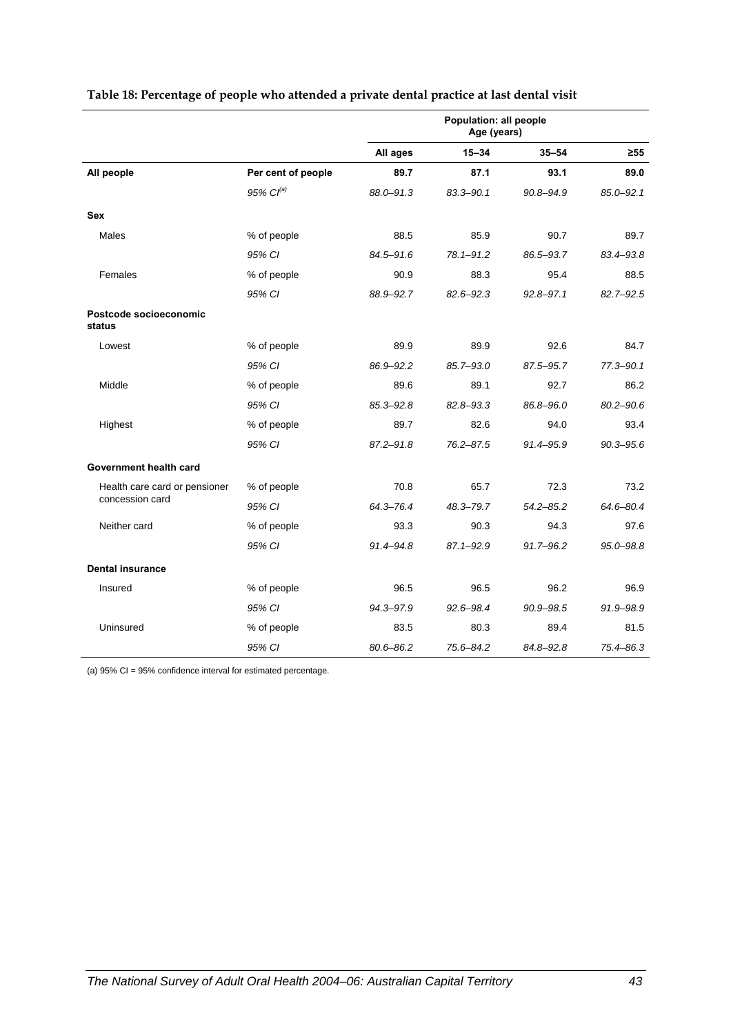**Table 18: Percentage of people who attended a private dental practice at last dental visit**

| | | Population: all people Age (years) | | | |
|---|---|---|---|---|---|
| | | **All ages** | **15–34** | **35–54** | **≥55** |
| **All people** | **Per cent of people** | **89.7** | **87.1** | **93.1** | **89.0** |
| | *95% CI*[(a)] | *88.0–91.3* | *83.3–90.1* | *90.8–94.9* | *85.0–92.1* |
| **Sex** | | | | | |
| Males | % of people | 88.5 | 85.9 | 90.7 | 89.7 |
| | *95% CI* | *84.5–91.6* | *78.1–91.2* | *86.5–93.7* | *83.4–93.8* |
| Females | % of people | 90.9 | 88.3 | 95.4 | 88.5 |
| | *95% CI* | *88.9–92.7* | *82.6–92.3* | *92.8–97.1* | *82.7–92.5* |
| **Postcode socioeconomic status** | | | | | |
| Lowest | % of people | 89.9 | 89.9 | 92.6 | 84.7 |
| | *95% CI* | *86.9–92.2* | *85.7–93.0* | *87.5–95.7* | *77.3–90.1* |
| Middle | % of people | 89.6 | 89.1 | 92.7 | 86.2 |
| | *95% CI* | *85.3–92.8* | *82.8–93.3* | *86.8–96.0* | *80.2–90.6* |
| Highest | % of people | 89.7 | 82.6 | 94.0 | 93.4 |
| | *95% CI* | *87.2–91.8* | *76.2–87.5* | *91.4–95.9* | *90.3–95.6* |
| **Government health card** | | | | | |
| Health care card or pensioner concession card | % of people | 70.8 | 65.7 | 72.3 | 73.2 |
| | *95% CI* | *64.3–76.4* | *48.3–79.7* | *54.2–85.2* | *64.6–80.4* |
| Neither card | % of people | 93.3 | 90.3 | 94.3 | 97.6 |
| | *95% CI* | *91.4–94.8* | *87.1–92.9* | *91.7–96.2* | *95.0–98.8* |
| **Dental insurance** | | | | | |
| Insured | % of people | 96.5 | 96.5 | 96.2 | 96.9 |
| | *95% CI* | *94.3–97.9* | *92.6–98.4* | *90.9–98.5* | *91.9–98.9* |
| Uninsured | % of people | 83.5 | 80.3 | 89.4 | 81.5 |
| | *95% CI* | *80.6–86.2* | *75.6–84.2* | *84.8–92.8* | *75.4–86.3* |

(a) 95% CI = 95% confidence interval for estimated percentage.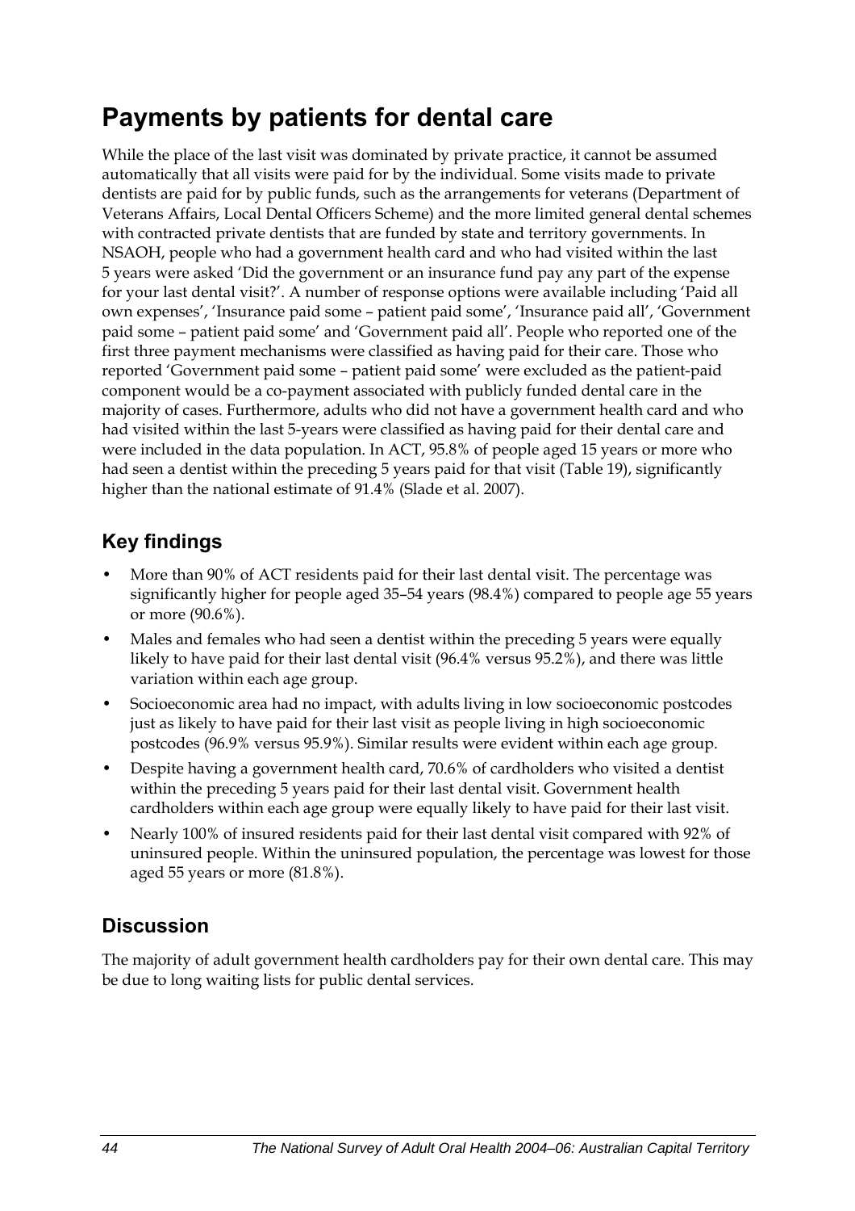# Payments by patients for dental care

While the place of the last visit was dominated by private practice, it cannot be assumed automatically that all visits were paid for by the individual. Some visits made to private dentists are paid for by public funds, such as the arrangements for veterans (Department of Veterans Affairs, Local Dental Officers Scheme) and the more limited general dental schemes with contracted private dentists that are funded by state and territory governments. In NSAOH, people who had a government health card and who had visited within the last 5 years were asked 'Did the government or an insurance fund pay any part of the expense for your last dental visit?'. A number of response options were available including 'Paid all own expenses', 'Insurance paid some – patient paid some', 'Insurance paid all', 'Government paid some – patient paid some' and 'Government paid all'. People who reported one of the first three payment mechanisms were classified as having paid for their care. Those who reported 'Government paid some – patient paid some' were excluded as the patient-paid component would be a co-payment associated with publicly funded dental care in the majority of cases. Furthermore, adults who did not have a government health card and who had visited within the last 5-years were classified as having paid for their dental care and were included in the data population. In ACT, 95.8% of people aged 15 years or more who had seen a dentist within the preceding 5 years paid for that visit (Table 19), significantly higher than the national estimate of 91.4% (Slade et al. 2007).

## Key findings

- More than 90% of ACT residents paid for their last dental visit. The percentage was significantly higher for people aged 35–54 years (98.4%) compared to people age 55 years or more (90.6%).
- Males and females who had seen a dentist within the preceding 5 years were equally likely to have paid for their last dental visit (96.4% versus 95.2%), and there was little variation within each age group.
- Socioeconomic area had no impact, with adults living in low socioeconomic postcodes just as likely to have paid for their last visit as people living in high socioeconomic postcodes (96.9% versus 95.9%). Similar results were evident within each age group.
- Despite having a government health card, 70.6% of cardholders who visited a dentist within the preceding 5 years paid for their last dental visit. Government health cardholders within each age group were equally likely to have paid for their last visit.
- Nearly 100% of insured residents paid for their last dental visit compared with 92% of uninsured people. Within the uninsured population, the percentage was lowest for those aged 55 years or more (81.8%).

## Discussion

The majority of adult government health cardholders pay for their own dental care. This may be due to long waiting lists for public dental services.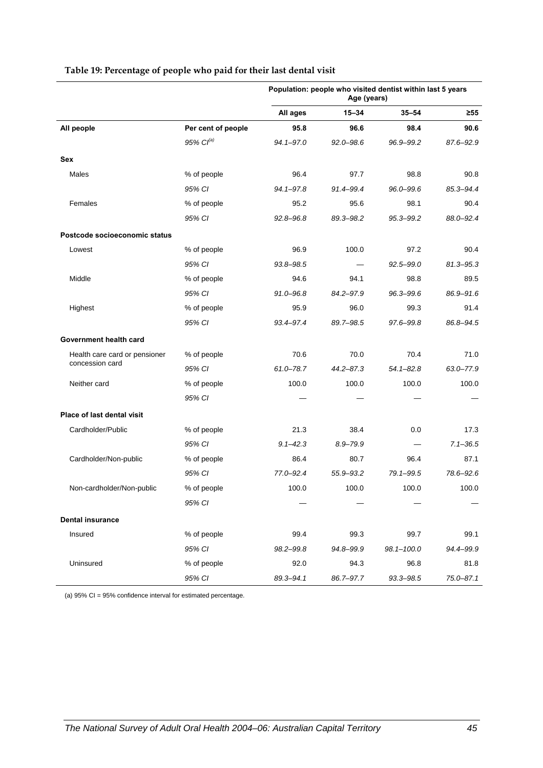**Table 19: Percentage of people who paid for their last dental visit**

| | | Population: people who visited dentist within last 5 years | | | |
|---|---|---|---|---|---|
| | | Age (years) | | | |
| | | **All ages** | **15–34** | **35–54** | **≥55** |
| **All people** | **Per cent of people** | **95.8** | **96.6** | **98.4** | **90.6** |
| | *95% CI[(a)]* | *94.1–97.0* | *92.0–98.6* | *96.9–99.2* | *87.6–92.9* |
| **Sex** | | | | | |
| Males | % of people | 96.4 | 97.7 | 98.8 | 90.8 |
| | *95% CI* | *94.1–97.8* | *91.4–99.4* | *96.0–99.6* | *85.3–94.4* |
| Females | % of people | 95.2 | 95.6 | 98.1 | 90.4 |
| | *95% CI* | *92.8–96.8* | *89.3–98.2* | *95.3–99.2* | *88.0–92.4* |
| **Postcode socioeconomic status** | | | | | |
| Lowest | % of people | 96.9 | 100.0 | 97.2 | 90.4 |
| | *95% CI* | *93.8–98.5* | — | *92.5–99.0* | *81.3–95.3* |
| Middle | % of people | 94.6 | 94.1 | 98.8 | 89.5 |
| | *95% CI* | *91.0–96.8* | *84.2–97.9* | *96.3–99.6* | *86.9–91.6* |
| Highest | % of people | 95.9 | 96.0 | 99.3 | 91.4 |
| | *95% CI* | *93.4–97.4* | *89.7–98.5* | *97.6–99.8* | *86.8–94.5* |
| **Government health card** | | | | | |
| Health care card or pensioner concession card | % of people | 70.6 | 70.0 | 70.4 | 71.0 |
| | *95% CI* | *61.0–78.7* | *44.2–87.3* | *54.1–82.8* | *63.0–77.9* |
| Neither card | % of people | 100.0 | 100.0 | 100.0 | 100.0 |
| | *95% CI* | — | — | — | — |
| **Place of last dental visit** | | | | | |
| Cardholder/Public | % of people | 21.3 | 38.4 | 0.0 | 17.3 |
| | *95% CI* | *9.1–42.3* | *8.9–79.9* | — | *7.1–36.5* |
| Cardholder/Non-public | % of people | 86.4 | 80.7 | 96.4 | 87.1 |
| | *95% CI* | *77.0–92.4* | *55.9–93.2* | *79.1–99.5* | *78.6–92.6* |
| Non-cardholder/Non-public | % of people | 100.0 | 100.0 | 100.0 | 100.0 |
| | *95% CI* | — | — | — | — |
| **Dental insurance** | | | | | |
| Insured | % of people | 99.4 | 99.3 | 99.7 | 99.1 |
| | *95% CI* | *98.2–99.8* | *94.8–99.9* | *98.1–100.0* | *94.4–99.9* |
| Uninsured | % of people | 92.0 | 94.3 | 96.8 | 81.8 |
| | *95% CI* | *89.3–94.1* | *86.7–97.7* | *93.3–98.5* | *75.0–87.1* |

(a) 95% CI = 95% confidence interval for estimated percentage.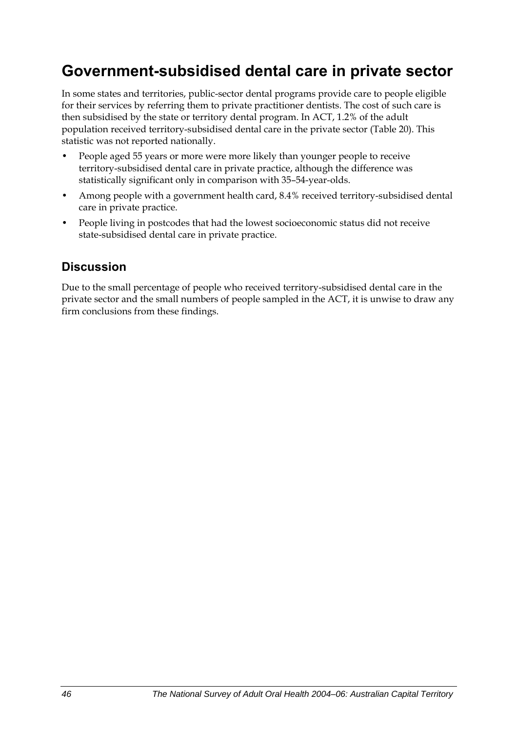# Government-subsidised dental care in private sector

In some states and territories, public-sector dental programs provide care to people eligible for their services by referring them to private practitioner dentists. The cost of such care is then subsidised by the state or territory dental program. In ACT, 1.2% of the adult population received territory-subsidised dental care in the private sector (Table 20). This statistic was not reported nationally.

- People aged 55 years or more were more likely than younger people to receive territory-subsidised dental care in private practice, although the difference was statistically significant only in comparison with 35–54-year-olds.
- Among people with a government health card, 8.4% received territory-subsidised dental care in private practice.
- People living in postcodes that had the lowest socioeconomic status did not receive state-subsidised dental care in private practice.

## Discussion

Due to the small percentage of people who received territory-subsidised dental care in the private sector and the small numbers of people sampled in the ACT, it is unwise to draw any firm conclusions from these findings.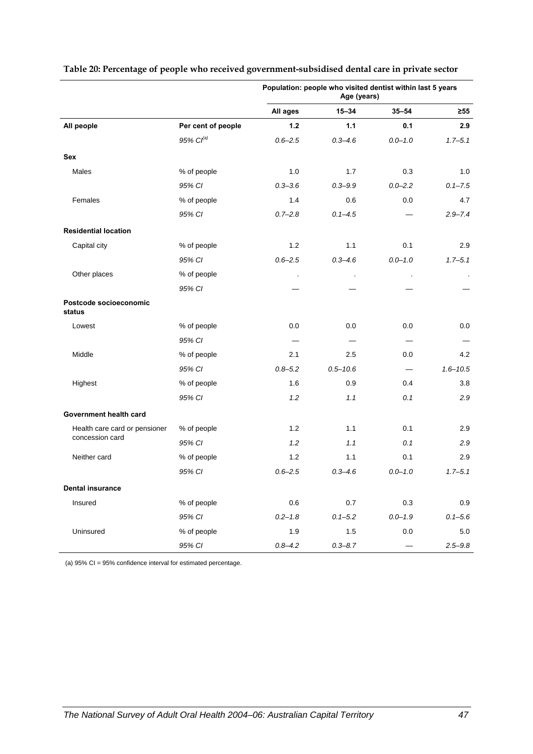**Table 20: Percentage of people who received government-subsidised dental care in private sector**

| | | Population: people who visited dentist within last 5 years Age (years) | | | |
|---|---|---|---|---|---|
| | | **All ages** | **15–34** | **35–54** | **≥55** |
| **All people** | **Per cent of people** | **1.2** | **1.1** | **0.1** | **2.9** |
| | *95% CI[(a)]* | *0.6–2.5* | *0.3–4.6* | *0.0–1.0* | *1.7–5.1* |
| **Sex** | | | | | |
| Males | % of people | 1.0 | 1.7 | 0.3 | 1.0 |
| | *95% CI* | *0.3–3.6* | *0.3–9.9* | *0.0–2.2* | *0.1–7.5* |
| Females | % of people | 1.4 | 0.6 | 0.0 | 4.7 |
| | *95% CI* | *0.7–2.8* | *0.1–4.5* | — | *2.9–7.4* |
| **Residential location** | | | | | |
| Capital city | % of people | 1.2 | 1.1 | 0.1 | 2.9 |
| | *95% CI* | *0.6–2.5* | *0.3–4.6* | *0.0–1.0* | *1.7–5.1* |
| Other places | % of people | . | . | . | . |
| | *95% CI* | — | — | — | — |
| **Postcode socioeconomic status** | | | | | |
| Lowest | % of people | 0.0 | 0.0 | 0.0 | 0.0 |
| | *95% CI* | — | — | — | — |
| Middle | % of people | 2.1 | 2.5 | 0.0 | 4.2 |
| | *95% CI* | *0.8–5.2* | *0.5–10.6* | — | *1.6–10.5* |
| Highest | % of people | 1.6 | 0.9 | 0.4 | 3.8 |
| | *95% CI* | *1.2* | *1.1* | *0.1* | *2.9* |
| **Government health card** | | | | | |
| Health care card or pensioner concession card | % of people | 1.2 | 1.1 | 0.1 | 2.9 |
| | *95% CI* | *1.2* | *1.1* | *0.1* | *2.9* |
| Neither card | % of people | 1.2 | 1.1 | 0.1 | 2.9 |
| | *95% CI* | *0.6–2.5* | *0.3–4.6* | *0.0–1.0* | *1.7–5.1* |
| **Dental insurance** | | | | | |
| Insured | % of people | 0.6 | 0.7 | 0.3 | 0.9 |
| | *95% CI* | *0.2–1.8* | *0.1–5.2* | *0.0–1.9* | *0.1–5.6* |
| Uninsured | % of people | 1.9 | 1.5 | 0.0 | 5.0 |
| | *95% CI* | *0.8–4.2* | *0.3–8.7* | — | *2.5–9.8* |

(a) 95% CI = 95% confidence interval for estimated percentage.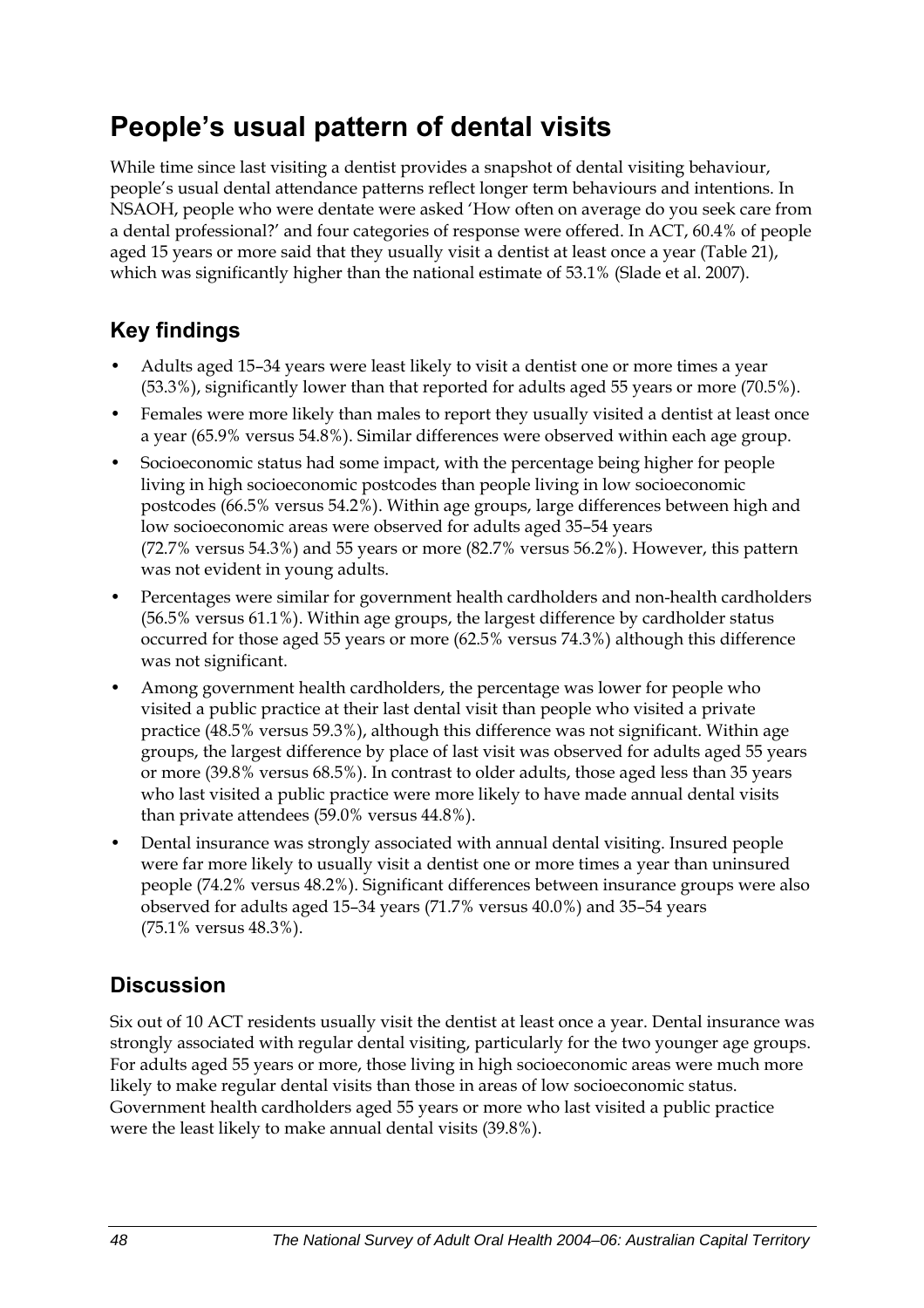# People's usual pattern of dental visits

While time since last visiting a dentist provides a snapshot of dental visiting behaviour, people's usual dental attendance patterns reflect longer term behaviours and intentions. In NSAOH, people who were dentate were asked 'How often on average do you seek care from a dental professional?' and four categories of response were offered. In ACT, 60.4% of people aged 15 years or more said that they usually visit a dentist at least once a year (Table 21), which was significantly higher than the national estimate of 53.1% (Slade et al. 2007).

## Key findings

- Adults aged 15–34 years were least likely to visit a dentist one or more times a year (53.3%), significantly lower than that reported for adults aged 55 years or more (70.5%).
- Females were more likely than males to report they usually visited a dentist at least once a year (65.9% versus 54.8%). Similar differences were observed within each age group.
- Socioeconomic status had some impact, with the percentage being higher for people living in high socioeconomic postcodes than people living in low socioeconomic postcodes (66.5% versus 54.2%). Within age groups, large differences between high and low socioeconomic areas were observed for adults aged 35–54 years (72.7% versus 54.3%) and 55 years or more (82.7% versus 56.2%). However, this pattern was not evident in young adults.
- Percentages were similar for government health cardholders and non-health cardholders (56.5% versus 61.1%). Within age groups, the largest difference by cardholder status occurred for those aged 55 years or more (62.5% versus 74.3%) although this difference was not significant.
- Among government health cardholders, the percentage was lower for people who visited a public practice at their last dental visit than people who visited a private practice (48.5% versus 59.3%), although this difference was not significant. Within age groups, the largest difference by place of last visit was observed for adults aged 55 years or more (39.8% versus 68.5%). In contrast to older adults, those aged less than 35 years who last visited a public practice were more likely to have made annual dental visits than private attendees (59.0% versus 44.8%).
- Dental insurance was strongly associated with annual dental visiting. Insured people were far more likely to usually visit a dentist one or more times a year than uninsured people (74.2% versus 48.2%). Significant differences between insurance groups were also observed for adults aged 15–34 years (71.7% versus 40.0%) and 35–54 years (75.1% versus 48.3%).

## Discussion

Six out of 10 ACT residents usually visit the dentist at least once a year. Dental insurance was strongly associated with regular dental visiting, particularly for the two younger age groups. For adults aged 55 years or more, those living in high socioeconomic areas were much more likely to make regular dental visits than those in areas of low socioeconomic status. Government health cardholders aged 55 years or more who last visited a public practice were the least likely to make annual dental visits (39.8%).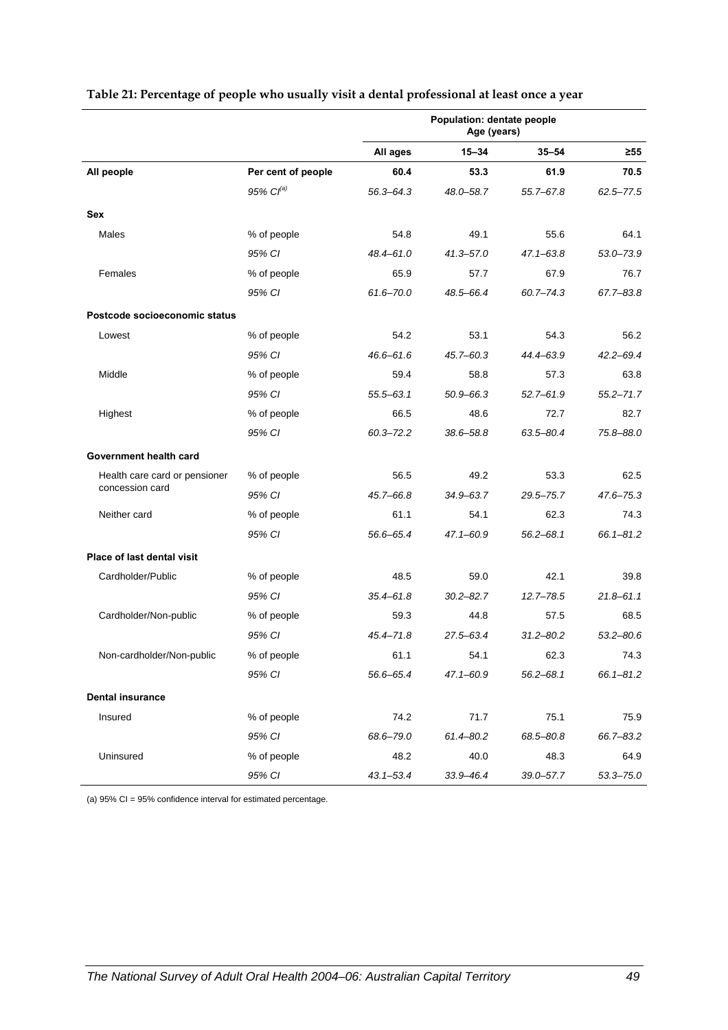**Table 21: Percentage of people who usually visit a dental professional at least once a year**

| | | Population: dentate people Age (years) | | | |
|---|---|---|---|---|---|
| | | All ages | 15–34 | 35–54 | ≥55 |
| **All people** | **Per cent of people** | **60.4** | **53.3** | **61.9** | **70.5** |
| | *95% CI[(a)]* | *56.3–64.3* | *48.0–58.7* | *55.7–67.8* | *62.5–77.5* |
| **Sex** | | | | | |
| Males | % of people | 54.8 | 49.1 | 55.6 | 64.1 |
| | *95% CI* | *48.4–61.0* | *41.3–57.0* | *47.1–63.8* | *53.0–73.9* |
| Females | % of people | 65.9 | 57.7 | 67.9 | 76.7 |
| | *95% CI* | *61.6–70.0* | *48.5–66.4* | *60.7–74.3* | *67.7–83.8* |
| **Postcode socioeconomic status** | | | | | |
| Lowest | % of people | 54.2 | 53.1 | 54.3 | 56.2 |
| | *95% CI* | *46.6–61.6* | *45.7–60.3* | *44.4–63.9* | *42.2–69.4* |
| Middle | % of people | 59.4 | 58.8 | 57.3 | 63.8 |
| | *95% CI* | *55.5–63.1* | *50.9–66.3* | *52.7–61.9* | *55.2–71.7* |
| Highest | % of people | 66.5 | 48.6 | 72.7 | 82.7 |
| | *95% CI* | *60.3–72.2* | *38.6–58.8* | *63.5–80.4* | *75.8–88.0* |
| **Government health card** | | | | | |
| Health care card or pensioner concession card | % of people | 56.5 | 49.2 | 53.3 | 62.5 |
| | *95% CI* | *45.7–66.8* | *34.9–63.7* | *29.5–75.7* | *47.6–75.3* |
| Neither card | % of people | 61.1 | 54.1 | 62.3 | 74.3 |
| | *95% CI* | *56.6–65.4* | *47.1–60.9* | *56.2–68.1* | *66.1–81.2* |
| **Place of last dental visit** | | | | | |
| Cardholder/Public | % of people | 48.5 | 59.0 | 42.1 | 39.8 |
| | *95% CI* | *35.4–61.8* | *30.2–82.7* | *12.7–78.5* | *21.8–61.1* |
| Cardholder/Non-public | % of people | 59.3 | 44.8 | 57.5 | 68.5 |
| | *95% CI* | *45.4–71.8* | *27.5–63.4* | *31.2–80.2* | *53.2–80.6* |
| Non-cardholder/Non-public | % of people | 61.1 | 54.1 | 62.3 | 74.3 |
| | *95% CI* | *56.6–65.4* | *47.1–60.9* | *56.2–68.1* | *66.1–81.2* |
| **Dental insurance** | | | | | |
| Insured | % of people | 74.2 | 71.7 | 75.1 | 75.9 |
| | *95% CI* | *68.6–79.0* | *61.4–80.2* | *68.5–80.8* | *66.7–83.2* |
| Uninsured | % of people | 48.2 | 40.0 | 48.3 | 64.9 |
| | *95% CI* | *43.1–53.4* | *33.9–46.4* | *39.0–57.7* | *53.3–75.0* |

(a) 95% CI = 95% confidence interval for estimated percentage.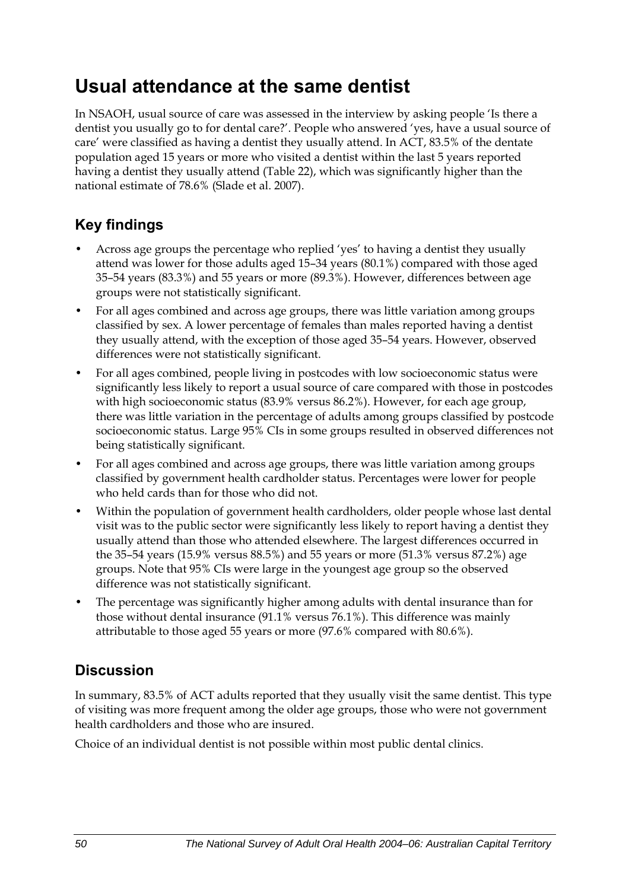# Usual attendance at the same dentist

In NSAOH, usual source of care was assessed in the interview by asking people 'Is there a dentist you usually go to for dental care?'. People who answered 'yes, have a usual source of care' were classified as having a dentist they usually attend. In ACT, 83.5% of the dentate population aged 15 years or more who visited a dentist within the last 5 years reported having a dentist they usually attend (Table 22), which was significantly higher than the national estimate of 78.6% (Slade et al. 2007).

## Key findings

- Across age groups the percentage who replied 'yes' to having a dentist they usually attend was lower for those adults aged 15–34 years (80.1%) compared with those aged 35–54 years (83.3%) and 55 years or more (89.3%). However, differences between age groups were not statistically significant.
- For all ages combined and across age groups, there was little variation among groups classified by sex. A lower percentage of females than males reported having a dentist they usually attend, with the exception of those aged 35–54 years. However, observed differences were not statistically significant.
- For all ages combined, people living in postcodes with low socioeconomic status were significantly less likely to report a usual source of care compared with those in postcodes with high socioeconomic status (83.9% versus 86.2%). However, for each age group, there was little variation in the percentage of adults among groups classified by postcode socioeconomic status. Large 95% CIs in some groups resulted in observed differences not being statistically significant.
- For all ages combined and across age groups, there was little variation among groups classified by government health cardholder status. Percentages were lower for people who held cards than for those who did not.
- Within the population of government health cardholders, older people whose last dental visit was to the public sector were significantly less likely to report having a dentist they usually attend than those who attended elsewhere. The largest differences occurred in the 35–54 years (15.9% versus 88.5%) and 55 years or more (51.3% versus 87.2%) age groups. Note that 95% CIs were large in the youngest age group so the observed difference was not statistically significant.
- The percentage was significantly higher among adults with dental insurance than for those without dental insurance (91.1% versus 76.1%). This difference was mainly attributable to those aged 55 years or more (97.6% compared with 80.6%).

## Discussion

In summary, 83.5% of ACT adults reported that they usually visit the same dentist. This type of visiting was more frequent among the older age groups, those who were not government health cardholders and those who are insured.

Choice of an individual dentist is not possible within most public dental clinics.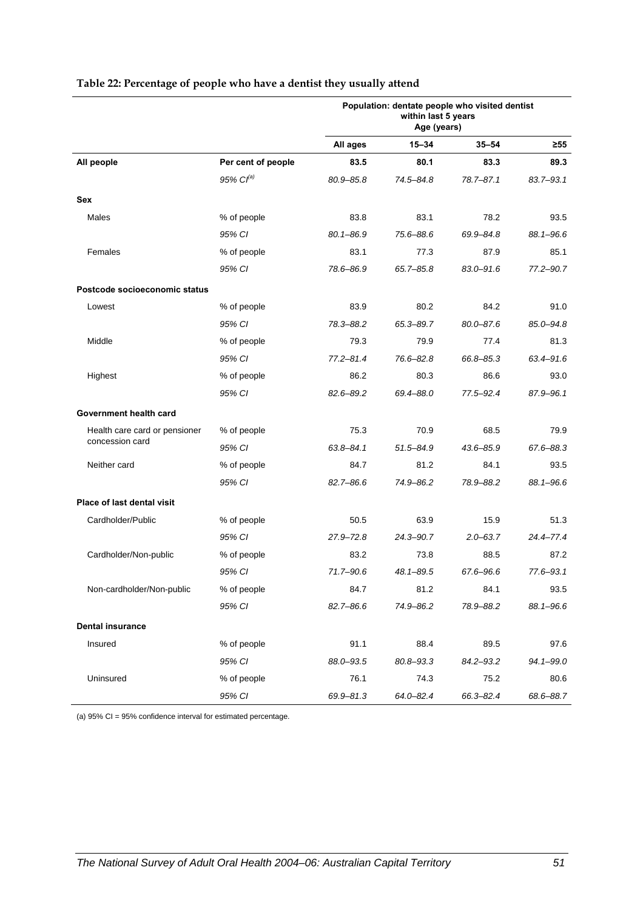**Table 22: Percentage of people who have a dentist they usually attend**

| | | Population: dentate people who visited dentist within last 5 years Age (years) | | | |
|---|---|---|---|---|---|
| | | All ages | 15–34 | 35–54 | ≥55 |
| **All people** | **Per cent of people** | **83.5** | **80.1** | **83.3** | **89.3** |
| | *95% CI[(a)]* | *80.9–85.8* | *74.5–84.8* | *78.7–87.1* | *83.7–93.1* |
| **Sex** | | | | | |
| Males | % of people | 83.8 | 83.1 | 78.2 | 93.5 |
| | *95% CI* | *80.1–86.9* | *75.6–88.6* | *69.9–84.8* | *88.1–96.6* |
| Females | % of people | 83.1 | 77.3 | 87.9 | 85.1 |
| | *95% CI* | *78.6–86.9* | *65.7–85.8* | *83.0–91.6* | *77.2–90.7* |
| **Postcode socioeconomic status** | | | | | |
| Lowest | % of people | 83.9 | 80.2 | 84.2 | 91.0 |
| | *95% CI* | *78.3–88.2* | *65.3–89.7* | *80.0–87.6* | *85.0–94.8* |
| Middle | % of people | 79.3 | 79.9 | 77.4 | 81.3 |
| | *95% CI* | *77.2–81.4* | *76.6–82.8* | *66.8–85.3* | *63.4–91.6* |
| Highest | % of people | 86.2 | 80.3 | 86.6 | 93.0 |
| | *95% CI* | *82.6–89.2* | *69.4–88.0* | *77.5–92.4* | *87.9–96.1* |
| **Government health card** | | | | | |
| Health care card or pensioner concession card | % of people | 75.3 | 70.9 | 68.5 | 79.9 |
| | *95% CI* | *63.8–84.1* | *51.5–84.9* | *43.6–85.9* | *67.6–88.3* |
| Neither card | % of people | 84.7 | 81.2 | 84.1 | 93.5 |
| | *95% CI* | *82.7–86.6* | *74.9–86.2* | *78.9–88.2* | *88.1–96.6* |
| **Place of last dental visit** | | | | | |
| Cardholder/Public | % of people | 50.5 | 63.9 | 15.9 | 51.3 |
| | *95% CI* | *27.9–72.8* | *24.3–90.7* | *2.0–63.7* | *24.4–77.4* |
| Cardholder/Non-public | % of people | 83.2 | 73.8 | 88.5 | 87.2 |
| | *95% CI* | *71.7–90.6* | *48.1–89.5* | *67.6–96.6* | *77.6–93.1* |
| Non-cardholder/Non-public | % of people | 84.7 | 81.2 | 84.1 | 93.5 |
| | *95% CI* | *82.7–86.6* | *74.9–86.2* | *78.9–88.2* | *88.1–96.6* |
| **Dental insurance** | | | | | |
| Insured | % of people | 91.1 | 88.4 | 89.5 | 97.6 |
| | *95% CI* | *88.0–93.5* | *80.8–93.3* | *84.2–93.2* | *94.1–99.0* |
| Uninsured | % of people | 76.1 | 74.3 | 75.2 | 80.6 |
| | *95% CI* | *69.9–81.3* | *64.0–82.4* | *66.3–82.4* | *68.6–88.7* |

(a) 95% CI = 95% confidence interval for estimated percentage.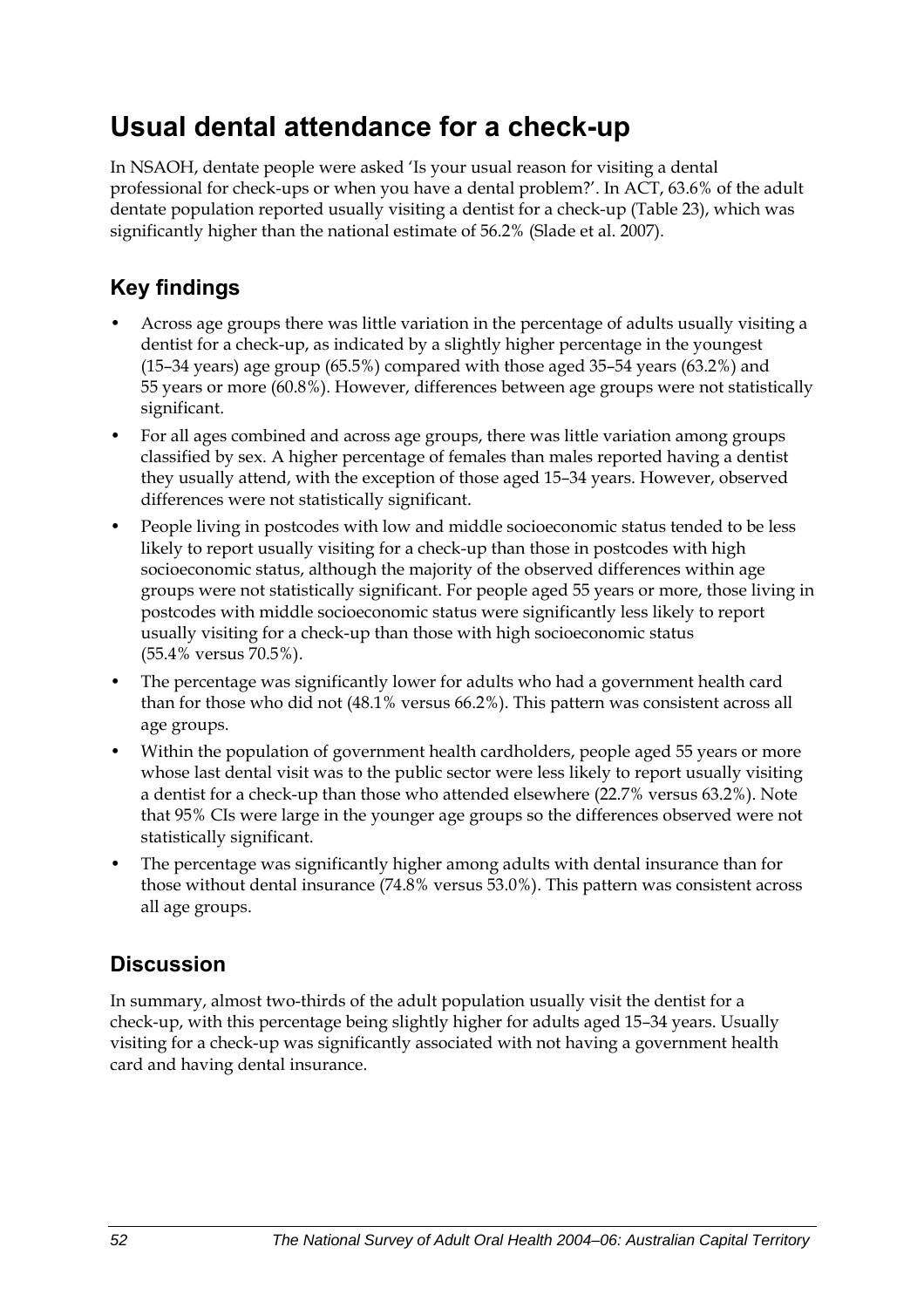# Usual dental attendance for a check-up

In NSAOH, dentate people were asked 'Is your usual reason for visiting a dental professional for check-ups or when you have a dental problem?'. In ACT, 63.6% of the adult dentate population reported usually visiting a dentist for a check-up (Table 23), which was significantly higher than the national estimate of 56.2% (Slade et al. 2007).

## Key findings

- Across age groups there was little variation in the percentage of adults usually visiting a dentist for a check-up, as indicated by a slightly higher percentage in the youngest (15–34 years) age group (65.5%) compared with those aged 35–54 years (63.2%) and 55 years or more (60.8%). However, differences between age groups were not statistically significant.
- For all ages combined and across age groups, there was little variation among groups classified by sex. A higher percentage of females than males reported having a dentist they usually attend, with the exception of those aged 15–34 years. However, observed differences were not statistically significant.
- People living in postcodes with low and middle socioeconomic status tended to be less likely to report usually visiting for a check-up than those in postcodes with high socioeconomic status, although the majority of the observed differences within age groups were not statistically significant. For people aged 55 years or more, those living in postcodes with middle socioeconomic status were significantly less likely to report usually visiting for a check-up than those with high socioeconomic status (55.4% versus 70.5%).
- The percentage was significantly lower for adults who had a government health card than for those who did not (48.1% versus 66.2%). This pattern was consistent across all age groups.
- Within the population of government health cardholders, people aged 55 years or more whose last dental visit was to the public sector were less likely to report usually visiting a dentist for a check-up than those who attended elsewhere (22.7% versus 63.2%). Note that 95% CIs were large in the younger age groups so the differences observed were not statistically significant.
- The percentage was significantly higher among adults with dental insurance than for those without dental insurance (74.8% versus 53.0%). This pattern was consistent across all age groups.

## Discussion

In summary, almost two-thirds of the adult population usually visit the dentist for a check-up, with this percentage being slightly higher for adults aged 15–34 years. Usually visiting for a check-up was significantly associated with not having a government health card and having dental insurance.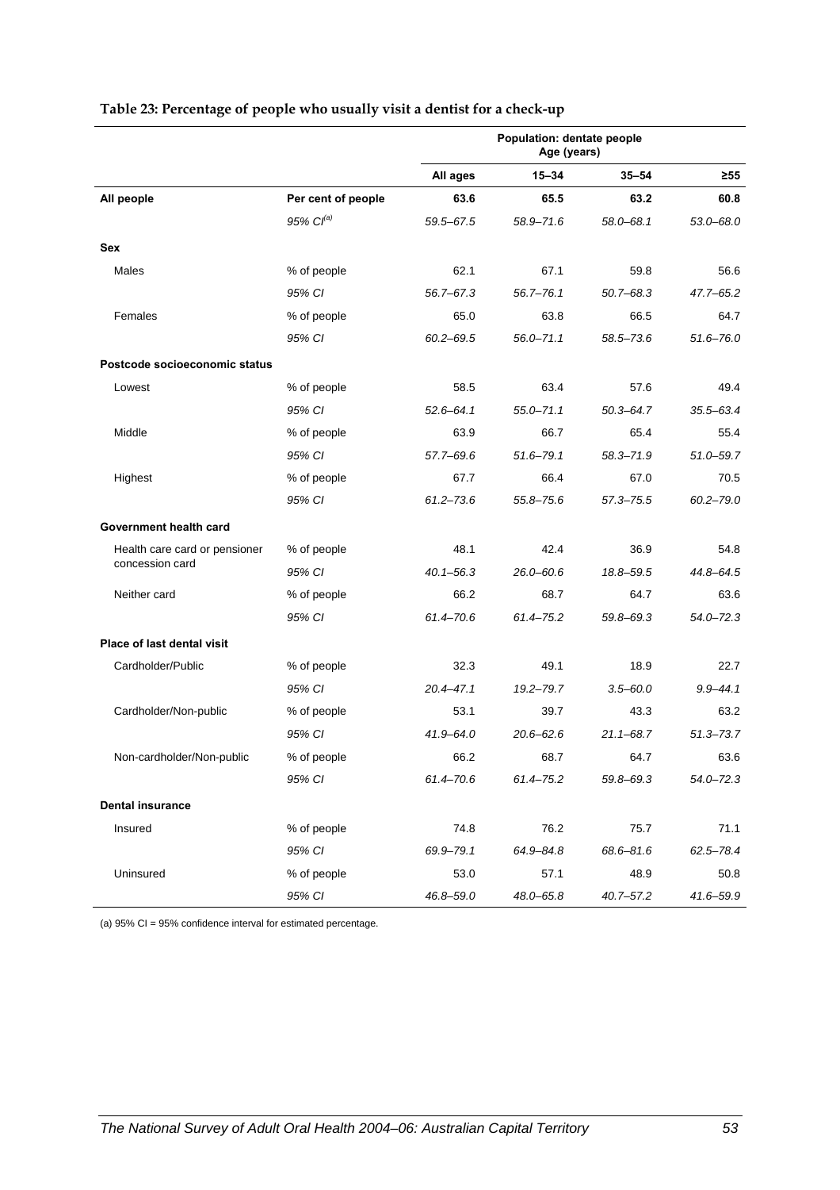**Table 23: Percentage of people who usually visit a dentist for a check-up**

| | | Population: dentate people Age (years) | | | |
|---|---|---|---|---|---|
| | | All ages | 15–34 | 35–54 | ≥55 |
| **All people** | **Per cent of people** | **63.6** | **65.5** | **63.2** | **60.8** |
| | *95% CI*[(a)] | *59.5–67.5* | *58.9–71.6* | *58.0–68.1* | *53.0–68.0* |
| **Sex** | | | | | |
| Males | % of people | 62.1 | 67.1 | 59.8 | 56.6 |
| | *95% CI* | *56.7–67.3* | *56.7–76.1* | *50.7–68.3* | *47.7–65.2* |
| Females | % of people | 65.0 | 63.8 | 66.5 | 64.7 |
| | *95% CI* | *60.2–69.5* | *56.0–71.1* | *58.5–73.6* | *51.6–76.0* |
| **Postcode socioeconomic status** | | | | | |
| Lowest | % of people | 58.5 | 63.4 | 57.6 | 49.4 |
| | *95% CI* | *52.6–64.1* | *55.0–71.1* | *50.3–64.7* | *35.5–63.4* |
| Middle | % of people | 63.9 | 66.7 | 65.4 | 55.4 |
| | *95% CI* | *57.7–69.6* | *51.6–79.1* | *58.3–71.9* | *51.0–59.7* |
| Highest | % of people | 67.7 | 66.4 | 67.0 | 70.5 |
| | *95% CI* | *61.2–73.6* | *55.8–75.6* | *57.3–75.5* | *60.2–79.0* |
| **Government health card** | | | | | |
| Health care card or pensioner concession card | % of people | 48.1 | 42.4 | 36.9 | 54.8 |
| | *95% CI* | *40.1–56.3* | *26.0–60.6* | *18.8–59.5* | *44.8–64.5* |
| Neither card | % of people | 66.2 | 68.7 | 64.7 | 63.6 |
| | *95% CI* | *61.4–70.6* | *61.4–75.2* | *59.8–69.3* | *54.0–72.3* |
| **Place of last dental visit** | | | | | |
| Cardholder/Public | % of people | 32.3 | 49.1 | 18.9 | 22.7 |
| | *95% CI* | *20.4–47.1* | *19.2–79.7* | *3.5–60.0* | *9.9–44.1* |
| Cardholder/Non-public | % of people | 53.1 | 39.7 | 43.3 | 63.2 |
| | *95% CI* | *41.9–64.0* | *20.6–62.6* | *21.1–68.7* | *51.3–73.7* |
| Non-cardholder/Non-public | % of people | 66.2 | 68.7 | 64.7 | 63.6 |
| | *95% CI* | *61.4–70.6* | *61.4–75.2* | *59.8–69.3* | *54.0–72.3* |
| **Dental insurance** | | | | | |
| Insured | % of people | 74.8 | 76.2 | 75.7 | 71.1 |
| | *95% CI* | *69.9–79.1* | *64.9–84.8* | *68.6–81.6* | *62.5–78.4* |
| Uninsured | % of people | 53.0 | 57.1 | 48.9 | 50.8 |
| | *95% CI* | *46.8–59.0* | *48.0–65.8* | *40.7–57.2* | *41.6–59.9* |

(a) 95% CI = 95% confidence interval for estimated percentage.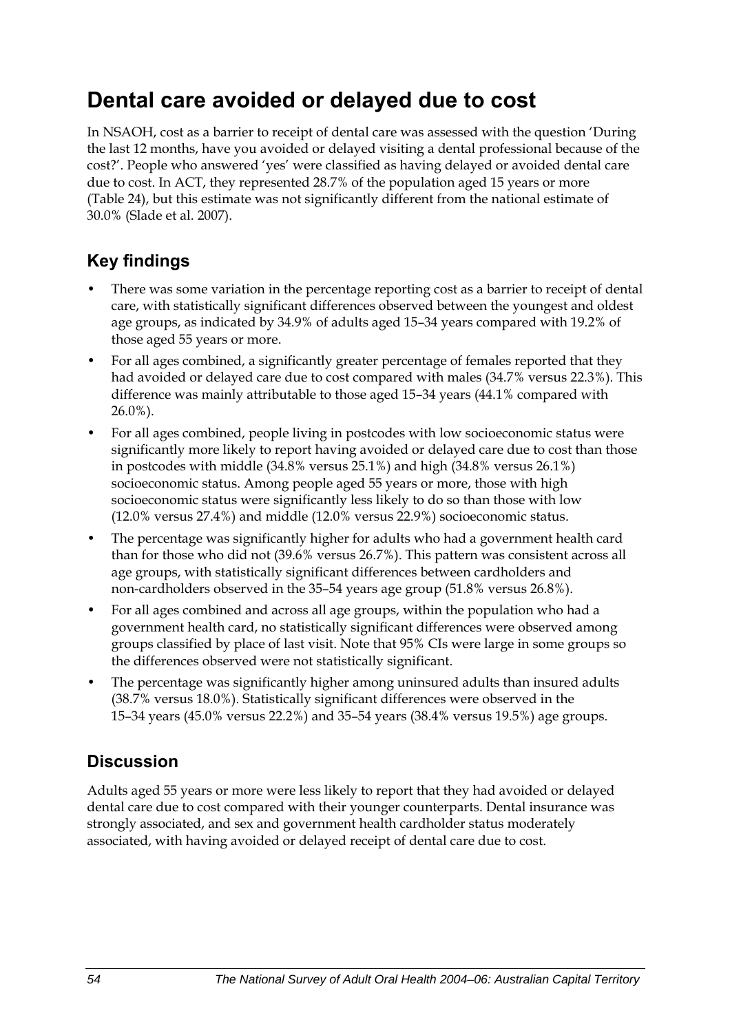# Dental care avoided or delayed due to cost

In NSAOH, cost as a barrier to receipt of dental care was assessed with the question 'During the last 12 months, have you avoided or delayed visiting a dental professional because of the cost?'. People who answered 'yes' were classified as having delayed or avoided dental care due to cost. In ACT, they represented 28.7% of the population aged 15 years or more (Table 24), but this estimate was not significantly different from the national estimate of 30.0% (Slade et al. 2007).

## Key findings

- There was some variation in the percentage reporting cost as a barrier to receipt of dental care, with statistically significant differences observed between the youngest and oldest age groups, as indicated by 34.9% of adults aged 15–34 years compared with 19.2% of those aged 55 years or more.
- For all ages combined, a significantly greater percentage of females reported that they had avoided or delayed care due to cost compared with males (34.7% versus 22.3%). This difference was mainly attributable to those aged 15–34 years (44.1% compared with 26.0%).
- For all ages combined, people living in postcodes with low socioeconomic status were significantly more likely to report having avoided or delayed care due to cost than those in postcodes with middle (34.8% versus 25.1%) and high (34.8% versus 26.1%) socioeconomic status. Among people aged 55 years or more, those with high socioeconomic status were significantly less likely to do so than those with low (12.0% versus 27.4%) and middle (12.0% versus 22.9%) socioeconomic status.
- The percentage was significantly higher for adults who had a government health card than for those who did not (39.6% versus 26.7%). This pattern was consistent across all age groups, with statistically significant differences between cardholders and non-cardholders observed in the 35–54 years age group (51.8% versus 26.8%).
- For all ages combined and across all age groups, within the population who had a government health card, no statistically significant differences were observed among groups classified by place of last visit. Note that 95% CIs were large in some groups so the differences observed were not statistically significant.
- The percentage was significantly higher among uninsured adults than insured adults (38.7% versus 18.0%). Statistically significant differences were observed in the 15–34 years (45.0% versus 22.2%) and 35–54 years (38.4% versus 19.5%) age groups.

## Discussion

Adults aged 55 years or more were less likely to report that they had avoided or delayed dental care due to cost compared with their younger counterparts. Dental insurance was strongly associated, and sex and government health cardholder status moderately associated, with having avoided or delayed receipt of dental care due to cost.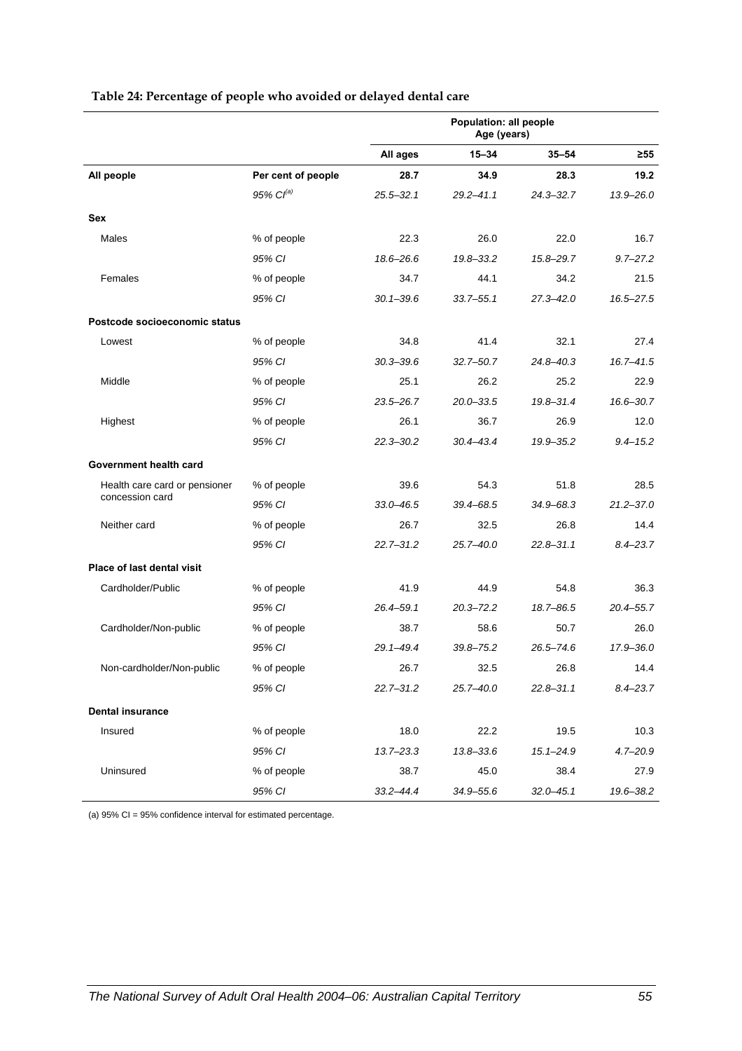**Table 24: Percentage of people who avoided or delayed dental care**

| | | Population: all people Age (years) | | | |
|---|---|---|---|---|---|
| | | All ages | 15–34 | 35–54 | ≥55 |
| **All people** | **Per cent of people** | **28.7** | **34.9** | **28.3** | **19.2** |
| | *95% CI[(a)]* | *25.5–32.1* | *29.2–41.1* | *24.3–32.7* | *13.9–26.0* |
| **Sex** | | | | | |
| Males | % of people | 22.3 | 26.0 | 22.0 | 16.7 |
| | *95% CI* | *18.6–26.6* | *19.8–33.2* | *15.8–29.7* | *9.7–27.2* |
| Females | % of people | 34.7 | 44.1 | 34.2 | 21.5 |
| | *95% CI* | *30.1–39.6* | *33.7–55.1* | *27.3–42.0* | *16.5–27.5* |
| **Postcode socioeconomic status** | | | | | |
| Lowest | % of people | 34.8 | 41.4 | 32.1 | 27.4 |
| | *95% CI* | *30.3–39.6* | *32.7–50.7* | *24.8–40.3* | *16.7–41.5* |
| Middle | % of people | 25.1 | 26.2 | 25.2 | 22.9 |
| | *95% CI* | *23.5–26.7* | *20.0–33.5* | *19.8–31.4* | *16.6–30.7* |
| Highest | % of people | 26.1 | 36.7 | 26.9 | 12.0 |
| | *95% CI* | *22.3–30.2* | *30.4–43.4* | *19.9–35.2* | *9.4–15.2* |
| **Government health card** | | | | | |
| Health care card or pensioner concession card | % of people | 39.6 | 54.3 | 51.8 | 28.5 |
| | *95% CI* | *33.0–46.5* | *39.4–68.5* | *34.9–68.3* | *21.2–37.0* |
| Neither card | % of people | 26.7 | 32.5 | 26.8 | 14.4 |
| | *95% CI* | *22.7–31.2* | *25.7–40.0* | *22.8–31.1* | *8.4–23.7* |
| **Place of last dental visit** | | | | | |
| Cardholder/Public | % of people | 41.9 | 44.9 | 54.8 | 36.3 |
| | *95% CI* | *26.4–59.1* | *20.3–72.2* | *18.7–86.5* | *20.4–55.7* |
| Cardholder/Non-public | % of people | 38.7 | 58.6 | 50.7 | 26.0 |
| | *95% CI* | *29.1–49.4* | *39.8–75.2* | *26.5–74.6* | *17.9–36.0* |
| Non-cardholder/Non-public | % of people | 26.7 | 32.5 | 26.8 | 14.4 |
| | *95% CI* | *22.7–31.2* | *25.7–40.0* | *22.8–31.1* | *8.4–23.7* |
| **Dental insurance** | | | | | |
| Insured | % of people | 18.0 | 22.2 | 19.5 | 10.3 |
| | *95% CI* | *13.7–23.3* | *13.8–33.6* | *15.1–24.9* | *4.7–20.9* |
| Uninsured | % of people | 38.7 | 45.0 | 38.4 | 27.9 |
| | *95% CI* | *33.2–44.4* | *34.9–55.6* | *32.0–45.1* | *19.6–38.2* |

(a) 95% CI = 95% confidence interval for estimated percentage.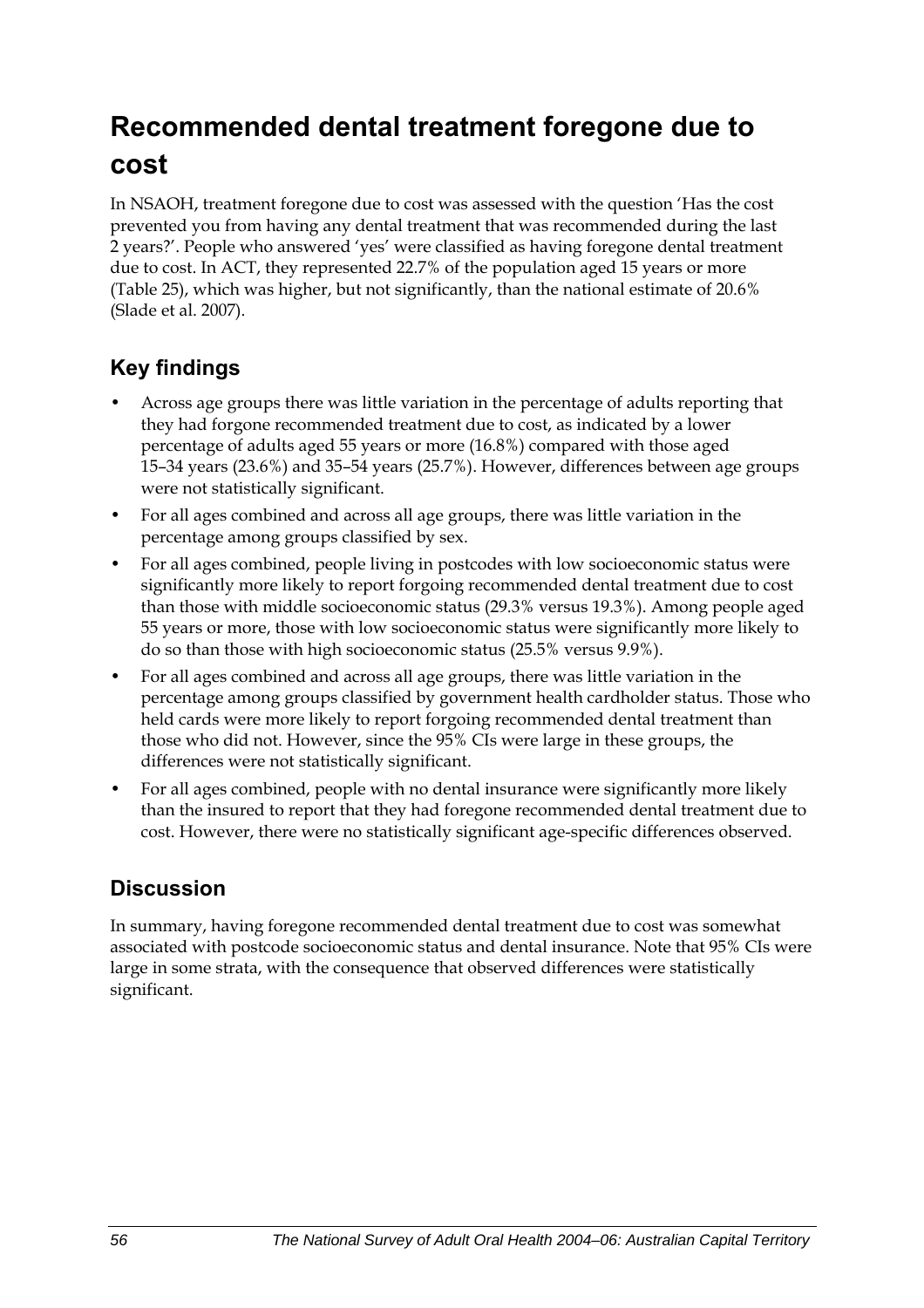# Recommended dental treatment foregone due to cost

In NSAOH, treatment foregone due to cost was assessed with the question 'Has the cost prevented you from having any dental treatment that was recommended during the last 2 years?'. People who answered 'yes' were classified as having foregone dental treatment due to cost. In ACT, they represented 22.7% of the population aged 15 years or more (Table 25), which was higher, but not significantly, than the national estimate of 20.6% (Slade et al. 2007).

## Key findings

- Across age groups there was little variation in the percentage of adults reporting that they had forgone recommended treatment due to cost, as indicated by a lower percentage of adults aged 55 years or more (16.8%) compared with those aged 15–34 years (23.6%) and 35–54 years (25.7%). However, differences between age groups were not statistically significant.
- For all ages combined and across all age groups, there was little variation in the percentage among groups classified by sex.
- For all ages combined, people living in postcodes with low socioeconomic status were significantly more likely to report forgoing recommended dental treatment due to cost than those with middle socioeconomic status (29.3% versus 19.3%). Among people aged 55 years or more, those with low socioeconomic status were significantly more likely to do so than those with high socioeconomic status (25.5% versus 9.9%).
- For all ages combined and across all age groups, there was little variation in the percentage among groups classified by government health cardholder status. Those who held cards were more likely to report forgoing recommended dental treatment than those who did not. However, since the 95% CIs were large in these groups, the differences were not statistically significant.
- For all ages combined, people with no dental insurance were significantly more likely than the insured to report that they had foregone recommended dental treatment due to cost. However, there were no statistically significant age-specific differences observed.

## Discussion

In summary, having foregone recommended dental treatment due to cost was somewhat associated with postcode socioeconomic status and dental insurance. Note that 95% CIs were large in some strata, with the consequence that observed differences were statistically significant.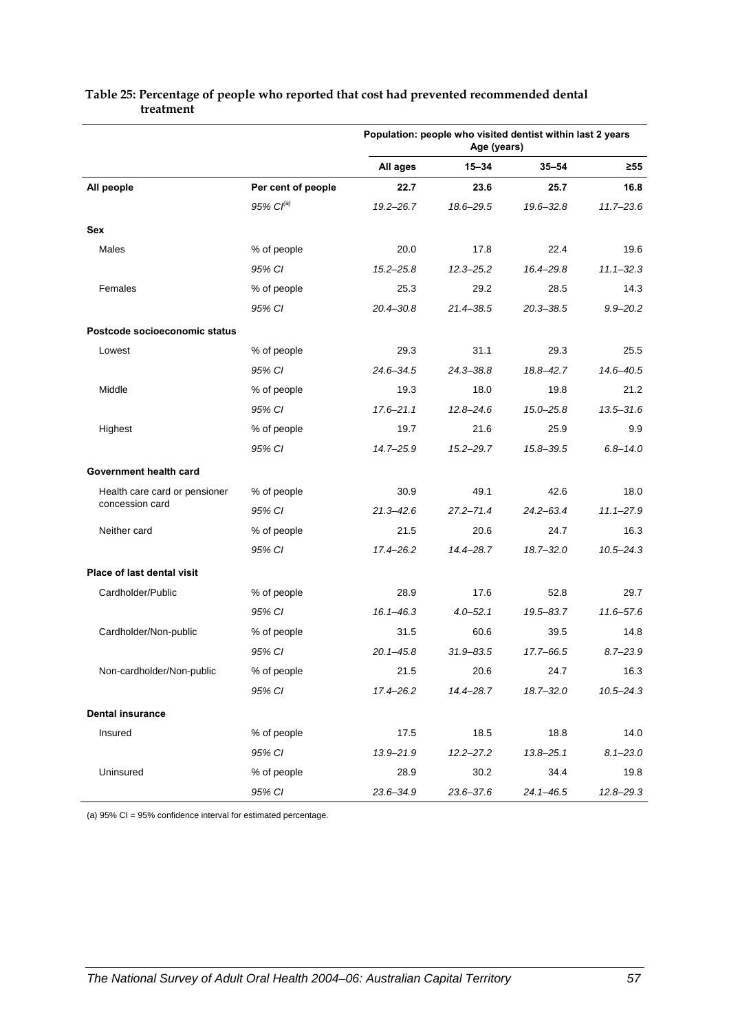**Table 25: Percentage of people who reported that cost had prevented recommended dental treatment**

| | | Population: people who visited dentist within last 2 years Age (years) | | | |
|---|---|---|---|---|---|
| | | **All ages** | **15–34** | **35–54** | **≥55** |
| **All people** | **Per cent of people** | **22.7** | **23.6** | **25.7** | **16.8** |
| | *95% CI[(a)]* | *19.2–26.7* | *18.6–29.5* | *19.6–32.8* | *11.7–23.6* |
| **Sex** | | | | | |
| Males | % of people | 20.0 | 17.8 | 22.4 | 19.6 |
| | *95% CI* | *15.2–25.8* | *12.3–25.2* | *16.4–29.8* | *11.1–32.3* |
| Females | % of people | 25.3 | 29.2 | 28.5 | 14.3 |
| | *95% CI* | *20.4–30.8* | *21.4–38.5* | *20.3–38.5* | *9.9–20.2* |
| **Postcode socioeconomic status** | | | | | |
| Lowest | % of people | 29.3 | 31.1 | 29.3 | 25.5 |
| | *95% CI* | *24.6–34.5* | *24.3–38.8* | *18.8–42.7* | *14.6–40.5* |
| Middle | % of people | 19.3 | 18.0 | 19.8 | 21.2 |
| | *95% CI* | *17.6–21.1* | *12.8–24.6* | *15.0–25.8* | *13.5–31.6* |
| Highest | % of people | 19.7 | 21.6 | 25.9 | 9.9 |
| | *95% CI* | *14.7–25.9* | *15.2–29.7* | *15.8–39.5* | *6.8–14.0* |
| **Government health card** | | | | | |
| Health care card or pensioner concession card | % of people | 30.9 | 49.1 | 42.6 | 18.0 |
| | *95% CI* | *21.3–42.6* | *27.2–71.4* | *24.2–63.4* | *11.1–27.9* |
| Neither card | % of people | 21.5 | 20.6 | 24.7 | 16.3 |
| | *95% CI* | *17.4–26.2* | *14.4–28.7* | *18.7–32.0* | *10.5–24.3* |
| **Place of last dental visit** | | | | | |
| Cardholder/Public | % of people | 28.9 | 17.6 | 52.8 | 29.7 |
| | *95% CI* | *16.1–46.3* | *4.0–52.1* | *19.5–83.7* | *11.6–57.6* |
| Cardholder/Non-public | % of people | 31.5 | 60.6 | 39.5 | 14.8 |
| | *95% CI* | *20.1–45.8* | *31.9–83.5* | *17.7–66.5* | *8.7–23.9* |
| Non-cardholder/Non-public | % of people | 21.5 | 20.6 | 24.7 | 16.3 |
| | *95% CI* | *17.4–26.2* | *14.4–28.7* | *18.7–32.0* | *10.5–24.3* |
| **Dental insurance** | | | | | |
| Insured | % of people | 17.5 | 18.5 | 18.8 | 14.0 |
| | *95% CI* | *13.9–21.9* | *12.2–27.2* | *13.8–25.1* | *8.1–23.0* |
| Uninsured | % of people | 28.9 | 30.2 | 34.4 | 19.8 |
| | *95% CI* | *23.6–34.9* | *23.6–37.6* | *24.1–46.5* | *12.8–29.3* |

(a) 95% CI = 95% confidence interval for estimated percentage.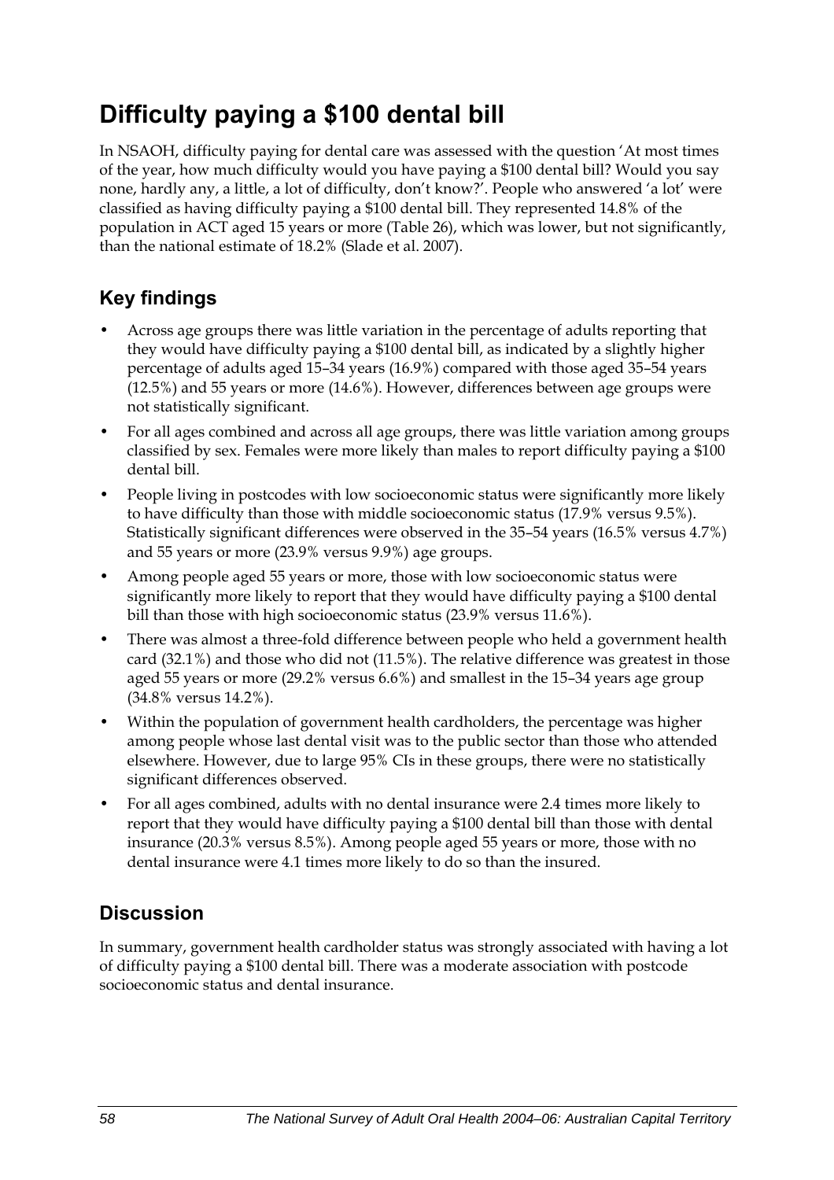# Difficulty paying a $100 dental bill

In NSAOH, difficulty paying for dental care was assessed with the question 'At most times of the year, how much difficulty would you have paying a $100 dental bill? Would you say none, hardly any, a little, a lot of difficulty, don't know?'. People who answered 'a lot' were classified as having difficulty paying a $100 dental bill. They represented 14.8% of the population in ACT aged 15 years or more (Table 26), which was lower, but not significantly, than the national estimate of 18.2% (Slade et al. 2007).

## Key findings

- Across age groups there was little variation in the percentage of adults reporting that they would have difficulty paying a $100 dental bill, as indicated by a slightly higher percentage of adults aged 15–34 years (16.9%) compared with those aged 35–54 years (12.5%) and 55 years or more (14.6%). However, differences between age groups were not statistically significant.
- For all ages combined and across all age groups, there was little variation among groups classified by sex. Females were more likely than males to report difficulty paying a $100 dental bill.
- People living in postcodes with low socioeconomic status were significantly more likely to have difficulty than those with middle socioeconomic status (17.9% versus 9.5%). Statistically significant differences were observed in the 35–54 years (16.5% versus 4.7%) and 55 years or more (23.9% versus 9.9%) age groups.
- Among people aged 55 years or more, those with low socioeconomic status were significantly more likely to report that they would have difficulty paying a $100 dental bill than those with high socioeconomic status (23.9% versus 11.6%).
- There was almost a three-fold difference between people who held a government health card (32.1%) and those who did not (11.5%). The relative difference was greatest in those aged 55 years or more (29.2% versus 6.6%) and smallest in the 15–34 years age group (34.8% versus 14.2%).
- Within the population of government health cardholders, the percentage was higher among people whose last dental visit was to the public sector than those who attended elsewhere. However, due to large 95% CIs in these groups, there were no statistically significant differences observed.
- For all ages combined, adults with no dental insurance were 2.4 times more likely to report that they would have difficulty paying a $100 dental bill than those with dental insurance (20.3% versus 8.5%). Among people aged 55 years or more, those with no dental insurance were 4.1 times more likely to do so than the insured.

## Discussion

In summary, government health cardholder status was strongly associated with having a lot of difficulty paying a $100 dental bill. There was a moderate association with postcode socioeconomic status and dental insurance.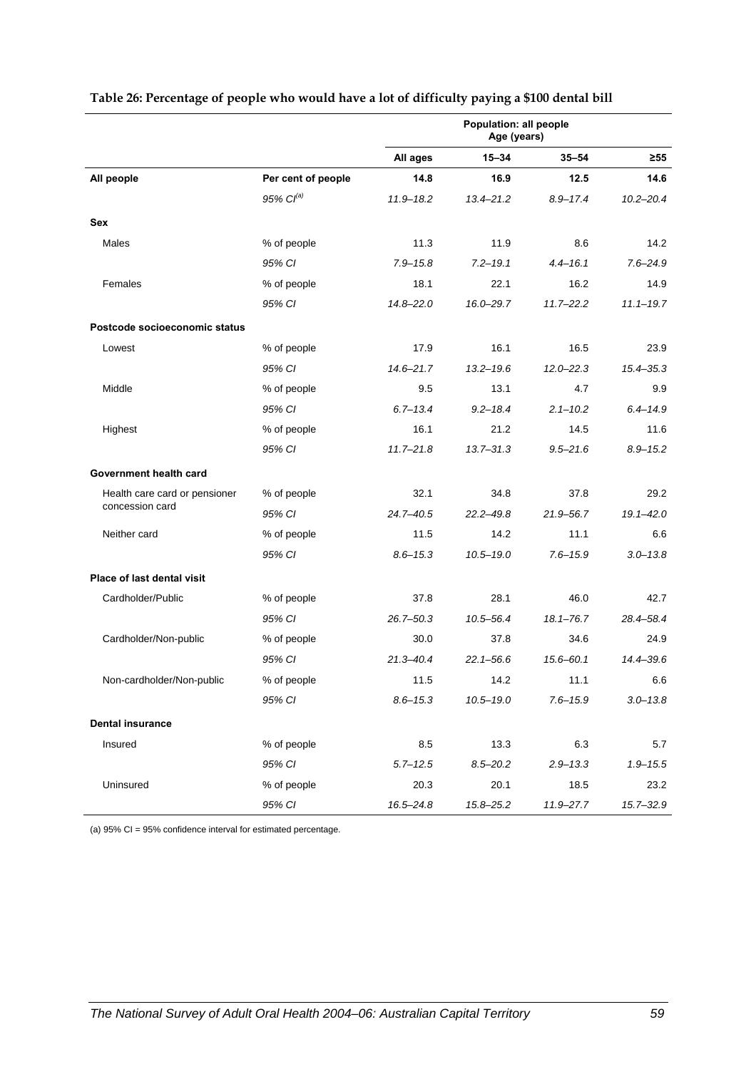**Table 26: Percentage of people who would have a lot of difficulty paying a $100 dental bill**

| | | Population: all people Age (years) | | | |
|---|---|---|---|---|---|
| | | **All ages** | **15–34** | **35–54** | **≥55** |
| **All people** | **Per cent of people** | **14.8** | **16.9** | **12.5** | **14.6** |
| | *95% CI[(a)]* | *11.9–18.2* | *13.4–21.2* | *8.9–17.4* | *10.2–20.4* |
| **Sex** | | | | | |
| Males | % of people | 11.3 | 11.9 | 8.6 | 14.2 |
| | *95% CI* | *7.9–15.8* | *7.2–19.1* | *4.4–16.1* | *7.6–24.9* |
| Females | % of people | 18.1 | 22.1 | 16.2 | 14.9 |
| | *95% CI* | *14.8–22.0* | *16.0–29.7* | *11.7–22.2* | *11.1–19.7* |
| **Postcode socioeconomic status** | | | | | |
| Lowest | % of people | 17.9 | 16.1 | 16.5 | 23.9 |
| | *95% CI* | *14.6–21.7* | *13.2–19.6* | *12.0–22.3* | *15.4–35.3* |
| Middle | % of people | 9.5 | 13.1 | 4.7 | 9.9 |
| | *95% CI* | *6.7–13.4* | *9.2–18.4* | *2.1–10.2* | *6.4–14.9* |
| Highest | % of people | 16.1 | 21.2 | 14.5 | 11.6 |
| | *95% CI* | *11.7–21.8* | *13.7–31.3* | *9.5–21.6* | *8.9–15.2* |
| **Government health card** | | | | | |
| Health care card or pensioner concession card | % of people | 32.1 | 34.8 | 37.8 | 29.2 |
| | *95% CI* | *24.7–40.5* | *22.2–49.8* | *21.9–56.7* | *19.1–42.0* |
| Neither card | % of people | 11.5 | 14.2 | 11.1 | 6.6 |
| | *95% CI* | *8.6–15.3* | *10.5–19.0* | *7.6–15.9* | *3.0–13.8* |
| **Place of last dental visit** | | | | | |
| Cardholder/Public | % of people | 37.8 | 28.1 | 46.0 | 42.7 |
| | *95% CI* | *26.7–50.3* | *10.5–56.4* | *18.1–76.7* | *28.4–58.4* |
| Cardholder/Non-public | % of people | 30.0 | 37.8 | 34.6 | 24.9 |
| | *95% CI* | *21.3–40.4* | *22.1–56.6* | *15.6–60.1* | *14.4–39.6* |
| Non-cardholder/Non-public | % of people | 11.5 | 14.2 | 11.1 | 6.6 |
| | *95% CI* | *8.6–15.3* | *10.5–19.0* | *7.6–15.9* | *3.0–13.8* |
| **Dental insurance** | | | | | |
| Insured | % of people | 8.5 | 13.3 | 6.3 | 5.7 |
| | *95% CI* | *5.7–12.5* | *8.5–20.2* | *2.9–13.3* | *1.9–15.5* |
| Uninsured | % of people | 20.3 | 20.1 | 18.5 | 23.2 |
| | *95% CI* | *16.5–24.8* | *15.8–25.2* | *11.9–27.7* | *15.7–32.9* |

(a) 95% CI = 95% confidence interval for estimated percentage.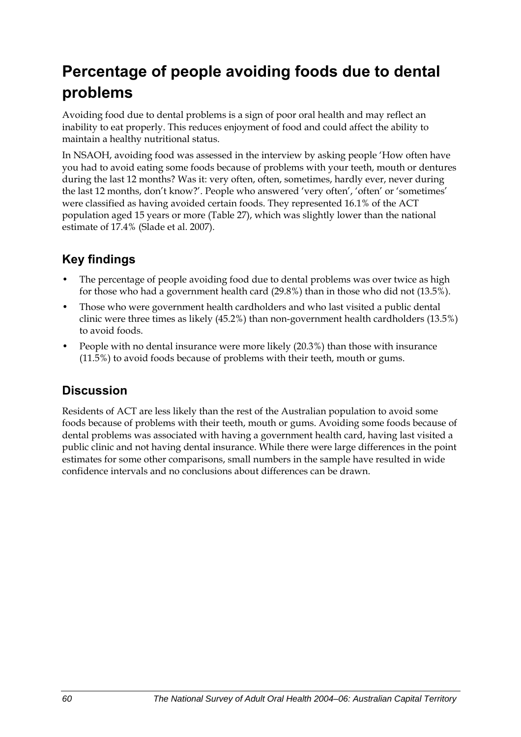# Percentage of people avoiding foods due to dental problems

Avoiding food due to dental problems is a sign of poor oral health and may reflect an inability to eat properly. This reduces enjoyment of food and could affect the ability to maintain a healthy nutritional status.

In NSAOH, avoiding food was assessed in the interview by asking people 'How often have you had to avoid eating some foods because of problems with your teeth, mouth or dentures during the last 12 months? Was it: very often, often, sometimes, hardly ever, never during the last 12 months, don't know?'. People who answered 'very often', 'often' or 'sometimes' were classified as having avoided certain foods. They represented 16.1% of the ACT population aged 15 years or more (Table 27), which was slightly lower than the national estimate of 17.4% (Slade et al. 2007).

## Key findings

- The percentage of people avoiding food due to dental problems was over twice as high for those who had a government health card (29.8%) than in those who did not (13.5%).
- Those who were government health cardholders and who last visited a public dental clinic were three times as likely (45.2%) than non-government health cardholders (13.5%) to avoid foods.
- People with no dental insurance were more likely (20.3%) than those with insurance (11.5%) to avoid foods because of problems with their teeth, mouth or gums.

## Discussion

Residents of ACT are less likely than the rest of the Australian population to avoid some foods because of problems with their teeth, mouth or gums. Avoiding some foods because of dental problems was associated with having a government health card, having last visited a public clinic and not having dental insurance. While there were large differences in the point estimates for some other comparisons, small numbers in the sample have resulted in wide confidence intervals and no conclusions about differences can be drawn.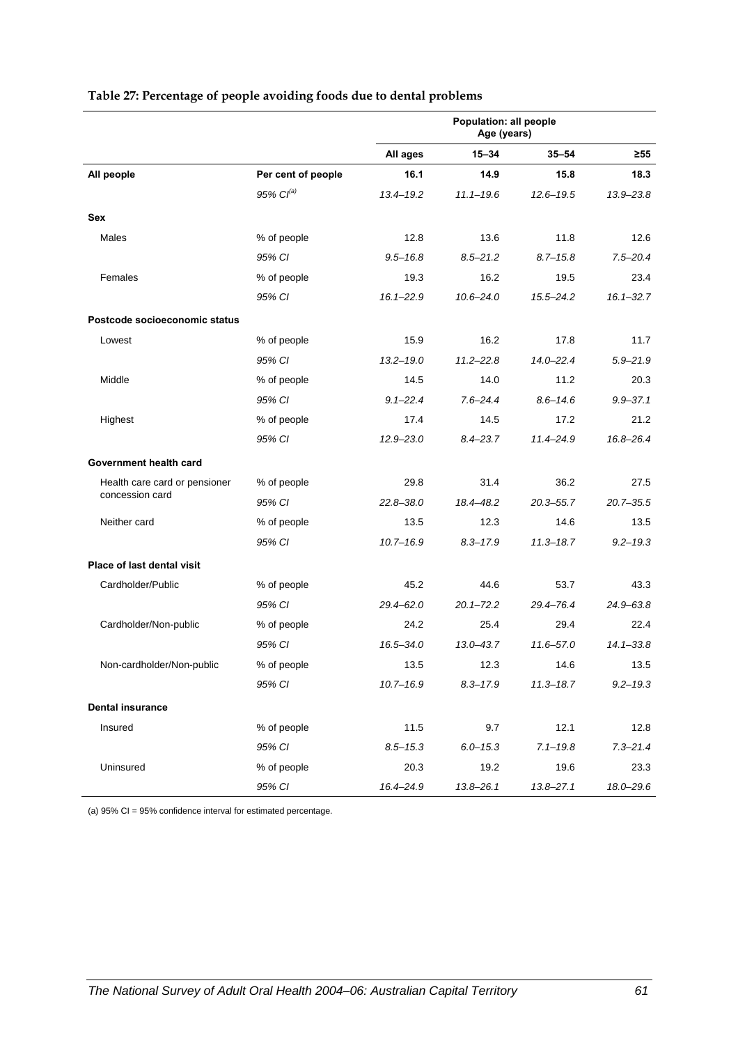**Table 27: Percentage of people avoiding foods due to dental problems**

| | | Population: all people Age (years) | | | |
|---|---|---|---|---|---|
| | | All ages | 15–34 | 35–54 | ≥55 |
| **All people** | **Per cent of people** | **16.1** | **14.9** | **15.8** | **18.3** |
| | *95% CI[(a)]* | *13.4–19.2* | *11.1–19.6* | *12.6–19.5* | *13.9–23.8* |
| **Sex** | | | | | |
| Males | % of people | 12.8 | 13.6 | 11.8 | 12.6 |
| | *95% CI* | *9.5–16.8* | *8.5–21.2* | *8.7–15.8* | *7.5–20.4* |
| Females | % of people | 19.3 | 16.2 | 19.5 | 23.4 |
| | *95% CI* | *16.1–22.9* | *10.6–24.0* | *15.5–24.2* | *16.1–32.7* |
| **Postcode socioeconomic status** | | | | | |
| Lowest | % of people | 15.9 | 16.2 | 17.8 | 11.7 |
| | *95% CI* | *13.2–19.0* | *11.2–22.8* | *14.0–22.4* | *5.9–21.9* |
| Middle | % of people | 14.5 | 14.0 | 11.2 | 20.3 |
| | *95% CI* | *9.1–22.4* | *7.6–24.4* | *8.6–14.6* | *9.9–37.1* |
| Highest | % of people | 17.4 | 14.5 | 17.2 | 21.2 |
| | *95% CI* | *12.9–23.0* | *8.4–23.7* | *11.4–24.9* | *16.8–26.4* |
| **Government health card** | | | | | |
| Health care card or pensioner concession card | % of people | 29.8 | 31.4 | 36.2 | 27.5 |
| | *95% CI* | *22.8–38.0* | *18.4–48.2* | *20.3–55.7* | *20.7–35.5* |
| Neither card | % of people | 13.5 | 12.3 | 14.6 | 13.5 |
| | *95% CI* | *10.7–16.9* | *8.3–17.9* | *11.3–18.7* | *9.2–19.3* |
| **Place of last dental visit** | | | | | |
| Cardholder/Public | % of people | 45.2 | 44.6 | 53.7 | 43.3 |
| | *95% CI* | *29.4–62.0* | *20.1–72.2* | *29.4–76.4* | *24.9–63.8* |
| Cardholder/Non-public | % of people | 24.2 | 25.4 | 29.4 | 22.4 |
| | *95% CI* | *16.5–34.0* | *13.0–43.7* | *11.6–57.0* | *14.1–33.8* |
| Non-cardholder/Non-public | % of people | 13.5 | 12.3 | 14.6 | 13.5 |
| | *95% CI* | *10.7–16.9* | *8.3–17.9* | *11.3–18.7* | *9.2–19.3* |
| **Dental insurance** | | | | | |
| Insured | % of people | 11.5 | 9.7 | 12.1 | 12.8 |
| | *95% CI* | *8.5–15.3* | *6.0–15.3* | *7.1–19.8* | *7.3–21.4* |
| Uninsured | % of people | 20.3 | 19.2 | 19.6 | 23.3 |
| | *95% CI* | *16.4–24.9* | *13.8–26.1* | *13.8–27.1* | *18.0–29.6* |

(a) 95% CI = 95% confidence interval for estimated percentage.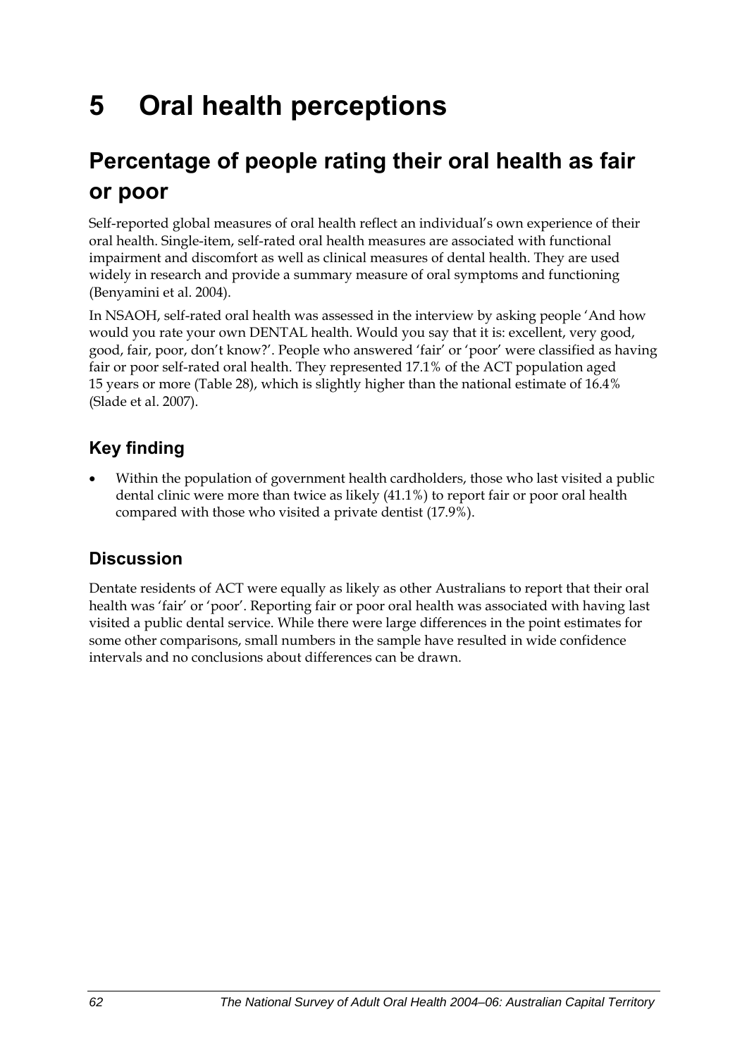# 5 Oral health perceptions

## Percentage of people rating their oral health as fair or poor

Self-reported global measures of oral health reflect an individual's own experience of their oral health. Single-item, self-rated oral health measures are associated with functional impairment and discomfort as well as clinical measures of dental health. They are used widely in research and provide a summary measure of oral symptoms and functioning (Benyamini et al. 2004).

In NSAOH, self-rated oral health was assessed in the interview by asking people 'And how would you rate your own DENTAL health. Would you say that it is: excellent, very good, good, fair, poor, don't know?'. People who answered 'fair' or 'poor' were classified as having fair or poor self-rated oral health. They represented 17.1% of the ACT population aged 15 years or more (Table 28), which is slightly higher than the national estimate of 16.4% (Slade et al. 2007).

### Key finding

- Within the population of government health cardholders, those who last visited a public dental clinic were more than twice as likely (41.1%) to report fair or poor oral health compared with those who visited a private dentist (17.9%).

### Discussion

Dentate residents of ACT were equally as likely as other Australians to report that their oral health was 'fair' or 'poor'. Reporting fair or poor oral health was associated with having last visited a public dental service. While there were large differences in the point estimates for some other comparisons, small numbers in the sample have resulted in wide confidence intervals and no conclusions about differences can be drawn.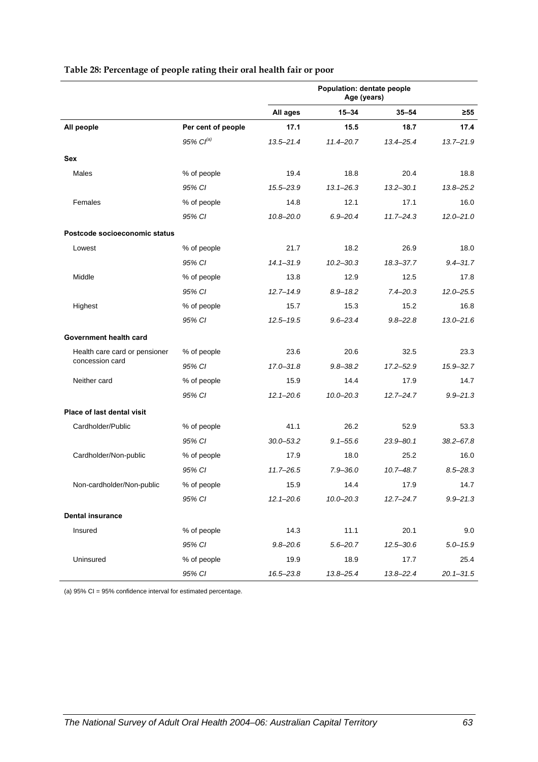**Table 28: Percentage of people rating their oral health fair or poor**

| | | Population: dentate people Age (years) | | | |
|---|---|---|---|---|---|
| | | **All ages** | **15–34** | **35–54** | **≥55** |
| **All people** | **Per cent of people** | **17.1** | **15.5** | **18.7** | **17.4** |
| | *95% CI[(a)]* | *13.5–21.4* | *11.4–20.7* | *13.4–25.4* | *13.7–21.9* |
| **Sex** | | | | | |
| Males | % of people | 19.4 | 18.8 | 20.4 | 18.8 |
| | *95% CI* | *15.5–23.9* | *13.1–26.3* | *13.2–30.1* | *13.8–25.2* |
| Females | % of people | 14.8 | 12.1 | 17.1 | 16.0 |
| | *95% CI* | *10.8–20.0* | *6.9–20.4* | *11.7–24.3* | *12.0–21.0* |
| **Postcode socioeconomic status** | | | | | |
| Lowest | % of people | 21.7 | 18.2 | 26.9 | 18.0 |
| | *95% CI* | *14.1–31.9* | *10.2–30.3* | *18.3–37.7* | *9.4–31.7* |
| Middle | % of people | 13.8 | 12.9 | 12.5 | 17.8 |
| | *95% CI* | *12.7–14.9* | *8.9–18.2* | *7.4–20.3* | *12.0–25.5* |
| Highest | % of people | 15.7 | 15.3 | 15.2 | 16.8 |
| | *95% CI* | *12.5–19.5* | *9.6–23.4* | *9.8–22.8* | *13.0–21.6* |
| **Government health card** | | | | | |
| Health care card or pensioner concession card | % of people | 23.6 | 20.6 | 32.5 | 23.3 |
| | *95% CI* | *17.0–31.8* | *9.8–38.2* | *17.2–52.9* | *15.9–32.7* |
| Neither card | % of people | 15.9 | 14.4 | 17.9 | 14.7 |
| | *95% CI* | *12.1–20.6* | *10.0–20.3* | *12.7–24.7* | *9.9–21.3* |
| **Place of last dental visit** | | | | | |
| Cardholder/Public | % of people | 41.1 | 26.2 | 52.9 | 53.3 |
| | *95% CI* | *30.0–53.2* | *9.1–55.6* | *23.9–80.1* | *38.2–67.8* |
| Cardholder/Non-public | % of people | 17.9 | 18.0 | 25.2 | 16.0 |
| | *95% CI* | *11.7–26.5* | *7.9–36.0* | *10.7–48.7* | *8.5–28.3* |
| Non-cardholder/Non-public | % of people | 15.9 | 14.4 | 17.9 | 14.7 |
| | *95% CI* | *12.1–20.6* | *10.0–20.3* | *12.7–24.7* | *9.9–21.3* |
| **Dental insurance** | | | | | |
| Insured | % of people | 14.3 | 11.1 | 20.1 | 9.0 |
| | *95% CI* | *9.8–20.6* | *5.6–20.7* | *12.5–30.6* | *5.0–15.9* |
| Uninsured | % of people | 19.9 | 18.9 | 17.7 | 25.4 |
| | *95% CI* | *16.5–23.8* | *13.8–25.4* | *13.8–22.4* | *20.1–31.5* |

(a) 95% CI = 95% confidence interval for estimated percentage.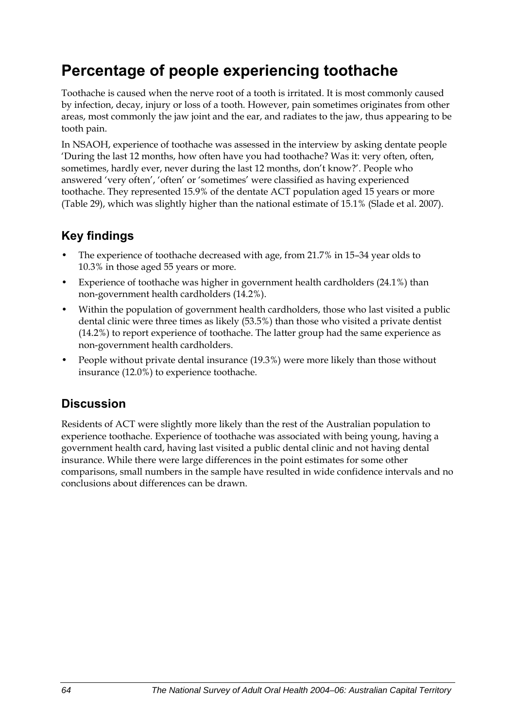# Percentage of people experiencing toothache

Toothache is caused when the nerve root of a tooth is irritated. It is most commonly caused by infection, decay, injury or loss of a tooth. However, pain sometimes originates from other areas, most commonly the jaw joint and the ear, and radiates to the jaw, thus appearing to be tooth pain.

In NSAOH, experience of toothache was assessed in the interview by asking dentate people 'During the last 12 months, how often have you had toothache? Was it: very often, often, sometimes, hardly ever, never during the last 12 months, don't know?'. People who answered 'very often', 'often' or 'sometimes' were classified as having experienced toothache. They represented 15.9% of the dentate ACT population aged 15 years or more (Table 29), which was slightly higher than the national estimate of 15.1% (Slade et al. 2007).

## Key findings

- The experience of toothache decreased with age, from 21.7% in 15–34 year olds to 10.3% in those aged 55 years or more.
- Experience of toothache was higher in government health cardholders (24.1%) than non-government health cardholders (14.2%).
- Within the population of government health cardholders, those who last visited a public dental clinic were three times as likely (53.5%) than those who visited a private dentist (14.2%) to report experience of toothache. The latter group had the same experience as non-government health cardholders.
- People without private dental insurance (19.3%) were more likely than those without insurance (12.0%) to experience toothache.

## Discussion

Residents of ACT were slightly more likely than the rest of the Australian population to experience toothache. Experience of toothache was associated with being young, having a government health card, having last visited a public dental clinic and not having dental insurance. While there were large differences in the point estimates for some other comparisons, small numbers in the sample have resulted in wide confidence intervals and no conclusions about differences can be drawn.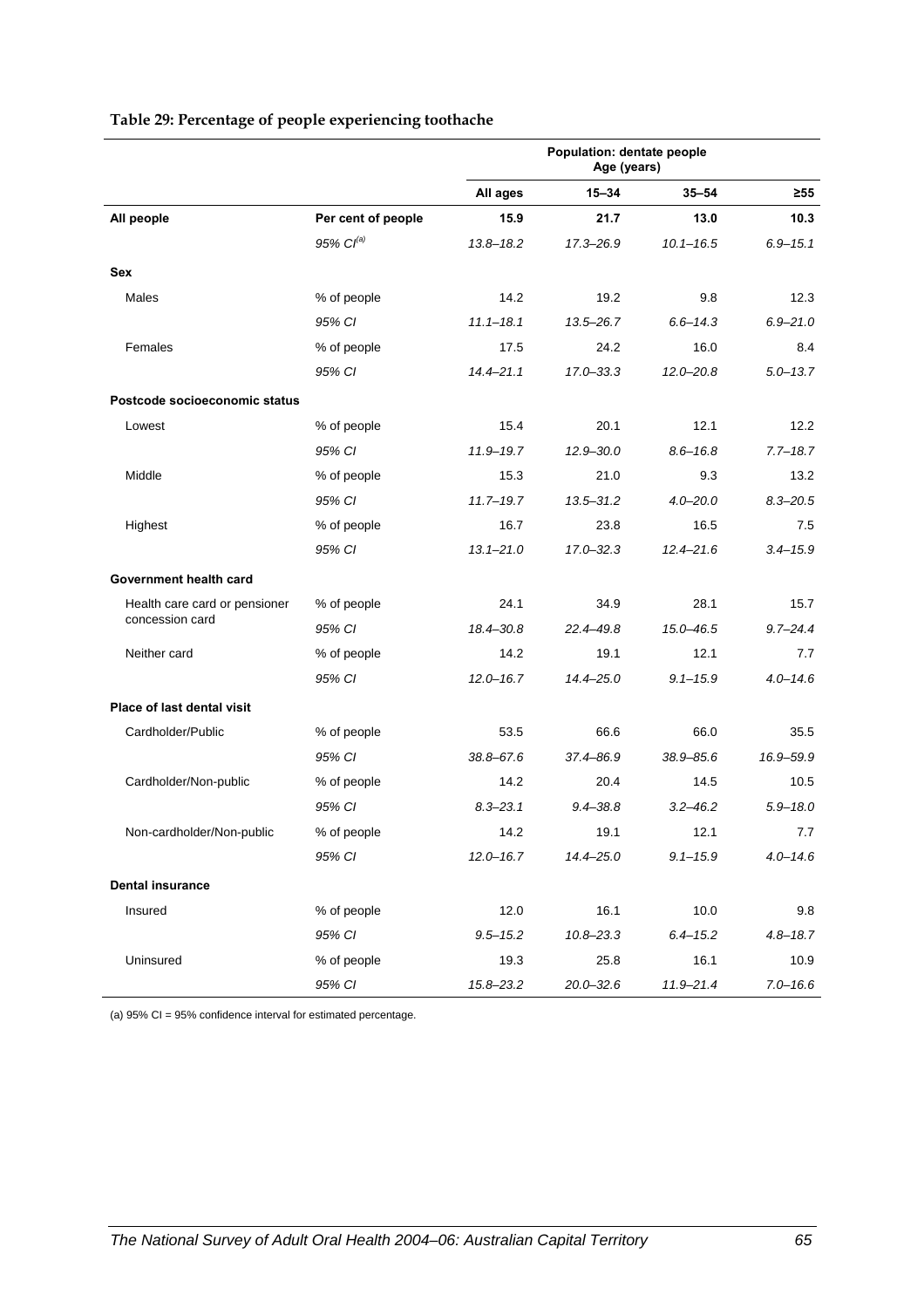**Table 29: Percentage of people experiencing toothache**

| | | Population: dentate people Age (years) | | | |
|---|---|---|---|---|---|
| | | **All ages** | **15–34** | **35–54** | **≥55** |
| **All people** | **Per cent of people** | **15.9** | **21.7** | **13.0** | **10.3** |
| | *95% CI[(a)]* | *13.8–18.2* | *17.3–26.9* | *10.1–16.5* | *6.9–15.1* |
| **Sex** | | | | | |
| Males | % of people | 14.2 | 19.2 | 9.8 | 12.3 |
| | *95% CI* | *11.1–18.1* | *13.5–26.7* | *6.6–14.3* | *6.9–21.0* |
| Females | % of people | 17.5 | 24.2 | 16.0 | 8.4 |
| | *95% CI* | *14.4–21.1* | *17.0–33.3* | *12.0–20.8* | *5.0–13.7* |
| **Postcode socioeconomic status** | | | | | |
| Lowest | % of people | 15.4 | 20.1 | 12.1 | 12.2 |
| | *95% CI* | *11.9–19.7* | *12.9–30.0* | *8.6–16.8* | *7.7–18.7* |
| Middle | % of people | 15.3 | 21.0 | 9.3 | 13.2 |
| | *95% CI* | *11.7–19.7* | *13.5–31.2* | *4.0–20.0* | *8.3–20.5* |
| Highest | % of people | 16.7 | 23.8 | 16.5 | 7.5 |
| | *95% CI* | *13.1–21.0* | *17.0–32.3* | *12.4–21.6* | *3.4–15.9* |
| **Government health card** | | | | | |
| Health care card or pensioner concession card | % of people | 24.1 | 34.9 | 28.1 | 15.7 |
| | *95% CI* | *18.4–30.8* | *22.4–49.8* | *15.0–46.5* | *9.7–24.4* |
| Neither card | % of people | 14.2 | 19.1 | 12.1 | 7.7 |
| | *95% CI* | *12.0–16.7* | *14.4–25.0* | *9.1–15.9* | *4.0–14.6* |
| **Place of last dental visit** | | | | | |
| Cardholder/Public | % of people | 53.5 | 66.6 | 66.0 | 35.5 |
| | *95% CI* | *38.8–67.6* | *37.4–86.9* | *38.9–85.6* | *16.9–59.9* |
| Cardholder/Non-public | % of people | 14.2 | 20.4 | 14.5 | 10.5 |
| | *95% CI* | *8.3–23.1* | *9.4–38.8* | *3.2–46.2* | *5.9–18.0* |
| Non-cardholder/Non-public | % of people | 14.2 | 19.1 | 12.1 | 7.7 |
| | *95% CI* | *12.0–16.7* | *14.4–25.0* | *9.1–15.9* | *4.0–14.6* |
| **Dental insurance** | | | | | |
| Insured | % of people | 12.0 | 16.1 | 10.0 | 9.8 |
| | *95% CI* | *9.5–15.2* | *10.8–23.3* | *6.4–15.2* | *4.8–18.7* |
| Uninsured | % of people | 19.3 | 25.8 | 16.1 | 10.9 |
| | *95% CI* | *15.8–23.2* | *20.0–32.6* | *11.9–21.4* | *7.0–16.6* |

(a) 95% CI = 95% confidence interval for estimated percentage.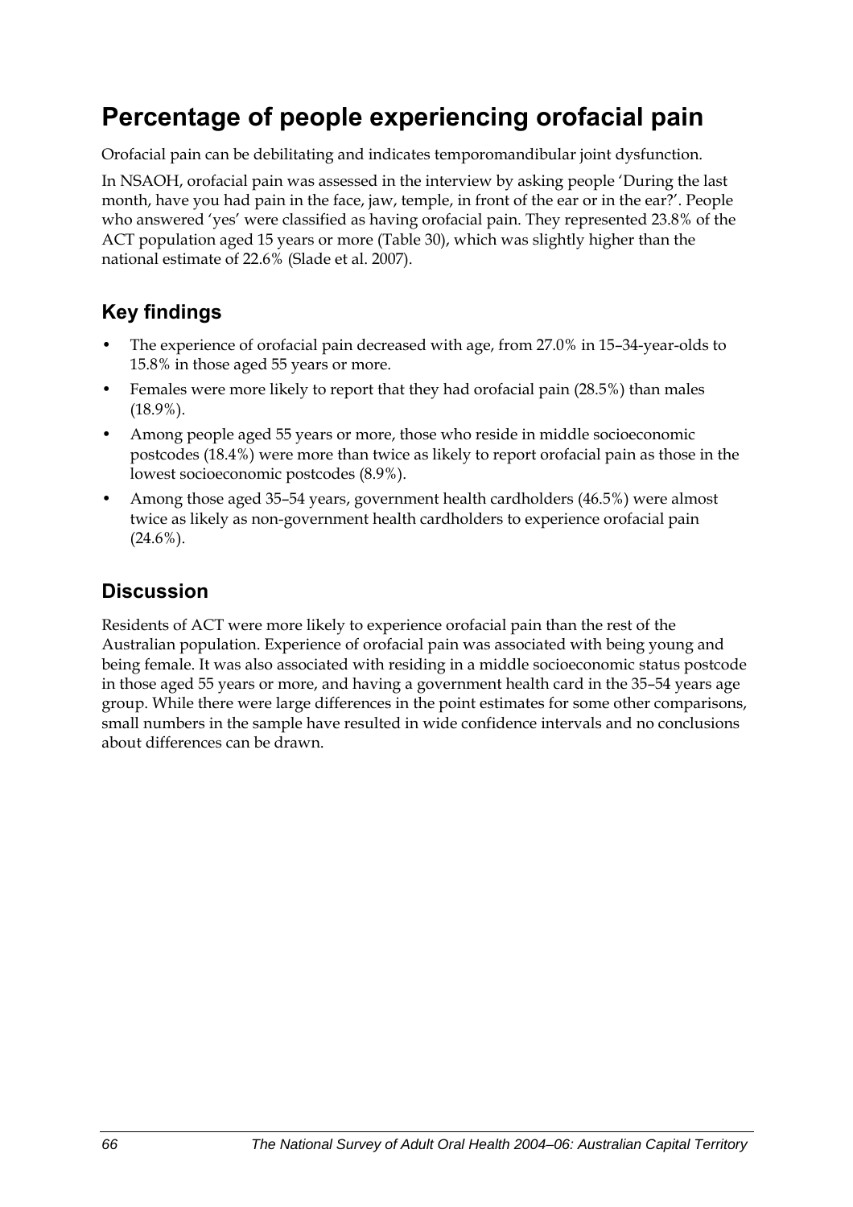# Percentage of people experiencing orofacial pain

Orofacial pain can be debilitating and indicates temporomandibular joint dysfunction.

In NSAOH, orofacial pain was assessed in the interview by asking people 'During the last month, have you had pain in the face, jaw, temple, in front of the ear or in the ear?'. People who answered 'yes' were classified as having orofacial pain. They represented 23.8% of the ACT population aged 15 years or more (Table 30), which was slightly higher than the national estimate of 22.6% (Slade et al. 2007).

## Key findings

- The experience of orofacial pain decreased with age, from 27.0% in 15–34-year-olds to 15.8% in those aged 55 years or more.
- Females were more likely to report that they had orofacial pain (28.5%) than males (18.9%).
- Among people aged 55 years or more, those who reside in middle socioeconomic postcodes (18.4%) were more than twice as likely to report orofacial pain as those in the lowest socioeconomic postcodes (8.9%).
- Among those aged 35–54 years, government health cardholders (46.5%) were almost twice as likely as non-government health cardholders to experience orofacial pain (24.6%).

## Discussion

Residents of ACT were more likely to experience orofacial pain than the rest of the Australian population. Experience of orofacial pain was associated with being young and being female. It was also associated with residing in a middle socioeconomic status postcode in those aged 55 years or more, and having a government health card in the 35–54 years age group. While there were large differences in the point estimates for some other comparisons, small numbers in the sample have resulted in wide confidence intervals and no conclusions about differences can be drawn.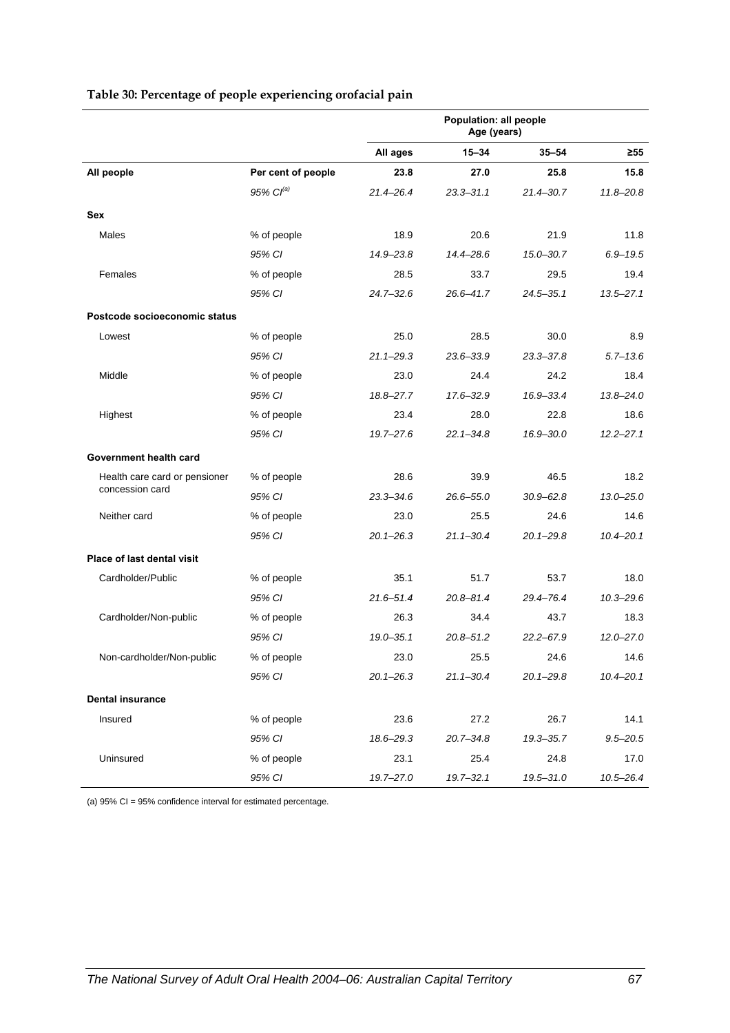**Table 30: Percentage of people experiencing orofacial pain**

| | | Population: all people Age (years) | | | |
|---|---|---|---|---|---|
| | | All ages | 15–34 | 35–54 | ≥55 |
| **All people** | **Per cent of people** | **23.8** | **27.0** | **25.8** | **15.8** |
| | *95% CI[(a)]* | *21.4–26.4* | *23.3–31.1* | *21.4–30.7* | *11.8–20.8* |
| **Sex** | | | | | |
| Males | % of people | 18.9 | 20.6 | 21.9 | 11.8 |
| | *95% CI* | *14.9–23.8* | *14.4–28.6* | *15.0–30.7* | *6.9–19.5* |
| Females | % of people | 28.5 | 33.7 | 29.5 | 19.4 |
| | *95% CI* | *24.7–32.6* | *26.6–41.7* | *24.5–35.1* | *13.5–27.1* |
| **Postcode socioeconomic status** | | | | | |
| Lowest | % of people | 25.0 | 28.5 | 30.0 | 8.9 |
| | *95% CI* | *21.1–29.3* | *23.6–33.9* | *23.3–37.8* | *5.7–13.6* |
| Middle | % of people | 23.0 | 24.4 | 24.2 | 18.4 |
| | *95% CI* | *18.8–27.7* | *17.6–32.9* | *16.9–33.4* | *13.8–24.0* |
| Highest | % of people | 23.4 | 28.0 | 22.8 | 18.6 |
| | *95% CI* | *19.7–27.6* | *22.1–34.8* | *16.9–30.0* | *12.2–27.1* |
| **Government health card** | | | | | |
| Health care card or pensioner concession card | % of people | 28.6 | 39.9 | 46.5 | 18.2 |
| | *95% CI* | *23.3–34.6* | *26.6–55.0* | *30.9–62.8* | *13.0–25.0* |
| Neither card | % of people | 23.0 | 25.5 | 24.6 | 14.6 |
| | *95% CI* | *20.1–26.3* | *21.1–30.4* | *20.1–29.8* | *10.4–20.1* |
| **Place of last dental visit** | | | | | |
| Cardholder/Public | % of people | 35.1 | 51.7 | 53.7 | 18.0 |
| | *95% CI* | *21.6–51.4* | *20.8–81.4* | *29.4–76.4* | *10.3–29.6* |
| Cardholder/Non-public | % of people | 26.3 | 34.4 | 43.7 | 18.3 |
| | *95% CI* | *19.0–35.1* | *20.8–51.2* | *22.2–67.9* | *12.0–27.0* |
| Non-cardholder/Non-public | % of people | 23.0 | 25.5 | 24.6 | 14.6 |
| | *95% CI* | *20.1–26.3* | *21.1–30.4* | *20.1–29.8* | *10.4–20.1* |
| **Dental insurance** | | | | | |
| Insured | % of people | 23.6 | 27.2 | 26.7 | 14.1 |
| | *95% CI* | *18.6–29.3* | *20.7–34.8* | *19.3–35.7* | *9.5–20.5* |
| Uninsured | % of people | 23.1 | 25.4 | 24.8 | 17.0 |
| | *95% CI* | *19.7–27.0* | *19.7–32.1* | *19.5–31.0* | *10.5–26.4* |

(a) 95% CI = 95% confidence interval for estimated percentage.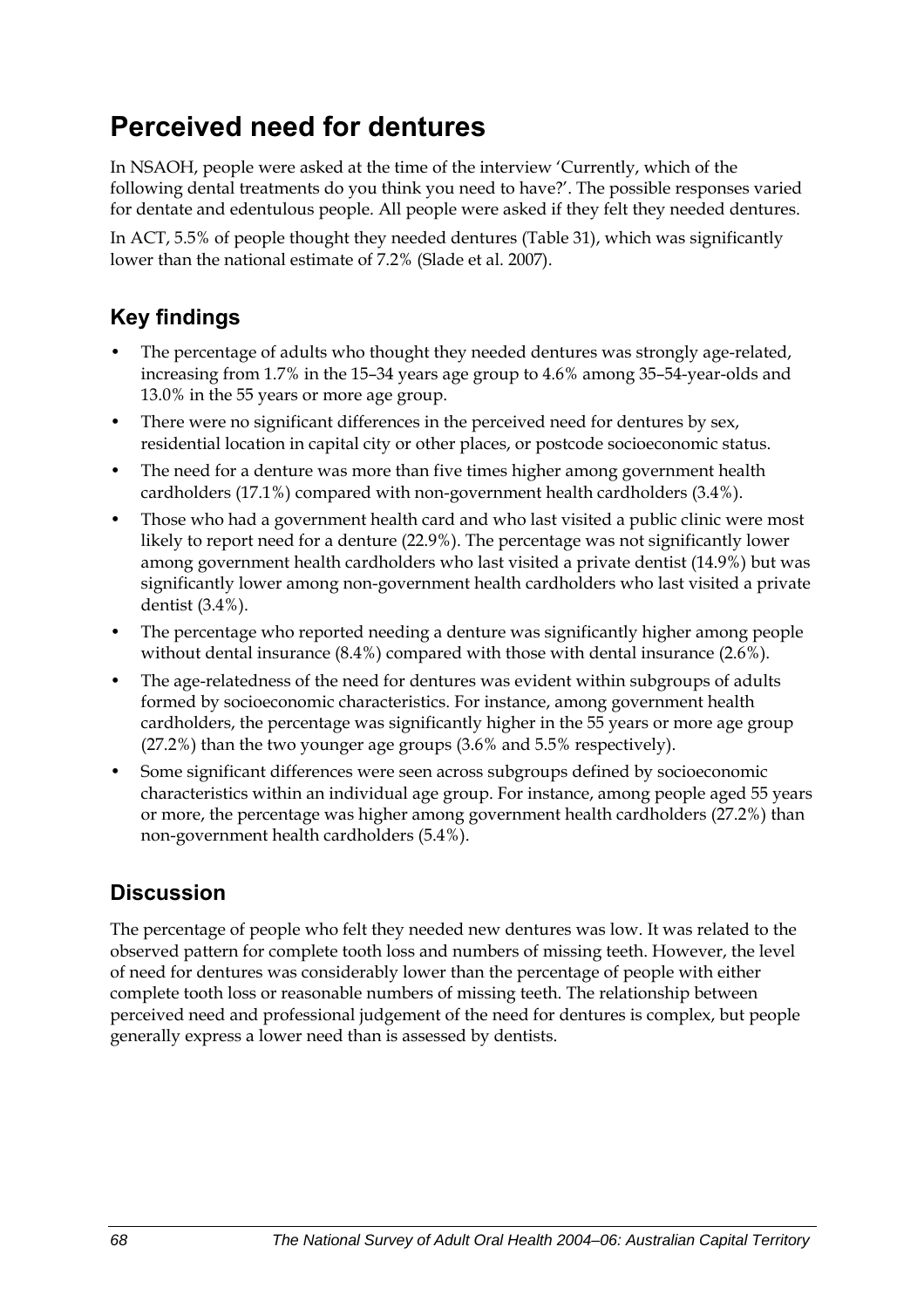# Perceived need for dentures

In NSAOH, people were asked at the time of the interview 'Currently, which of the following dental treatments do you think you need to have?'. The possible responses varied for dentate and edentulous people. All people were asked if they felt they needed dentures.

In ACT, 5.5% of people thought they needed dentures (Table 31), which was significantly lower than the national estimate of 7.2% (Slade et al. 2007).

## Key findings

- The percentage of adults who thought they needed dentures was strongly age-related, increasing from 1.7% in the 15–34 years age group to 4.6% among 35–54-year-olds and 13.0% in the 55 years or more age group.
- There were no significant differences in the perceived need for dentures by sex, residential location in capital city or other places, or postcode socioeconomic status.
- The need for a denture was more than five times higher among government health cardholders (17.1%) compared with non-government health cardholders (3.4%).
- Those who had a government health card and who last visited a public clinic were most likely to report need for a denture (22.9%). The percentage was not significantly lower among government health cardholders who last visited a private dentist (14.9%) but was significantly lower among non-government health cardholders who last visited a private dentist (3.4%).
- The percentage who reported needing a denture was significantly higher among people without dental insurance (8.4%) compared with those with dental insurance (2.6%).
- The age-relatedness of the need for dentures was evident within subgroups of adults formed by socioeconomic characteristics. For instance, among government health cardholders, the percentage was significantly higher in the 55 years or more age group (27.2%) than the two younger age groups (3.6% and 5.5% respectively).
- Some significant differences were seen across subgroups defined by socioeconomic characteristics within an individual age group. For instance, among people aged 55 years or more, the percentage was higher among government health cardholders (27.2%) than non-government health cardholders (5.4%).

## Discussion

The percentage of people who felt they needed new dentures was low. It was related to the observed pattern for complete tooth loss and numbers of missing teeth. However, the level of need for dentures was considerably lower than the percentage of people with either complete tooth loss or reasonable numbers of missing teeth. The relationship between perceived need and professional judgement of the need for dentures is complex, but people generally express a lower need than is assessed by dentists.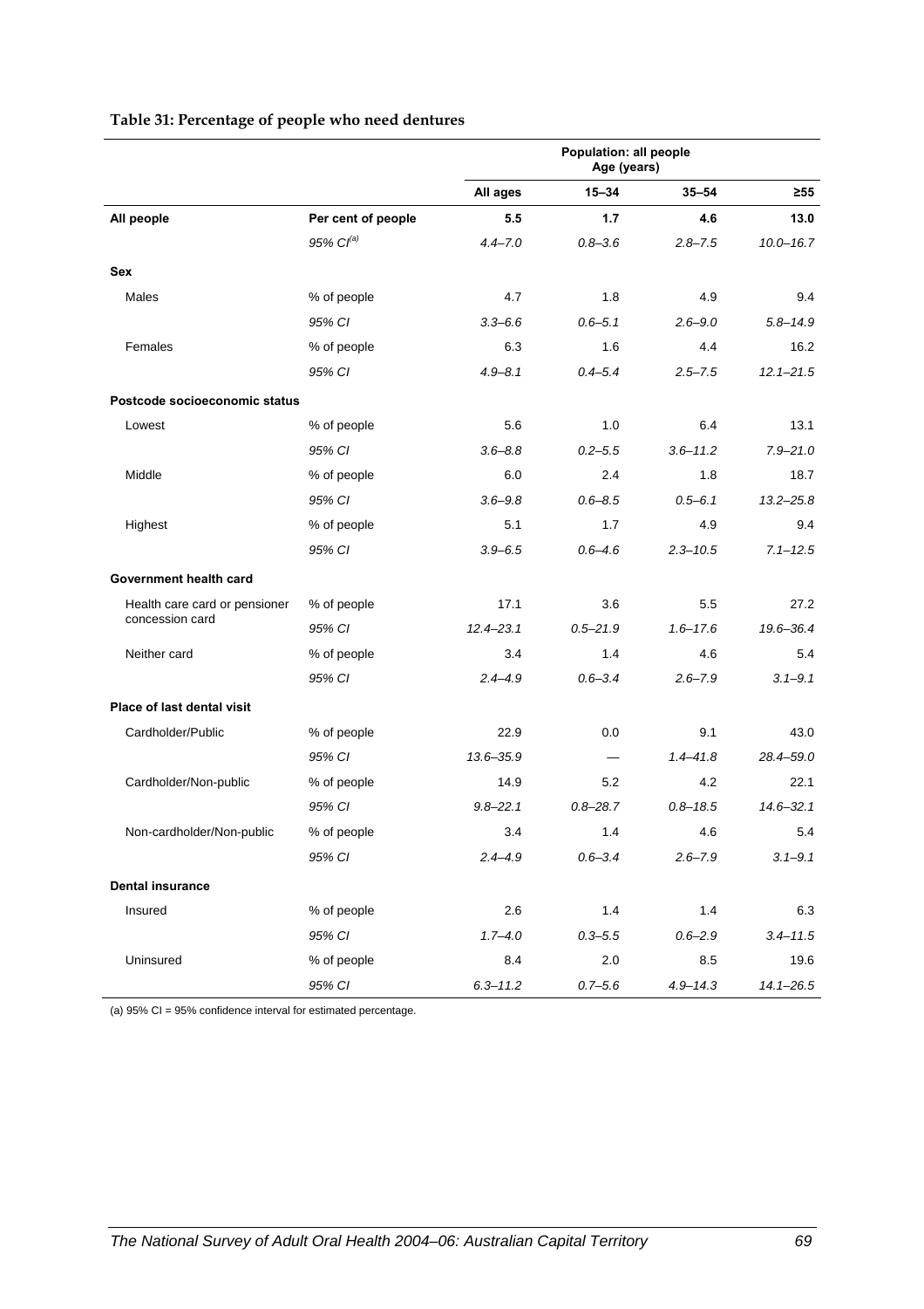**Table 31: Percentage of people who need dentures**

| | | Population: all people | | | |
|---|---|---|---|---|---|
| | | Age (years) | | | |
| | | **All ages** | **15–34** | **35–54** | **≥55** |
| **All people** | **Per cent of people** | **5.5** | **1.7** | **4.6** | **13.0** |
| | *95% CI[(a)]* | *4.4–7.0* | *0.8–3.6* | *2.8–7.5* | *10.0–16.7* |
| **Sex** | | | | | |
| Males | % of people | 4.7 | 1.8 | 4.9 | 9.4 |
| | *95% CI* | *3.3–6.6* | *0.6–5.1* | *2.6–9.0* | *5.8–14.9* |
| Females | % of people | 6.3 | 1.6 | 4.4 | 16.2 |
| | *95% CI* | *4.9–8.1* | *0.4–5.4* | *2.5–7.5* | *12.1–21.5* |
| **Postcode socioeconomic status** | | | | | |
| Lowest | % of people | 5.6 | 1.0 | 6.4 | 13.1 |
| | *95% CI* | *3.6–8.8* | *0.2–5.5* | *3.6–11.2* | *7.9–21.0* |
| Middle | % of people | 6.0 | 2.4 | 1.8 | 18.7 |
| | *95% CI* | *3.6–9.8* | *0.6–8.5* | *0.5–6.1* | *13.2–25.8* |
| Highest | % of people | 5.1 | 1.7 | 4.9 | 9.4 |
| | *95% CI* | *3.9–6.5* | *0.6–4.6* | *2.3–10.5* | *7.1–12.5* |
| **Government health card** | | | | | |
| Health care card or pensioner concession card | % of people | 17.1 | 3.6 | 5.5 | 27.2 |
| | *95% CI* | *12.4–23.1* | *0.5–21.9* | *1.6–17.6* | *19.6–36.4* |
| Neither card | % of people | 3.4 | 1.4 | 4.6 | 5.4 |
| | *95% CI* | *2.4–4.9* | *0.6–3.4* | *2.6–7.9* | *3.1–9.1* |
| **Place of last dental visit** | | | | | |
| Cardholder/Public | % of people | 22.9 | 0.0 | 9.1 | 43.0 |
| | *95% CI* | *13.6–35.9* | — | *1.4–41.8* | *28.4–59.0* |
| Cardholder/Non-public | % of people | 14.9 | 5.2 | 4.2 | 22.1 |
| | *95% CI* | *9.8–22.1* | *0.8–28.7* | *0.8–18.5* | *14.6–32.1* |
| Non-cardholder/Non-public | % of people | 3.4 | 1.4 | 4.6 | 5.4 |
| | *95% CI* | *2.4–4.9* | *0.6–3.4* | *2.6–7.9* | *3.1–9.1* |
| **Dental insurance** | | | | | |
| Insured | % of people | 2.6 | 1.4 | 1.4 | 6.3 |
| | *95% CI* | *1.7–4.0* | *0.3–5.5* | *0.6–2.9* | *3.4–11.5* |
| Uninsured | % of people | 8.4 | 2.0 | 8.5 | 19.6 |
| | *95% CI* | *6.3–11.2* | *0.7–5.6* | *4.9–14.3* | *14.1–26.5* |

(a) 95% CI = 95% confidence interval for estimated percentage.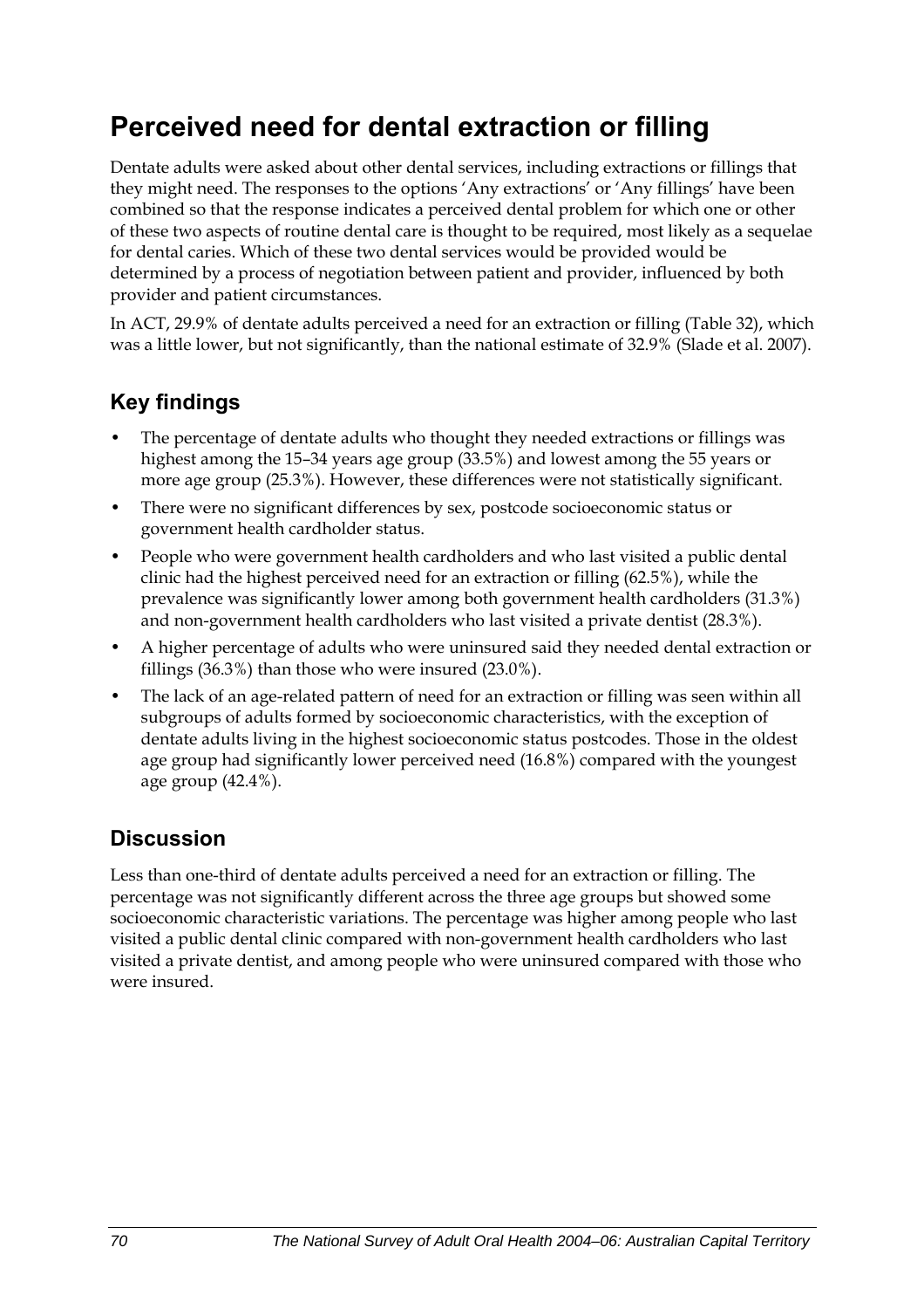# Perceived need for dental extraction or filling

Dentate adults were asked about other dental services, including extractions or fillings that they might need. The responses to the options 'Any extractions' or 'Any fillings' have been combined so that the response indicates a perceived dental problem for which one or other of these two aspects of routine dental care is thought to be required, most likely as a sequelae for dental caries. Which of these two dental services would be provided would be determined by a process of negotiation between patient and provider, influenced by both provider and patient circumstances.

In ACT, 29.9% of dentate adults perceived a need for an extraction or filling (Table 32), which was a little lower, but not significantly, than the national estimate of 32.9% (Slade et al. 2007).

## Key findings

- The percentage of dentate adults who thought they needed extractions or fillings was highest among the 15–34 years age group (33.5%) and lowest among the 55 years or more age group (25.3%). However, these differences were not statistically significant.
- There were no significant differences by sex, postcode socioeconomic status or government health cardholder status.
- People who were government health cardholders and who last visited a public dental clinic had the highest perceived need for an extraction or filling (62.5%), while the prevalence was significantly lower among both government health cardholders (31.3%) and non-government health cardholders who last visited a private dentist (28.3%).
- A higher percentage of adults who were uninsured said they needed dental extraction or fillings (36.3%) than those who were insured (23.0%).
- The lack of an age-related pattern of need for an extraction or filling was seen within all subgroups of adults formed by socioeconomic characteristics, with the exception of dentate adults living in the highest socioeconomic status postcodes. Those in the oldest age group had significantly lower perceived need (16.8%) compared with the youngest age group (42.4%).

## Discussion

Less than one-third of dentate adults perceived a need for an extraction or filling. The percentage was not significantly different across the three age groups but showed some socioeconomic characteristic variations. The percentage was higher among people who last visited a public dental clinic compared with non-government health cardholders who last visited a private dentist, and among people who were uninsured compared with those who were insured.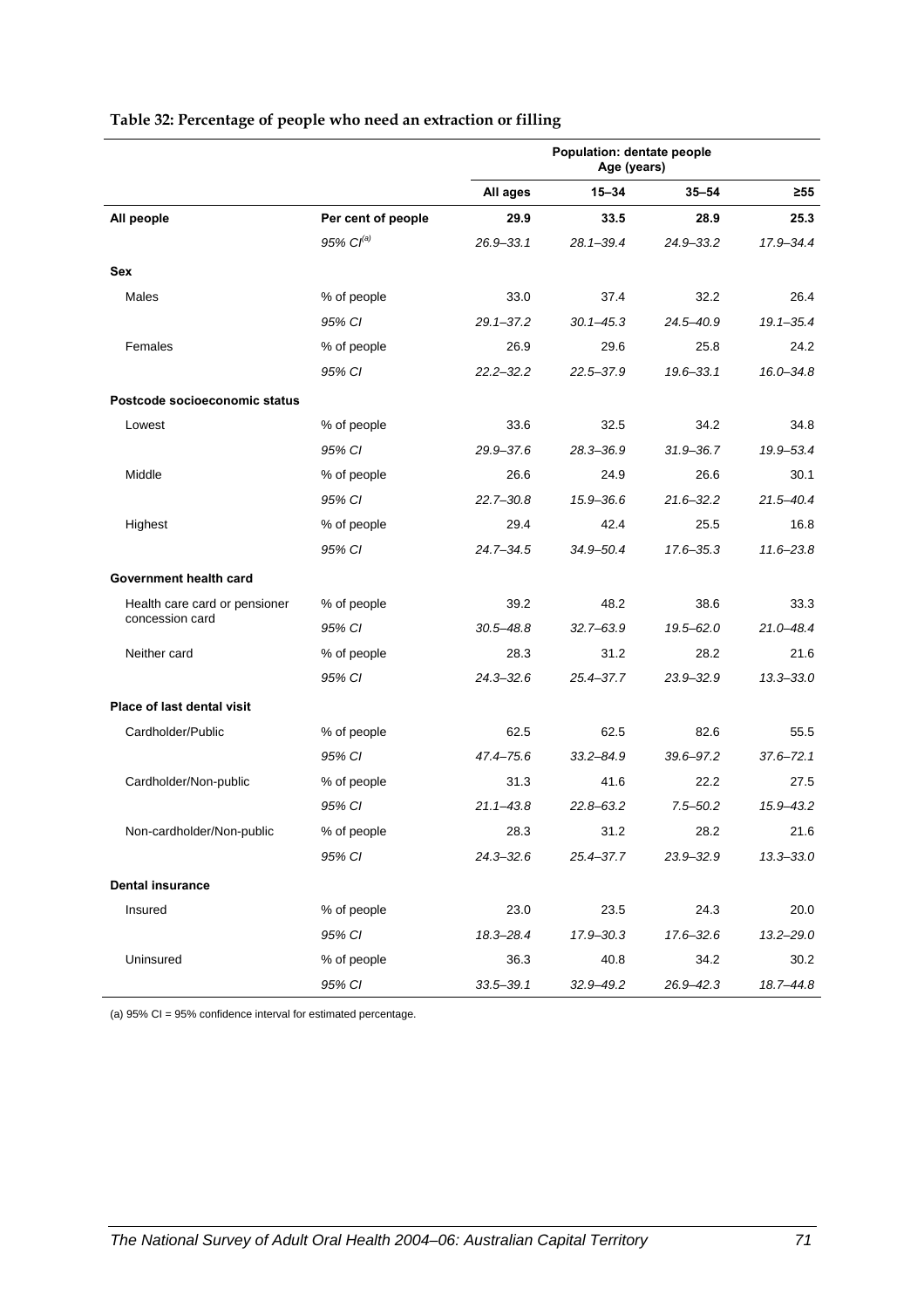**Table 32: Percentage of people who need an extraction or filling**

| | | Population: dentate people Age (years) | | | |
|---|---|---|---|---|---|
| | | **All ages** | **15–34** | **35–54** | **≥55** |
| **All people** | **Per cent of people** | **29.9** | **33.5** | **28.9** | **25.3** |
| | *95% CI[(a)]* | *26.9–33.1* | *28.1–39.4* | *24.9–33.2* | *17.9–34.4* |
| **Sex** | | | | | |
| Males | % of people | 33.0 | 37.4 | 32.2 | 26.4 |
| | *95% CI* | *29.1–37.2* | *30.1–45.3* | *24.5–40.9* | *19.1–35.4* |
| Females | % of people | 26.9 | 29.6 | 25.8 | 24.2 |
| | *95% CI* | *22.2–32.2* | *22.5–37.9* | *19.6–33.1* | *16.0–34.8* |
| **Postcode socioeconomic status** | | | | | |
| Lowest | % of people | 33.6 | 32.5 | 34.2 | 34.8 |
| | *95% CI* | *29.9–37.6* | *28.3–36.9* | *31.9–36.7* | *19.9–53.4* |
| Middle | % of people | 26.6 | 24.9 | 26.6 | 30.1 |
| | *95% CI* | *22.7–30.8* | *15.9–36.6* | *21.6–32.2* | *21.5–40.4* |
| Highest | % of people | 29.4 | 42.4 | 25.5 | 16.8 |
| | *95% CI* | *24.7–34.5* | *34.9–50.4* | *17.6–35.3* | *11.6–23.8* |
| **Government health card** | | | | | |
| Health care card or pensioner concession card | % of people | 39.2 | 48.2 | 38.6 | 33.3 |
| | *95% CI* | *30.5–48.8* | *32.7–63.9* | *19.5–62.0* | *21.0–48.4* |
| Neither card | % of people | 28.3 | 31.2 | 28.2 | 21.6 |
| | *95% CI* | *24.3–32.6* | *25.4–37.7* | *23.9–32.9* | *13.3–33.0* |
| **Place of last dental visit** | | | | | |
| Cardholder/Public | % of people | 62.5 | 62.5 | 82.6 | 55.5 |
| | *95% CI* | *47.4–75.6* | *33.2–84.9* | *39.6–97.2* | *37.6–72.1* |
| Cardholder/Non-public | % of people | 31.3 | 41.6 | 22.2 | 27.5 |
| | *95% CI* | *21.1–43.8* | *22.8–63.2* | *7.5–50.2* | *15.9–43.2* |
| Non-cardholder/Non-public | % of people | 28.3 | 31.2 | 28.2 | 21.6 |
| | *95% CI* | *24.3–32.6* | *25.4–37.7* | *23.9–32.9* | *13.3–33.0* |
| **Dental insurance** | | | | | |
| Insured | % of people | 23.0 | 23.5 | 24.3 | 20.0 |
| | *95% CI* | *18.3–28.4* | *17.9–30.3* | *17.6–32.6* | *13.2–29.0* |
| Uninsured | % of people | 36.3 | 40.8 | 34.2 | 30.2 |
| | *95% CI* | *33.5–39.1* | *32.9–49.2* | *26.9–42.3* | *18.7–44.8* |

(a) 95% CI = 95% confidence interval for estimated percentage.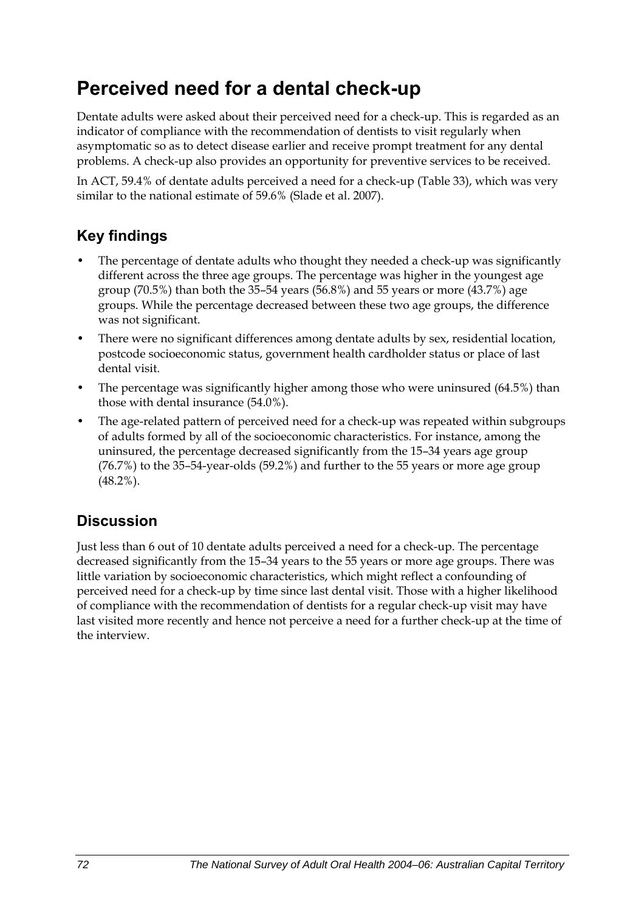# Perceived need for a dental check-up

Dentate adults were asked about their perceived need for a check-up. This is regarded as an indicator of compliance with the recommendation of dentists to visit regularly when asymptomatic so as to detect disease earlier and receive prompt treatment for any dental problems. A check-up also provides an opportunity for preventive services to be received.

In ACT, 59.4% of dentate adults perceived a need for a check-up (Table 33), which was very similar to the national estimate of 59.6% (Slade et al. 2007).

## Key findings

- The percentage of dentate adults who thought they needed a check-up was significantly different across the three age groups. The percentage was higher in the youngest age group (70.5%) than both the 35–54 years (56.8%) and 55 years or more (43.7%) age groups. While the percentage decreased between these two age groups, the difference was not significant.
- There were no significant differences among dentate adults by sex, residential location, postcode socioeconomic status, government health cardholder status or place of last dental visit.
- The percentage was significantly higher among those who were uninsured (64.5%) than those with dental insurance (54.0%).
- The age-related pattern of perceived need for a check-up was repeated within subgroups of adults formed by all of the socioeconomic characteristics. For instance, among the uninsured, the percentage decreased significantly from the 15–34 years age group (76.7%) to the 35–54-year-olds (59.2%) and further to the 55 years or more age group (48.2%).

## Discussion

Just less than 6 out of 10 dentate adults perceived a need for a check-up. The percentage decreased significantly from the 15–34 years to the 55 years or more age groups. There was little variation by socioeconomic characteristics, which might reflect a confounding of perceived need for a check-up by time since last dental visit. Those with a higher likelihood of compliance with the recommendation of dentists for a regular check-up visit may have last visited more recently and hence not perceive a need for a further check-up at the time of the interview.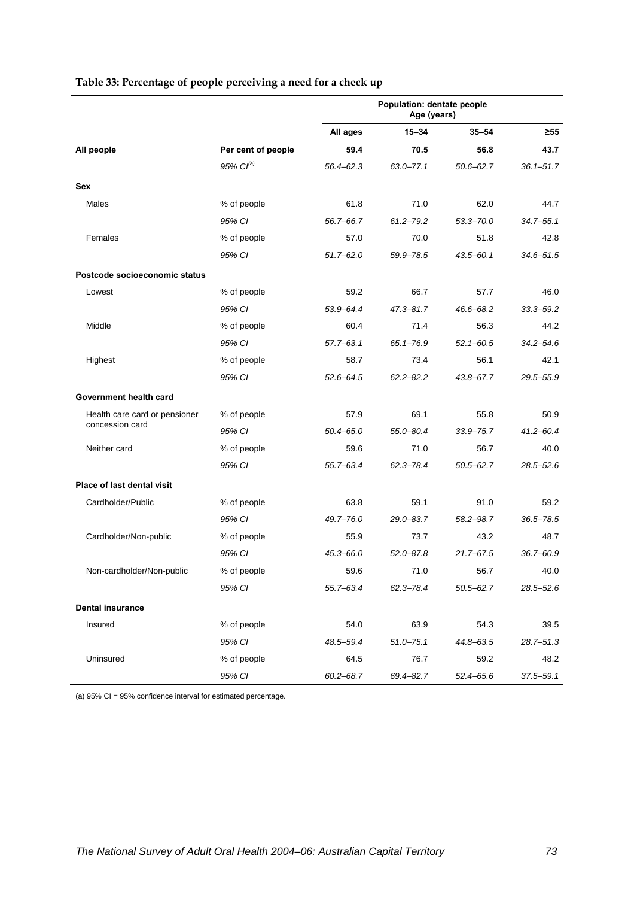**Table 33: Percentage of people perceiving a need for a check up**

| | | Population: dentate people Age (years) | | | |
|---|---|---|---|---|---|
| | | **All ages** | **15–34** | **35–54** | **≥55** |
| **All people** | **Per cent of people** | **59.4** | **70.5** | **56.8** | **43.7** |
| | *95% CI[(a)]* | *56.4–62.3* | *63.0–77.1* | *50.6–62.7* | *36.1–51.7* |
| **Sex** | | | | | |
| Males | % of people | 61.8 | 71.0 | 62.0 | 44.7 |
| | *95% CI* | *56.7–66.7* | *61.2–79.2* | *53.3–70.0* | *34.7–55.1* |
| Females | % of people | 57.0 | 70.0 | 51.8 | 42.8 |
| | *95% CI* | *51.7–62.0* | *59.9–78.5* | *43.5–60.1* | *34.6–51.5* |
| **Postcode socioeconomic status** | | | | | |
| Lowest | % of people | 59.2 | 66.7 | 57.7 | 46.0 |
| | *95% CI* | *53.9–64.4* | *47.3–81.7* | *46.6–68.2* | *33.3–59.2* |
| Middle | % of people | 60.4 | 71.4 | 56.3 | 44.2 |
| | *95% CI* | *57.7–63.1* | *65.1–76.9* | *52.1–60.5* | *34.2–54.6* |
| Highest | % of people | 58.7 | 73.4 | 56.1 | 42.1 |
| | *95% CI* | *52.6–64.5* | *62.2–82.2* | *43.8–67.7* | *29.5–55.9* |
| **Government health card** | | | | | |
| Health care card or pensioner concession card | % of people | 57.9 | 69.1 | 55.8 | 50.9 |
| | *95% CI* | *50.4–65.0* | *55.0–80.4* | *33.9–75.7* | *41.2–60.4* |
| Neither card | % of people | 59.6 | 71.0 | 56.7 | 40.0 |
| | *95% CI* | *55.7–63.4* | *62.3–78.4* | *50.5–62.7* | *28.5–52.6* |
| **Place of last dental visit** | | | | | |
| Cardholder/Public | % of people | 63.8 | 59.1 | 91.0 | 59.2 |
| | *95% CI* | *49.7–76.0* | *29.0–83.7* | *58.2–98.7* | *36.5–78.5* |
| Cardholder/Non-public | % of people | 55.9 | 73.7 | 43.2 | 48.7 |
| | *95% CI* | *45.3–66.0* | *52.0–87.8* | *21.7–67.5* | *36.7–60.9* |
| Non-cardholder/Non-public | % of people | 59.6 | 71.0 | 56.7 | 40.0 |
| | *95% CI* | *55.7–63.4* | *62.3–78.4* | *50.5–62.7* | *28.5–52.6* |
| **Dental insurance** | | | | | |
| Insured | % of people | 54.0 | 63.9 | 54.3 | 39.5 |
| | *95% CI* | *48.5–59.4* | *51.0–75.1* | *44.8–63.5* | *28.7–51.3* |
| Uninsured | % of people | 64.5 | 76.7 | 59.2 | 48.2 |
| | *95% CI* | *60.2–68.7* | *69.4–82.7* | *52.4–65.6* | *37.5–59.1* |

(a) 95% CI = 95% confidence interval for estimated percentage.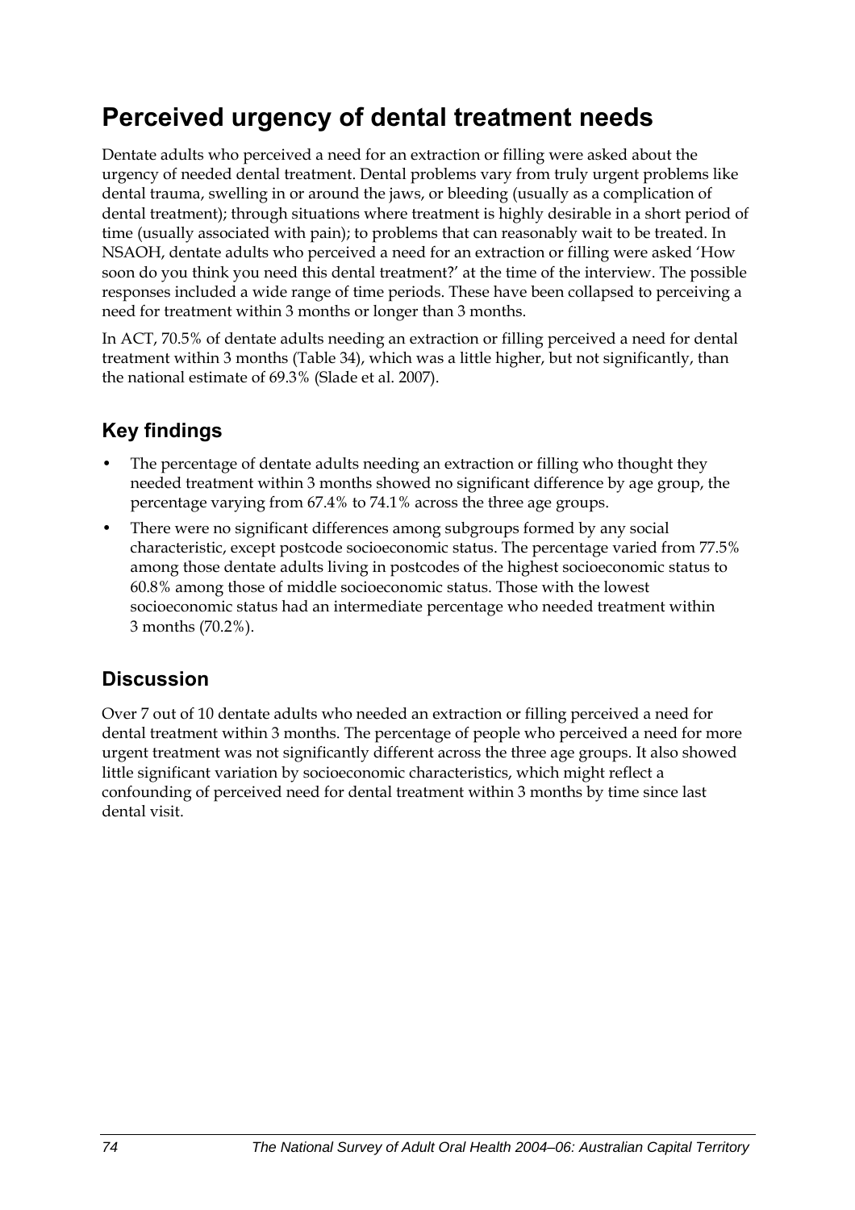# Perceived urgency of dental treatment needs

Dentate adults who perceived a need for an extraction or filling were asked about the urgency of needed dental treatment. Dental problems vary from truly urgent problems like dental trauma, swelling in or around the jaws, or bleeding (usually as a complication of dental treatment); through situations where treatment is highly desirable in a short period of time (usually associated with pain); to problems that can reasonably wait to be treated. In NSAOH, dentate adults who perceived a need for an extraction or filling were asked 'How soon do you think you need this dental treatment?' at the time of the interview. The possible responses included a wide range of time periods. These have been collapsed to perceiving a need for treatment within 3 months or longer than 3 months.

In ACT, 70.5% of dentate adults needing an extraction or filling perceived a need for dental treatment within 3 months (Table 34), which was a little higher, but not significantly, than the national estimate of 69.3% (Slade et al. 2007).

## Key findings

- The percentage of dentate adults needing an extraction or filling who thought they needed treatment within 3 months showed no significant difference by age group, the percentage varying from 67.4% to 74.1% across the three age groups.
- There were no significant differences among subgroups formed by any social characteristic, except postcode socioeconomic status. The percentage varied from 77.5% among those dentate adults living in postcodes of the highest socioeconomic status to 60.8% among those of middle socioeconomic status. Those with the lowest socioeconomic status had an intermediate percentage who needed treatment within 3 months (70.2%).

## Discussion

Over 7 out of 10 dentate adults who needed an extraction or filling perceived a need for dental treatment within 3 months. The percentage of people who perceived a need for more urgent treatment was not significantly different across the three age groups. It also showed little significant variation by socioeconomic characteristics, which might reflect a confounding of perceived need for dental treatment within 3 months by time since last dental visit.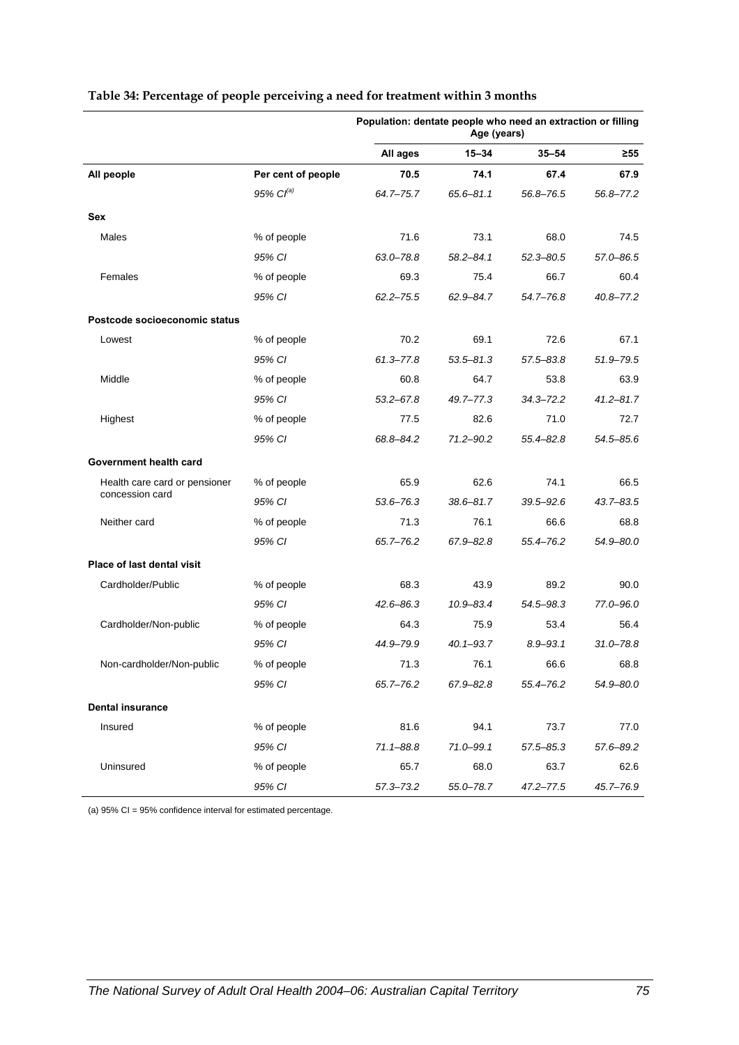**Table 34: Percentage of people perceiving a need for treatment within 3 months**

| | | Population: dentate people who need an extraction or filling Age (years) | | | |
|---|---|---|---|---|---|
| | | **All ages** | **15–34** | **35–54** | **≥55** |
| **All people** | **Per cent of people** | **70.5** | **74.1** | **67.4** | **67.9** |
| | *95% CI[(a)]* | *64.7–75.7* | *65.6–81.1* | *56.8–76.5* | *56.8–77.2* |
| **Sex** | | | | | |
| Males | % of people | 71.6 | 73.1 | 68.0 | 74.5 |
| | *95% CI* | *63.0–78.8* | *58.2–84.1* | *52.3–80.5* | *57.0–86.5* |
| Females | % of people | 69.3 | 75.4 | 66.7 | 60.4 |
| | *95% CI* | *62.2–75.5* | *62.9–84.7* | *54.7–76.8* | *40.8–77.2* |
| **Postcode socioeconomic status** | | | | | |
| Lowest | % of people | 70.2 | 69.1 | 72.6 | 67.1 |
| | *95% CI* | *61.3–77.8* | *53.5–81.3* | *57.5–83.8* | *51.9–79.5* |
| Middle | % of people | 60.8 | 64.7 | 53.8 | 63.9 |
| | *95% CI* | *53.2–67.8* | *49.7–77.3* | *34.3–72.2* | *41.2–81.7* |
| Highest | % of people | 77.5 | 82.6 | 71.0 | 72.7 |
| | *95% CI* | *68.8–84.2* | *71.2–90.2* | *55.4–82.8* | *54.5–85.6* |
| **Government health card** | | | | | |
| Health care card or pensioner concession card | % of people | 65.9 | 62.6 | 74.1 | 66.5 |
| | *95% CI* | *53.6–76.3* | *38.6–81.7* | *39.5–92.6* | *43.7–83.5* |
| Neither card | % of people | 71.3 | 76.1 | 66.6 | 68.8 |
| | *95% CI* | *65.7–76.2* | *67.9–82.8* | *55.4–76.2* | *54.9–80.0* |
| **Place of last dental visit** | | | | | |
| Cardholder/Public | % of people | 68.3 | 43.9 | 89.2 | 90.0 |
| | *95% CI* | *42.6–86.3* | *10.9–83.4* | *54.5–98.3* | *77.0–96.0* |
| Cardholder/Non-public | % of people | 64.3 | 75.9 | 53.4 | 56.4 |
| | *95% CI* | *44.9–79.9* | *40.1–93.7* | *8.9–93.1* | *31.0–78.8* |
| Non-cardholder/Non-public | % of people | 71.3 | 76.1 | 66.6 | 68.8 |
| | *95% CI* | *65.7–76.2* | *67.9–82.8* | *55.4–76.2* | *54.9–80.0* |
| **Dental insurance** | | | | | |
| Insured | % of people | 81.6 | 94.1 | 73.7 | 77.0 |
| | *95% CI* | *71.1–88.8* | *71.0–99.1* | *57.5–85.3* | *57.6–89.2* |
| Uninsured | % of people | 65.7 | 68.0 | 63.7 | 62.6 |
| | *95% CI* | *57.3–73.2* | *55.0–78.7* | *47.2–77.5* | *45.7–76.9* |

(a) 95% CI = 95% confidence interval for estimated percentage.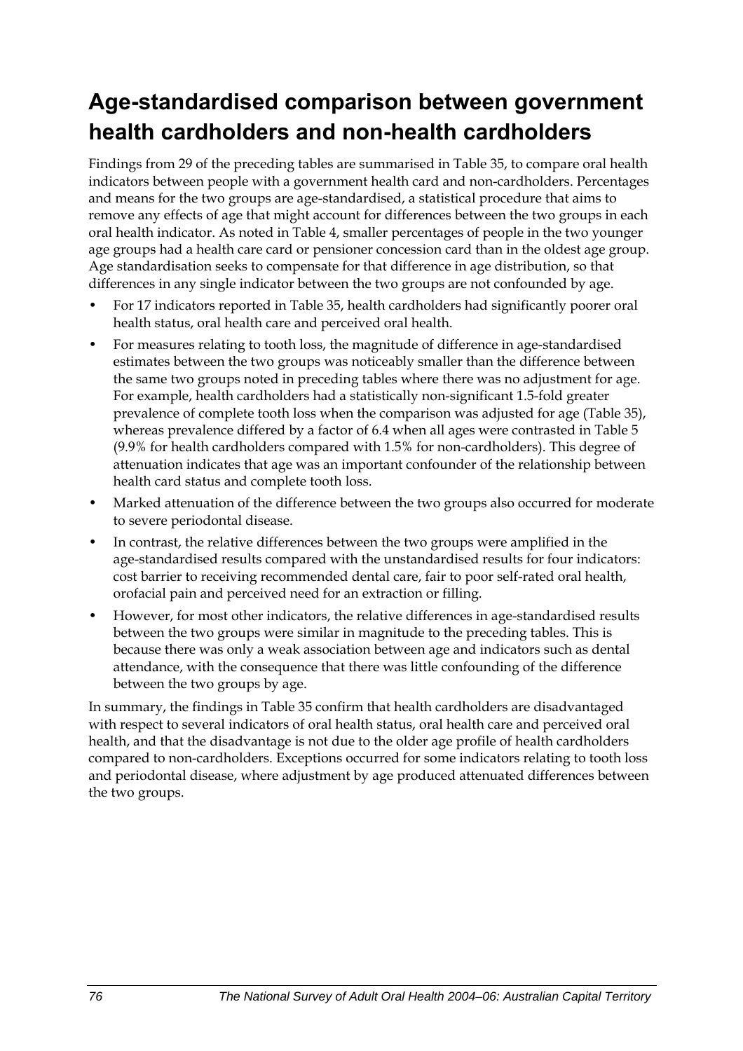# Age-standardised comparison between government health cardholders and non-health cardholders

Findings from 29 of the preceding tables are summarised in Table 35, to compare oral health indicators between people with a government health card and non-cardholders. Percentages and means for the two groups are age-standardised, a statistical procedure that aims to remove any effects of age that might account for differences between the two groups in each oral health indicator. As noted in Table 4, smaller percentages of people in the two younger age groups had a health care card or pensioner concession card than in the oldest age group. Age standardisation seeks to compensate for that difference in age distribution, so that differences in any single indicator between the two groups are not confounded by age.

- For 17 indicators reported in Table 35, health cardholders had significantly poorer oral health status, oral health care and perceived oral health.
- For measures relating to tooth loss, the magnitude of difference in age-standardised estimates between the two groups was noticeably smaller than the difference between the same two groups noted in preceding tables where there was no adjustment for age. For example, health cardholders had a statistically non-significant 1.5-fold greater prevalence of complete tooth loss when the comparison was adjusted for age (Table 35), whereas prevalence differed by a factor of 6.4 when all ages were contrasted in Table 5 (9.9% for health cardholders compared with 1.5% for non-cardholders). This degree of attenuation indicates that age was an important confounder of the relationship between health card status and complete tooth loss.
- Marked attenuation of the difference between the two groups also occurred for moderate to severe periodontal disease.
- In contrast, the relative differences between the two groups were amplified in the age-standardised results compared with the unstandardised results for four indicators: cost barrier to receiving recommended dental care, fair to poor self-rated oral health, orofacial pain and perceived need for an extraction or filling.
- However, for most other indicators, the relative differences in age-standardised results between the two groups were similar in magnitude to the preceding tables. This is because there was only a weak association between age and indicators such as dental attendance, with the consequence that there was little confounding of the difference between the two groups by age.

In summary, the findings in Table 35 confirm that health cardholders are disadvantaged with respect to several indicators of oral health status, oral health care and perceived oral health, and that the disadvantage is not due to the older age profile of health cardholders compared to non-cardholders. Exceptions occurred for some indicators relating to tooth loss and periodontal disease, where adjustment by age produced attenuated differences between the two groups.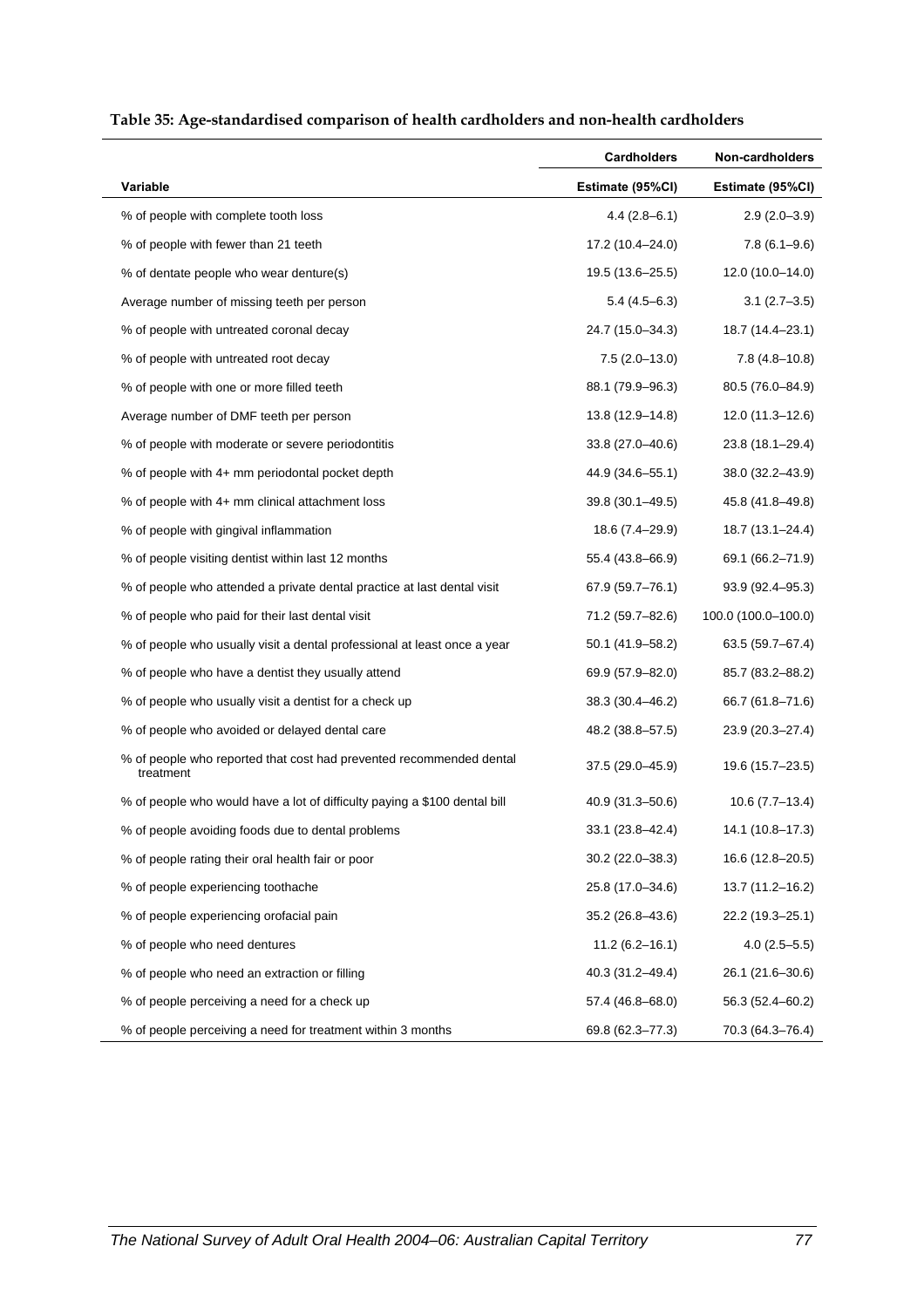**Table 35: Age-standardised comparison of health cardholders and non-health cardholders**

| | Cardholders | Non-cardholders |
|---|---|---|
| **Variable** | **Estimate (95%CI)** | **Estimate (95%CI)** |
| % of people with complete tooth loss | 4.4 (2.8–6.1) | 2.9 (2.0–3.9) |
| % of people with fewer than 21 teeth | 17.2 (10.4–24.0) | 7.8 (6.1–9.6) |
| % of dentate people who wear denture(s) | 19.5 (13.6–25.5) | 12.0 (10.0–14.0) |
| Average number of missing teeth per person | 5.4 (4.5–6.3) | 3.1 (2.7–3.5) |
| % of people with untreated coronal decay | 24.7 (15.0–34.3) | 18.7 (14.4–23.1) |
| % of people with untreated root decay | 7.5 (2.0–13.0) | 7.8 (4.8–10.8) |
| % of people with one or more filled teeth | 88.1 (79.9–96.3) | 80.5 (76.0–84.9) |
| Average number of DMF teeth per person | 13.8 (12.9–14.8) | 12.0 (11.3–12.6) |
| % of people with moderate or severe periodontitis | 33.8 (27.0–40.6) | 23.8 (18.1–29.4) |
| % of people with 4+ mm periodontal pocket depth | 44.9 (34.6–55.1) | 38.0 (32.2–43.9) |
| % of people with 4+ mm clinical attachment loss | 39.8 (30.1–49.5) | 45.8 (41.8–49.8) |
| % of people with gingival inflammation | 18.6 (7.4–29.9) | 18.7 (13.1–24.4) |
| % of people visiting dentist within last 12 months | 55.4 (43.8–66.9) | 69.1 (66.2–71.9) |
| % of people who attended a private dental practice at last dental visit | 67.9 (59.7–76.1) | 93.9 (92.4–95.3) |
| % of people who paid for their last dental visit | 71.2 (59.7–82.6) | 100.0 (100.0–100.0) |
| % of people who usually visit a dental professional at least once a year | 50.1 (41.9–58.2) | 63.5 (59.7–67.4) |
| % of people who have a dentist they usually attend | 69.9 (57.9–82.0) | 85.7 (83.2–88.2) |
| % of people who usually visit a dentist for a check up | 38.3 (30.4–46.2) | 66.7 (61.8–71.6) |
| % of people who avoided or delayed dental care | 48.2 (38.8–57.5) | 23.9 (20.3–27.4) |
| % of people who reported that cost had prevented recommended dental treatment | 37.5 (29.0–45.9) | 19.6 (15.7–23.5) |
| % of people who would have a lot of difficulty paying a $100 dental bill | 40.9 (31.3–50.6) | 10.6 (7.7–13.4) |
| % of people avoiding foods due to dental problems | 33.1 (23.8–42.4) | 14.1 (10.8–17.3) |
| % of people rating their oral health fair or poor | 30.2 (22.0–38.3) | 16.6 (12.8–20.5) |
| % of people experiencing toothache | 25.8 (17.0–34.6) | 13.7 (11.2–16.2) |
| % of people experiencing orofacial pain | 35.2 (26.8–43.6) | 22.2 (19.3–25.1) |
| % of people who need dentures | 11.2 (6.2–16.1) | 4.0 (2.5–5.5) |
| % of people who need an extraction or filling | 40.3 (31.2–49.4) | 26.1 (21.6–30.6) |
| % of people perceiving a need for a check up | 57.4 (46.8–68.0) | 56.3 (52.4–60.2) |
| % of people perceiving a need for treatment within 3 months | 69.8 (62.3–77.3) | 70.3 (64.3–76.4) |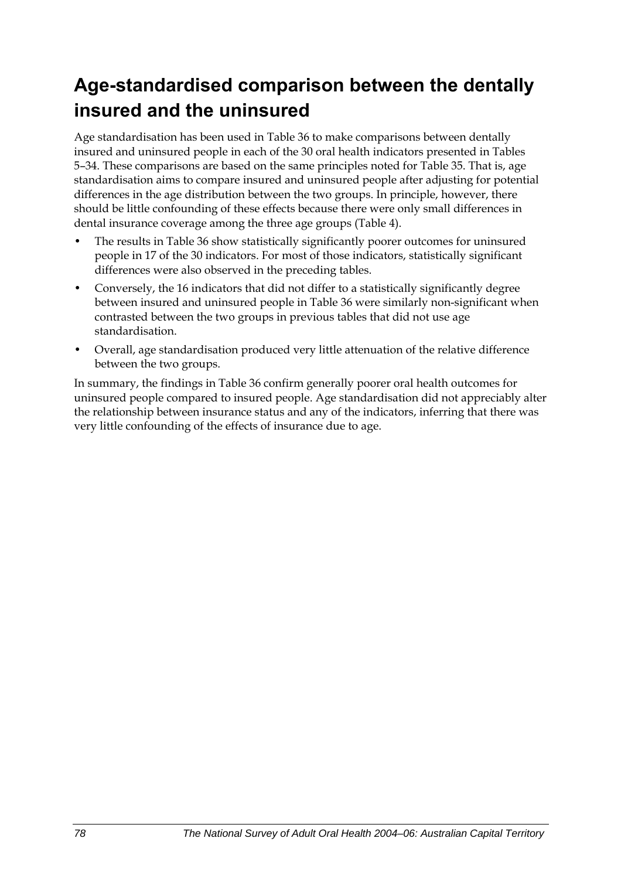## Age-standardised comparison between the dentally insured and the uninsured

Age standardisation has been used in Table 36 to make comparisons between dentally insured and uninsured people in each of the 30 oral health indicators presented in Tables 5–34. These comparisons are based on the same principles noted for Table 35. That is, age standardisation aims to compare insured and uninsured people after adjusting for potential differences in the age distribution between the two groups. In principle, however, there should be little confounding of these effects because there were only small differences in dental insurance coverage among the three age groups (Table 4).

- The results in Table 36 show statistically significantly poorer outcomes for uninsured people in 17 of the 30 indicators. For most of those indicators, statistically significant differences were also observed in the preceding tables.
- Conversely, the 16 indicators that did not differ to a statistically significantly degree between insured and uninsured people in Table 36 were similarly non-significant when contrasted between the two groups in previous tables that did not use age standardisation.
- Overall, age standardisation produced very little attenuation of the relative difference between the two groups.

In summary, the findings in Table 36 confirm generally poorer oral health outcomes for uninsured people compared to insured people. Age standardisation did not appreciably alter the relationship between insurance status and any of the indicators, inferring that there was very little confounding of the effects of insurance due to age.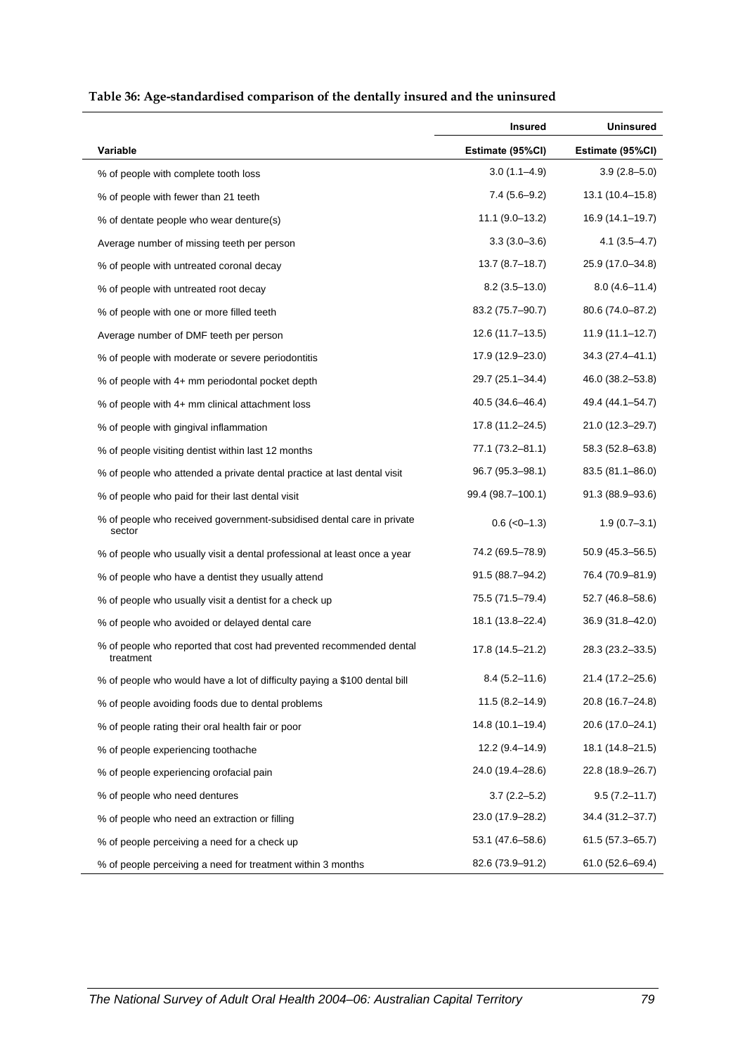**Table 36: Age-standardised comparison of the dentally insured and the uninsured**

| | Insured | Uninsured |
|---|---|---|
| Variable | Estimate (95%CI) | Estimate (95%CI) |
| % of people with complete tooth loss | 3.0 (1.1–4.9) | 3.9 (2.8–5.0) |
| % of people with fewer than 21 teeth | 7.4 (5.6–9.2) | 13.1 (10.4–15.8) |
| % of dentate people who wear denture(s) | 11.1 (9.0–13.2) | 16.9 (14.1–19.7) |
| Average number of missing teeth per person | 3.3 (3.0–3.6) | 4.1 (3.5–4.7) |
| % of people with untreated coronal decay | 13.7 (8.7–18.7) | 25.9 (17.0–34.8) |
| % of people with untreated root decay | 8.2 (3.5–13.0) | 8.0 (4.6–11.4) |
| % of people with one or more filled teeth | 83.2 (75.7–90.7) | 80.6 (74.0–87.2) |
| Average number of DMF teeth per person | 12.6 (11.7–13.5) | 11.9 (11.1–12.7) |
| % of people with moderate or severe periodontitis | 17.9 (12.9–23.0) | 34.3 (27.4–41.1) |
| % of people with 4+ mm periodontal pocket depth | 29.7 (25.1–34.4) | 46.0 (38.2–53.8) |
| % of people with 4+ mm clinical attachment loss | 40.5 (34.6–46.4) | 49.4 (44.1–54.7) |
| % of people with gingival inflammation | 17.8 (11.2–24.5) | 21.0 (12.3–29.7) |
| % of people visiting dentist within last 12 months | 77.1 (73.2–81.1) | 58.3 (52.8–63.8) |
| % of people who attended a private dental practice at last dental visit | 96.7 (95.3–98.1) | 83.5 (81.1–86.0) |
| % of people who paid for their last dental visit | 99.4 (98.7–100.1) | 91.3 (88.9–93.6) |
| % of people who received government-subsidised dental care in private sector | 0.6 (<0–1.3) | 1.9 (0.7–3.1) |
| % of people who usually visit a dental professional at least once a year | 74.2 (69.5–78.9) | 50.9 (45.3–56.5) |
| % of people who have a dentist they usually attend | 91.5 (88.7–94.2) | 76.4 (70.9–81.9) |
| % of people who usually visit a dentist for a check up | 75.5 (71.5–79.4) | 52.7 (46.8–58.6) |
| % of people who avoided or delayed dental care | 18.1 (13.8–22.4) | 36.9 (31.8–42.0) |
| % of people who reported that cost had prevented recommended dental treatment | 17.8 (14.5–21.2) | 28.3 (23.2–33.5) |
| % of people who would have a lot of difficulty paying a $100 dental bill | 8.4 (5.2–11.6) | 21.4 (17.2–25.6) |
| % of people avoiding foods due to dental problems | 11.5 (8.2–14.9) | 20.8 (16.7–24.8) |
| % of people rating their oral health fair or poor | 14.8 (10.1–19.4) | 20.6 (17.0–24.1) |
| % of people experiencing toothache | 12.2 (9.4–14.9) | 18.1 (14.8–21.5) |
| % of people experiencing orofacial pain | 24.0 (19.4–28.6) | 22.8 (18.9–26.7) |
| % of people who need dentures | 3.7 (2.2–5.2) | 9.5 (7.2–11.7) |
| % of people who need an extraction or filling | 23.0 (17.9–28.2) | 34.4 (31.2–37.7) |
| % of people perceiving a need for a check up | 53.1 (47.6–58.6) | 61.5 (57.3–65.7) |
| % of people perceiving a need for treatment within 3 months | 82.6 (73.9–91.2) | 61.0 (52.6–69.4) |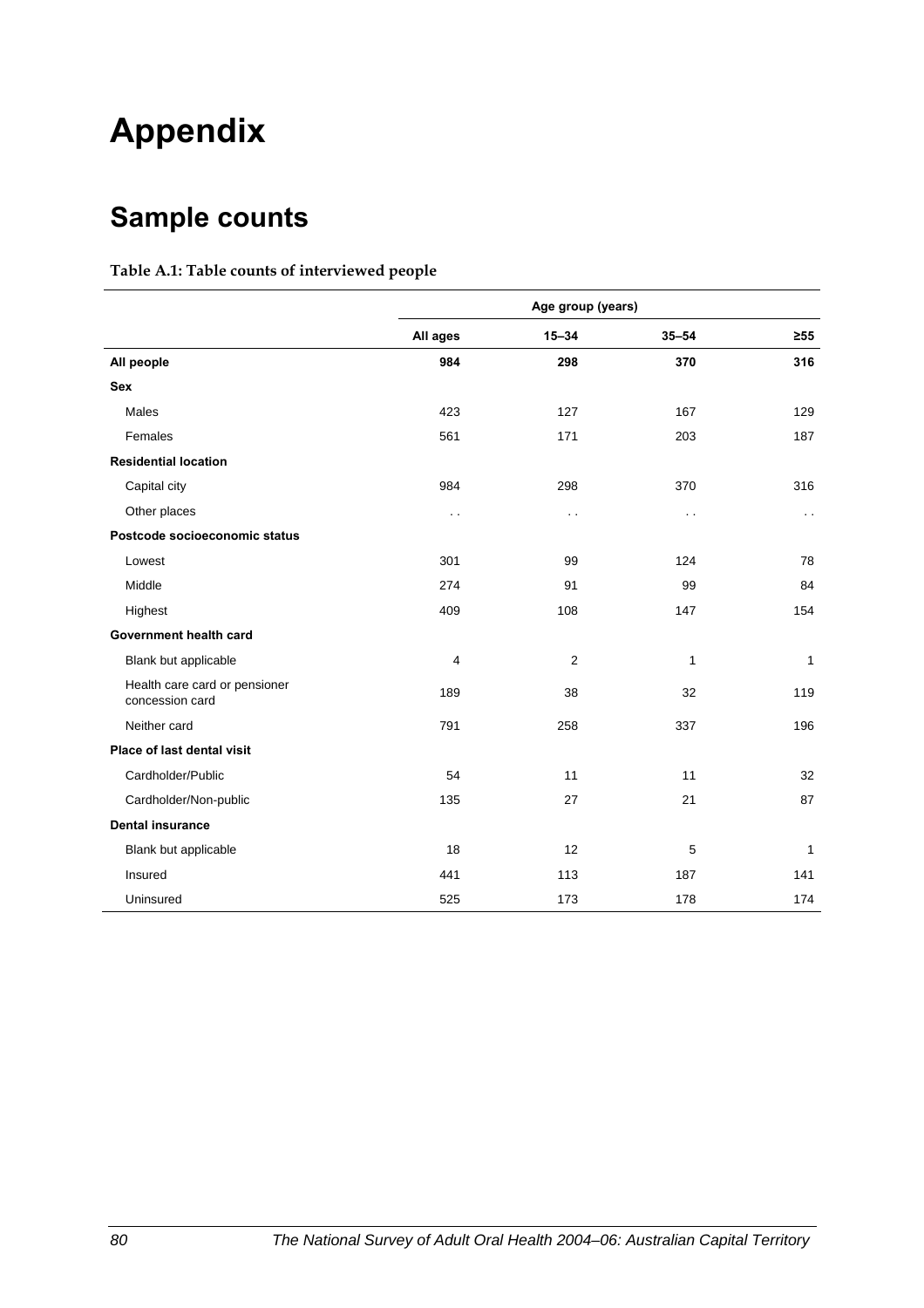# Appendix

## Sample counts

**Table A.1: Table counts of interviewed people**

| | Age group (years) | | | |
|---|---|---|---|---|
| | All ages | 15–34 | 35–54 | ≥55 |
| **All people** | **984** | **298** | **370** | **316** |
| **Sex** | | | | |
| Males | 423 | 127 | 167 | 129 |
| Females | 561 | 171 | 203 | 187 |
| **Residential location** | | | | |
| Capital city | 984 | 298 | 370 | 316 |
| Other places | . . | . . | . . | . . |
| **Postcode socioeconomic status** | | | | |
| Lowest | 301 | 99 | 124 | 78 |
| Middle | 274 | 91 | 99 | 84 |
| Highest | 409 | 108 | 147 | 154 |
| **Government health card** | | | | |
| Blank but applicable | 4 | 2 | 1 | 1 |
| Health care card or pensioner concession card | 189 | 38 | 32 | 119 |
| Neither card | 791 | 258 | 337 | 196 |
| **Place of last dental visit** | | | | |
| Cardholder/Public | 54 | 11 | 11 | 32 |
| Cardholder/Non-public | 135 | 27 | 21 | 87 |
| **Dental insurance** | | | | |
| Blank but applicable | 18 | 12 | 5 | 1 |
| Insured | 441 | 113 | 187 | 141 |
| Uninsured | 525 | 173 | 178 | 174 |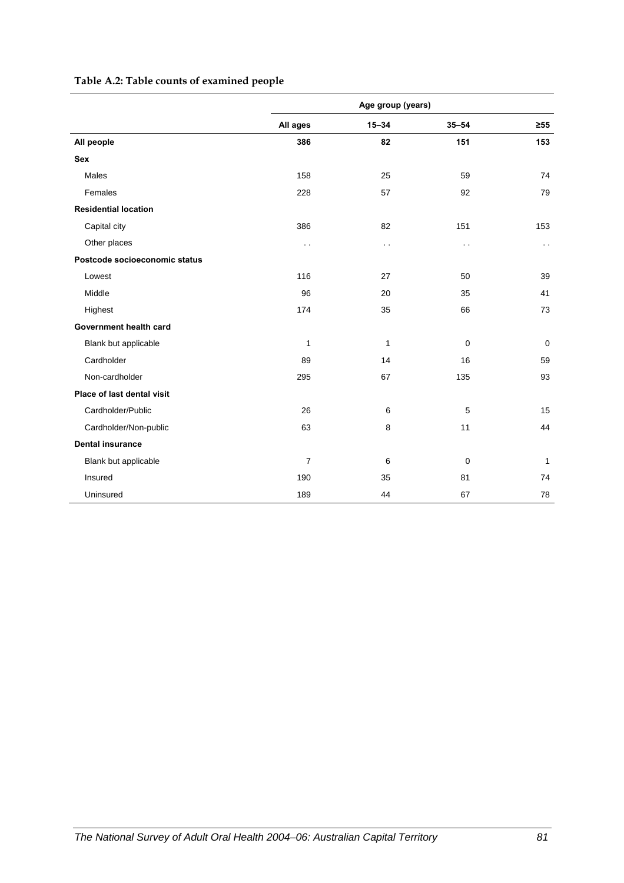**Table A.2: Table counts of examined people**

| | Age group (years) | | | |
|---|---|---|---|---|
| | **All ages** | **15–34** | **35–54** | **≥55** |
| **All people** | **386** | **82** | **151** | **153** |
| **Sex** | | | | |
| Males | 158 | 25 | 59 | 74 |
| Females | 228 | 57 | 92 | 79 |
| **Residential location** | | | | |
| Capital city | 386 | 82 | 151 | 153 |
| Other places | . . | . . | . . | . . |
| **Postcode socioeconomic status** | | | | |
| Lowest | 116 | 27 | 50 | 39 |
| Middle | 96 | 20 | 35 | 41 |
| Highest | 174 | 35 | 66 | 73 |
| **Government health card** | | | | |
| Blank but applicable | 1 | 1 | 0 | 0 |
| Cardholder | 89 | 14 | 16 | 59 |
| Non-cardholder | 295 | 67 | 135 | 93 |
| **Place of last dental visit** | | | | |
| Cardholder/Public | 26 | 6 | 5 | 15 |
| Cardholder/Non-public | 63 | 8 | 11 | 44 |
| **Dental insurance** | | | | |
| Blank but applicable | 7 | 6 | 0 | 1 |
| Insured | 190 | 35 | 81 | 74 |
| Uninsured | 189 | 44 | 67 | 78 |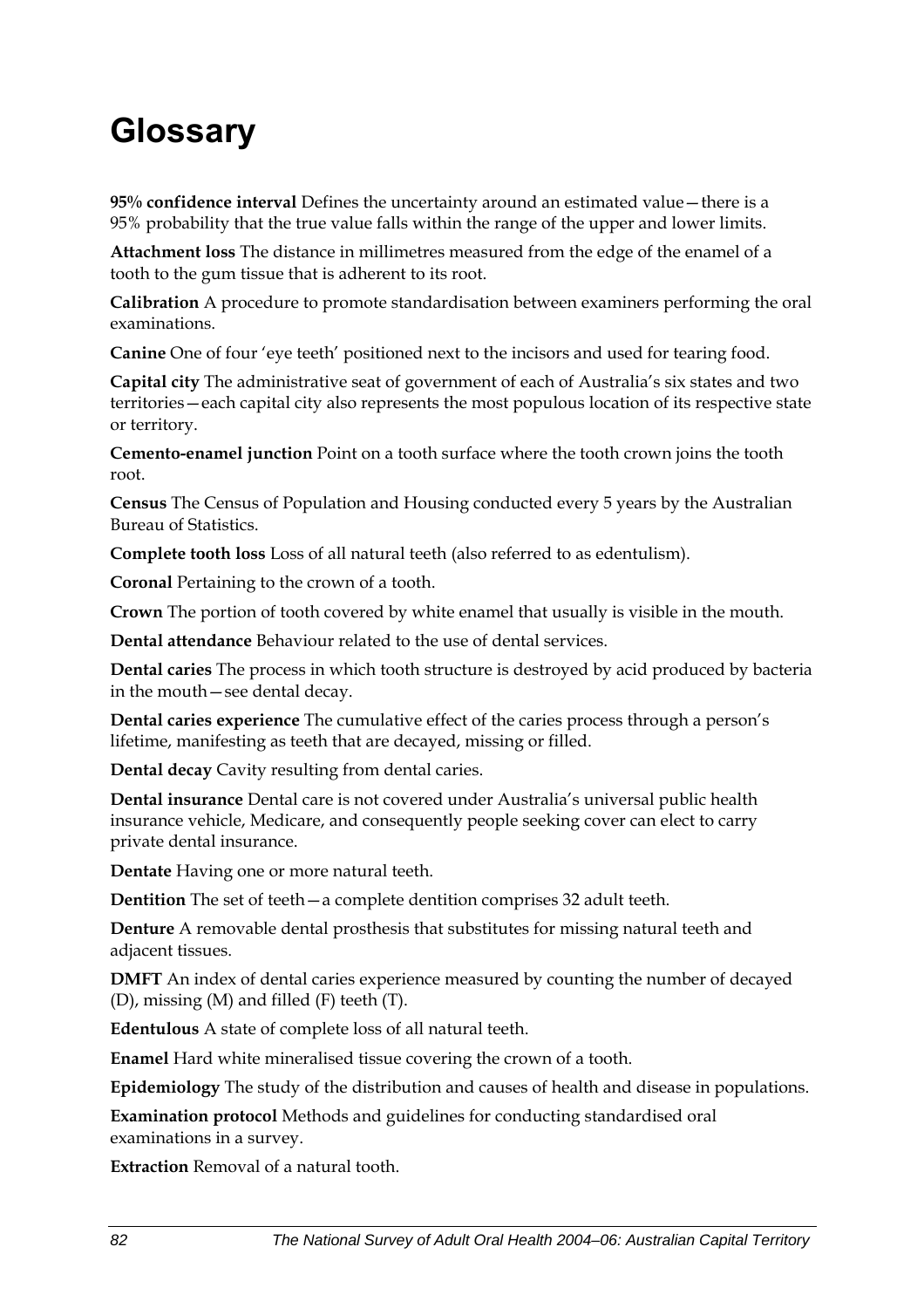# Glossary

**95% confidence interval** Defines the uncertainty around an estimated value—there is a 95% probability that the true value falls within the range of the upper and lower limits.

**Attachment loss** The distance in millimetres measured from the edge of the enamel of a tooth to the gum tissue that is adherent to its root.

**Calibration** A procedure to promote standardisation between examiners performing the oral examinations.

**Canine** One of four 'eye teeth' positioned next to the incisors and used for tearing food.

**Capital city** The administrative seat of government of each of Australia's six states and two territories—each capital city also represents the most populous location of its respective state or territory.

**Cemento-enamel junction** Point on a tooth surface where the tooth crown joins the tooth root.

**Census** The Census of Population and Housing conducted every 5 years by the Australian Bureau of Statistics.

**Complete tooth loss** Loss of all natural teeth (also referred to as edentulism).

**Coronal** Pertaining to the crown of a tooth.

**Crown** The portion of tooth covered by white enamel that usually is visible in the mouth.

**Dental attendance** Behaviour related to the use of dental services.

**Dental caries** The process in which tooth structure is destroyed by acid produced by bacteria in the mouth—see dental decay.

**Dental caries experience** The cumulative effect of the caries process through a person's lifetime, manifesting as teeth that are decayed, missing or filled.

**Dental decay** Cavity resulting from dental caries.

**Dental insurance** Dental care is not covered under Australia's universal public health insurance vehicle, Medicare, and consequently people seeking cover can elect to carry private dental insurance.

**Dentate** Having one or more natural teeth.

**Dentition** The set of teeth—a complete dentition comprises 32 adult teeth.

**Denture** A removable dental prosthesis that substitutes for missing natural teeth and adjacent tissues.

**DMFT** An index of dental caries experience measured by counting the number of decayed (D), missing (M) and filled (F) teeth (T).

**Edentulous** A state of complete loss of all natural teeth.

**Enamel** Hard white mineralised tissue covering the crown of a tooth.

**Epidemiology** The study of the distribution and causes of health and disease in populations.

**Examination protocol** Methods and guidelines for conducting standardised oral examinations in a survey.

**Extraction** Removal of a natural tooth.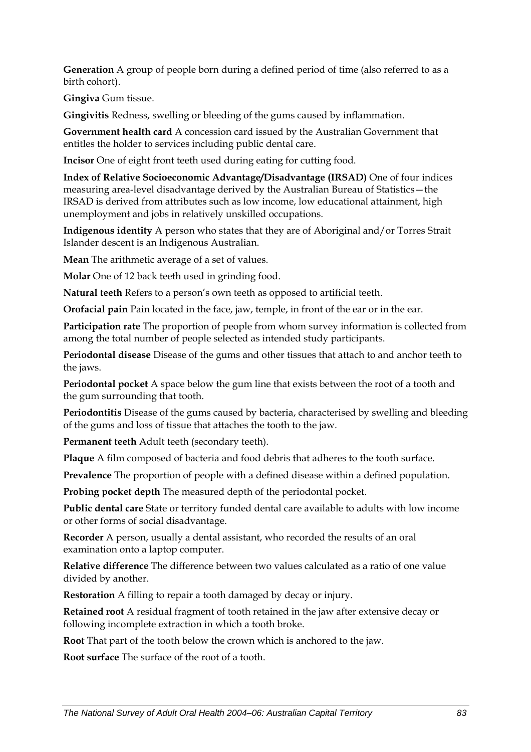**Generation** A group of people born during a defined period of time (also referred to as a birth cohort).

**Gingiva** Gum tissue.

**Gingivitis** Redness, swelling or bleeding of the gums caused by inflammation.

**Government health card** A concession card issued by the Australian Government that entitles the holder to services including public dental care.

**Incisor** One of eight front teeth used during eating for cutting food.

**Index of Relative Socioeconomic Advantage/Disadvantage (IRSAD)** One of four indices measuring area-level disadvantage derived by the Australian Bureau of Statistics—the IRSAD is derived from attributes such as low income, low educational attainment, high unemployment and jobs in relatively unskilled occupations.

**Indigenous identity** A person who states that they are of Aboriginal and/or Torres Strait Islander descent is an Indigenous Australian.

**Mean** The arithmetic average of a set of values.

**Molar** One of 12 back teeth used in grinding food.

**Natural teeth** Refers to a person's own teeth as opposed to artificial teeth.

**Orofacial pain** Pain located in the face, jaw, temple, in front of the ear or in the ear.

**Participation rate** The proportion of people from whom survey information is collected from among the total number of people selected as intended study participants.

**Periodontal disease** Disease of the gums and other tissues that attach to and anchor teeth to the jaws.

**Periodontal pocket** A space below the gum line that exists between the root of a tooth and the gum surrounding that tooth.

**Periodontitis** Disease of the gums caused by bacteria, characterised by swelling and bleeding of the gums and loss of tissue that attaches the tooth to the jaw.

**Permanent teeth** Adult teeth (secondary teeth).

**Plaque** A film composed of bacteria and food debris that adheres to the tooth surface.

**Prevalence** The proportion of people with a defined disease within a defined population.

**Probing pocket depth** The measured depth of the periodontal pocket.

**Public dental care** State or territory funded dental care available to adults with low income or other forms of social disadvantage.

**Recorder** A person, usually a dental assistant, who recorded the results of an oral examination onto a laptop computer.

**Relative difference** The difference between two values calculated as a ratio of one value divided by another.

**Restoration** A filling to repair a tooth damaged by decay or injury.

**Retained root** A residual fragment of tooth retained in the jaw after extensive decay or following incomplete extraction in which a tooth broke.

**Root** That part of the tooth below the crown which is anchored to the jaw.

**Root surface** The surface of the root of a tooth.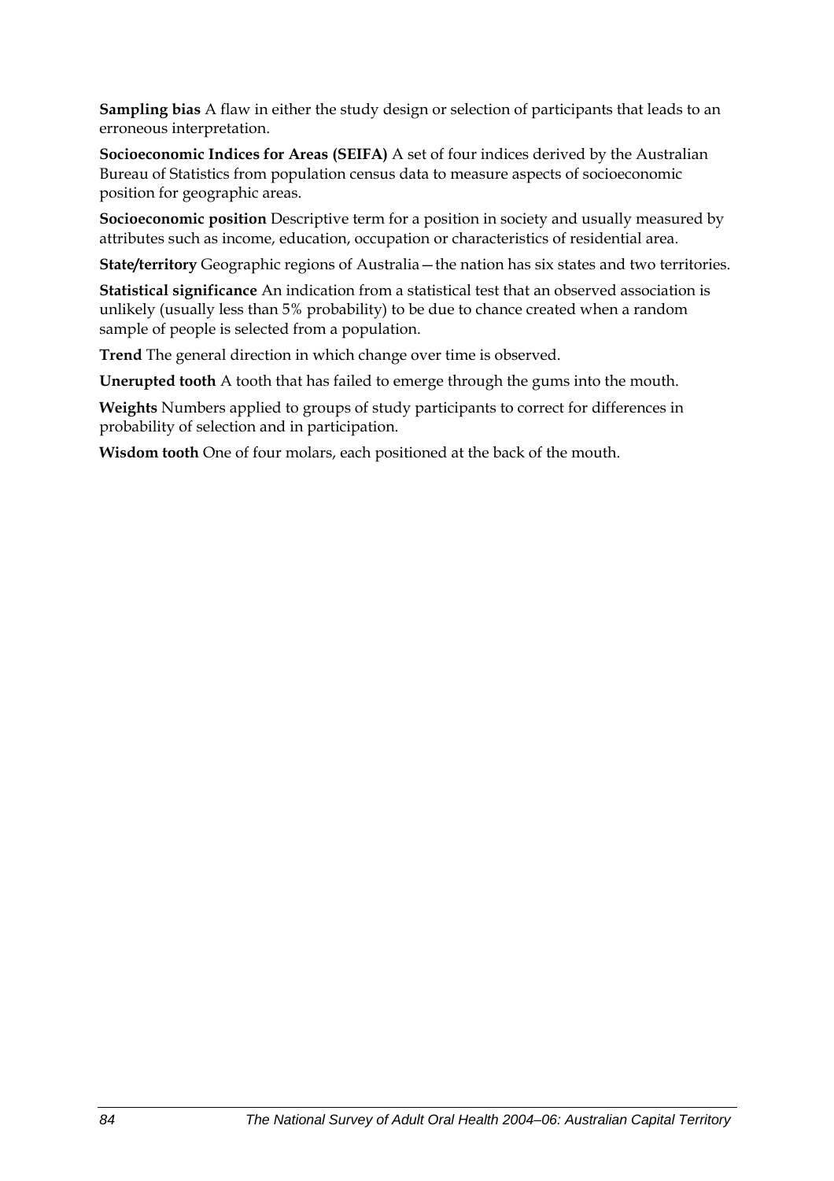**Sampling bias** A flaw in either the study design or selection of participants that leads to an erroneous interpretation.

**Socioeconomic Indices for Areas (SEIFA)** A set of four indices derived by the Australian Bureau of Statistics from population census data to measure aspects of socioeconomic position for geographic areas.

**Socioeconomic position** Descriptive term for a position in society and usually measured by attributes such as income, education, occupation or characteristics of residential area.

**State/territory** Geographic regions of Australia—the nation has six states and two territories.

**Statistical significance** An indication from a statistical test that an observed association is unlikely (usually less than 5% probability) to be due to chance created when a random sample of people is selected from a population.

**Trend** The general direction in which change over time is observed.

**Unerupted tooth** A tooth that has failed to emerge through the gums into the mouth.

**Weights** Numbers applied to groups of study participants to correct for differences in probability of selection and in participation.

**Wisdom tooth** One of four molars, each positioned at the back of the mouth.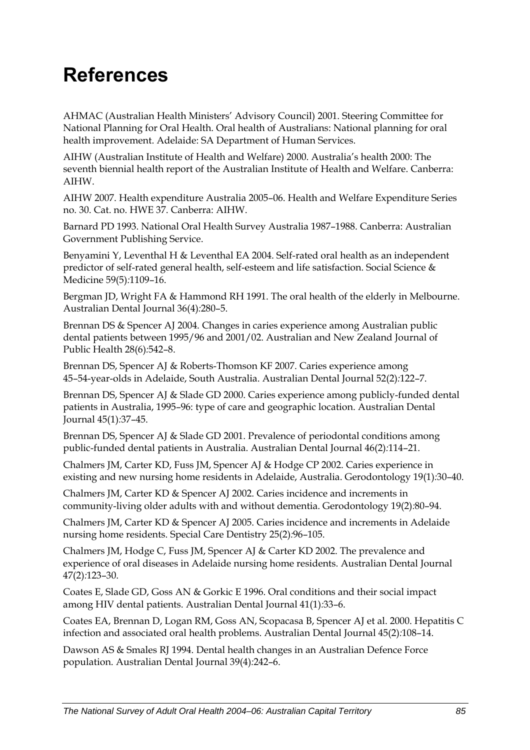# References

AHMAC (Australian Health Ministers' Advisory Council) 2001. Steering Committee for National Planning for Oral Health. Oral health of Australians: National planning for oral health improvement. Adelaide: SA Department of Human Services.

AIHW (Australian Institute of Health and Welfare) 2000. Australia's health 2000: The seventh biennial health report of the Australian Institute of Health and Welfare. Canberra: AIHW.

AIHW 2007. Health expenditure Australia 2005–06. Health and Welfare Expenditure Series no. 30. Cat. no. HWE 37. Canberra: AIHW.

Barnard PD 1993. National Oral Health Survey Australia 1987–1988. Canberra: Australian Government Publishing Service.

Benyamini Y, Leventhal H & Leventhal EA 2004. Self-rated oral health as an independent predictor of self-rated general health, self-esteem and life satisfaction. Social Science & Medicine 59(5):1109–16.

Bergman JD, Wright FA & Hammond RH 1991. The oral health of the elderly in Melbourne. Australian Dental Journal 36(4):280–5.

Brennan DS & Spencer AJ 2004. Changes in caries experience among Australian public dental patients between 1995/96 and 2001/02. Australian and New Zealand Journal of Public Health 28(6):542–8.

Brennan DS, Spencer AJ & Roberts-Thomson KF 2007. Caries experience among 45–54-year-olds in Adelaide, South Australia. Australian Dental Journal 52(2):122–7.

Brennan DS, Spencer AJ & Slade GD 2000. Caries experience among publicly-funded dental patients in Australia, 1995–96: type of care and geographic location. Australian Dental Journal 45(1):37–45.

Brennan DS, Spencer AJ & Slade GD 2001. Prevalence of periodontal conditions among public-funded dental patients in Australia. Australian Dental Journal 46(2):114–21.

Chalmers JM, Carter KD, Fuss JM, Spencer AJ & Hodge CP 2002. Caries experience in existing and new nursing home residents in Adelaide, Australia. Gerodontology 19(1):30–40.

Chalmers JM, Carter KD & Spencer AJ 2002. Caries incidence and increments in community-living older adults with and without dementia. Gerodontology 19(2):80–94.

Chalmers JM, Carter KD & Spencer AJ 2005. Caries incidence and increments in Adelaide nursing home residents. Special Care Dentistry 25(2):96–105.

Chalmers JM, Hodge C, Fuss JM, Spencer AJ & Carter KD 2002. The prevalence and experience of oral diseases in Adelaide nursing home residents. Australian Dental Journal 47(2):123–30.

Coates E, Slade GD, Goss AN & Gorkic E 1996. Oral conditions and their social impact among HIV dental patients. Australian Dental Journal 41(1):33–6.

Coates EA, Brennan D, Logan RM, Goss AN, Scopacasa B, Spencer AJ et al. 2000. Hepatitis C infection and associated oral health problems. Australian Dental Journal 45(2):108–14.

Dawson AS & Smales RJ 1994. Dental health changes in an Australian Defence Force population. Australian Dental Journal 39(4):242–6.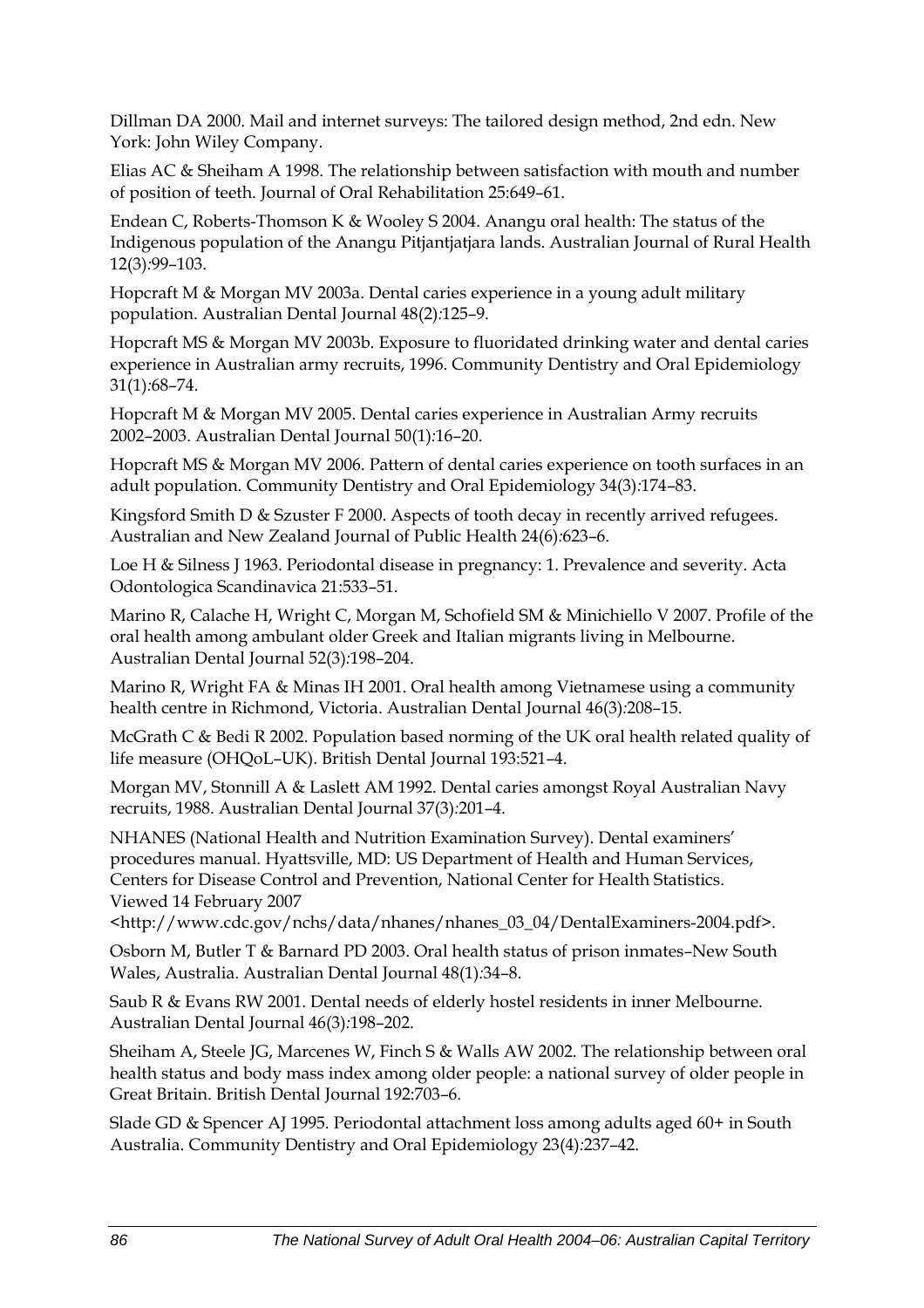Dillman DA 2000. Mail and internet surveys: The tailored design method, 2nd edn. New York: John Wiley Company.

Elias AC & Sheiham A 1998. The relationship between satisfaction with mouth and number of position of teeth. Journal of Oral Rehabilitation 25:649–61.

Endean C, Roberts-Thomson K & Wooley S 2004. Anangu oral health: The status of the Indigenous population of the Anangu Pitjantjatjara lands. Australian Journal of Rural Health 12(3):99–103.

Hopcraft M & Morgan MV 2003a. Dental caries experience in a young adult military population. Australian Dental Journal 48(2):125–9.

Hopcraft MS & Morgan MV 2003b. Exposure to fluoridated drinking water and dental caries experience in Australian army recruits, 1996. Community Dentistry and Oral Epidemiology 31(1):68–74.

Hopcraft M & Morgan MV 2005. Dental caries experience in Australian Army recruits 2002–2003. Australian Dental Journal 50(1):16–20.

Hopcraft MS & Morgan MV 2006. Pattern of dental caries experience on tooth surfaces in an adult population. Community Dentistry and Oral Epidemiology 34(3):174–83.

Kingsford Smith D & Szuster F 2000. Aspects of tooth decay in recently arrived refugees. Australian and New Zealand Journal of Public Health 24(6):623–6.

Loe H & Silness J 1963. Periodontal disease in pregnancy: 1. Prevalence and severity. Acta Odontologica Scandinavica 21:533–51.

Marino R, Calache H, Wright C, Morgan M, Schofield SM & Minichiello V 2007. Profile of the oral health among ambulant older Greek and Italian migrants living in Melbourne. Australian Dental Journal 52(3):198–204.

Marino R, Wright FA & Minas IH 2001. Oral health among Vietnamese using a community health centre in Richmond, Victoria. Australian Dental Journal 46(3):208–15.

McGrath C & Bedi R 2002. Population based norming of the UK oral health related quality of life measure (OHQoL–UK). British Dental Journal 193:521–4.

Morgan MV, Stonnill A & Laslett AM 1992. Dental caries amongst Royal Australian Navy recruits, 1988. Australian Dental Journal 37(3):201–4.

NHANES (National Health and Nutrition Examination Survey). Dental examiners' procedures manual. Hyattsville, MD: US Department of Health and Human Services, Centers for Disease Control and Prevention, National Center for Health Statistics. Viewed 14 February 2007 <http://www.cdc.gov/nchs/data/nhanes/nhanes_03_04/DentalExaminers-2004.pdf>.

Osborn M, Butler T & Barnard PD 2003. Oral health status of prison inmates–New South Wales, Australia. Australian Dental Journal 48(1):34–8.

Saub R & Evans RW 2001. Dental needs of elderly hostel residents in inner Melbourne. Australian Dental Journal 46(3):198–202.

Sheiham A, Steele JG, Marcenes W, Finch S & Walls AW 2002. The relationship between oral health status and body mass index among older people: a national survey of older people in Great Britain. British Dental Journal 192:703–6.

Slade GD & Spencer AJ 1995. Periodontal attachment loss among adults aged 60+ in South Australia. Community Dentistry and Oral Epidemiology 23(4):237–42.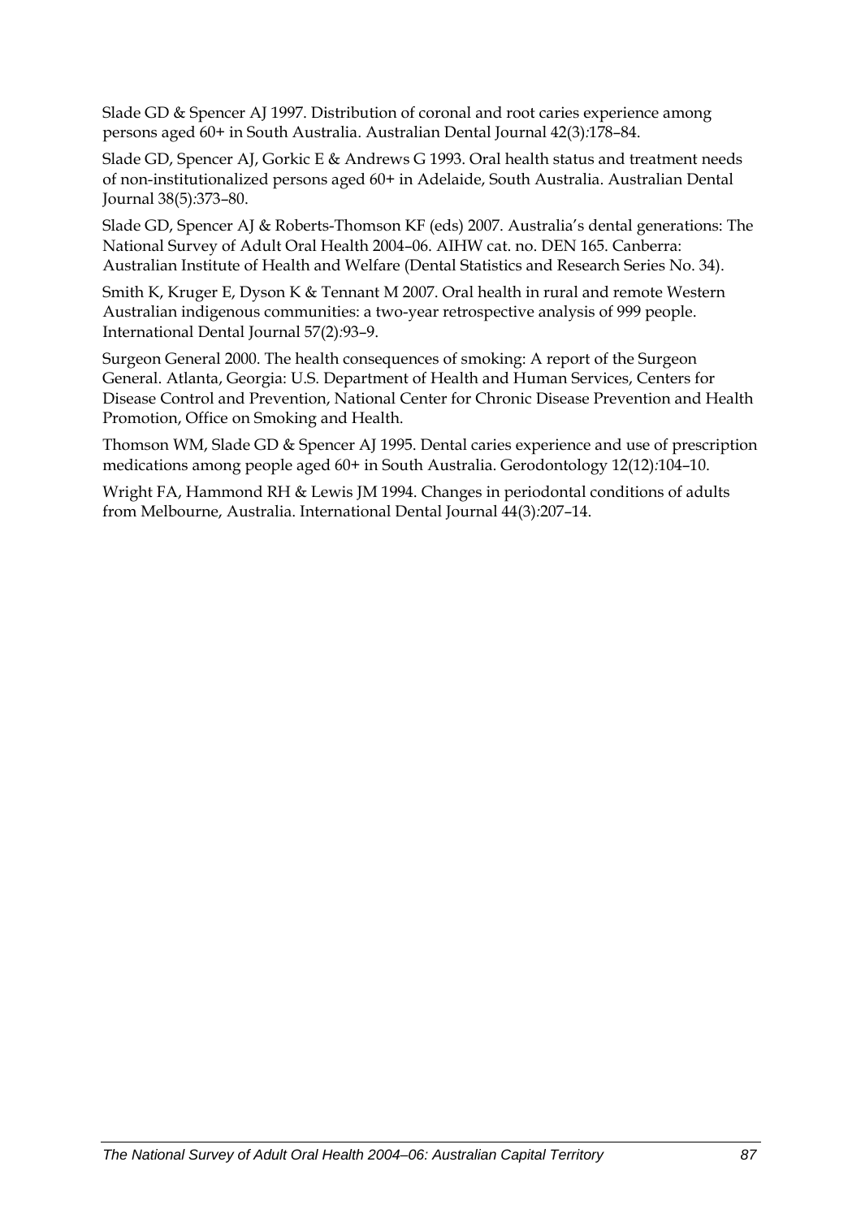Slade GD & Spencer AJ 1997. Distribution of coronal and root caries experience among persons aged 60+ in South Australia. Australian Dental Journal 42(3):178–84.

Slade GD, Spencer AJ, Gorkic E & Andrews G 1993. Oral health status and treatment needs of non-institutionalized persons aged 60+ in Adelaide, South Australia. Australian Dental Journal 38(5):373–80.

Slade GD, Spencer AJ & Roberts-Thomson KF (eds) 2007. Australia's dental generations: The National Survey of Adult Oral Health 2004–06. AIHW cat. no. DEN 165. Canberra: Australian Institute of Health and Welfare (Dental Statistics and Research Series No. 34).

Smith K, Kruger E, Dyson K & Tennant M 2007. Oral health in rural and remote Western Australian indigenous communities: a two-year retrospective analysis of 999 people. International Dental Journal 57(2):93–9.

Surgeon General 2000. The health consequences of smoking: A report of the Surgeon General. Atlanta, Georgia: U.S. Department of Health and Human Services, Centers for Disease Control and Prevention, National Center for Chronic Disease Prevention and Health Promotion, Office on Smoking and Health.

Thomson WM, Slade GD & Spencer AJ 1995. Dental caries experience and use of prescription medications among people aged 60+ in South Australia. Gerodontology 12(12):104–10.

Wright FA, Hammond RH & Lewis JM 1994. Changes in periodontal conditions of adults from Melbourne, Australia. International Dental Journal 44(3):207–14.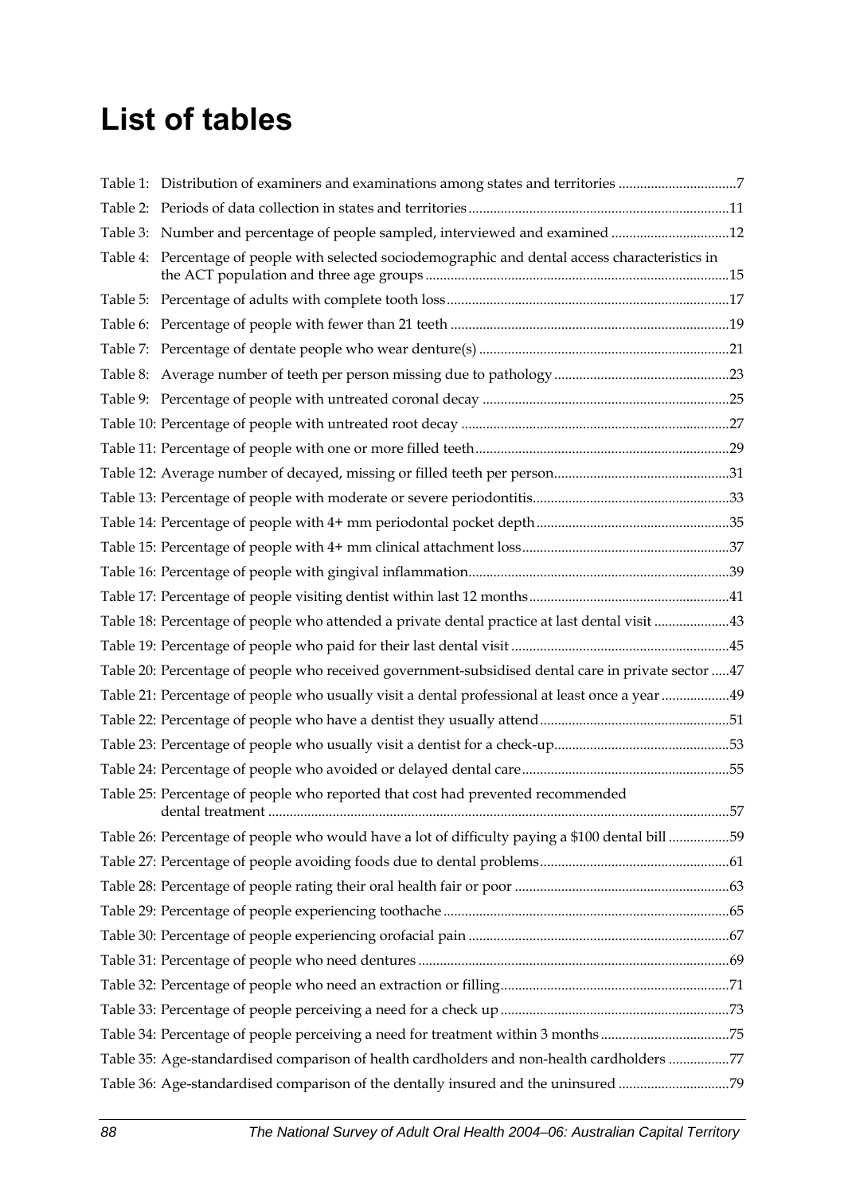# List of tables

Table 1: Distribution of examiners and examinations among states and territories ................................7

Table 2: Periods of data collection in states and territories........................................................................11

Table 3: Number and percentage of people sampled, interviewed and examined ................................12

Table 4: Percentage of people with selected sociodemographic and dental access characteristics in the ACT population and three age groups ....................................................................................15

Table 5: Percentage of adults with complete tooth loss..............................................................................17

Table 6: Percentage of people with fewer than 21 teeth .............................................................................19

Table 7: Percentage of dentate people who wear denture(s) .....................................................................21

Table 8: Average number of teeth per person missing due to pathology ................................................23

Table 9: Percentage of people with untreated coronal decay ....................................................................25

Table 10: Percentage of people with untreated root decay ..........................................................................27

Table 11: Percentage of people with one or more filled teeth......................................................................29

Table 12: Average number of decayed, missing or filled teeth per person................................................31

Table 13: Percentage of people with moderate or severe periodontitis......................................................33

Table 14: Percentage of people with 4+ mm periodontal pocket depth.....................................................35

Table 15: Percentage of people with 4+ mm clinical attachment loss..........................................................37

Table 16: Percentage of people with gingival inflammation........................................................................39

Table 17: Percentage of people visiting dentist within last 12 months.......................................................41

Table 18: Percentage of people who attended a private dental practice at last dental visit .....................43

Table 19: Percentage of people who paid for their last dental visit ............................................................45

Table 20: Percentage of people who received government-subsidised dental care in private sector .....47

Table 21: Percentage of people who usually visit a dental professional at least once a year ..................49

Table 22: Percentage of people who have a dentist they usually attend....................................................51

Table 23: Percentage of people who usually visit a dentist for a check-up................................................53

Table 24: Percentage of people who avoided or delayed dental care..........................................................55

Table 25: Percentage of people who reported that cost had prevented recommended dental treatment ...............................................................................................................................57

Table 26: Percentage of people who would have a lot of difficulty paying a $100 dental bill .................59

Table 27: Percentage of people avoiding foods due to dental problems....................................................61

Table 28: Percentage of people rating their oral health fair or poor ...........................................................63

Table 29: Percentage of people experiencing toothache ...............................................................................65

Table 30: Percentage of people experiencing orofacial pain ........................................................................67

Table 31: Percentage of people who need dentures ......................................................................................69

Table 32: Percentage of people who need an extraction or filling................................................................71

Table 33: Percentage of people perceiving a need for a check up ...............................................................73

Table 34: Percentage of people perceiving a need for treatment within 3 months ...................................75

Table 35: Age-standardised comparison of health cardholders and non-health cardholders ................77

Table 36: Age-standardised comparison of the dentally insured and the uninsured ..............................79